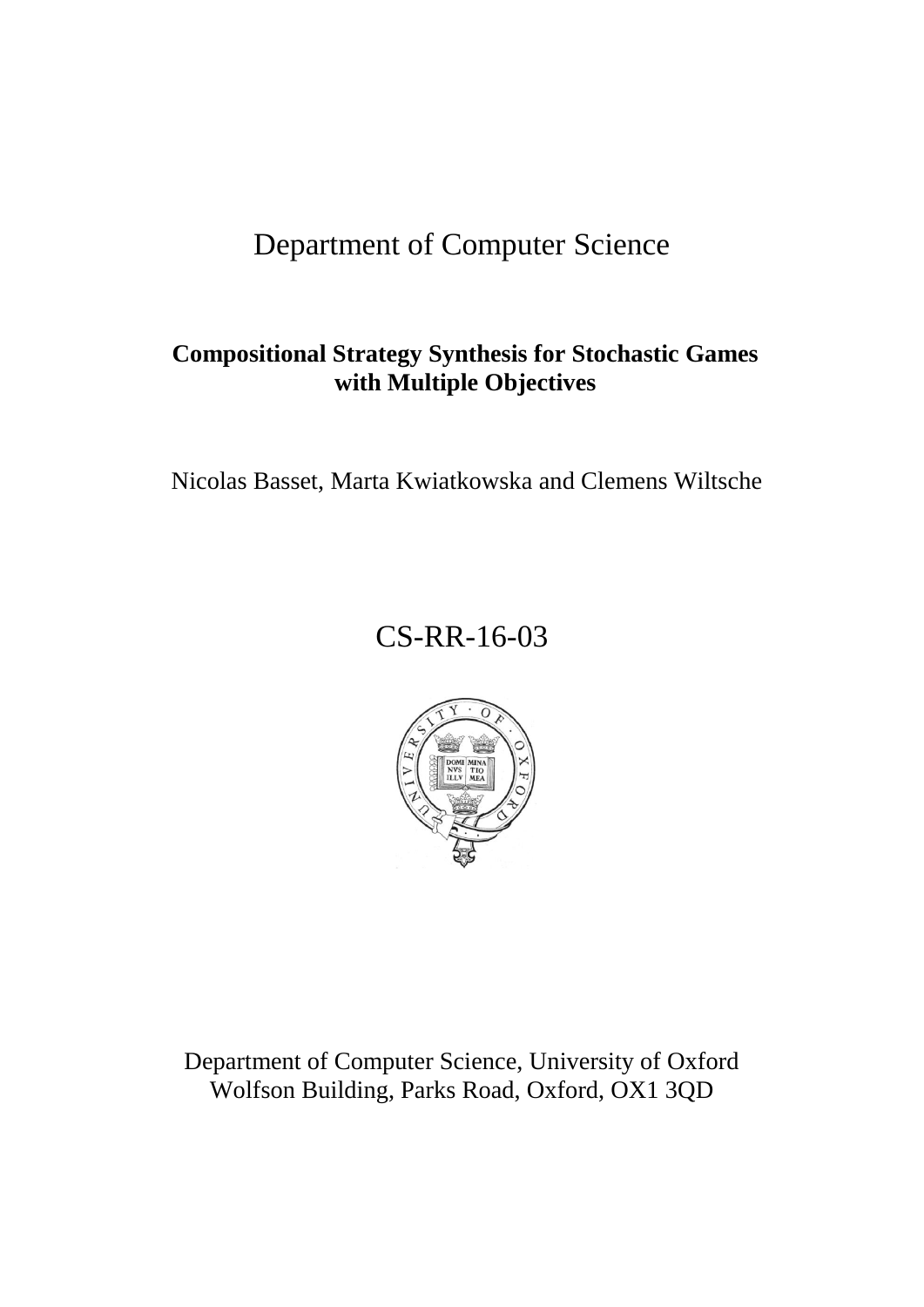Department of Computer Science

**Compositional Strategy Synthesis for Stochastic Games with Multiple Objectives**

Nicolas Basset, Marta Kwiatkowska and Clemens Wiltsche

CS-RR-16-03

Department of Computer Science, University of Oxford
Wolfson Building, Parks Road, Oxford, OX1 3QD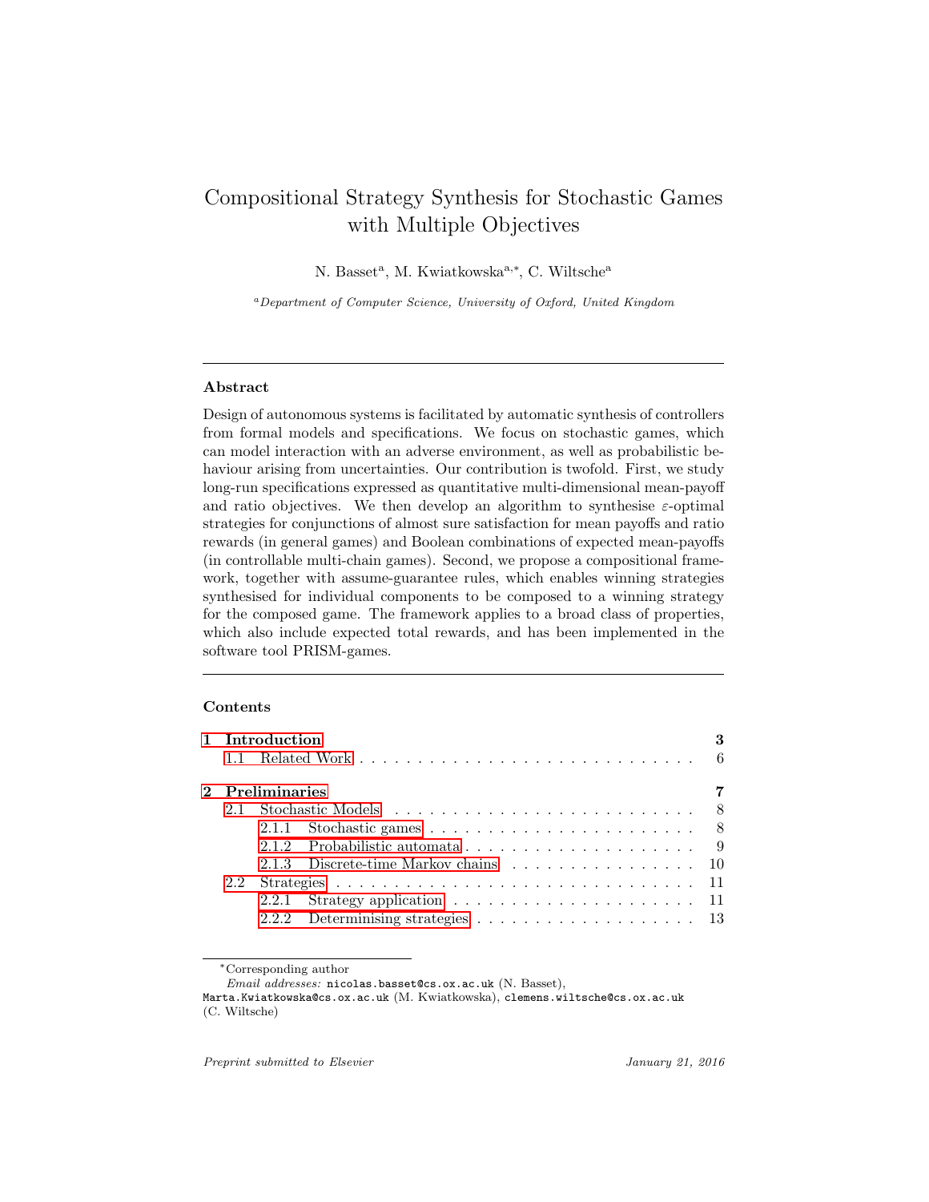# Compositional Strategy Synthesis for Stochastic Games with Multiple Objectives

N. Basset[a], M. Kwiatkowska[a,*], C. Wiltsche[a]

[a]*Department of Computer Science, University of Oxford, United Kingdom*

## Abstract

Design of autonomous systems is facilitated by automatic synthesis of controllers from formal models and specifications. We focus on stochastic games, which can model interaction with an adverse environment, as well as probabilistic behaviour arising from uncertainties. Our contribution is twofold. First, we study long-run specifications expressed as quantitative multi-dimensional mean-payoff and ratio objectives. We then develop an algorithm to synthesise $\varepsilon$-optimal strategies for conjunctions of almost sure satisfaction for mean payoffs and ratio rewards (in general games) and Boolean combinations of expected mean-payoffs (in controllable multi-chain games). Second, we propose a compositional framework, together with assume-guarantee rules, which enables winning strategies synthesised for individual components to be composed to a winning strategy for the composed game. The framework applies to a broad class of properties, which also include expected total rewards, and has been implemented in the software tool PRISM-games.

**Contents**

| | |
|---|---|
| **1 Introduction** | **3** |
| 1.1 Related Work | 6 |
| **2 Preliminaries** | **7** |
| 2.1 Stochastic Models | 8 |
| 2.1.1 Stochastic games | 8 |
| 2.1.2 Probabilistic automata | 9 |
| 2.1.3 Discrete-time Markov chains | 10 |
| 2.2 Strategies | 11 |
| 2.2.1 Strategy application | 11 |
| 2.2.2 Determinising strategies | 13 |

*Corresponding author

*Email addresses:* nicolas.basset@cs.ox.ac.uk (N. Basset), Marta.Kwiatkowska@cs.ox.ac.uk (M. Kwiatkowska), clemens.wiltsche@cs.ox.ac.uk (C. Wiltsche)

*Preprint submitted to Elsevier* *January 21, 2016*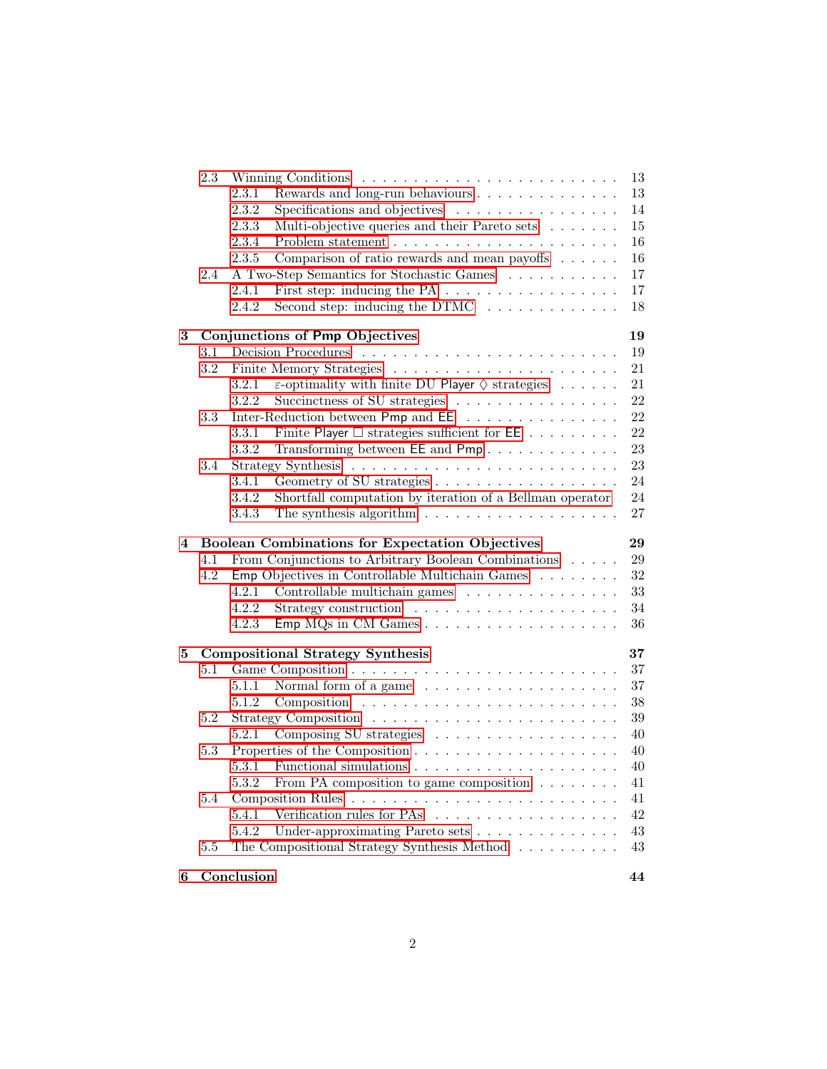- 2.3 Winning Conditions . . . 13
  - 2.3.1 Rewards and long-run behaviours . . . 13
  - 2.3.2 Specifications and objectives . . . 14
  - 2.3.3 Multi-objective queries and their Pareto sets . . . 15
  - 2.3.4 Problem statement . . . 16
  - 2.3.5 Comparison of ratio rewards and mean payoffs . . . 16
- 2.4 A Two-Step Semantics for Stochastic Games . . . 17
  - 2.4.1 First step: inducing the PA . . . 17
  - 2.4.2 Second step: inducing the DTMC . . . 18

**3 Conjunctions of Pmp Objectives** **19**

- 3.1 Decision Procedures . . . 19
- 3.2 Finite Memory Strategies . . . 21
  - 3.2.1 $\varepsilon$-optimality with finite DU Player $\Diamond$ strategies . . . 21
  - 3.2.2 Succinctness of SU strategies . . . 22
- 3.3 Inter-Reduction between Pmp and EE . . . 22
  - 3.3.1 Finite Player $\Box$ strategies sufficient for EE . . . 22
  - 3.3.2 Transforming between EE and Pmp . . . 23
- 3.4 Strategy Synthesis . . . 23
  - 3.4.1 Geometry of SU strategies . . . 24
  - 3.4.2 Shortfall computation by iteration of a Bellman operator . . . 24
  - 3.4.3 The synthesis algorithm . . . 27

**4 Boolean Combinations for Expectation Objectives** **29**

- 4.1 From Conjunctions to Arbitrary Boolean Combinations . . . 29
- 4.2 Emp Objectives in Controllable Multichain Games . . . 32
  - 4.2.1 Controllable multichain games . . . 33
  - 4.2.2 Strategy construction . . . 34
  - 4.2.3 Emp MQs in CM Games . . . 36

**5 Compositional Strategy Synthesis** **37**

- 5.1 Game Composition . . . 37
  - 5.1.1 Normal form of a game . . . 37
  - 5.1.2 Composition . . . 38
- 5.2 Strategy Composition . . . 39
  - 5.2.1 Composing SU strategies . . . 40
- 5.3 Properties of the Composition . . . 40
  - 5.3.1 Functional simulations . . . 40
  - 5.3.2 From PA composition to game composition . . . 41
- 5.4 Composition Rules . . . 41
  - 5.4.1 Verification rules for PAs . . . 42
  - 5.4.2 Under-approximating Pareto sets . . . 43
- 5.5 The Compositional Strategy Synthesis Method . . . 43

**6 Conclusion** **44**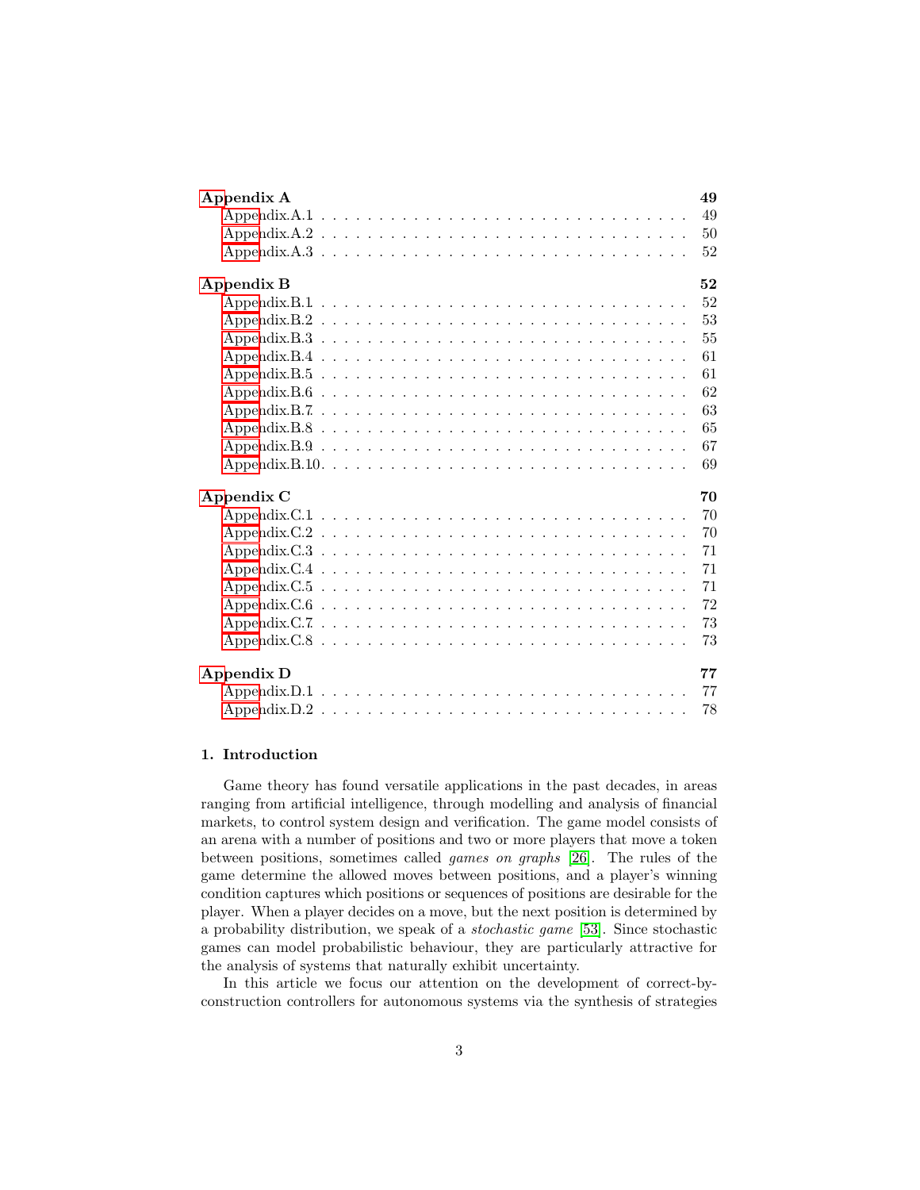**Appendix A** 49
- Appendix.A.1 . . . . . . . . . . . . . . . . . . . . . . . . . . . . . . . 49
- Appendix.A.2 . . . . . . . . . . . . . . . . . . . . . . . . . . . . . . . 50
- Appendix.A.3 . . . . . . . . . . . . . . . . . . . . . . . . . . . . . . . 52

**Appendix B** 52
- Appendix.B.1 . . . . . . . . . . . . . . . . . . . . . . . . . . . . . . . 52
- Appendix.B.2 . . . . . . . . . . . . . . . . . . . . . . . . . . . . . . . 53
- Appendix.B.3 . . . . . . . . . . . . . . . . . . . . . . . . . . . . . . . 55
- Appendix.B.4 . . . . . . . . . . . . . . . . . . . . . . . . . . . . . . . 61
- Appendix.B.5 . . . . . . . . . . . . . . . . . . . . . . . . . . . . . . . 61
- Appendix.B.6 . . . . . . . . . . . . . . . . . . . . . . . . . . . . . . . 62
- Appendix.B.7 . . . . . . . . . . . . . . . . . . . . . . . . . . . . . . . 63
- Appendix.B.8 . . . . . . . . . . . . . . . . . . . . . . . . . . . . . . . 65
- Appendix.B.9 . . . . . . . . . . . . . . . . . . . . . . . . . . . . . . . 67
- Appendix.B.10 . . . . . . . . . . . . . . . . . . . . . . . . . . . . . . 69

**Appendix C** 70
- Appendix.C.1 . . . . . . . . . . . . . . . . . . . . . . . . . . . . . . . 70
- Appendix.C.2 . . . . . . . . . . . . . . . . . . . . . . . . . . . . . . . 70
- Appendix.C.3 . . . . . . . . . . . . . . . . . . . . . . . . . . . . . . . 71
- Appendix.C.4 . . . . . . . . . . . . . . . . . . . . . . . . . . . . . . . 71
- Appendix.C.5 . . . . . . . . . . . . . . . . . . . . . . . . . . . . . . . 71
- Appendix.C.6 . . . . . . . . . . . . . . . . . . . . . . . . . . . . . . . 72
- Appendix.C.7 . . . . . . . . . . . . . . . . . . . . . . . . . . . . . . . 73
- Appendix.C.8 . . . . . . . . . . . . . . . . . . . . . . . . . . . . . . . 73

**Appendix D** 77
- Appendix.D.1 . . . . . . . . . . . . . . . . . . . . . . . . . . . . . . . 77
- Appendix.D.2 . . . . . . . . . . . . . . . . . . . . . . . . . . . . . . . 78

## 1. Introduction

Game theory has found versatile applications in the past decades, in areas ranging from artificial intelligence, through modelling and analysis of financial markets, to control system design and verification. The game model consists of an arena with a number of positions and two or more players that move a token between positions, sometimes called *games on graphs* [26]. The rules of the game determine the allowed moves between positions, and a player's winning condition captures which positions or sequences of positions are desirable for the player. When a player decides on a move, but the next position is determined by a probability distribution, we speak of a *stochastic game* [53]. Since stochastic games can model probabilistic behaviour, they are particularly attractive for the analysis of systems that naturally exhibit uncertainty.

In this article we focus our attention on the development of correct-by-construction controllers for autonomous systems via the synthesis of strategies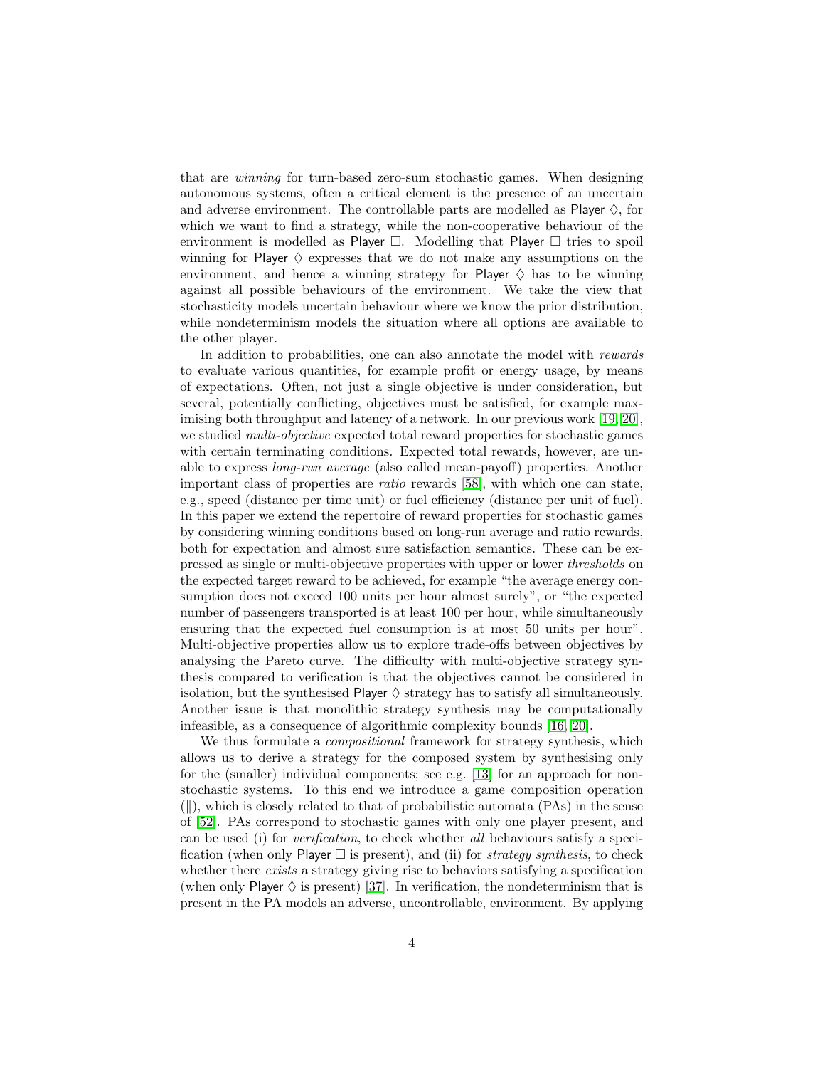that are *winning* for turn-based zero-sum stochastic games. When designing autonomous systems, often a critical element is the presence of an uncertain and adverse environment. The controllable parts are modelled as Player $\Diamond$, for which we want to find a strategy, while the non-cooperative behaviour of the environment is modelled as Player $\Box$. Modelling that Player $\Box$ tries to spoil winning for Player $\Diamond$ expresses that we do not make any assumptions on the environment, and hence a winning strategy for Player $\Diamond$ has to be winning against all possible behaviours of the environment. We take the view that stochasticity models uncertain behaviour where we know the prior distribution, while nondeterminism models the situation where all options are available to the other player.

In addition to probabilities, one can also annotate the model with *rewards* to evaluate various quantities, for example profit or energy usage, by means of expectations. Often, not just a single objective is under consideration, but several, potentially conflicting, objectives must be satisfied, for example maximising both throughput and latency of a network. In our previous work [19, 20], we studied *multi-objective* expected total reward properties for stochastic games with certain terminating conditions. Expected total rewards, however, are unable to express *long-run average* (also called mean-payoff) properties. Another important class of properties are *ratio* rewards [58], with which one can state, e.g., speed (distance per time unit) or fuel efficiency (distance per unit of fuel). In this paper we extend the repertoire of reward properties for stochastic games by considering winning conditions based on long-run average and ratio rewards, both for expectation and almost sure satisfaction semantics. These can be expressed as single or multi-objective properties with upper or lower *thresholds* on the expected target reward to be achieved, for example "the average energy consumption does not exceed 100 units per hour almost surely", or "the expected number of passengers transported is at least 100 per hour, while simultaneously ensuring that the expected fuel consumption is at most 50 units per hour". Multi-objective properties allow us to explore trade-offs between objectives by analysing the Pareto curve. The difficulty with multi-objective strategy synthesis compared to verification is that the objectives cannot be considered in isolation, but the synthesised Player $\Diamond$ strategy has to satisfy all simultaneously. Another issue is that monolithic strategy synthesis may be computationally infeasible, as a consequence of algorithmic complexity bounds [16, 20].

We thus formulate a *compositional* framework for strategy synthesis, which allows us to derive a strategy for the composed system by synthesising only for the (smaller) individual components; see e.g. [13] for an approach for non-stochastic systems. To this end we introduce a game composition operation ($\|$), which is closely related to that of probabilistic automata (PAs) in the sense of [52]. PAs correspond to stochastic games with only one player present, and can be used (i) for *verification*, to check whether *all* behaviours satisfy a specification (when only Player $\Box$ is present), and (ii) for *strategy synthesis*, to check whether there *exists* a strategy giving rise to behaviors satisfying a specification (when only Player $\Diamond$ is present) [37]. In verification, the nondeterminism that is present in the PA models an adverse, uncontrollable, environment. By applying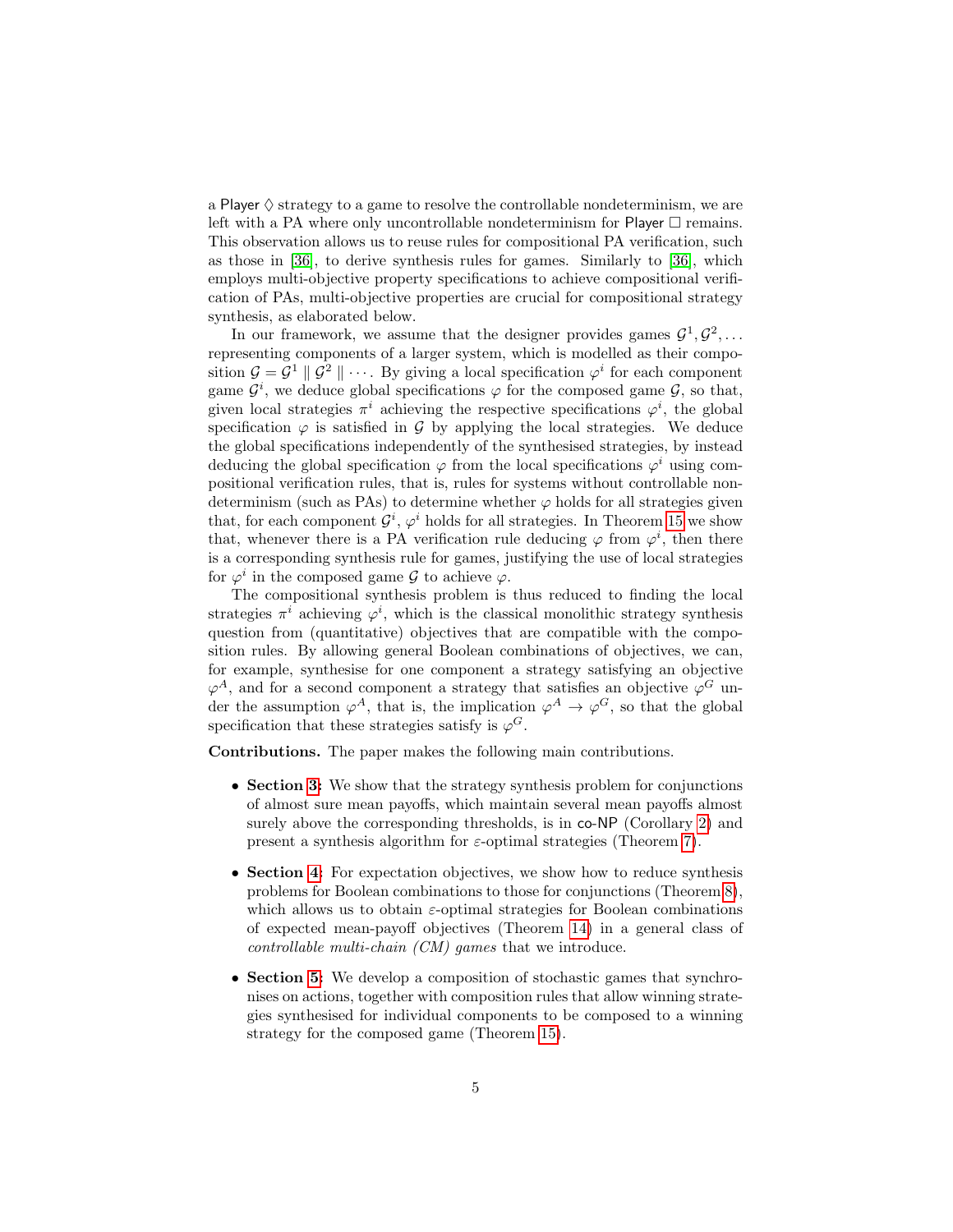a Player $\Diamond$ strategy to a game to resolve the controllable nondeterminism, we are left with a PA where only uncontrollable nondeterminism for Player $\Box$ remains. This observation allows us to reuse rules for compositional PA verification, such as those in [36], to derive synthesis rules for games. Similarly to [36], which employs multi-objective property specifications to achieve compositional verification of PAs, multi-objective properties are crucial for compositional strategy synthesis, as elaborated below.

In our framework, we assume that the designer provides games $\mathcal{G}^1, \mathcal{G}^2, \ldots$ representing components of a larger system, which is modelled as their composition $\mathcal{G} = \mathcal{G}^1 \parallel \mathcal{G}^2 \parallel \cdots$. By giving a local specification $\varphi^i$ for each component game $\mathcal{G}^i$, we deduce global specifications $\varphi$ for the composed game $\mathcal{G}$, so that, given local strategies $\pi^i$ achieving the respective specifications $\varphi^i$, the global specification $\varphi$ is satisfied in $\mathcal{G}$ by applying the local strategies. We deduce the global specifications independently of the synthesised strategies, by instead deducing the global specification $\varphi$ from the local specifications $\varphi^i$ using compositional verification rules, that is, rules for systems without controllable nondeterminism (such as PAs) to determine whether $\varphi$ holds for all strategies given that, for each component $\mathcal{G}^i$, $\varphi^i$ holds for all strategies. In Theorem 15 we show that, whenever there is a PA verification rule deducing $\varphi$ from $\varphi^i$, then there is a corresponding synthesis rule for games, justifying the use of local strategies for $\varphi^i$ in the composed game $\mathcal{G}$ to achieve $\varphi$.

The compositional synthesis problem is thus reduced to finding the local strategies $\pi^i$ achieving $\varphi^i$, which is the classical monolithic strategy synthesis question from (quantitative) objectives that are compatible with the composition rules. By allowing general Boolean combinations of objectives, we can, for example, synthesise for one component a strategy satisfying an objective $\varphi^A$, and for a second component a strategy that satisfies an objective $\varphi^G$ under the assumption $\varphi^A$, that is, the implication $\varphi^A \to \varphi^G$, so that the global specification that these strategies satisfy is $\varphi^G$.

**Contributions.** The paper makes the following main contributions.

- **Section 3:** We show that the strategy synthesis problem for conjunctions of almost sure mean payoffs, which maintain several mean payoffs almost surely above the corresponding thresholds, is in co-NP (Corollary 2) and present a synthesis algorithm for $\varepsilon$-optimal strategies (Theorem 7).
- **Section 4:** For expectation objectives, we show how to reduce synthesis problems for Boolean combinations to those for conjunctions (Theorem 8), which allows us to obtain $\varepsilon$-optimal strategies for Boolean combinations of expected mean-payoff objectives (Theorem 14) in a general class of *controllable multi-chain (CM) games* that we introduce.
- **Section 5:** We develop a composition of stochastic games that synchronises on actions, together with composition rules that allow winning strategies synthesised for individual components to be composed to a winning strategy for the composed game (Theorem 15).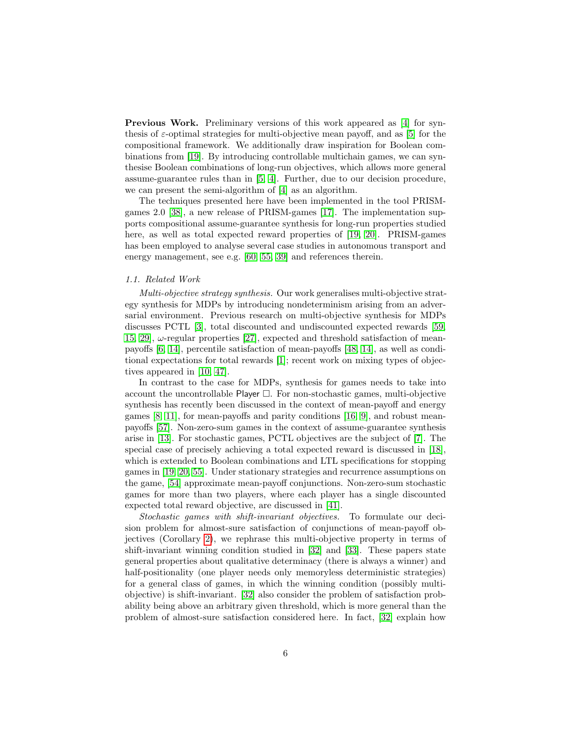**Previous Work.** Preliminary versions of this work appeared as [4] for synthesis of $\varepsilon$-optimal strategies for multi-objective mean payoff, and as [5] for the compositional framework. We additionally draw inspiration for Boolean combinations from [19]. By introducing controllable multichain games, we can synthesise Boolean combinations of long-run objectives, which allows more general assume-guarantee rules than in [5, 4]. Further, due to our decision procedure, we can present the semi-algorithm of [4] as an algorithm.

The techniques presented here have been implemented in the tool PRISM-games 2.0 [38], a new release of PRISM-games [17]. The implementation supports compositional assume-guarantee synthesis for long-run properties studied here, as well as total expected reward properties of [19, 20]. PRISM-games has been employed to analyse several case studies in autonomous transport and energy management, see e.g. [60, 55, 39] and references therein.

### 1.1. Related Work

*Multi-objective strategy synthesis.* Our work generalises multi-objective strategy synthesis for MDPs by introducing nondeterminism arising from an adversarial environment. Previous research on multi-objective synthesis for MDPs discusses PCTL [3], total discounted and undiscounted expected rewards [59, 15, 29], $\omega$-regular properties [27], expected and threshold satisfaction of mean-payoffs [6, 14], percentile satisfaction of mean-payoffs [48, 14], as well as conditional expectations for total rewards [1]; recent work on mixing types of objectives appeared in [10, 47].

In contrast to the case for MDPs, synthesis for games needs to take into account the uncontrollable Player $\Box$. For non-stochastic games, multi-objective synthesis has recently been discussed in the context of mean-payoff and energy games [8, 11], for mean-payoffs and parity conditions [16, 9], and robust mean-payoffs [57]. Non-zero-sum games in the context of assume-guarantee synthesis arise in [13]. For stochastic games, PCTL objectives are the subject of [7]. The special case of precisely achieving a total expected reward is discussed in [18], which is extended to Boolean combinations and LTL specifications for stopping games in [19, 20, 55]. Under stationary strategies and recurrence assumptions on the game, [54] approximate mean-payoff conjunctions. Non-zero-sum stochastic games for more than two players, where each player has a single discounted expected total reward objective, are discussed in [41].

*Stochastic games with shift-invariant objectives.* To formulate our decision problem for almost-sure satisfaction of conjunctions of mean-payoff objectives (Corollary 2), we rephrase this multi-objective property in terms of shift-invariant winning condition studied in [32] and [33]. These papers state general properties about qualitative determinacy (there is always a winner) and half-positionality (one player needs only memoryless deterministic strategies) for a general class of games, in which the winning condition (possibly multi-objective) is shift-invariant. [32] also consider the problem of satisfaction probability being above an arbitrary given threshold, which is more general than the problem of almost-sure satisfaction considered here. In fact, [32] explain how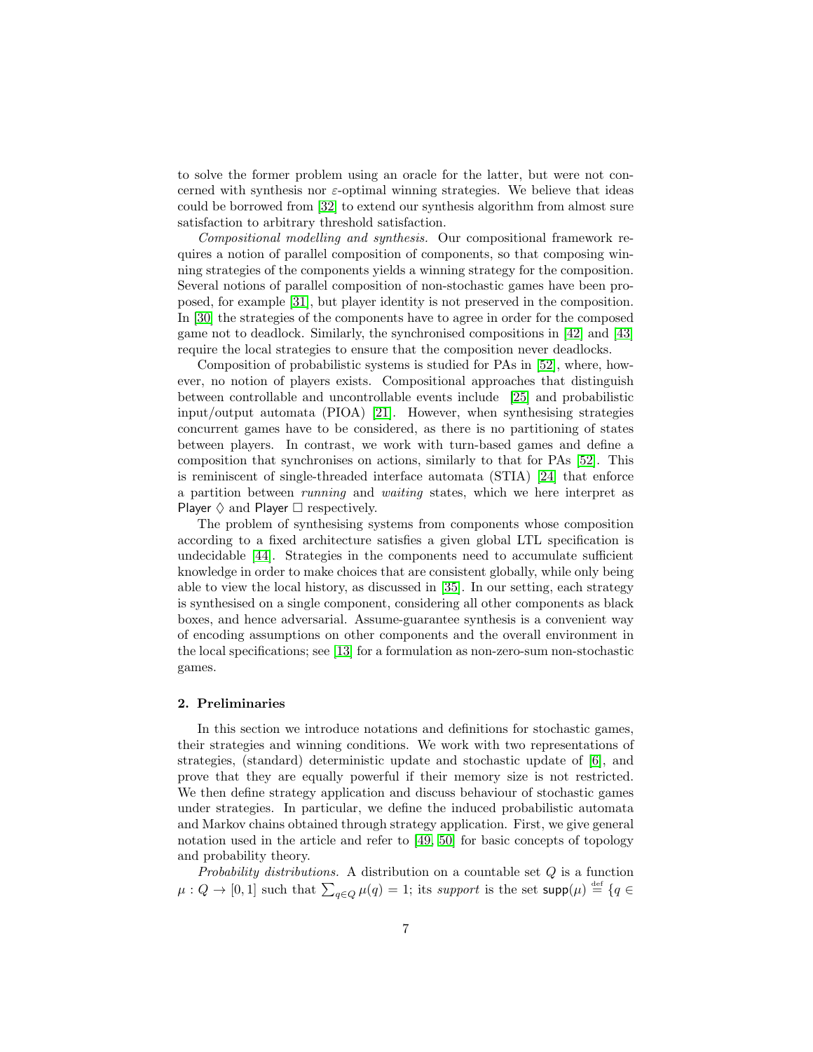to solve the former problem using an oracle for the latter, but were not concerned with synthesis nor $\varepsilon$-optimal winning strategies. We believe that ideas could be borrowed from [32] to extend our synthesis algorithm from almost sure satisfaction to arbitrary threshold satisfaction.

*Compositional modelling and synthesis.* Our compositional framework requires a notion of parallel composition of components, so that composing winning strategies of the components yields a winning strategy for the composition. Several notions of parallel composition of non-stochastic games have been proposed, for example [31], but player identity is not preserved in the composition. In [30] the strategies of the components have to agree in order for the composed game not to deadlock. Similarly, the synchronised compositions in [42] and [43] require the local strategies to ensure that the composition never deadlocks.

Composition of probabilistic systems is studied for PAs in [52], where, however, no notion of players exists. Compositional approaches that distinguish between controllable and uncontrollable events include [25] and probabilistic input/output automata (PIOA) [21]. However, when synthesising strategies concurrent games have to be considered, as there is no partitioning of states between players. In contrast, we work with turn-based games and define a composition that synchronises on actions, similarly to that for PAs [52]. This is reminiscent of single-threaded interface automata (STIA) [24] that enforce a partition between *running* and *waiting* states, which we here interpret as Player $\Diamond$ and Player $\Box$ respectively.

The problem of synthesising systems from components whose composition according to a fixed architecture satisfies a given global LTL specification is undecidable [44]. Strategies in the components need to accumulate sufficient knowledge in order to make choices that are consistent globally, while only being able to view the local history, as discussed in [35]. In our setting, each strategy is synthesised on a single component, considering all other components as black boxes, and hence adversarial. Assume-guarantee synthesis is a convenient way of encoding assumptions on other components and the overall environment in the local specifications; see [13] for a formulation as non-zero-sum non-stochastic games.

## 2. Preliminaries

In this section we introduce notations and definitions for stochastic games, their strategies and winning conditions. We work with two representations of strategies, (standard) deterministic update and stochastic update of [6], and prove that they are equally powerful if their memory size is not restricted. We then define strategy application and discuss behaviour of stochastic games under strategies. In particular, we define the induced probabilistic automata and Markov chains obtained through strategy application. First, we give general notation used in the article and refer to [49, 50] for basic concepts of topology and probability theory.

*Probability distributions.* A distribution on a countable set $Q$ is a function $\mu : Q \to [0, 1]$ such that $\sum_{q \in Q} \mu(q) = 1$; its *support* is the set $\mathsf{supp}(\mu) \stackrel{\text{def}}{=} \{q \in$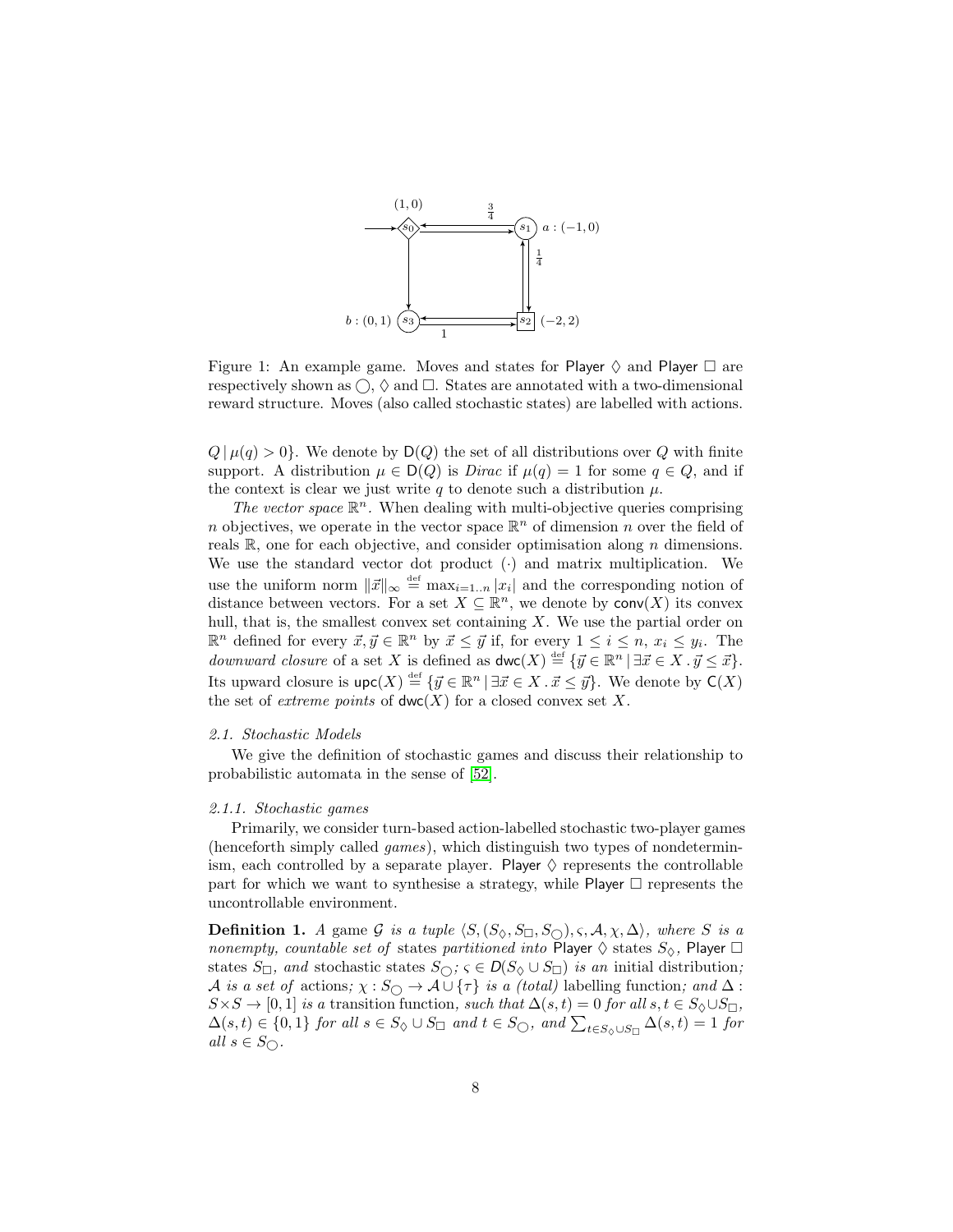Figure 1: An example game. Moves and states for Player $\Diamond$ and Player $\Box$ are respectively shown as $\bigcirc$, $\Diamond$ and $\Box$. States are annotated with a two-dimensional reward structure. Moves (also called stochastic states) are labelled with actions.

$Q \mid \mu(q) > 0\}$. We denote by $\mathsf{D}(Q)$ the set of all distributions over $Q$ with finite support. A distribution $\mu \in \mathsf{D}(Q)$ is *Dirac* if $\mu(q) = 1$ for some $q \in Q$, and if the context is clear we just write $q$ to denote such a distribution $\mu$.

*The vector space* $\mathbb{R}^n$. When dealing with multi-objective queries comprising $n$ objectives, we operate in the vector space $\mathbb{R}^n$ of dimension $n$ over the field of reals $\mathbb{R}$, one for each objective, and consider optimisation along $n$ dimensions. We use the standard vector dot product $(\cdot)$ and matrix multiplication. We use the uniform norm $\|\vec{x}\|_\infty \stackrel{\text{def}}{=} \max_{i=1..n} |x_i|$ and the corresponding notion of distance between vectors. For a set $X \subseteq \mathbb{R}^n$, we denote by $\mathsf{conv}(X)$ its convex hull, that is, the smallest convex set containing $X$. We use the partial order on $\mathbb{R}^n$ defined for every $\vec{x}, \vec{y} \in \mathbb{R}^n$ by $\vec{x} \leq \vec{y}$ if, for every $1 \leq i \leq n$, $x_i \leq y_i$. The *downward closure* of a set $X$ is defined as $\mathsf{dwc}(X) \stackrel{\text{def}}{=} \{\vec{y} \in \mathbb{R}^n \mid \exists \vec{x} \in X \,.\, \vec{y} \leq \vec{x}\}$. Its upward closure is $\mathsf{upc}(X) \stackrel{\text{def}}{=} \{\vec{y} \in \mathbb{R}^n \mid \exists \vec{x} \in X \,.\, \vec{x} \leq \vec{y}\}$. We denote by $\mathsf{C}(X)$ the set of *extreme points* of $\mathsf{dwc}(X)$ for a closed convex set $X$.

### *2.1. Stochastic Models*

We give the definition of stochastic games and discuss their relationship to probabilistic automata in the sense of [52].

#### *2.1.1. Stochastic games*

Primarily, we consider turn-based action-labelled stochastic two-player games (henceforth simply called *games*), which distinguish two types of nondeterminism, each controlled by a separate player. Player $\Diamond$ represents the controllable part for which we want to synthesise a strategy, while Player $\Box$ represents the uncontrollable environment.

**Definition 1.** *A* game $\mathcal{G}$ *is a tuple* $\langle S, (S_\Diamond, S_\Box, S_\bigcirc), \varsigma, \mathcal{A}, \chi, \Delta \rangle$, *where* $S$ *is a nonempty, countable set of* states *partitioned into* Player $\Diamond$ states $S_\Diamond$, Player $\Box$ states $S_\Box$, *and* stochastic states $S_\bigcirc$; $\varsigma \in D(S_\Diamond \cup S_\Box)$ *is an* initial distribution; $\mathcal{A}$ *is a set of* actions; $\chi : S_\bigcirc \to \mathcal{A} \cup \{\tau\}$ *is a (total)* labelling function; *and* $\Delta : S \times S \to [0, 1]$ *is a* transition function, *such that* $\Delta(s, t) = 0$ *for all* $s, t \in S_\Diamond \cup S_\Box$, $\Delta(s, t) \in \{0, 1\}$ *for all* $s \in S_\Diamond \cup S_\Box$ *and* $t \in S_\bigcirc$, *and* $\sum_{t \in S_\Diamond \cup S_\Box} \Delta(s, t) = 1$ *for all* $s \in S_\bigcirc$.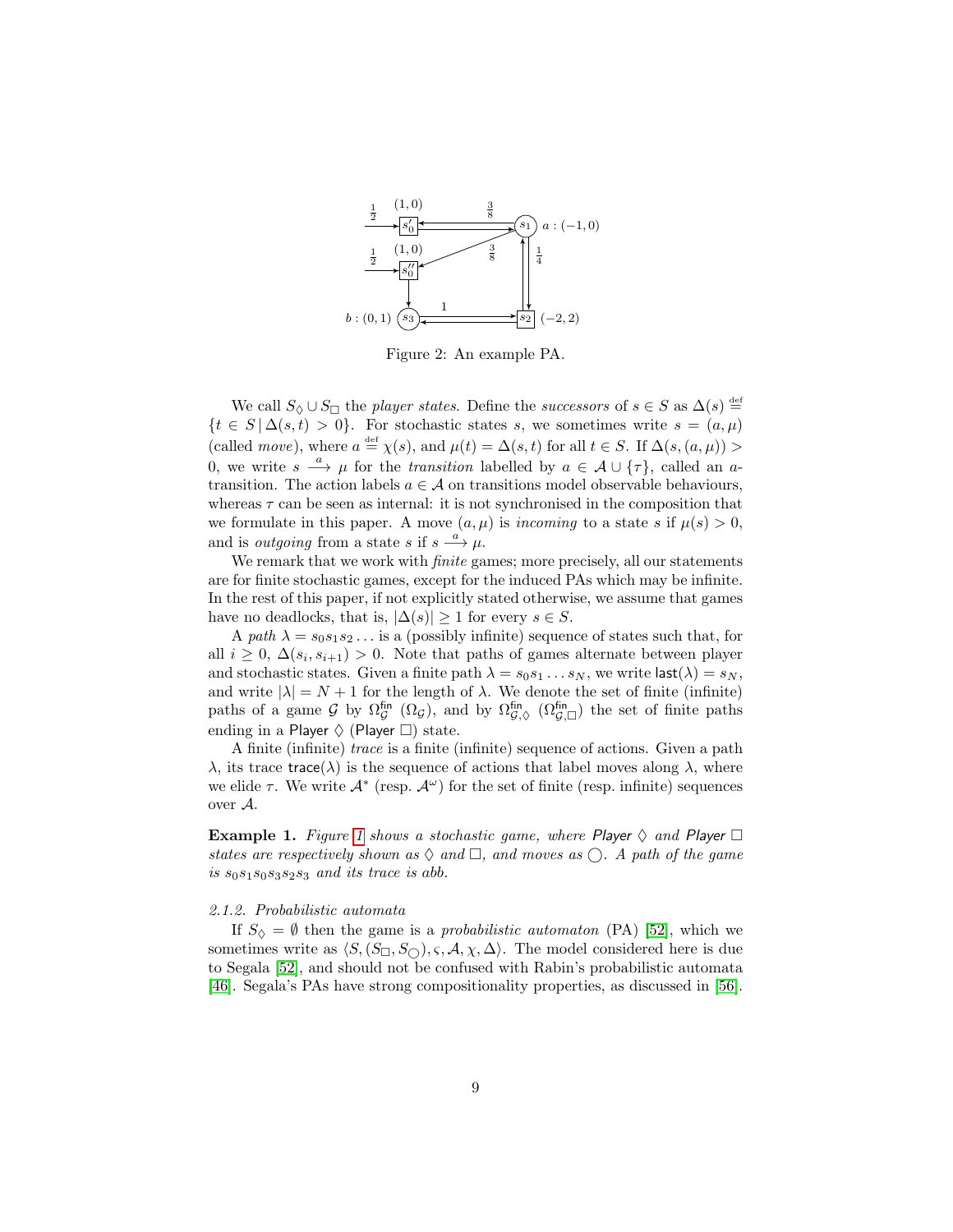Figure 2: An example PA.

We call $S_\Diamond \cup S_\Box$ the *player states*. Define the *successors* of $s \in S$ as $\Delta(s) \stackrel{\text{def}}{=} \{t \in S \mid \Delta(s,t) > 0\}$. For stochastic states $s$, we sometimes write $s = (a, \mu)$ (called *move*), where $a \stackrel{\text{def}}{=} \chi(s)$, and $\mu(t) = \Delta(s,t)$ for all $t \in S$. If $\Delta(s,(a,\mu)) > 0$, we write $s \xrightarrow{a} \mu$ for the *transition* labelled by $a \in \mathcal{A} \cup \{\tau\}$, called an $a$-transition. The action labels $a \in \mathcal{A}$ on transitions model observable behaviours, whereas $\tau$ can be seen as internal: it is not synchronised in the composition that we formulate in this paper. A move $(a,\mu)$ is *incoming* to a state $s$ if $\mu(s) > 0$, and is *outgoing* from a state $s$ if $s \xrightarrow{a} \mu$.

We remark that we work with *finite* games; more precisely, all our statements are for finite stochastic games, except for the induced PAs which may be infinite. In the rest of this paper, if not explicitly stated otherwise, we assume that games have no deadlocks, that is, $|\Delta(s)| \geq 1$ for every $s \in S$.

A *path* $\lambda = s_0 s_1 s_2 \ldots$ is a (possibly infinite) sequence of states such that, for all $i \geq 0$, $\Delta(s_i, s_{i+1}) > 0$. Note that paths of games alternate between player and stochastic states. Given a finite path $\lambda = s_0 s_1 \ldots s_N$, we write $\mathsf{last}(\lambda) = s_N$, and write $|\lambda| = N+1$ for the length of $\lambda$. We denote the set of finite (infinite) paths of a game $\mathcal{G}$ by $\Omega^{\mathsf{fin}}_{\mathcal{G}}$ ($\Omega_{\mathcal{G}}$), and by $\Omega^{\mathsf{fin}}_{\mathcal{G},\Diamond}$ ($\Omega^{\mathsf{fin}}_{\mathcal{G},\Box}$) the set of finite paths ending in a Player $\Diamond$ (Player $\Box$) state.

A finite (infinite) *trace* is a finite (infinite) sequence of actions. Given a path $\lambda$, its trace $\mathsf{trace}(\lambda)$ is the sequence of actions that label moves along $\lambda$, where we elide $\tau$. We write $\mathcal{A}^*$ (resp. $\mathcal{A}^\omega$) for the set of finite (resp. infinite) sequences over $\mathcal{A}$.

**Example 1.** *Figure 1 shows a stochastic game, where Player $\Diamond$ and Player $\Box$ states are respectively shown as $\Diamond$ and $\Box$, and moves as $\bigcirc$. A path of the game is $s_0 s_1 s_0 s_3 s_2 s_3$ and its trace is $abb$.*

*2.1.2. Probabilistic automata*

If $S_\Diamond = \emptyset$ then the game is a *probabilistic automaton* (PA) [52], which we sometimes write as $\langle S, (S_\Box, S_\bigcirc), \varsigma, \mathcal{A}, \chi, \Delta\rangle$. The model considered here is due to Segala [52], and should not be confused with Rabin's probabilistic automata [46]. Segala's PAs have strong compositionality properties, as discussed in [56].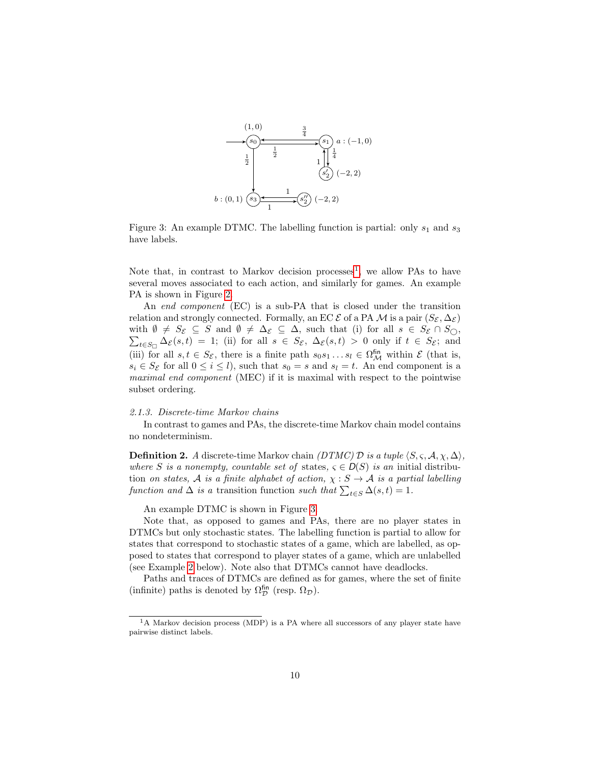Figure 3: An example DTMC. The labelling function is partial: only $s_1$ and $s_3$ have labels.

Note that, in contrast to Markov decision processes[1], we allow PAs to have several moves associated to each action, and similarly for games. An example PA is shown in Figure 2.

An *end component* (EC) is a sub-PA that is closed under the transition relation and strongly connected. Formally, an EC $\mathcal{E}$ of a PA $\mathcal{M}$ is a pair $(S_\mathcal{E}, \Delta_\mathcal{E})$ with $\emptyset \neq S_\mathcal{E} \subseteq S$ and $\emptyset \neq \Delta_\mathcal{E} \subseteq \Delta$, such that (i) for all $s \in S_\mathcal{E} \cap S_\bigcirc$, $\sum_{t \in S_\Box} \Delta_\mathcal{E}(s,t) = 1$; (ii) for all $s \in S_\mathcal{E}$, $\Delta_\mathcal{E}(s,t) > 0$ only if $t \in S_\mathcal{E}$; and (iii) for all $s, t \in S_\mathcal{E}$, there is a finite path $s_0 s_1 \ldots s_l \in \Omega^{\mathsf{fin}}_\mathcal{M}$ within $\mathcal{E}$ (that is, $s_i \in S_\mathcal{E}$ for all $0 \leq i \leq l$), such that $s_0 = s$ and $s_l = t$. An end component is a *maximal end component* (MEC) if it is maximal with respect to the pointwise subset ordering.

*2.1.3. Discrete-time Markov chains*

In contrast to games and PAs, the discrete-time Markov chain model contains no nondeterminism.

**Definition 2.** *A* discrete-time Markov chain *(DTMC)* $\mathcal{D}$ *is a tuple* $\langle S, \varsigma, \mathcal{A}, \chi, \Delta \rangle$*, where* $S$ *is a nonempty, countable set of* states*,* $\varsigma \in D(S)$ *is an* initial distribution *on states,* $\mathcal{A}$ *is a finite alphabet of action,* $\chi : S \to \mathcal{A}$ *is a partial labelling function and* $\Delta$ *is a* transition function *such that* $\sum_{t \in S} \Delta(s,t) = 1$*.*

An example DTMC is shown in Figure 3.

Note that, as opposed to games and PAs, there are no player states in DTMCs but only stochastic states. The labelling function is partial to allow for states that correspond to stochastic states of a game, which are labelled, as opposed to states that correspond to player states of a game, which are unlabelled (see Example 2 below). Note also that DTMCs cannot have deadlocks.

Paths and traces of DTMCs are defined as for games, where the set of finite (infinite) paths is denoted by $\Omega^{\mathsf{fin}}_\mathcal{D}$ (resp. $\Omega_\mathcal{D}$).

[1] A Markov decision process (MDP) is a PA where all successors of any player state have pairwise distinct labels.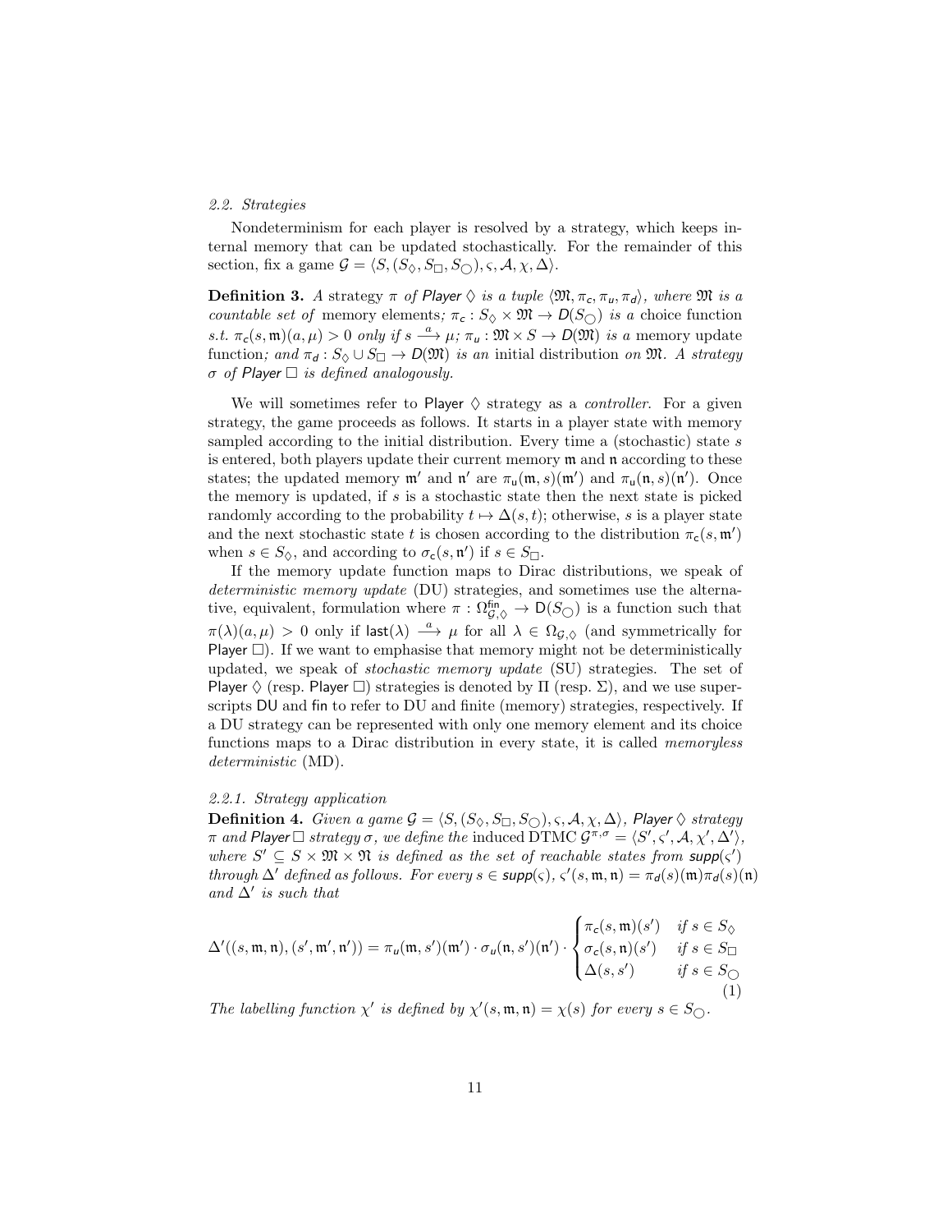### 2.2. Strategies

Nondeterminism for each player is resolved by a strategy, which keeps internal memory that can be updated stochastically. For the remainder of this section, fix a game $\mathcal{G} = \langle S, (S_\Diamond, S_\Box, S_\bigcirc), \varsigma, \mathcal{A}, \chi, \Delta \rangle$.

**Definition 3.** *A strategy $\pi$ of Player $\Diamond$ is a tuple $\langle \mathfrak{M}, \pi_c, \pi_u, \pi_d \rangle$, where $\mathfrak{M}$ is a countable set of* memory elements*; $\pi_c : S_\Diamond \times \mathfrak{M} \to D(S_\bigcirc)$ is a* choice function *s.t. $\pi_c(s, \mathfrak{m})(a, \mu) > 0$ only if $s \xrightarrow{a} \mu$; $\pi_u : \mathfrak{M} \times S \to D(\mathfrak{M})$ is a* memory update function*; and $\pi_d : S_\Diamond \cup S_\Box \to D(\mathfrak{M})$ is an* initial distribution *on $\mathfrak{M}$. A strategy $\sigma$ of Player $\Box$ is defined analogously.*

We will sometimes refer to Player $\Diamond$ strategy as a *controller*. For a given strategy, the game proceeds as follows. It starts in a player state with memory sampled according to the initial distribution. Every time a (stochastic) state $s$ is entered, both players update their current memory $\mathfrak{m}$ and $\mathfrak{n}$ according to these states; the updated memory $\mathfrak{m}'$ and $\mathfrak{n}'$ are $\pi_u(\mathfrak{m}, s)(\mathfrak{m}')$ and $\pi_u(\mathfrak{n}, s)(\mathfrak{n}')$. Once the memory is updated, if $s$ is a stochastic state then the next state is picked randomly according to the probability $t \mapsto \Delta(s, t)$; otherwise, $s$ is a player state and the next stochastic state $t$ is chosen according to the distribution $\pi_c(s, \mathfrak{m}')$ when $s \in S_\Diamond$, and according to $\sigma_c(s, \mathfrak{n}')$ if $s \in S_\Box$.

If the memory update function maps to Dirac distributions, we speak of *deterministic memory update* (DU) strategies, and sometimes use the alternative, equivalent, formulation where $\pi : \Omega^{\mathsf{fin}}_{\mathcal{G},\Diamond} \to \mathsf{D}(S_\bigcirc)$ is a function such that $\pi(\lambda)(a, \mu) > 0$ only if $\mathsf{last}(\lambda) \xrightarrow{a} \mu$ for all $\lambda \in \Omega_{\mathcal{G},\Diamond}$ (and symmetrically for Player $\Box$). If we want to emphasise that memory might not be deterministically updated, we speak of *stochastic memory update* (SU) strategies. The set of Player $\Diamond$ (resp. Player $\Box$) strategies is denoted by $\Pi$ (resp. $\Sigma$), and we use superscripts DU and fin to refer to DU and finite (memory) strategies, respectively. If a DU strategy can be represented with only one memory element and its choice functions maps to a Dirac distribution in every state, it is called *memoryless deterministic* (MD).

#### 2.2.1. Strategy application

**Definition 4.** *Given a game $\mathcal{G} = \langle S, (S_\Diamond, S_\Box, S_\bigcirc), \varsigma, \mathcal{A}, \chi, \Delta \rangle$, Player $\Diamond$ strategy $\pi$ and Player $\Box$ strategy $\sigma$, we define the* induced DTMC *$\mathcal{G}^{\pi,\sigma} = \langle S', \varsigma', \mathcal{A}, \chi', \Delta' \rangle$, where $S' \subseteq S \times \mathfrak{M} \times \mathfrak{N}$ is defined as the set of reachable states from $\mathit{supp}(\varsigma')$ through $\Delta'$ defined as follows. For every $s \in \mathit{supp}(\varsigma)$, $\varsigma'(s, \mathfrak{m}, \mathfrak{n}) = \pi_d(s)(\mathfrak{m})\pi_d(s)(\mathfrak{n})$ and $\Delta'$ is such that*

$$\Delta'((s, \mathfrak{m}, \mathfrak{n}), (s', \mathfrak{m}', \mathfrak{n}')) = \pi_u(\mathfrak{m}, s')(\mathfrak{m}') \cdot \sigma_u(\mathfrak{n}, s')(\mathfrak{n}') \cdot \begin{cases} \pi_c(s, \mathfrak{m})(s') & \text{if } s \in S_\Diamond \\ \sigma_c(s, \mathfrak{n})(s') & \text{if } s \in S_\Box \\ \Delta(s, s') & \text{if } s \in S_\bigcirc \end{cases} \tag{1}$$

*The labelling function $\chi'$ is defined by $\chi'(s, \mathfrak{m}, \mathfrak{n}) = \chi(s)$ for every $s \in S_\bigcirc$.*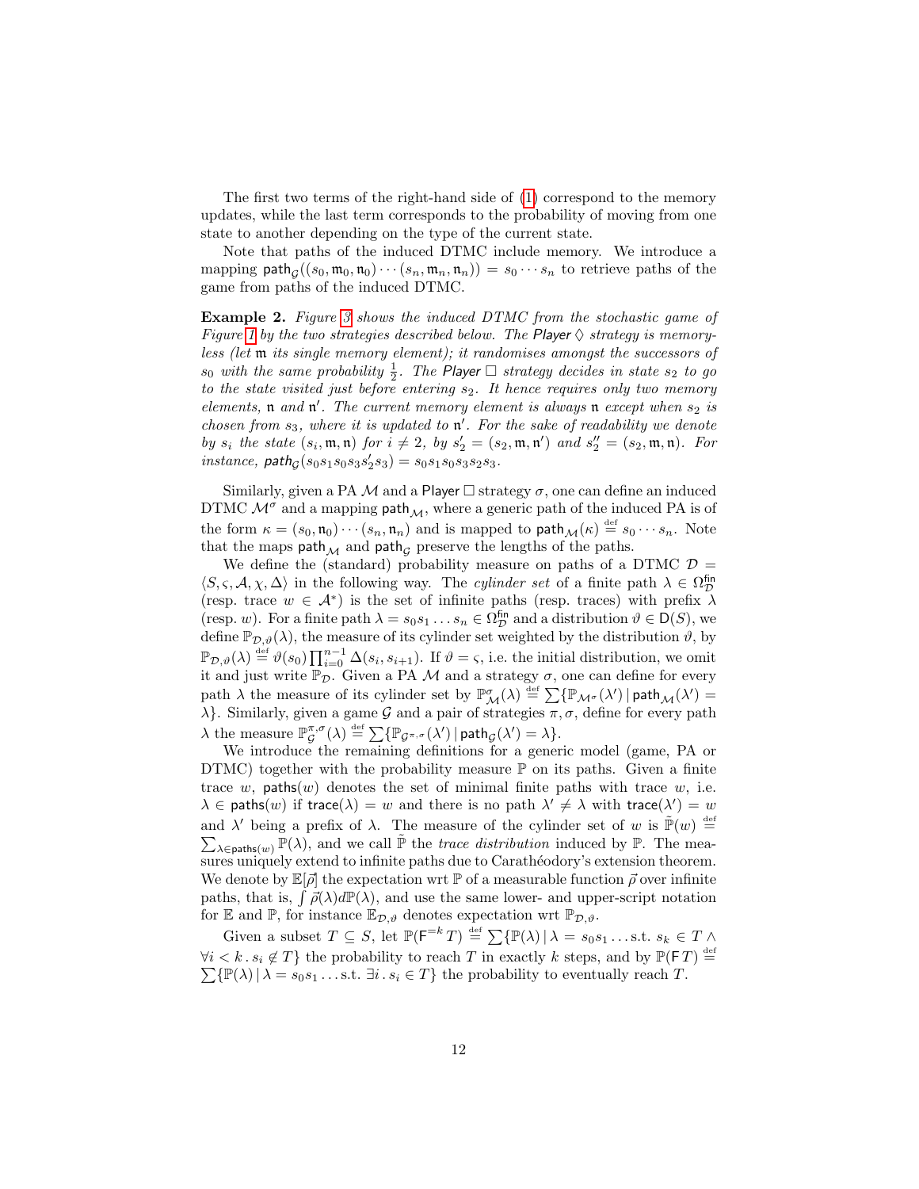The first two terms of the right-hand side of (1) correspond to the memory updates, while the last term corresponds to the probability of moving from one state to another depending on the type of the current state.

Note that paths of the induced DTMC include memory. We introduce a mapping $\mathsf{path}_{\mathcal{G}}((s_0, \mathfrak{m}_0, \mathfrak{n}_0) \cdots (s_n, \mathfrak{m}_n, \mathfrak{n}_n)) = s_0 \cdots s_n$ to retrieve paths of the game from paths of the induced DTMC.

**Example 2.** *Figure 3 shows the induced DTMC from the stochastic game of Figure 1 by the two strategies described below. The Player $\Diamond$ strategy is memoryless (let $\mathfrak{m}$ its single memory element); it randomises amongst the successors of $s_0$ with the same probability $\frac{1}{2}$. The Player $\Box$ strategy decides in state $s_2$ to go to the state visited just before entering $s_2$. It hence requires only two memory elements, $\mathfrak{n}$ and $\mathfrak{n}'$. The current memory element is always $\mathfrak{n}$ except when $s_2$ is chosen from $s_3$, where it is updated to $\mathfrak{n}'$. For the sake of readability we denote by $s_i$ the state $(s_i, \mathfrak{m}, \mathfrak{n})$ for $i \neq 2$, by $s_2' = (s_2, \mathfrak{m}, \mathfrak{n}')$ and $s_2'' = (s_2, \mathfrak{m}, \mathfrak{n})$. For instance, $\mathsf{path}_{\mathcal{G}}(s_0 s_1 s_0 s_3 s_2' s_3) = s_0 s_1 s_0 s_3 s_2 s_3$.*

Similarly, given a PA $\mathcal{M}$ and a Player $\Box$ strategy $\sigma$, one can define an induced DTMC $\mathcal{M}^\sigma$ and a mapping $\mathsf{path}_{\mathcal{M}}$, where a generic path of the induced PA is of the form $\kappa = (s_0, \mathfrak{n}_0) \cdots (s_n, \mathfrak{n}_n)$ and is mapped to $\mathsf{path}_{\mathcal{M}}(\kappa) \stackrel{\text{def}}{=} s_0 \cdots s_n$. Note that the maps $\mathsf{path}_{\mathcal{M}}$ and $\mathsf{path}_{\mathcal{G}}$ preserve the lengths of the paths.

We define the (standard) probability measure on paths of a DTMC $\mathcal{D} = \langle S, \varsigma, \mathcal{A}, \chi, \Delta \rangle$ in the following way. The *cylinder set* of a finite path $\lambda \in \Omega_{\mathcal{D}}^{\mathsf{fin}}$ (resp. trace $w \in \mathcal{A}^*$) is the set of infinite paths (resp. traces) with prefix $\lambda$ (resp. $w$). For a finite path $\lambda = s_0 s_1 \ldots s_n \in \Omega_{\mathcal{D}}^{\mathsf{fin}}$ and a distribution $\vartheta \in \mathsf{D}(S)$, we define $\mathbb{P}_{\mathcal{D},\vartheta}(\lambda)$, the measure of its cylinder set weighted by the distribution $\vartheta$, by $\mathbb{P}_{\mathcal{D},\vartheta}(\lambda) \stackrel{\text{def}}{=} \vartheta(s_0) \prod_{i=0}^{n-1} \Delta(s_i, s_{i+1})$. If $\vartheta = \varsigma$, i.e. the initial distribution, we omit it and just write $\mathbb{P}_{\mathcal{D}}$. Given a PA $\mathcal{M}$ and a strategy $\sigma$, one can define for every path $\lambda$ the measure of its cylinder set by $\mathbb{P}_{\mathcal{M}}^{\sigma}(\lambda) \stackrel{\text{def}}{=} \sum\{\mathbb{P}_{\mathcal{M}^\sigma}(\lambda') \mid \mathsf{path}_{\mathcal{M}}(\lambda') = \lambda\}$. Similarly, given a game $\mathcal{G}$ and a pair of strategies $\pi, \sigma$, define for every path $\lambda$ the measure $\mathbb{P}_{\mathcal{G}}^{\pi,\sigma}(\lambda) \stackrel{\text{def}}{=} \sum\{\mathbb{P}_{\mathcal{G}^{\pi,\sigma}}(\lambda') \mid \mathsf{path}_{\mathcal{G}}(\lambda') = \lambda\}$.

We introduce the remaining definitions for a generic model (game, PA or DTMC) together with the probability measure $\mathbb{P}$ on its paths. Given a finite trace $w$, $\mathsf{paths}(w)$ denotes the set of minimal finite paths with trace $w$, i.e. $\lambda \in \mathsf{paths}(w)$ if $\mathsf{trace}(\lambda) = w$ and there is no path $\lambda' \neq \lambda$ with $\mathsf{trace}(\lambda') = w$ and $\lambda'$ being a prefix of $\lambda$. The measure of the cylinder set of $w$ is $\tilde{\mathbb{P}}(w) \stackrel{\text{def}}{=} \sum_{\lambda \in \mathsf{paths}(w)} \mathbb{P}(\lambda)$, and we call $\tilde{\mathbb{P}}$ the *trace distribution* induced by $\mathbb{P}$. The measures uniquely extend to infinite paths due to Carathéodory's extension theorem. We denote by $\mathbb{E}[\vec{\rho}]$ the expectation wrt $\mathbb{P}$ of a measurable function $\vec{\rho}$ over infinite paths, that is, $\int \vec{\rho}(\lambda) d\mathbb{P}(\lambda)$, and use the same lower- and upper-script notation for $\mathbb{E}$ and $\mathbb{P}$, for instance $\mathbb{E}_{\mathcal{D},\vartheta}$ denotes expectation wrt $\mathbb{P}_{\mathcal{D},\vartheta}$.

Given a subset $T \subseteq S$, let $\mathbb{P}(\mathsf{F}^{=k}\, T) \stackrel{\text{def}}{=} \sum\{\mathbb{P}(\lambda) \mid \lambda = s_0 s_1 \ldots \text{s.t. } s_k \in T \wedge \forall i < k \,.\, s_i \notin T\}$ the probability to reach $T$ in exactly $k$ steps, and by $\mathbb{P}(\mathsf{F}\, T) \stackrel{\text{def}}{=} \sum\{\mathbb{P}(\lambda) \mid \lambda = s_0 s_1 \ldots \text{s.t. } \exists i \,.\, s_i \in T\}$ the probability to eventually reach $T$.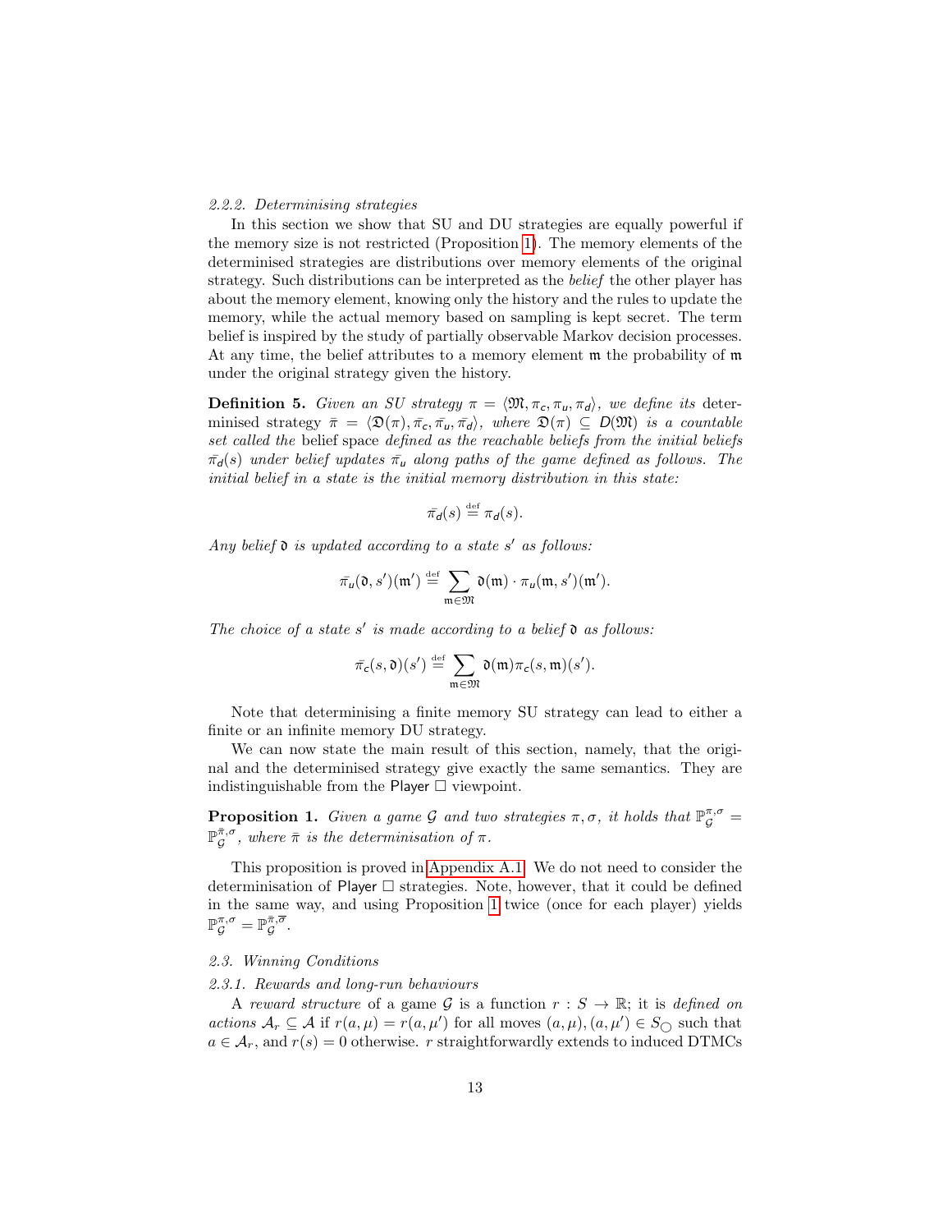### 2.2.2. Determinising strategies

In this section we show that SU and DU strategies are equally powerful if the memory size is not restricted (Proposition 1). The memory elements of the determinised strategies are distributions over memory elements of the original strategy. Such distributions can be interpreted as the *belief* the other player has about the memory element, knowing only the history and the rules to update the memory, while the actual memory based on sampling is kept secret. The term belief is inspired by the study of partially observable Markov decision processes. At any time, the belief attributes to a memory element $\mathfrak{m}$ the probability of $\mathfrak{m}$ under the original strategy given the history.

**Definition 5.** *Given an SU strategy $\pi = \langle \mathfrak{M}, \pi_c, \pi_u, \pi_d \rangle$, we define its* determinised strategy $\bar{\pi} = \langle \mathfrak{D}(\pi), \bar{\pi}_c, \bar{\pi}_u, \bar{\pi}_d \rangle$, *where $\mathfrak{D}(\pi) \subseteq D(\mathfrak{M})$ is a countable set called the* belief space *defined as the reachable beliefs from the initial beliefs $\bar{\pi}_d(s)$ under belief updates $\bar{\pi}_u$ along paths of the game defined as follows. The initial belief in a state is the initial memory distribution in this state:*

$$\bar{\pi}_d(s) \stackrel{\text{def}}{=} \pi_d(s).$$

*Any belief $\mathfrak{d}$ is updated according to a state $s'$ as follows:*

$$\bar{\pi}_u(\mathfrak{d}, s')(\mathfrak{m}') \stackrel{\text{def}}{=} \sum_{\mathfrak{m} \in \mathfrak{M}} \mathfrak{d}(\mathfrak{m}) \cdot \pi_u(\mathfrak{m}, s')(\mathfrak{m}').$$

*The choice of a state $s'$ is made according to a belief $\mathfrak{d}$ as follows:*

$$\bar{\pi}_c(s, \mathfrak{d})(s') \stackrel{\text{def}}{=} \sum_{\mathfrak{m} \in \mathfrak{M}} \mathfrak{d}(\mathfrak{m}) \pi_c(s, \mathfrak{m})(s').$$

Note that determinising a finite memory SU strategy can lead to either a finite or an infinite memory DU strategy.

We can now state the main result of this section, namely, that the original and the determinised strategy give exactly the same semantics. They are indistinguishable from the Player $\Box$ viewpoint.

**Proposition 1.** *Given a game $\mathcal{G}$ and two strategies $\pi, \sigma$, it holds that $\mathbb{P}_{\mathcal{G}}^{\pi,\sigma} = \mathbb{P}_{\mathcal{G}}^{\bar{\pi},\sigma}$, where $\bar{\pi}$ is the determinisation of $\pi$.*

This proposition is proved in Appendix A.1. We do not need to consider the determinisation of Player $\Box$ strategies. Note, however, that it could be defined in the same way, and using Proposition 1 twice (once for each player) yields $\mathbb{P}_{\mathcal{G}}^{\pi,\sigma} = \mathbb{P}_{\mathcal{G}}^{\bar{\pi},\bar{\sigma}}$.

## 2.3. Winning Conditions

### 2.3.1. Rewards and long-run behaviours

A *reward structure* of a game $\mathcal{G}$ is a function $r : S \to \mathbb{R}$; it is *defined on actions* $\mathcal{A}_r \subseteq \mathcal{A}$ if $r(a, \mu) = r(a, \mu')$ for all moves $(a, \mu), (a, \mu') \in S_{\bigcirc}$ such that $a \in \mathcal{A}_r$, and $r(s) = 0$ otherwise. $r$ straightforwardly extends to induced DTMCs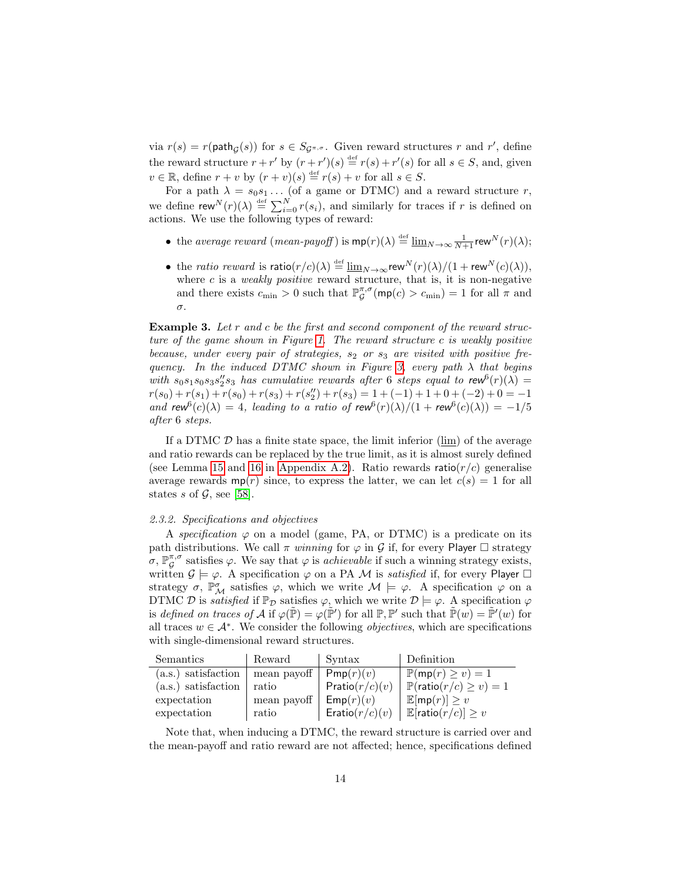via $r(s) = r(\mathsf{path}_{\mathcal{G}}(s))$ for $s \in S_{\mathcal{G}^{\pi,\sigma}}$. Given reward structures $r$ and $r'$, define the reward structure $r + r'$ by $(r + r')(s) \stackrel{\text{def}}{=} r(s) + r'(s)$ for all $s \in S$, and, given $v \in \mathbb{R}$, define $r + v$ by $(r + v)(s) \stackrel{\text{def}}{=} r(s) + v$ for all $s \in S$.

For a path $\lambda = s_0 s_1 \ldots$ (of a game or DTMC) and a reward structure $r$, we define $\mathsf{rew}^N(r)(\lambda) \stackrel{\text{def}}{=} \sum_{i=0}^{N} r(s_i)$, and similarly for traces if $r$ is defined on actions. We use the following types of reward:

- the *average reward* (*mean-payoff*) is $\mathsf{mp}(r)(\lambda) \stackrel{\text{def}}{=} \underline{\lim}_{N\to\infty} \frac{1}{N+1} \mathsf{rew}^N(r)(\lambda)$;
- the *ratio reward* is $\mathsf{ratio}(r/c)(\lambda) \stackrel{\text{def}}{=} \underline{\lim}_{N\to\infty} \mathsf{rew}^N(r)(\lambda)/(1 + \mathsf{rew}^N(c)(\lambda))$, where $c$ is a *weakly positive* reward structure, that is, it is non-negative and there exists $c_{\min} > 0$ such that $\mathbb{P}^{\pi,\sigma}_{\mathcal{G}}(\mathsf{mp}(c) > c_{\min}) = 1$ for all $\pi$ and $\sigma$.

**Example 3.** *Let $r$ and $c$ be the first and second component of the reward structure of the game shown in Figure 1. The reward structure $c$ is weakly positive because, under every pair of strategies, $s_2$ or $s_3$ are visited with positive frequency. In the induced DTMC shown in Figure 3, every path $\lambda$ that begins with $s_0 s_1 s_0 s_3 s''_2 s_3$ has cumulative rewards after 6 steps equal to $\mathsf{rew}^6(r)(\lambda) = r(s_0) + r(s_1) + r(s_0) + r(s_3) + r(s''_2) + r(s_3) = 1 + (-1) + 1 + 0 + (-2) + 0 = -1$ and $\mathsf{rew}^6(c)(\lambda) = 4$, leading to a ratio of $\mathsf{rew}^6(r)(\lambda)/(1 + \mathsf{rew}^6(c)(\lambda)) = -1/5$ after 6 steps.*

If a DTMC $\mathcal{D}$ has a finite state space, the limit inferior ($\underline{\lim}$) of the average and ratio rewards can be replaced by the true limit, as it is almost surely defined (see Lemma 15 and 16 in Appendix A.2). Ratio rewards $\mathsf{ratio}(r/c)$ generalise average rewards $\mathsf{mp}(r)$ since, to express the latter, we can let $c(s) = 1$ for all states $s$ of $\mathcal{G}$, see [58].

### 2.3.2. Specifications and objectives

A *specification* $\varphi$ on a model (game, PA, or DTMC) is a predicate on its path distributions. We call $\pi$ *winning* for $\varphi$ in $\mathcal{G}$ if, for every Player $\Box$ strategy $\sigma$, $\mathbb{P}^{\pi,\sigma}_{\mathcal{G}}$ satisfies $\varphi$. We say that $\varphi$ is *achievable* if such a winning strategy exists, written $\mathcal{G} \models \varphi$. A specification $\varphi$ on a PA $\mathcal{M}$ is *satisfied* if, for every Player $\Box$ strategy $\sigma$, $\mathbb{P}^{\sigma}_{\mathcal{M}}$ satisfies $\varphi$, which we write $\mathcal{M} \models \varphi$. A specification $\varphi$ on a DTMC $\mathcal{D}$ is *satisfied* if $\mathbb{P}_{\mathcal{D}}$ satisfies $\varphi$, which we write $\mathcal{D} \models \varphi$. A specification $\varphi$ is *defined on traces of $\mathcal{A}$* if $\varphi(\tilde{\mathbb{P}}) = \varphi(\tilde{\mathbb{P}}')$ for all $\mathbb{P}, \mathbb{P}'$ such that $\tilde{\mathbb{P}}(w) = \tilde{\mathbb{P}}'(w)$ for all traces $w \in \mathcal{A}^*$. We consider the following *objectives*, which are specifications with single-dimensional reward structures.

| Semantics | Reward | Syntax | Definition |
|---|---|---|---|
| (a.s.) satisfaction | mean payoff | $\mathsf{Pmp}(r)(v)$ | $\mathbb{P}(\mathsf{mp}(r) \geq v) = 1$ |
| (a.s.) satisfaction | ratio | $\mathsf{Pratio}(r/c)(v)$ | $\mathbb{P}(\mathsf{ratio}(r/c) \geq v) = 1$ |
| expectation | mean payoff | $\mathsf{Emp}(r)(v)$ | $\mathbb{E}[\mathsf{mp}(r)] \geq v$ |
| expectation | ratio | $\mathsf{Eratio}(r/c)(v)$ | $\mathbb{E}[\mathsf{ratio}(r/c)] \geq v$ |

Note that, when inducing a DTMC, the reward structure is carried over and the mean-payoff and ratio reward are not affected; hence, specifications defined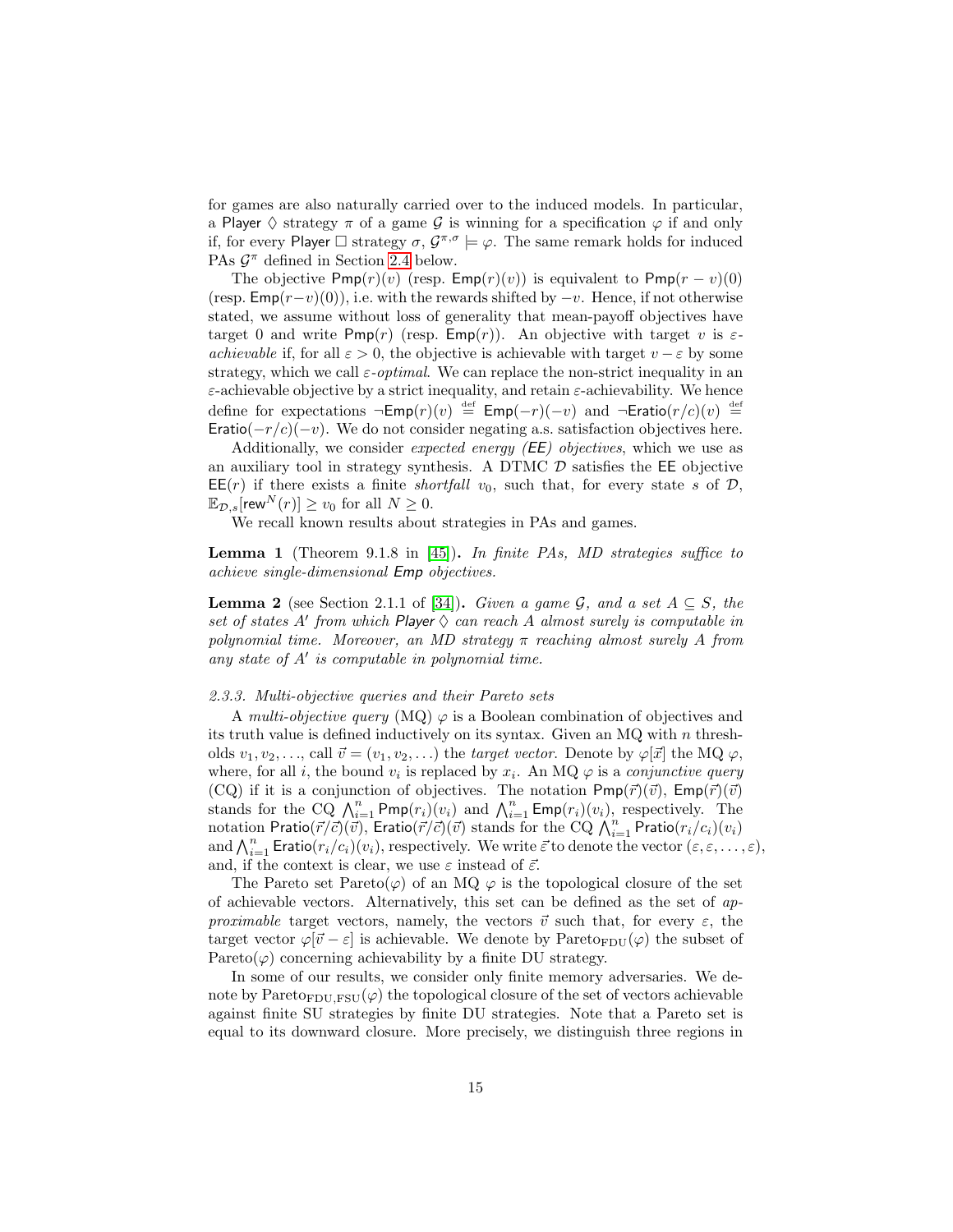for games are also naturally carried over to the induced models. In particular, a Player $\Diamond$ strategy $\pi$ of a game $\mathcal{G}$ is winning for a specification $\varphi$ if and only if, for every Player $\Box$ strategy $\sigma$, $\mathcal{G}^{\pi,\sigma} \models \varphi$. The same remark holds for induced PAs $\mathcal{G}^{\pi}$ defined in Section 2.4 below.

The objective $\mathsf{Pmp}(r)(v)$ (resp. $\mathsf{Emp}(r)(v)$) is equivalent to $\mathsf{Pmp}(r - v)(0)$ (resp. $\mathsf{Emp}(r-v)(0)$), i.e. with the rewards shifted by $-v$. Hence, if not otherwise stated, we assume without loss of generality that mean-payoff objectives have target 0 and write $\mathsf{Pmp}(r)$ (resp. $\mathsf{Emp}(r)$). An objective with target $v$ is *$\varepsilon$-achievable* if, for all $\varepsilon > 0$, the objective is achievable with target $v - \varepsilon$ by some strategy, which we call *$\varepsilon$-optimal*. We can replace the non-strict inequality in an $\varepsilon$-achievable objective by a strict inequality, and retain $\varepsilon$-achievability. We hence define for expectations $\neg\mathsf{Emp}(r)(v) \stackrel{\text{def}}{=} \mathsf{Emp}(-r)(-v)$ and $\neg\mathsf{Eratio}(r/c)(v) \stackrel{\text{def}}{=} \mathsf{Eratio}(-r/c)(-v)$. We do not consider negating a.s. satisfaction objectives here.

Additionally, we consider *expected energy (EE) objectives*, which we use as an auxiliary tool in strategy synthesis. A DTMC $\mathcal{D}$ satisfies the EE objective $\mathsf{EE}(r)$ if there exists a finite *shortfall* $v_0$, such that, for every state $s$ of $\mathcal{D}$, $\mathbb{E}_{\mathcal{D},s}[\mathsf{rew}^N(r)] \geq v_0$ for all $N \geq 0$.

We recall known results about strategies in PAs and games.

**Lemma 1** (Theorem 9.1.8 in [45]). *In finite PAs, MD strategies suffice to achieve single-dimensional $\mathsf{Emp}$ objectives.*

**Lemma 2** (see Section 2.1.1 of [34]). *Given a game $\mathcal{G}$, and a set $A \subseteq S$, the set of states $A'$ from which Player $\Diamond$ can reach $A$ almost surely is computable in polynomial time. Moreover, an MD strategy $\pi$ reaching almost surely $A$ from any state of $A'$ is computable in polynomial time.*

### 2.3.3. Multi-objective queries and their Pareto sets

A *multi-objective query* (MQ) $\varphi$ is a Boolean combination of objectives and its truth value is defined inductively on its syntax. Given an MQ with $n$ thresholds $v_1, v_2, \ldots$, call $\vec{v} = (v_1, v_2, \ldots)$ the *target vector*. Denote by $\varphi[\vec{x}]$ the MQ $\varphi$, where, for all $i$, the bound $v_i$ is replaced by $x_i$. An MQ $\varphi$ is a *conjunctive query* (CQ) if it is a conjunction of objectives. The notation $\mathsf{Pmp}(\vec{r})(\vec{v})$, $\mathsf{Emp}(\vec{r})(\vec{v})$ stands for the CQ $\bigwedge_{i=1}^{n} \mathsf{Pmp}(r_i)(v_i)$ and $\bigwedge_{i=1}^{n} \mathsf{Emp}(r_i)(v_i)$, respectively. The notation $\mathsf{Pratio}(\vec{r}/\vec{c})(\vec{v})$, $\mathsf{Eratio}(\vec{r}/\vec{c})(\vec{v})$ stands for the CQ $\bigwedge_{i=1}^{n} \mathsf{Pratio}(r_i/c_i)(v_i)$ and $\bigwedge_{i=1}^{n} \mathsf{Eratio}(r_i/c_i)(v_i)$, respectively. We write $\vec{\varepsilon}$ to denote the vector $(\varepsilon, \varepsilon, \ldots, \varepsilon)$, and, if the context is clear, we use $\varepsilon$ instead of $\vec{\varepsilon}$.

The Pareto set $\mathrm{Pareto}(\varphi)$ of an MQ $\varphi$ is the topological closure of the set of achievable vectors. Alternatively, this set can be defined as the set of *approximable* target vectors, namely, the vectors $\vec{v}$ such that, for every $\varepsilon$, the target vector $\varphi[\vec{v} - \varepsilon]$ is achievable. We denote by $\mathrm{Pareto}_{\mathrm{FDU}}(\varphi)$ the subset of $\mathrm{Pareto}(\varphi)$ concerning achievability by a finite DU strategy.

In some of our results, we consider only finite memory adversaries. We denote by $\mathrm{Pareto}_{\mathrm{FDU,FSU}}(\varphi)$ the topological closure of the set of vectors achievable against finite SU strategies by finite DU strategies. Note that a Pareto set is equal to its downward closure. More precisely, we distinguish three regions in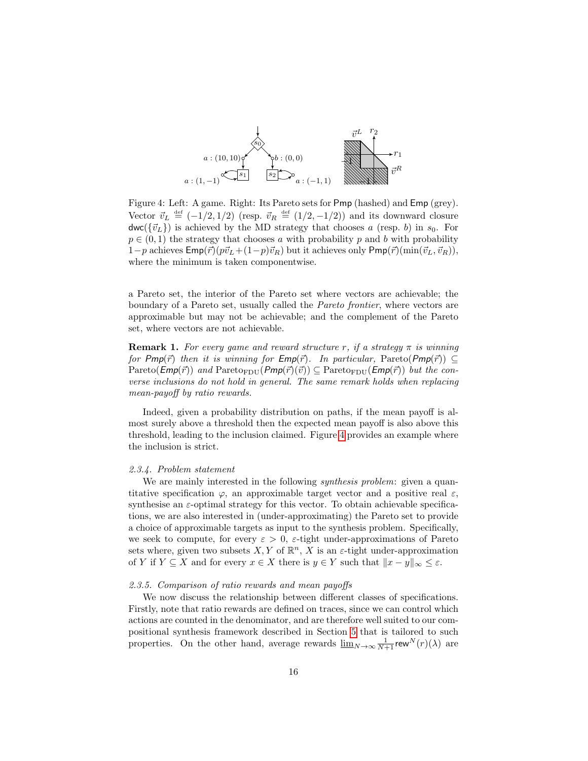Figure 4: Left: A game. Right: Its Pareto sets for $\mathsf{Pmp}$ (hashed) and $\mathsf{Emp}$ (grey). Vector $\vec{v}_L \stackrel{\text{def}}{=} (-1/2, 1/2)$ (resp. $\vec{v}_R \stackrel{\text{def}}{=} (1/2, -1/2)$) and its downward closure $\mathsf{dwc}(\{\vec{v}_L\})$ is achieved by the MD strategy that chooses $a$ (resp. $b$) in $s_0$. For $p \in (0,1)$ the strategy that chooses $a$ with probability $p$ and $b$ with probability $1-p$ achieves $\mathsf{Emp}(\vec{r})(p\vec{v}_L + (1-p)\vec{v}_R)$ but it achieves only $\mathsf{Pmp}(\vec{r})(\min(\vec{v}_L, \vec{v}_R))$, where the minimum is taken componentwise.

a Pareto set, the interior of the Pareto set where vectors are achievable; the boundary of a Pareto set, usually called the *Pareto frontier*, where vectors are approximable but may not be achievable; and the complement of the Pareto set, where vectors are not achievable.

**Remark 1.** *For every game and reward structure $r$, if a strategy $\pi$ is winning for $\mathsf{Pmp}(\vec{r})$ then it is winning for $\mathsf{Emp}(\vec{r})$. In particular,* $\mathrm{Pareto}(\mathsf{Pmp}(\vec{r})) \subseteq \mathrm{Pareto}(\mathsf{Emp}(\vec{r}))$ *and* $\mathrm{Pareto}_{\mathrm{FDU}}(\mathsf{Pmp}(\vec{r})(\vec{v})) \subseteq \mathrm{Pareto}_{\mathrm{FDU}}(\mathsf{Emp}(\vec{r}))$ *but the converse inclusions do not hold in general. The same remark holds when replacing mean-payoff by ratio rewards.*

Indeed, given a probability distribution on paths, if the mean payoff is almost surely above a threshold then the expected mean payoff is also above this threshold, leading to the inclusion claimed. Figure 4 provides an example where the inclusion is strict.

#### *2.3.4. Problem statement*

We are mainly interested in the following *synthesis problem*: given a quantitative specification $\varphi$, an approximable target vector and a positive real $\varepsilon$, synthesise an $\varepsilon$-optimal strategy for this vector. To obtain achievable specifications, we are also interested in (under-approximating) the Pareto set to provide a choice of approximable targets as input to the synthesis problem. Specifically, we seek to compute, for every $\varepsilon > 0$, $\varepsilon$-tight under-approximations of Pareto sets where, given two subsets $X, Y$ of $\mathbb{R}^n$, $X$ is an $\varepsilon$-tight under-approximation of $Y$ if $Y \subseteq X$ and for every $x \in X$ there is $y \in Y$ such that $\|x - y\|_\infty \leq \varepsilon$.

#### *2.3.5. Comparison of ratio rewards and mean payoffs*

We now discuss the relationship between different classes of specifications. Firstly, note that ratio rewards are defined on traces, since we can control which actions are counted in the denominator, and are therefore well suited to our compositional synthesis framework described in Section 5 that is tailored to such properties. On the other hand, average rewards $\underline{\lim}_{N\to\infty} \frac{1}{N+1} \mathsf{rew}^N(r)(\lambda)$ are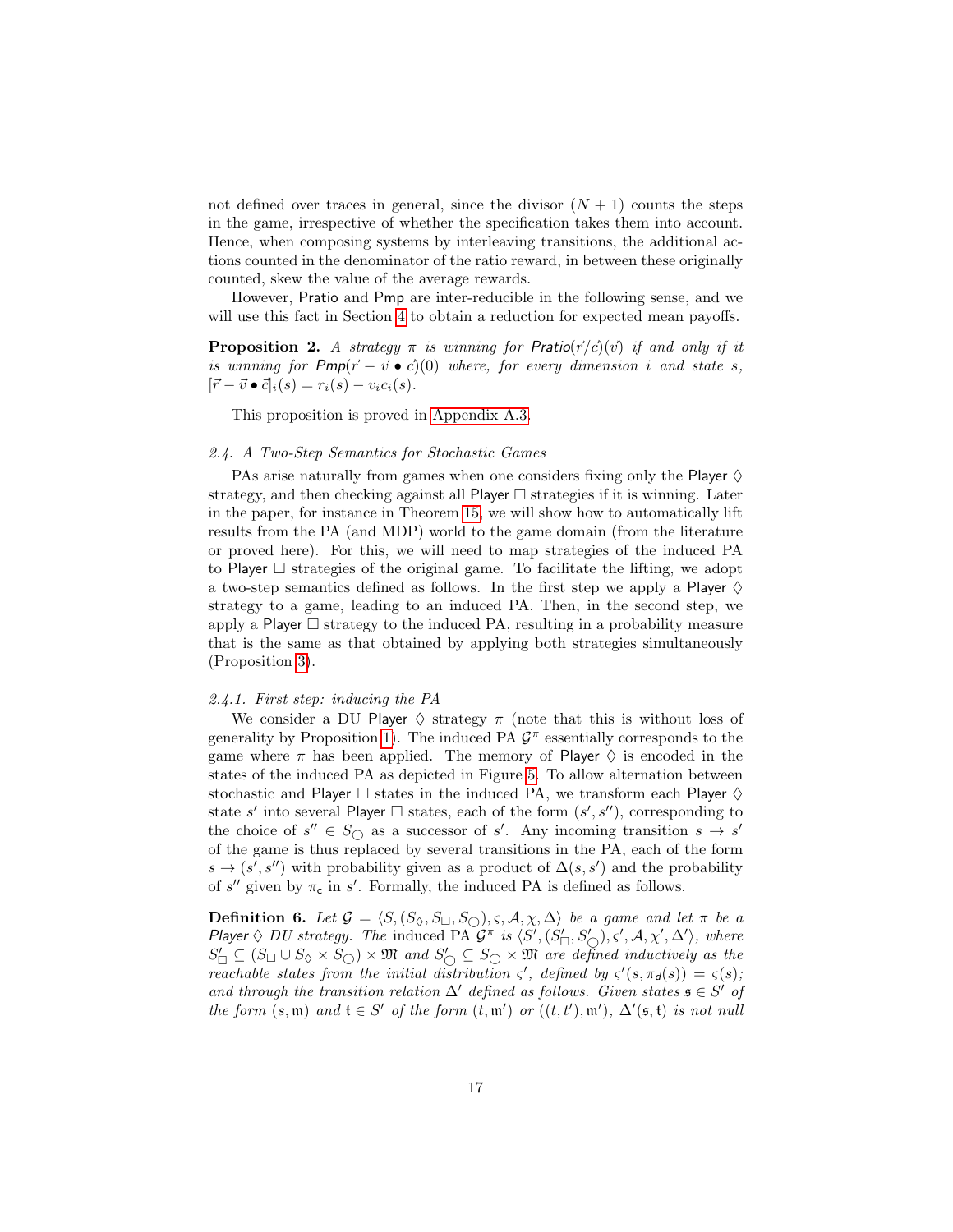not defined over traces in general, since the divisor $(N+1)$ counts the steps in the game, irrespective of whether the specification takes them into account. Hence, when composing systems by interleaving transitions, the additional actions counted in the denominator of the ratio reward, in between these originally counted, skew the value of the average rewards.

However, Pratio and Pmp are inter-reducible in the following sense, and we will use this fact in Section 4 to obtain a reduction for expected mean payoffs.

**Proposition 2.** *A strategy $\pi$ is winning for $\mathsf{Pratio}(\vec{r}/\vec{c})(\vec{v})$ if and only if it is winning for $\mathsf{Pmp}(\vec{r} - \vec{v} \bullet \vec{c})(0)$ where, for every dimension $i$ and state $s$, $[\vec{r} - \vec{v} \bullet \vec{c}]_i(s) = r_i(s) - v_i c_i(s)$.*

This proposition is proved in Appendix A.3.

### *2.4. A Two-Step Semantics for Stochastic Games*

PAs arise naturally from games when one considers fixing only the Player $\Diamond$ strategy, and then checking against all Player $\Box$ strategies if it is winning. Later in the paper, for instance in Theorem 15, we will show how to automatically lift results from the PA (and MDP) world to the game domain (from the literature or proved here). For this, we will need to map strategies of the induced PA to Player $\Box$ strategies of the original game. To facilitate the lifting, we adopt a two-step semantics defined as follows. In the first step we apply a Player $\Diamond$ strategy to a game, leading to an induced PA. Then, in the second step, we apply a Player $\Box$ strategy to the induced PA, resulting in a probability measure that is the same as that obtained by applying both strategies simultaneously (Proposition 3).

#### *2.4.1. First step: inducing the PA*

We consider a DU Player $\Diamond$ strategy $\pi$ (note that this is without loss of generality by Proposition 1). The induced PA $\mathcal{G}^\pi$ essentially corresponds to the game where $\pi$ has been applied. The memory of Player $\Diamond$ is encoded in the states of the induced PA as depicted in Figure 5. To allow alternation between stochastic and Player $\Box$ states in the induced PA, we transform each Player $\Diamond$ state $s'$ into several Player $\Box$ states, each of the form $(s', s'')$, corresponding to the choice of $s'' \in S_{\bigcirc}$ as a successor of $s'$. Any incoming transition $s \to s'$ of the game is thus replaced by several transitions in the PA, each of the form $s \to (s', s'')$ with probability given as a product of $\Delta(s, s')$ and the probability of $s''$ given by $\pi_{\mathsf{c}}$ in $s'$. Formally, the induced PA is defined as follows.

**Definition 6.** *Let $\mathcal{G} = \langle S, (S_\Diamond, S_\Box, S_\bigcirc), \varsigma, \mathcal{A}, \chi, \Delta \rangle$ be a game and let $\pi$ be a Player $\Diamond$ DU strategy. The* induced PA *$\mathcal{G}^\pi$ is $\langle S', (S'_\Box, S'_\bigcirc), \varsigma', \mathcal{A}, \chi', \Delta' \rangle$, where $S'_\Box \subseteq (S_\Box \cup S_\Diamond \times S_\bigcirc) \times \mathfrak{M}$ and $S'_\bigcirc \subseteq S_\bigcirc \times \mathfrak{M}$ are defined inductively as the reachable states from the initial distribution $\varsigma'$, defined by $\varsigma'(s, \pi_d(s)) = \varsigma(s)$; and through the transition relation $\Delta'$ defined as follows. Given states $\mathfrak{s} \in S'$ of the form $(s, \mathfrak{m})$ and $\mathfrak{t} \in S'$ of the form $(t, \mathfrak{m}')$ or $((t, t'), \mathfrak{m}')$, $\Delta'(\mathfrak{s}, \mathfrak{t})$ is not null*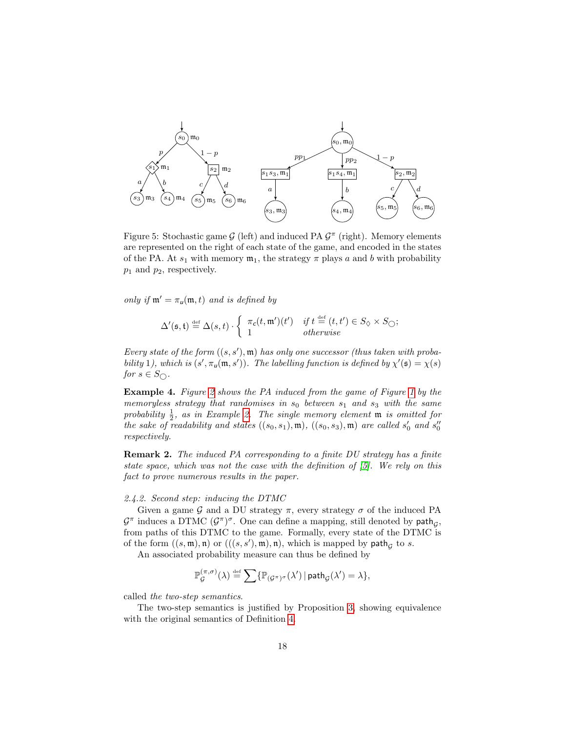Figure 5: Stochastic game $\mathcal{G}$ (left) and induced PA $\mathcal{G}^\pi$ (right). Memory elements are represented on the right of each state of the game, and encoded in the states of the PA. At $s_1$ with memory $\mathfrak{m}_1$, the strategy $\pi$ plays $a$ and $b$ with probability $p_1$ and $p_2$, respectively.

*only if* $\mathfrak{m}' = \pi_u(\mathfrak{m}, t)$ *and is defined by*

$$\Delta'(\mathfrak{s}, \mathfrak{t}) \stackrel{\text{def}}{=} \Delta(s, t) \cdot \begin{cases} \pi_c(t, \mathfrak{m}')(t') & \text{if } t \stackrel{\text{def}}{=} (t, t') \in S_\Diamond \times S_\bigcirc; \\ 1 & \text{otherwise} \end{cases}$$

*Every state of the form* $((s, s'), \mathfrak{m})$ *has only one successor (thus taken with probability* 1*), which is* $(s', \pi_u(\mathfrak{m}, s'))$*. The labelling function is defined by* $\chi'(\mathfrak{s}) = \chi(s)$ *for* $s \in S_\bigcirc$*.*

**Example 4.** *Figure 2 shows the PA induced from the game of Figure 1 by the memoryless strategy that randomises in* $s_0$ *between* $s_1$ *and* $s_3$ *with the same probability* $\frac{1}{2}$*, as in Example 2. The single memory element* $\mathfrak{m}$ *is omitted for the sake of readability and states* $((s_0, s_1), \mathfrak{m})$*,* $((s_0, s_3), \mathfrak{m})$ *are called* $s'_0$ *and* $s''_0$ *respectively.*

**Remark 2.** *The induced PA corresponding to a finite DU strategy has a finite state space, which was not the case with the definition of [5]. We rely on this fact to prove numerous results in the paper.*

#### 2.4.2. Second step: inducing the DTMC

Given a game $\mathcal{G}$ and a DU strategy $\pi$, every strategy $\sigma$ of the induced PA $\mathcal{G}^\pi$ induces a DTMC $(\mathcal{G}^\pi)^\sigma$. One can define a mapping, still denoted by $\mathsf{path}_\mathcal{G}$, from paths of this DTMC to the game. Formally, every state of the DTMC is of the form $((s, \mathfrak{m}), \mathfrak{n})$ or $(((s, s'), \mathfrak{m}), \mathfrak{n})$, which is mapped by $\mathsf{path}_\mathcal{G}$ to $s$.

An associated probability measure can thus be defined by

$$\mathbb{P}^{(\pi,\sigma)}_\mathcal{G}(\lambda) \stackrel{\text{def}}{=} \sum \{\mathbb{P}_{(\mathcal{G}^\pi)^\sigma}(\lambda') \mid \mathsf{path}_\mathcal{G}(\lambda') = \lambda\},$$

called *the two-step semantics*.

The two-step semantics is justified by Proposition 3, showing equivalence with the original semantics of Definition 4.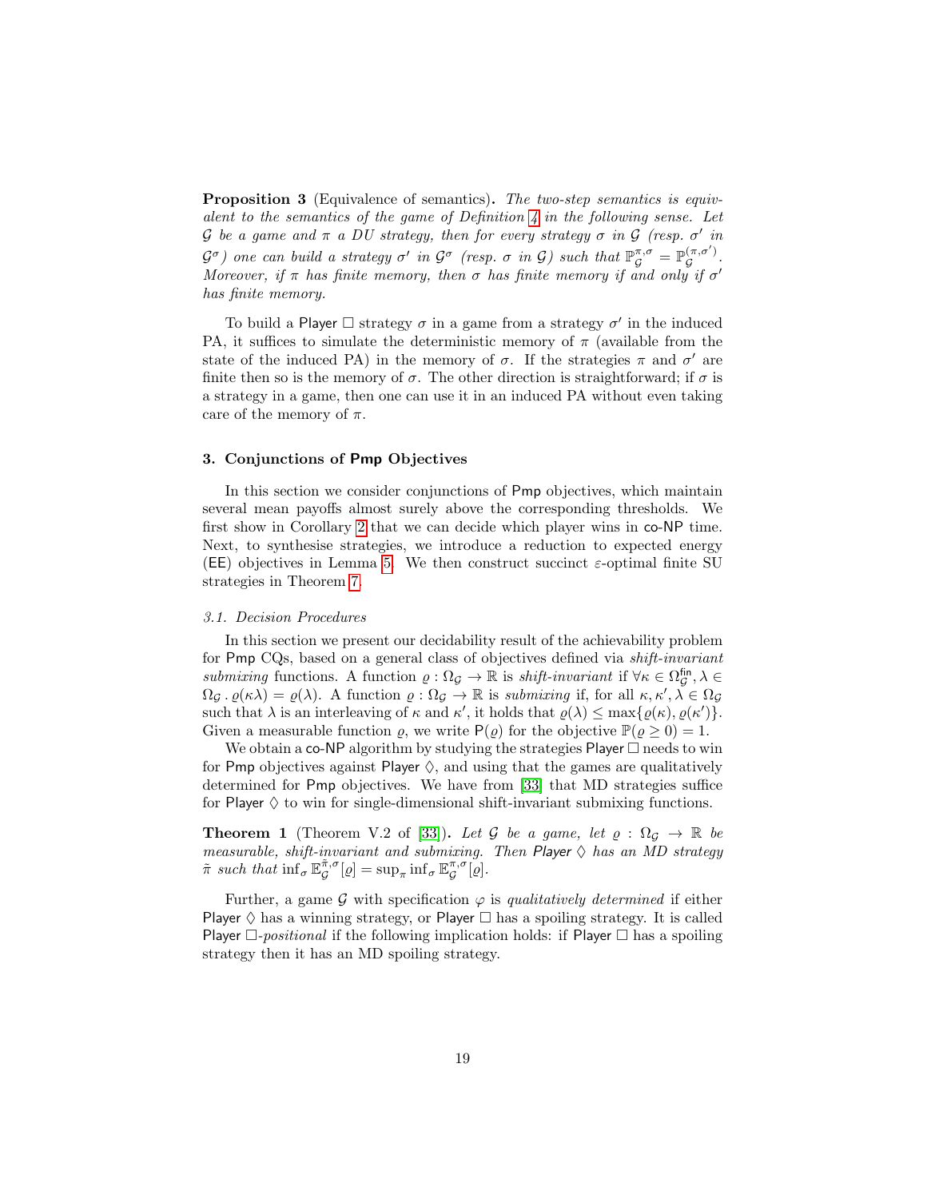**Proposition 3** (Equivalence of semantics)**.** *The two-step semantics is equivalent to the semantics of the game of Definition 4 in the following sense. Let $\mathcal{G}$ be a game and $\pi$ a DU strategy, then for every strategy $\sigma$ in $\mathcal{G}$ (resp. $\sigma'$ in $\mathcal{G}^\sigma$) one can build a strategy $\sigma'$ in $\mathcal{G}^\sigma$ (resp. $\sigma$ in $\mathcal{G}$) such that $\mathbb{P}_{\mathcal{G}}^{\pi,\sigma} = \mathbb{P}_{\mathcal{G}}^{(\pi,\sigma')}$. Moreover, if $\pi$ has finite memory, then $\sigma$ has finite memory if and only if $\sigma'$ has finite memory.*

To build a Player $\Box$ strategy $\sigma$ in a game from a strategy $\sigma'$ in the induced PA, it suffices to simulate the deterministic memory of $\pi$ (available from the state of the induced PA) in the memory of $\sigma$. If the strategies $\pi$ and $\sigma'$ are finite then so is the memory of $\sigma$. The other direction is straightforward; if $\sigma$ is a strategy in a game, then one can use it in an induced PA without even taking care of the memory of $\pi$.

### 3. Conjunctions of Pmp Objectives

In this section we consider conjunctions of Pmp objectives, which maintain several mean payoffs almost surely above the corresponding thresholds. We first show in Corollary 2 that we can decide which player wins in co-NP time. Next, to synthesise strategies, we introduce a reduction to expected energy (EE) objectives in Lemma 5. We then construct succinct $\varepsilon$-optimal finite SU strategies in Theorem 7.

#### *3.1. Decision Procedures*

In this section we present our decidability result of the achievability problem for Pmp CQs, based on a general class of objectives defined via *shift-invariant submixing* functions. A function $\varrho : \Omega_{\mathcal{G}} \to \mathbb{R}$ is *shift-invariant* if $\forall \kappa \in \Omega_{\mathcal{G}}^{\mathsf{fin}}, \lambda \in \Omega_{\mathcal{G}} \,.\, \varrho(\kappa\lambda) = \varrho(\lambda)$. A function $\varrho : \Omega_{\mathcal{G}} \to \mathbb{R}$ is *submixing* if, for all $\kappa, \kappa', \lambda \in \Omega_{\mathcal{G}}$ such that $\lambda$ is an interleaving of $\kappa$ and $\kappa'$, it holds that $\varrho(\lambda) \le \max\{\varrho(\kappa), \varrho(\kappa')\}$. Given a measurable function $\varrho$, we write $\mathsf{P}(\varrho)$ for the objective $\mathbb{P}(\varrho \ge 0) = 1$.

We obtain a co-NP algorithm by studying the strategies Player $\Box$ needs to win for Pmp objectives against Player $\Diamond$, and using that the games are qualitatively determined for Pmp objectives. We have from [33] that MD strategies suffice for Player $\Diamond$ to win for single-dimensional shift-invariant submixing functions.

**Theorem 1** (Theorem V.2 of [33])**.** *Let $\mathcal{G}$ be a game, let $\varrho : \Omega_{\mathcal{G}} \to \mathbb{R}$ be measurable, shift-invariant and submixing. Then Player $\Diamond$ has an MD strategy $\tilde{\pi}$ such that $\inf_\sigma \mathbb{E}_{\mathcal{G}}^{\tilde{\pi},\sigma}[\varrho] = \sup_\pi \inf_\sigma \mathbb{E}_{\mathcal{G}}^{\pi,\sigma}[\varrho]$.*

Further, a game $\mathcal{G}$ with specification $\varphi$ is *qualitatively determined* if either Player $\Diamond$ has a winning strategy, or Player $\Box$ has a spoiling strategy. It is called Player $\Box$*-positional* if the following implication holds: if Player $\Box$ has a spoiling strategy then it has an MD spoiling strategy.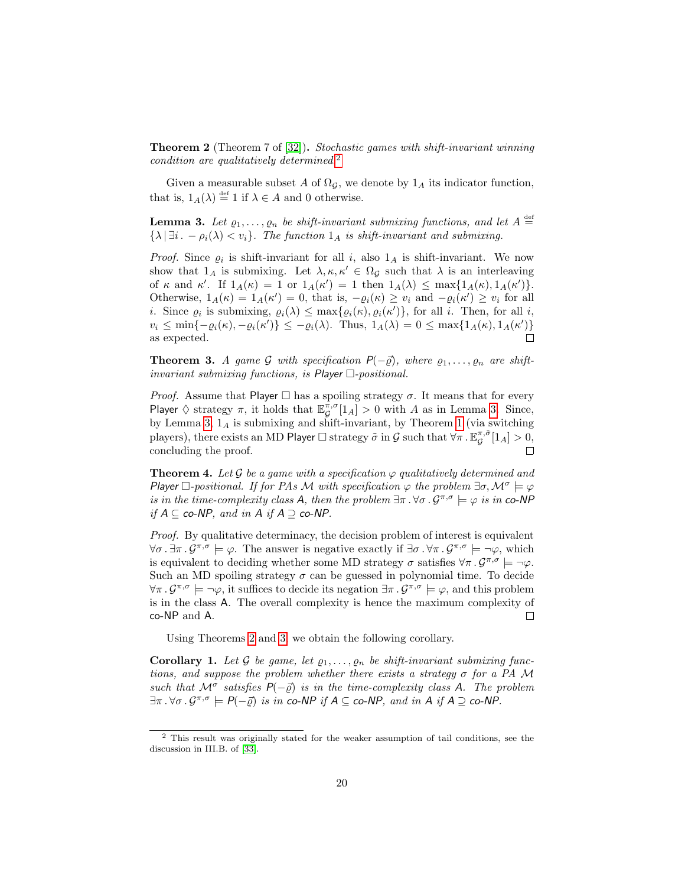**Theorem 2** (Theorem 7 of [32]). *Stochastic games with shift-invariant winning condition are qualitatively determined.*[2]

Given a measurable subset $A$ of $\Omega_{\mathcal{G}}$, we denote by $1_A$ its indicator function, that is, $1_A(\lambda) \stackrel{\text{def}}{=} 1$ if $\lambda \in A$ and 0 otherwise.

**Lemma 3.** *Let $\varrho_1, \ldots, \varrho_n$ be shift-invariant submixing functions, and let $A \stackrel{\text{def}}{=} \{\lambda \mid \exists i \,.\, -\rho_i(\lambda) < v_i\}$. The function $1_A$ is shift-invariant and submixing.*

*Proof.* Since $\varrho_i$ is shift-invariant for all $i$, also $1_A$ is shift-invariant. We now show that $1_A$ is submixing. Let $\lambda, \kappa, \kappa' \in \Omega_{\mathcal{G}}$ such that $\lambda$ is an interleaving of $\kappa$ and $\kappa'$. If $1_A(\kappa) = 1$ or $1_A(\kappa') = 1$ then $1_A(\lambda) \leq \max\{1_A(\kappa), 1_A(\kappa')\}$. Otherwise, $1_A(\kappa) = 1_A(\kappa') = 0$, that is, $-\varrho_i(\kappa) \geq v_i$ and $-\varrho_i(\kappa') \geq v_i$ for all $i$. Since $\varrho_i$ is submixing, $\varrho_i(\lambda) \leq \max\{\varrho_i(\kappa), \varrho_i(\kappa')\}$, for all $i$. Then, for all $i$, $v_i \leq \min\{-\varrho_i(\kappa), -\varrho_i(\kappa')\} \leq -\varrho_i(\lambda)$. Thus, $1_A(\lambda) = 0 \leq \max\{1_A(\kappa), 1_A(\kappa')\}$ as expected. $\square$

**Theorem 3.** *A game $\mathcal{G}$ with specification $\mathsf{P}(-\vec{\varrho})$, where $\varrho_1, \ldots, \varrho_n$ are shift-invariant submixing functions, is Player $\Box$-positional.*

*Proof.* Assume that Player $\Box$ has a spoiling strategy $\sigma$. It means that for every Player $\Diamond$ strategy $\pi$, it holds that $\mathbb{E}_{\mathcal{G}}^{\pi,\sigma}[1_A] > 0$ with $A$ as in Lemma 3. Since, by Lemma 3, $1_A$ is submixing and shift-invariant, by Theorem 1 (via switching players), there exists an MD Player $\Box$ strategy $\tilde{\sigma}$ in $\mathcal{G}$ such that $\forall \pi \,.\, \mathbb{E}_{\mathcal{G}}^{\pi,\tilde{\sigma}}[1_A] > 0$, concluding the proof. $\square$

**Theorem 4.** *Let $\mathcal{G}$ be a game with a specification $\varphi$ qualitatively determined and Player $\Box$-positional. If for PAs $\mathcal{M}$ with specification $\varphi$ the problem $\exists \sigma, \mathcal{M}^\sigma \models \varphi$ is in the time-complexity class $\mathsf{A}$, then the problem $\exists \pi \,.\, \forall \sigma \,.\, \mathcal{G}^{\pi,\sigma} \models \varphi$ is in co-NP if $\mathsf{A} \subseteq$ co-NP, and in $\mathsf{A}$ if $\mathsf{A} \supseteq$ co-NP.*

*Proof.* By qualitative determinacy, the decision problem of interest is equivalent $\forall \sigma \,.\, \exists \pi \,.\, \mathcal{G}^{\pi,\sigma} \models \varphi$. The answer is negative exactly if $\exists \sigma \,.\, \forall \pi \,.\, \mathcal{G}^{\pi,\sigma} \models \neg\varphi$, which is equivalent to deciding whether some MD strategy $\sigma$ satisfies $\forall \pi \,.\, \mathcal{G}^{\pi,\sigma} \models \neg\varphi$. Such an MD spoiling strategy $\sigma$ can be guessed in polynomial time. To decide $\forall \pi \,.\, \mathcal{G}^{\pi,\sigma} \models \neg\varphi$, it suffices to decide its negation $\exists \pi \,.\, \mathcal{G}^{\pi,\sigma} \models \varphi$, and this problem is in the class $\mathsf{A}$. The overall complexity is hence the maximum complexity of co-NP and $\mathsf{A}$. $\square$

Using Theorems 2 and 3, we obtain the following corollary.

**Corollary 1.** *Let $\mathcal{G}$ be game, let $\varrho_1, \ldots, \varrho_n$ be shift-invariant submixing functions, and suppose the problem whether there exists a strategy $\sigma$ for a PA $\mathcal{M}$ such that $\mathcal{M}^\sigma$ satisfies $\mathsf{P}(-\vec{\varrho})$ is in the time-complexity class $\mathsf{A}$. The problem $\exists \pi \,.\, \forall \sigma \,.\, \mathcal{G}^{\pi,\sigma} \models \mathsf{P}(-\vec{\varrho})$ is in co-NP if $\mathsf{A} \subseteq$ co-NP, and in $\mathsf{A}$ if $\mathsf{A} \supseteq$ co-NP.*

---

[2] This result was originally stated for the weaker assumption of tail conditions, see the discussion in III.B. of [33].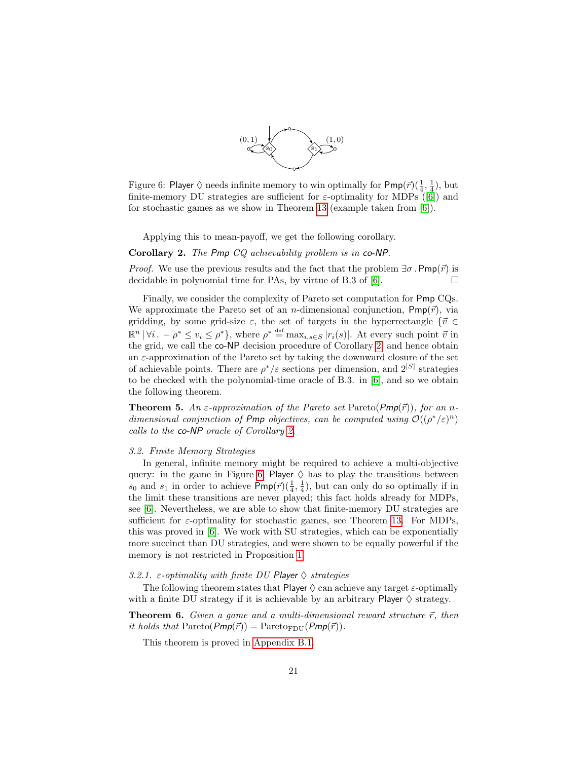Figure 6: Player $\Diamond$ needs infinite memory to win optimally for $\mathsf{Pmp}(\vec{r})(\frac{1}{4}, \frac{1}{4})$, but finite-memory DU strategies are sufficient for $\varepsilon$-optimality for MDPs ([6]) and for stochastic games as we show in Theorem 13 (example taken from [6]).

Applying this to mean-payoff, we get the following corollary.

**Corollary 2.** *The Pmp CQ achievability problem is in co-NP.*

*Proof.* We use the previous results and the fact that the problem $\exists\sigma\,.\,\mathsf{Pmp}(\vec{r})$ is decidable in polynomial time for PAs, by virtue of B.3 of [6]. □

Finally, we consider the complexity of Pareto set computation for Pmp CQs. We approximate the Pareto set of an $n$-dimensional conjunction, $\mathsf{Pmp}(\vec{r})$, via gridding, by some grid-size $\varepsilon$, the set of targets in the hyperrectangle $\{\vec{v} \in \mathbb{R}^n \mid \forall i\,.\, -\rho^* \leq v_i \leq \rho^*\}$, where $\rho^* \stackrel{\text{def}}{=} \max_{i,s\in S} |r_i(s)|$. At every such point $\vec{v}$ in the grid, we call the co-NP decision procedure of Corollary 2, and hence obtain an $\varepsilon$-approximation of the Pareto set by taking the downward closure of the set of achievable points. There are $\rho^*/\varepsilon$ sections per dimension, and $2^{|S|}$ strategies to be checked with the polynomial-time oracle of B.3. in [6], and so we obtain the following theorem.

**Theorem 5.** *An $\varepsilon$-approximation of the Pareto set $\mathrm{Pareto}(\mathsf{Pmp}(\vec{r}))$, for an $n$-dimensional conjunction of Pmp objectives, can be computed using $\mathcal{O}((\rho^*/\varepsilon)^n)$ calls to the co-NP oracle of Corollary 2.*

*3.2. Finite Memory Strategies*

In general, infinite memory might be required to achieve a multi-objective query: in the game in Figure 6, Player $\Diamond$ has to play the transitions between $s_0$ and $s_1$ in order to achieve $\mathsf{Pmp}(\vec{r})(\frac{1}{4}, \frac{1}{4})$, but can only do so optimally if in the limit these transitions are never played; this fact holds already for MDPs, see [6]. Nevertheless, we are able to show that finite-memory DU strategies are sufficient for $\varepsilon$-optimality for stochastic games, see Theorem 13. For MDPs, this was proved in [6]. We work with SU strategies, which can be exponentially more succinct than DU strategies, and were shown to be equally powerful if the memory is not restricted in Proposition 1.

*3.2.1. $\varepsilon$-optimality with finite DU Player $\Diamond$ strategies*

The following theorem states that Player $\Diamond$ can achieve any target $\varepsilon$-optimally with a finite DU strategy if it is achievable by an arbitrary Player $\Diamond$ strategy.

**Theorem 6.** *Given a game and a multi-dimensional reward structure $\vec{r}$, then it holds that $\mathrm{Pareto}(\mathsf{Pmp}(\vec{r})) = \mathrm{Pareto}_{\mathrm{FDU}}(\mathsf{Pmp}(\vec{r}))$.*

This theorem is proved in Appendix B.1.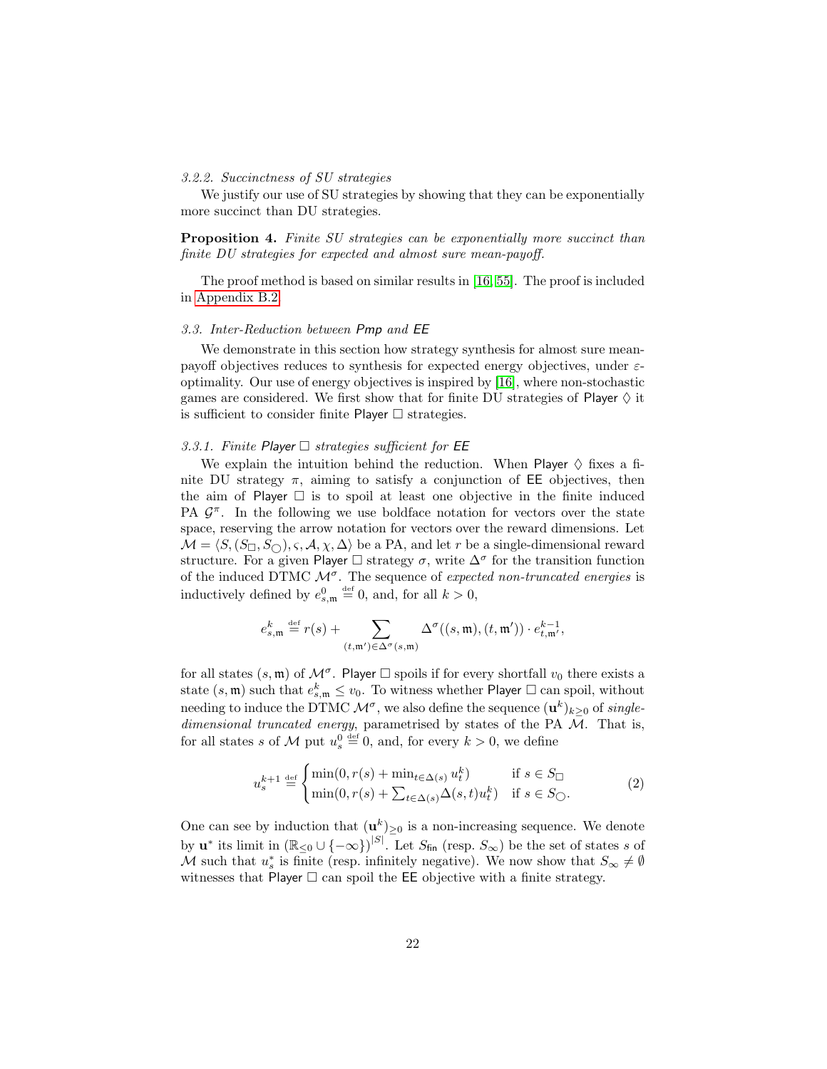### 3.2.2. Succinctness of SU strategies

We justify our use of SU strategies by showing that they can be exponentially more succinct than DU strategies.

**Proposition 4.** *Finite SU strategies can be exponentially more succinct than finite DU strategies for expected and almost sure mean-payoff.*

The proof method is based on similar results in [16, 55]. The proof is included in Appendix B.2.

## 3.3. Inter-Reduction between *Pmp* and *EE*

We demonstrate in this section how strategy synthesis for almost sure mean-payoff objectives reduces to synthesis for expected energy objectives, under $\varepsilon$-optimality. Our use of energy objectives is inspired by [16], where non-stochastic games are considered. We first show that for finite DU strategies of Player $\Diamond$ it is sufficient to consider finite Player $\Box$ strategies.

### 3.3.1. Finite Player $\Box$ strategies sufficient for EE

We explain the intuition behind the reduction. When Player $\Diamond$ fixes a finite DU strategy $\pi$, aiming to satisfy a conjunction of EE objectives, then the aim of Player $\Box$ is to spoil at least one objective in the finite induced PA $\mathcal{G}^\pi$. In the following we use boldface notation for vectors over the state space, reserving the arrow notation for vectors over the reward dimensions. Let $\mathcal{M} = \langle S, (S_\Box, S_\bigcirc), \varsigma, \mathcal{A}, \chi, \Delta \rangle$ be a PA, and let $r$ be a single-dimensional reward structure. For a given Player $\Box$ strategy $\sigma$, write $\Delta^\sigma$ for the transition function of the induced DTMC $\mathcal{M}^\sigma$. The sequence of *expected non-truncated energies* is inductively defined by $e^0_{s,\mathfrak{m}} \stackrel{\text{def}}{=} 0$, and, for all $k > 0$,

$$e^k_{s,\mathfrak{m}} \stackrel{\text{def}}{=} r(s) + \sum_{(t,\mathfrak{m}') \in \Delta^\sigma(s,\mathfrak{m})} \Delta^\sigma((s,\mathfrak{m}),(t,\mathfrak{m}')) \cdot e^{k-1}_{t,\mathfrak{m}'},$$

for all states $(s,\mathfrak{m})$ of $\mathcal{M}^\sigma$. Player $\Box$ spoils if for every shortfall $v_0$ there exists a state $(s,\mathfrak{m})$ such that $e^k_{s,\mathfrak{m}} \leq v_0$. To witness whether Player $\Box$ can spoil, without needing to induce the DTMC $\mathcal{M}^\sigma$, we also define the sequence $(\mathbf{u}^k)_{k \geq 0}$ of *single-dimensional truncated energy*, parametrised by states of the PA $\mathcal{M}$. That is, for all states $s$ of $\mathcal{M}$ put $u^0_s \stackrel{\text{def}}{=} 0$, and, for every $k > 0$, we define

$$u^{k+1}_s \stackrel{\text{def}}{=} \begin{cases} \min(0, r(s) + \min_{t \in \Delta(s)} u^k_t) & \text{if } s \in S_\Box \\ \min(0, r(s) + \sum_{t \in \Delta(s)} \Delta(s,t) u^k_t) & \text{if } s \in S_\bigcirc. \end{cases} \tag{2}$$

One can see by induction that $(\mathbf{u}^k)_{\geq 0}$ is a non-increasing sequence. We denote by $\mathbf{u}^*$ its limit in $(\mathbb{R}_{\leq 0} \cup \{-\infty\})^{|S|}$. Let $S_{\mathsf{fin}}$ (resp. $S_\infty$) be the set of states $s$ of $\mathcal{M}$ such that $u^*_s$ is finite (resp. infinitely negative). We now show that $S_\infty \neq \emptyset$ witnesses that Player $\Box$ can spoil the EE objective with a finite strategy.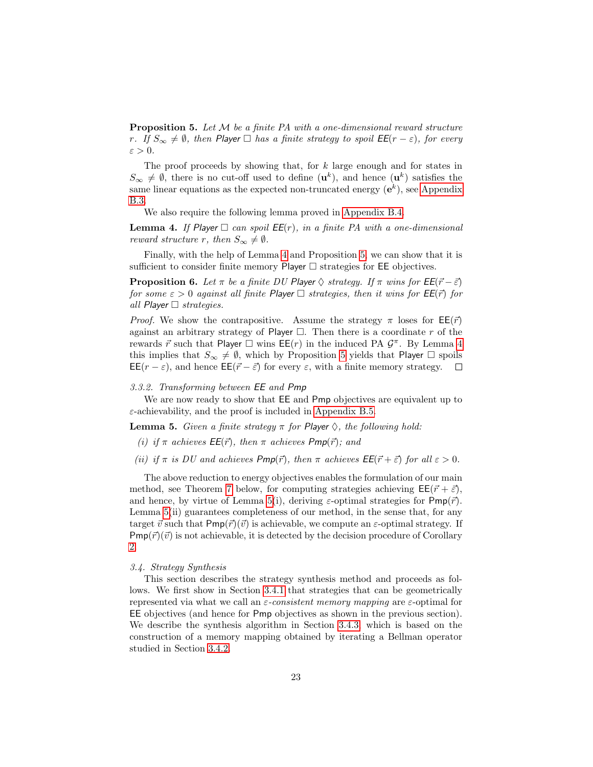**Proposition 5.** *Let $\mathcal{M}$ be a finite PA with a one-dimensional reward structure $r$. If $S_\infty \neq \emptyset$, then Player $\Box$ has a finite strategy to spoil $\mathsf{EE}(r - \varepsilon)$, for every $\varepsilon > 0$.*

The proof proceeds by showing that, for $k$ large enough and for states in $S_\infty \neq \emptyset$, there is no cut-off used to define $(\mathbf{u}^k)$, and hence $(\mathbf{u}^k)$ satisfies the same linear equations as the expected non-truncated energy $(\mathbf{e}^k)$, see Appendix B.3.

We also require the following lemma proved in Appendix B.4.

**Lemma 4.** *If Player $\Box$ can spoil $\mathsf{EE}(r)$, in a finite PA with a one-dimensional reward structure $r$, then $S_\infty \neq \emptyset$.*

Finally, with the help of Lemma 4 and Proposition 5, we can show that it is sufficient to consider finite memory Player $\Box$ strategies for EE objectives.

**Proposition 6.** *Let $\pi$ be a finite DU Player $\Diamond$ strategy. If $\pi$ wins for $\mathsf{EE}(\vec{r} - \vec{\varepsilon})$ for some $\varepsilon > 0$ against all finite Player $\Box$ strategies, then it wins for $\mathsf{EE}(\vec{r})$ for all Player $\Box$ strategies.*

*Proof.* We show the contrapositive. Assume the strategy $\pi$ loses for $\mathsf{EE}(\vec{r})$ against an arbitrary strategy of Player $\Box$. Then there is a coordinate $r$ of the rewards $\vec{r}$ such that Player $\Box$ wins $\mathsf{EE}(r)$ in the induced PA $\mathcal{G}^\pi$. By Lemma 4 this implies that $S_\infty \neq \emptyset$, which by Proposition 5 yields that Player $\Box$ spoils $\mathsf{EE}(r - \varepsilon)$, and hence $\mathsf{EE}(\vec{r} - \vec{\varepsilon})$ for every $\varepsilon$, with a finite memory strategy. $\Box$

*3.3.2. Transforming between EE and Pmp*

We are now ready to show that EE and Pmp objectives are equivalent up to $\varepsilon$-achievability, and the proof is included in Appendix B.5.

**Lemma 5.** *Given a finite strategy $\pi$ for Player $\Diamond$, the following hold:*

*(i) if $\pi$ achieves $\mathsf{EE}(\vec{r})$, then $\pi$ achieves $\mathsf{Pmp}(\vec{r})$; and*

*(ii) if $\pi$ is DU and achieves $\mathsf{Pmp}(\vec{r})$, then $\pi$ achieves $\mathsf{EE}(\vec{r} + \vec{\varepsilon})$ for all $\varepsilon > 0$.*

The above reduction to energy objectives enables the formulation of our main method, see Theorem 7 below, for computing strategies achieving $\mathsf{EE}(\vec{r} + \vec{\varepsilon})$, and hence, by virtue of Lemma 5(i), deriving $\varepsilon$-optimal strategies for $\mathsf{Pmp}(\vec{r})$. Lemma 5(ii) guarantees completeness of our method, in the sense that, for any target $\vec{v}$ such that $\mathsf{Pmp}(\vec{r})(\vec{v})$ is achievable, we compute an $\varepsilon$-optimal strategy. If $\mathsf{Pmp}(\vec{r})(\vec{v})$ is not achievable, it is detected by the decision procedure of Corollary 2.

*3.4. Strategy Synthesis*

This section describes the strategy synthesis method and proceeds as follows. We first show in Section 3.4.1 that strategies that can be geometrically represented via what we call an *$\varepsilon$-consistent memory mapping* are $\varepsilon$-optimal for EE objectives (and hence for Pmp objectives as shown in the previous section). We describe the synthesis algorithm in Section 3.4.3, which is based on the construction of a memory mapping obtained by iterating a Bellman operator studied in Section 3.4.2.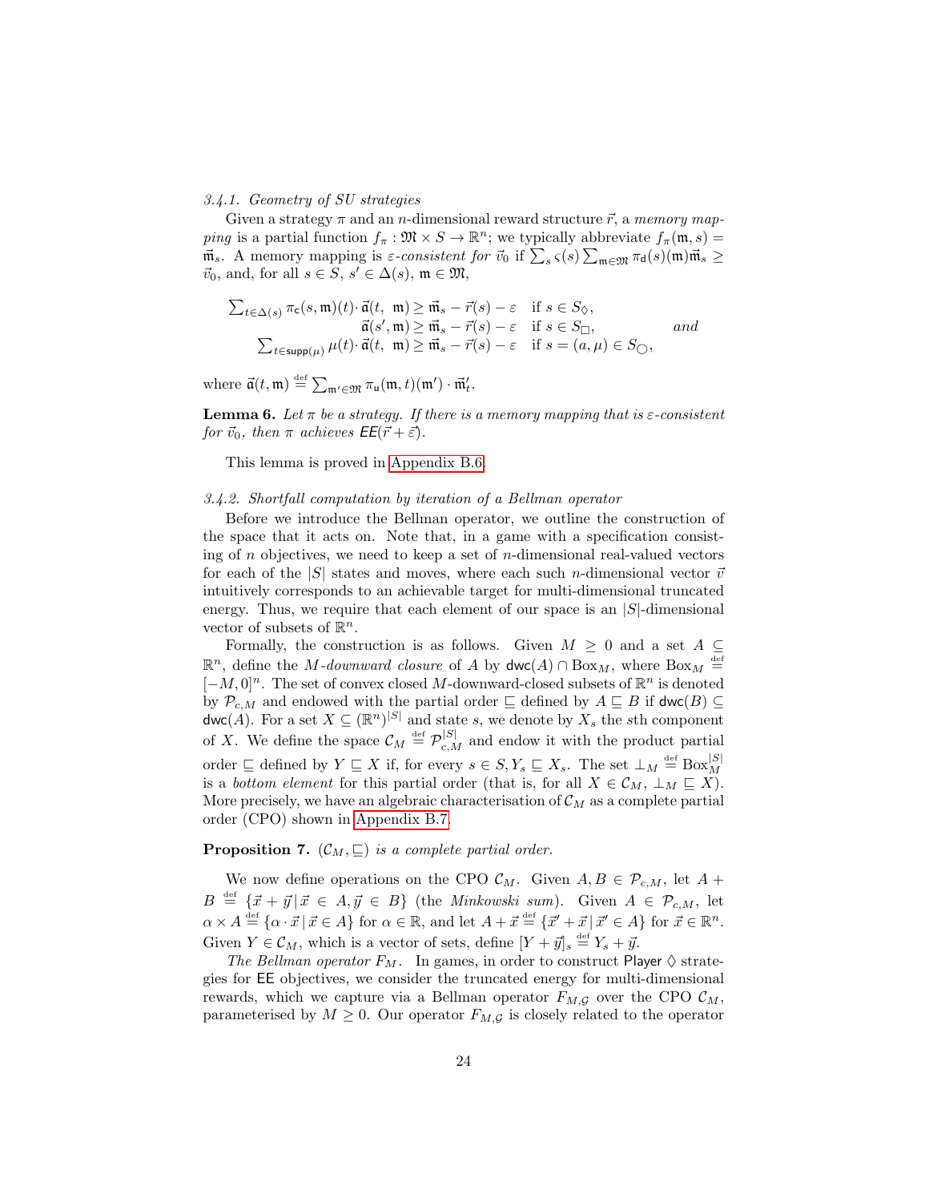*3.4.1. Geometry of SU strategies*

Given a strategy $\pi$ and an $n$-dimensional reward structure $\vec{r}$, a *memory mapping* is a partial function $f_\pi : \mathfrak{M} \times S \to \mathbb{R}^n$; we typically abbreviate $f_\pi(\mathfrak{m}, s) = \vec{\mathfrak{m}}_s$. A memory mapping is *$\varepsilon$-consistent for $\vec{v}_0$* if $\sum_s \varsigma(s) \sum_{\mathfrak{m} \in \mathfrak{M}} \pi_\mathsf{d}(s)(\mathfrak{m}) \vec{\mathfrak{m}}_s \geq \vec{v}_0$, and, for all $s \in S$, $s' \in \Delta(s)$, $\mathfrak{m} \in \mathfrak{M}$,

$$
\begin{aligned}
\textstyle\sum_{t \in \Delta(s)} \pi_\mathsf{c}(s, \mathfrak{m})(t) \cdot \vec{\mathfrak{a}}(t, \mathfrak{m}) &\geq \vec{\mathfrak{m}}_s - \vec{r}(s) - \varepsilon \quad \text{if } s \in S_\Diamond, \\
\vec{\mathfrak{a}}(s', \mathfrak{m}) &\geq \vec{\mathfrak{m}}_s - \vec{r}(s) - \varepsilon \quad \text{if } s \in S_\Box, \qquad \textit{and} \\
\textstyle\sum_{t \in \mathsf{supp}(\mu)} \mu(t) \cdot \vec{\mathfrak{a}}(t, \mathfrak{m}) &\geq \vec{\mathfrak{m}}_s - \vec{r}(s) - \varepsilon \quad \text{if } s = (a, \mu) \in S_\bigcirc,
\end{aligned}
$$

where $\vec{\mathfrak{a}}(t, \mathfrak{m}) \stackrel{\text{def}}{=} \sum_{\mathfrak{m}' \in \mathfrak{M}} \pi_\mathsf{u}(\mathfrak{m}, t)(\mathfrak{m}') \cdot \vec{\mathfrak{m}}'_t$.

**Lemma 6.** *Let $\pi$ be a strategy. If there is a memory mapping that is $\varepsilon$-consistent for $\vec{v}_0$, then $\pi$ achieves $\mathsf{EE}(\vec{r} + \vec{\varepsilon})$.*

This lemma is proved in Appendix B.6.

*3.4.2. Shortfall computation by iteration of a Bellman operator*

Before we introduce the Bellman operator, we outline the construction of the space that it acts on. Note that, in a game with a specification consisting of $n$ objectives, we need to keep a set of $n$-dimensional real-valued vectors for each of the $|S|$ states and moves, where each such $n$-dimensional vector $\vec{v}$ intuitively corresponds to an achievable target for multi-dimensional truncated energy. Thus, we require that each element of our space is an $|S|$-dimensional vector of subsets of $\mathbb{R}^n$.

Formally, the construction is as follows. Given $M \geq 0$ and a set $A \subseteq \mathbb{R}^n$, define the *$M$-downward closure* of $A$ by $\mathsf{dwc}(A) \cap \mathrm{Box}_M$, where $\mathrm{Box}_M \stackrel{\text{def}}{=} [-M, 0]^n$. The set of convex closed $M$-downward-closed subsets of $\mathbb{R}^n$ is denoted by $\mathcal{P}_{c,M}$ and endowed with the partial order $\sqsubseteq$ defined by $A \sqsubseteq B$ if $\mathsf{dwc}(B) \subseteq \mathsf{dwc}(A)$. For a set $X \subseteq (\mathbb{R}^n)^{|S|}$ and state $s$, we denote by $X_s$ the $s$th component of $X$. We define the space $\mathcal{C}_M \stackrel{\text{def}}{=} \mathcal{P}_{c,M}^{|S|}$ and endow it with the product partial order $\sqsubseteq$ defined by $Y \sqsubseteq X$ if, for every $s \in S, Y_s \sqsubseteq X_s$. The set $\bot_M \stackrel{\text{def}}{=} \mathrm{Box}_M^{|S|}$ is a *bottom element* for this partial order (that is, for all $X \in \mathcal{C}_M$, $\bot_M \sqsubseteq X$). More precisely, we have an algebraic characterisation of $\mathcal{C}_M$ as a complete partial order (CPO) shown in Appendix B.7.

**Proposition 7.** *$(\mathcal{C}_M, \sqsubseteq)$ is a complete partial order.*

We now define operations on the CPO $\mathcal{C}_M$. Given $A, B \in \mathcal{P}_{c,M}$, let $A + B \stackrel{\text{def}}{=} \{\vec{x} + \vec{y} \,|\, \vec{x} \in A, \vec{y} \in B\}$ (the *Minkowski sum*). Given $A \in \mathcal{P}_{c,M}$, let $\alpha \times A \stackrel{\text{def}}{=} \{\alpha \cdot \vec{x} \,|\, \vec{x} \in A\}$ for $\alpha \in \mathbb{R}$, and let $A + \vec{x} \stackrel{\text{def}}{=} \{\vec{x}' + \vec{x} \,|\, \vec{x}' \in A\}$ for $\vec{x} \in \mathbb{R}^n$. Given $Y \in \mathcal{C}_M$, which is a vector of sets, define $[Y + \vec{y}]_s \stackrel{\text{def}}{=} Y_s + \vec{y}$.

*The Bellman operator $F_M$.* In games, in order to construct Player $\Diamond$ strategies for $\mathsf{EE}$ objectives, we consider the truncated energy for multi-dimensional rewards, which we capture via a Bellman operator $F_{M,\mathcal{G}}$ over the CPO $\mathcal{C}_M$, parameterised by $M \geq 0$. Our operator $F_{M,\mathcal{G}}$ is closely related to the operator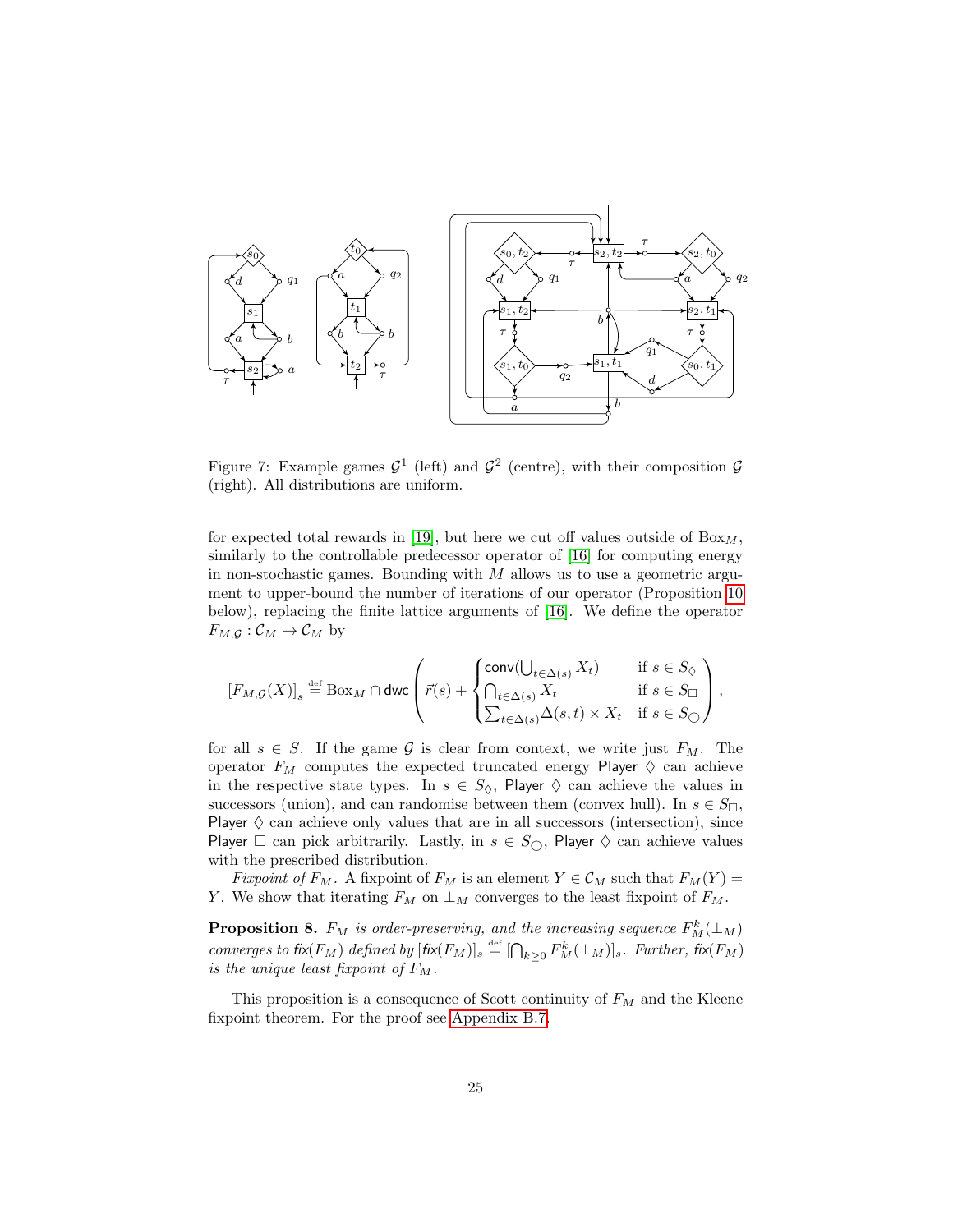Figure 7: Example games $\mathcal{G}^1$ (left) and $\mathcal{G}^2$ (centre), with their composition $\mathcal{G}$ (right). All distributions are uniform.

for expected total rewards in [19], but here we cut off values outside of $\mathrm{Box}_M$, similarly to the controllable predecessor operator of [16] for computing energy in non-stochastic games. Bounding with $M$ allows us to use a geometric argument to upper-bound the number of iterations of our operator (Proposition 10 below), replacing the finite lattice arguments of [16]. We define the operator $F_{M,\mathcal{G}} : \mathcal{C}_M \to \mathcal{C}_M$ by

$$[F_{M,\mathcal{G}}(X)]_s \stackrel{\text{def}}{=} \mathrm{Box}_M \cap \mathsf{dwc}\left(\vec{r}(s) + \begin{cases} \mathsf{conv}(\bigcup_{t \in \Delta(s)} X_t) & \text{if } s \in S_\Diamond \\ \bigcap_{t \in \Delta(s)} X_t & \text{if } s \in S_\Box \\ \sum_{t \in \Delta(s)} \Delta(s,t) \times X_t & \text{if } s \in S_\bigcirc \end{cases}\right),$$

for all $s \in S$. If the game $\mathcal{G}$ is clear from context, we write just $F_M$. The operator $F_M$ computes the expected truncated energy Player $\Diamond$ can achieve in the respective state types. In $s \in S_\Diamond$, Player $\Diamond$ can achieve the values in successors (union), and can randomise between them (convex hull). In $s \in S_\Box$, Player $\Diamond$ can achieve only values that are in all successors (intersection), since Player $\Box$ can pick arbitrarily. Lastly, in $s \in S_\bigcirc$, Player $\Diamond$ can achieve values with the prescribed distribution.

*Fixpoint of $F_M$.* A fixpoint of $F_M$ is an element $Y \in \mathcal{C}_M$ such that $F_M(Y) = Y$. We show that iterating $F_M$ on $\bot_M$ converges to the least fixpoint of $F_M$.

**Proposition 8.** *$F_M$ is order-preserving, and the increasing sequence $F_M^k(\bot_M)$ converges to $\mathit{fix}(F_M)$ defined by $[\mathit{fix}(F_M)]_s \stackrel{\text{def}}{=} [\bigcap_{k \geq 0} F_M^k(\bot_M)]_s$. Further, $\mathit{fix}(F_M)$ is the unique least fixpoint of $F_M$.*

This proposition is a consequence of Scott continuity of $F_M$ and the Kleene fixpoint theorem. For the proof see Appendix B.7.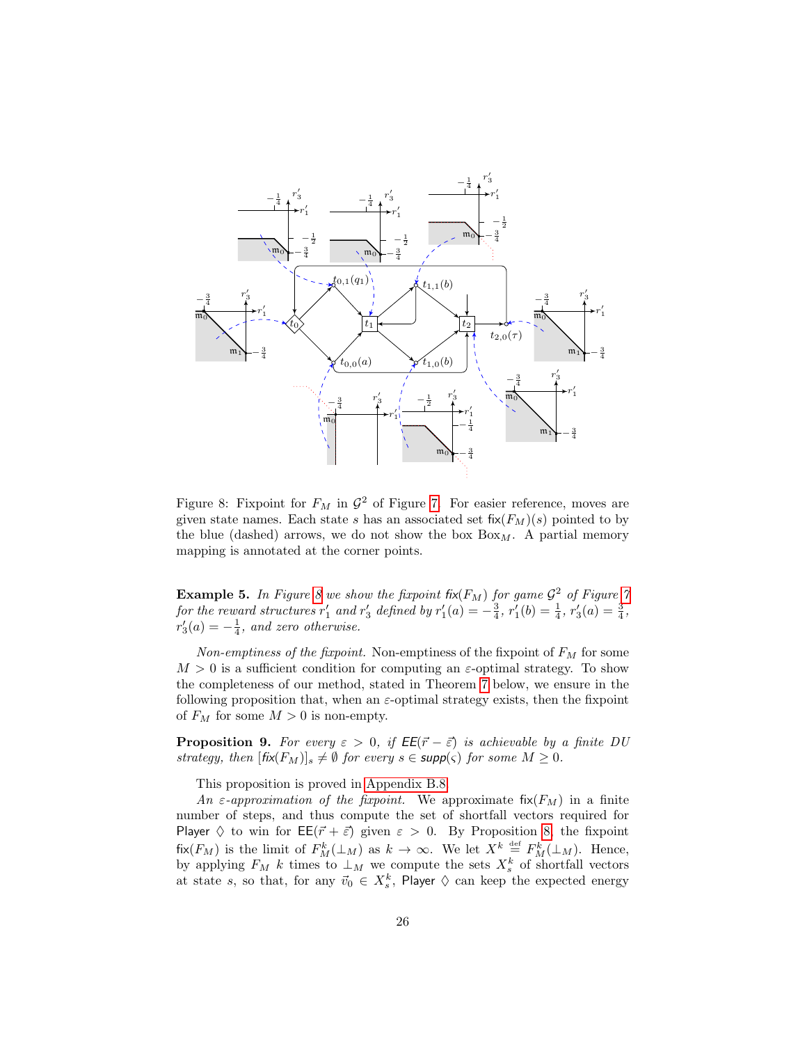Figure 8: Fixpoint for $F_M$ in $\mathcal{G}^2$ of Figure 7. For easier reference, moves are given state names. Each state $s$ has an associated set $\mathsf{fix}(F_M)(s)$ pointed to by the blue (dashed) arrows, we do not show the box $\mathrm{Box}_M$. A partial memory mapping is annotated at the corner points.

**Example 5.** *In Figure 8 we show the fixpoint $\mathit{fix}(F_M)$ for game $\mathcal{G}^2$ of Figure 7 for the reward structures $r'_1$ and $r'_3$ defined by $r'_1(a) = -\frac{3}{4}$, $r'_1(b) = \frac{1}{4}$, $r'_3(a) = \frac{3}{4}$, $r'_3(a) = -\frac{1}{4}$, and zero otherwise.*

*Non-emptiness of the fixpoint.* Non-emptiness of the fixpoint of $F_M$ for some $M > 0$ is a sufficient condition for computing an $\varepsilon$-optimal strategy. To show the completeness of our method, stated in Theorem 7 below, we ensure in the following proposition that, when an $\varepsilon$-optimal strategy exists, then the fixpoint of $F_M$ for some $M > 0$ is non-empty.

**Proposition 9.** *For every $\varepsilon > 0$, if $\mathsf{EE}(\vec{r} - \vec{\varepsilon})$ is achievable by a finite DU strategy, then $[\mathit{fix}(F_M)]_s \neq \emptyset$ for every $s \in \mathsf{supp}(\varsigma)$ for some $M \geq 0$.*

This proposition is proved in Appendix B.8.

*An $\varepsilon$-approximation of the fixpoint.* We approximate $\mathsf{fix}(F_M)$ in a finite number of steps, and thus compute the set of shortfall vectors required for Player $\Diamond$ to win for $\mathsf{EE}(\vec{r} + \vec{\varepsilon})$ given $\varepsilon > 0$. By Proposition 8, the fixpoint $\mathsf{fix}(F_M)$ is the limit of $F_M^k(\bot_M)$ as $k \to \infty$. We let $X^k \stackrel{\text{def}}{=} F_M^k(\bot_M)$. Hence, by applying $F_M$ $k$ times to $\bot_M$ we compute the sets $X_s^k$ of shortfall vectors at state $s$, so that, for any $\vec{v}_0 \in X_s^k$, Player $\Diamond$ can keep the expected energy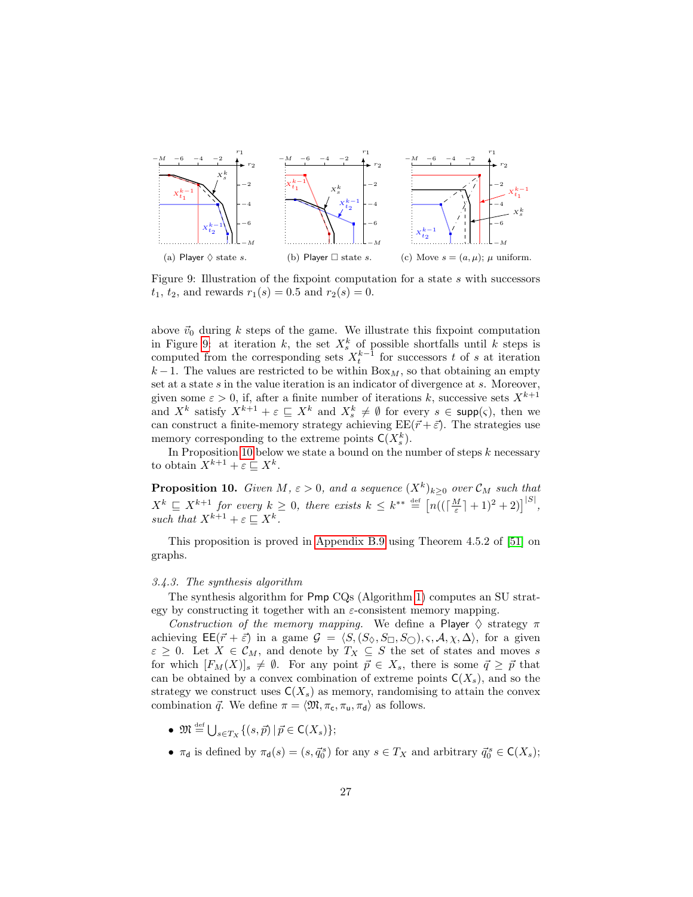(a) Player $\Diamond$ state $s$. (b) Player $\Box$ state $s$. (c) Move $s = (a, \mu)$; $\mu$ uniform.

Figure 9: Illustration of the fixpoint computation for a state $s$ with successors $t_1$, $t_2$, and rewards $r_1(s) = 0.5$ and $r_2(s) = 0$.

above $\vec{v}_0$ during $k$ steps of the game. We illustrate this fixpoint computation in Figure 9: at iteration $k$, the set $X_s^k$ of possible shortfalls until $k$ steps is computed from the corresponding sets $X_t^{k-1}$ for successors $t$ of $s$ at iteration $k-1$. The values are restricted to be within $\mathrm{Box}_M$, so that obtaining an empty set at a state $s$ in the value iteration is an indicator of divergence at $s$. Moreover, given some $\varepsilon > 0$, if, after a finite number of iterations $k$, successive sets $X^{k+1}$ and $X^k$ satisfy $X^{k+1} + \varepsilon \sqsubseteq X^k$ and $X_s^k \neq \emptyset$ for every $s \in \mathsf{supp}(\varsigma)$, then we can construct a finite-memory strategy achieving $\mathrm{EE}(\vec{r} + \vec{\varepsilon})$. The strategies use memory corresponding to the extreme points $\mathsf{C}(X_s^k)$.

In Proposition 10 below we state a bound on the number of steps $k$ necessary to obtain $X^{k+1} + \varepsilon \sqsubseteq X^k$.

**Proposition 10.** *Given $M$, $\varepsilon > 0$, and a sequence $(X^k)_{k \geq 0}$ over $\mathcal{C}_M$ such that $X^k \sqsubseteq X^{k+1}$ for every $k \geq 0$, there exists $k \leq k^{**} \stackrel{\text{def}}{=} \left[n((\lceil \frac{M}{\varepsilon} \rceil + 1)^2 + 2)\right]^{|S|}$, such that $X^{k+1} + \varepsilon \sqsubseteq X^k$.*

This proposition is proved in Appendix B.9 using Theorem 4.5.2 of [51] on graphs.

### 3.4.3. The synthesis algorithm

The synthesis algorithm for $\mathsf{Pmp}$ CQs (Algorithm 1) computes an SU strategy by constructing it together with an $\varepsilon$-consistent memory mapping.

*Construction of the memory mapping.* We define a Player $\Diamond$ strategy $\pi$ achieving $\mathsf{EE}(\vec{r} + \vec{\varepsilon})$ in a game $\mathcal{G} = \langle S, (S_\Diamond, S_\Box, S_\bigcirc), \varsigma, \mathcal{A}, \chi, \Delta \rangle$, for a given $\varepsilon \geq 0$. Let $X \in \mathcal{C}_M$, and denote by $T_X \subseteq S$ the set of states and moves $s$ for which $[F_M(X)]_s \neq \emptyset$. For any point $\vec{p} \in X_s$, there is some $\vec{q} \geq \vec{p}$ that can be obtained by a convex combination of extreme points $\mathsf{C}(X_s)$, and so the strategy we construct uses $\mathsf{C}(X_s)$ as memory, randomising to attain the convex combination $\vec{q}$. We define $\pi = \langle \mathfrak{M}, \pi_\mathsf{c}, \pi_\mathsf{u}, \pi_\mathsf{d} \rangle$ as follows.

- $\mathfrak{M} \stackrel{\text{def}}{=} \bigcup_{s \in T_X} \{(s, \vec{p}) \,|\, \vec{p} \in \mathsf{C}(X_s)\}$;
- $\pi_\mathsf{d}$ is defined by $\pi_\mathsf{d}(s) = (s, \vec{q}_0^{\,s})$ for any $s \in T_X$ and arbitrary $\vec{q}_0^{\,s} \in \mathsf{C}(X_s)$;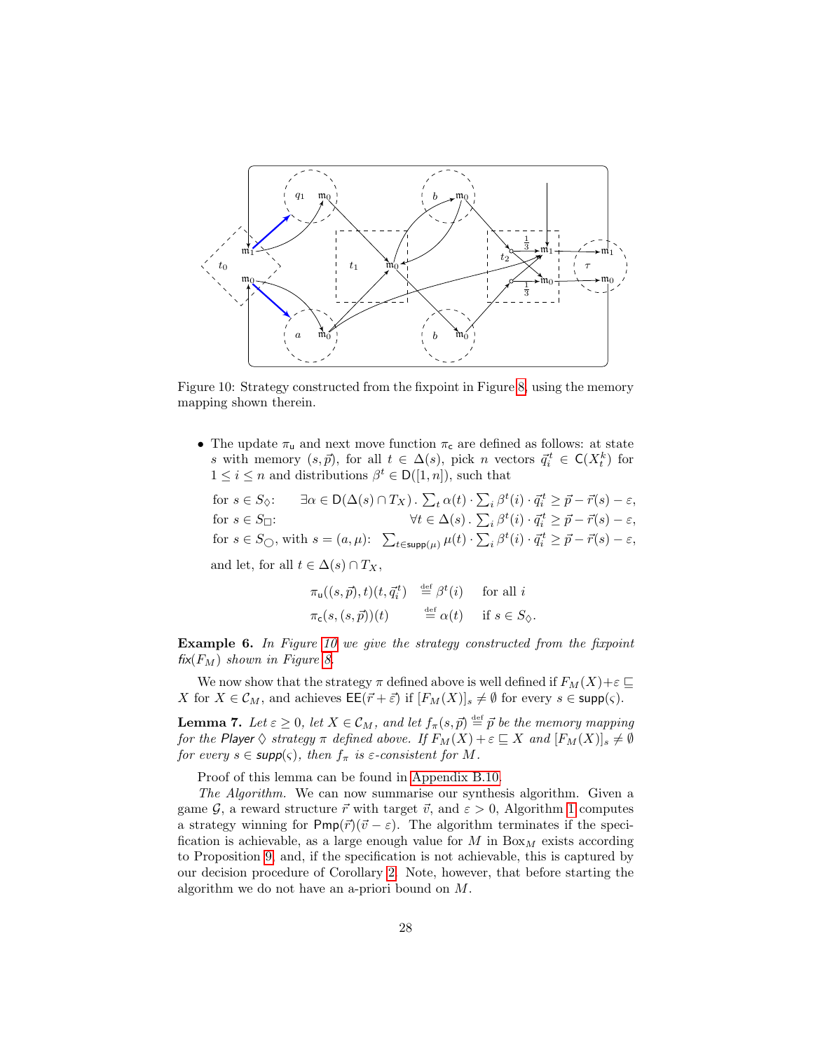Figure 10: Strategy constructed from the fixpoint in Figure 8, using the memory mapping shown therein.

- The update $\pi_\mathsf{u}$ and next move function $\pi_\mathsf{c}$ are defined as follows: at state $s$ with memory $(s,\vec{p})$, for all $t \in \Delta(s)$, pick $n$ vectors $\vec{q}^{\,t}_i \in \mathsf{C}(X^k_t)$ for $1 \le i \le n$ and distributions $\beta^t \in \mathsf{D}([1,n])$, such that

  $$\text{for } s \in S_\Diamond: \qquad \exists \alpha \in \mathsf{D}(\Delta(s) \cap T_X) \,.\, \textstyle\sum_t \alpha(t) \cdot \sum_i \beta^t(i) \cdot \vec{q}^{\,t}_i \ge \vec{p} - \vec{r}(s) - \varepsilon,$$
  $$\text{for } s \in S_\Box: \qquad \forall t \in \Delta(s) \,.\, \textstyle\sum_i \beta^t(i) \cdot \vec{q}^{\,t}_i \ge \vec{p} - \vec{r}(s) - \varepsilon,$$
  $$\text{for } s \in S_\bigcirc, \text{ with } s = (a,\mu)\text{:} \quad \textstyle\sum_{t \in \mathsf{supp}(\mu)} \mu(t) \cdot \sum_i \beta^t(i) \cdot \vec{q}^{\,t}_i \ge \vec{p} - \vec{r}(s) - \varepsilon,$$

  and let, for all $t \in \Delta(s) \cap T_X$,

  $$\pi_\mathsf{u}((s,\vec{p}),t)(t,\vec{q}^{\,t}_i) \stackrel{\text{def}}{=} \beta^t(i) \qquad \text{for all } i$$
  $$\pi_\mathsf{c}(s,(s,\vec{p}))(t) \stackrel{\text{def}}{=} \alpha(t) \qquad \text{if } s \in S_\Diamond.$$

**Example 6.** *In Figure 10 we give the strategy constructed from the fixpoint $\mathit{fix}(F_M)$ shown in Figure 8.*

We now show that the strategy $\pi$ defined above is well defined if $F_M(X)+\varepsilon \sqsubseteq X$ for $X \in \mathcal{C}_M$, and achieves $\mathsf{EE}(\vec{r}+\vec{\varepsilon})$ if $[F_M(X)]_s \neq \emptyset$ for every $s \in \mathsf{supp}(\varsigma)$.

**Lemma 7.** *Let $\varepsilon \ge 0$, let $X \in \mathcal{C}_M$, and let $f_\pi(s,\vec{p}) \stackrel{\text{def}}{=} \vec{p}$ be the memory mapping for the Player $\Diamond$ strategy $\pi$ defined above. If $F_M(X)+\varepsilon \sqsubseteq X$ and $[F_M(X)]_s \neq \emptyset$ for every $s \in \mathsf{supp}(\varsigma)$, then $f_\pi$ is $\varepsilon$-consistent for $M$.*

Proof of this lemma can be found in Appendix B.10.

*The Algorithm.* We can now summarise our synthesis algorithm. Given a game $\mathcal{G}$, a reward structure $\vec{r}$ with target $\vec{v}$, and $\varepsilon > 0$, Algorithm 1 computes a strategy winning for $\mathsf{Pmp}(\vec{r})(\vec{v}-\varepsilon)$. The algorithm terminates if the specification is achievable, as a large enough value for $M$ in $\mathrm{Box}_M$ exists according to Proposition 9, and, if the specification is not achievable, this is captured by our decision procedure of Corollary 2. Note, however, that before starting the algorithm we do not have an a-priori bound on $M$.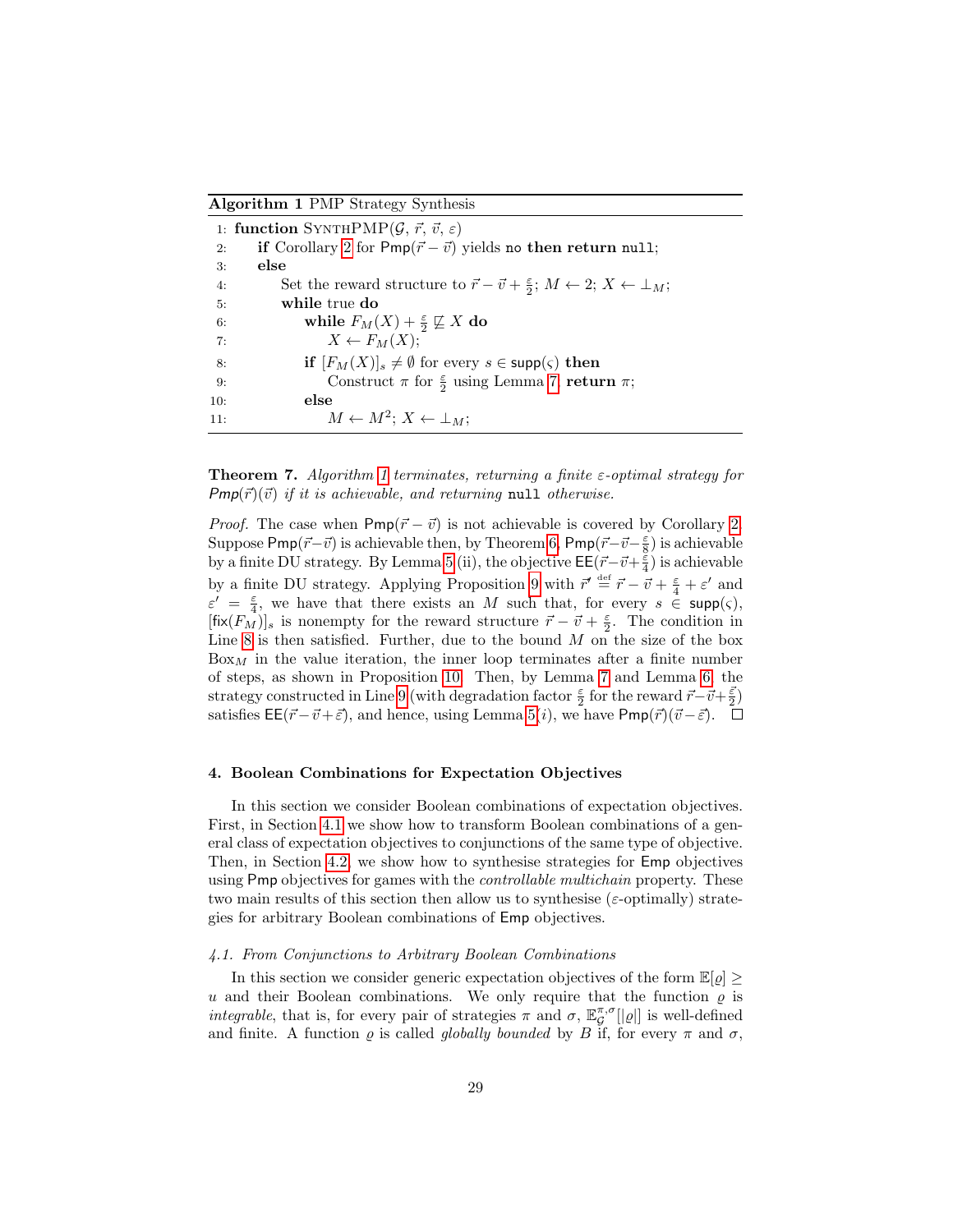**Algorithm 1** PMP Strategy Synthesis

```
1: function SynthPMP(𝒢, r⃗, v⃗, ε)
2:     if Corollary 2 for Pmp(r⃗ − v⃗) yields no then return null;
3:     else
4:         Set the reward structure to r⃗ − v⃗ + ε/2; M ← 2; X ← ⊥_M;
5:         while true do
6:             while F_M(X) + ε/2 ⋢ X do
7:                 X ← F_M(X);
8:             if [F_M(X)]_s ≠ ∅ for every s ∈ supp(ς) then
9:                 Construct π for ε/2 using Lemma 7; return π;
10:            else
11:                M ← M²; X ← ⊥_M;
```

**Theorem 7.** *Algorithm 1 terminates, returning a finite $\varepsilon$-optimal strategy for $\mathsf{Pmp}(\vec{r})(\vec{v})$ if it is achievable, and returning* `null` *otherwise.*

*Proof.* The case when $\mathsf{Pmp}(\vec{r}-\vec{v})$ is not achievable is covered by Corollary 2. Suppose $\mathsf{Pmp}(\vec{r}-\vec{v})$ is achievable then, by Theorem 6, $\mathsf{Pmp}(\vec{r}-\vec{v}-\frac{\varepsilon}{8})$ is achievable by a finite DU strategy. By Lemma 5 (ii), the objective $\mathsf{EE}(\vec{r}-\vec{v}+\frac{\varepsilon}{4})$ is achievable by a finite DU strategy. Applying Proposition 9 with $\vec{r}' \stackrel{\text{def}}{=} \vec{r}-\vec{v}+\frac{\varepsilon}{4}+\varepsilon'$ and $\varepsilon' = \frac{\varepsilon}{4}$, we have that there exists an $M$ such that, for every $s \in \mathsf{supp}(\varsigma)$, $[\mathsf{fix}(F_M)]_s$ is nonempty for the reward structure $\vec{r}-\vec{v}+\frac{\varepsilon}{2}$. The condition in Line 8 is then satisfied. Further, due to the bound $M$ on the size of the box $\mathrm{Box}_M$ in the value iteration, the inner loop terminates after a finite number of steps, as shown in Proposition 10. Then, by Lemma 7 and Lemma 6, the strategy constructed in Line 9 (with degradation factor $\frac{\varepsilon}{2}$ for the reward $\vec{r}-\vec{v}+\frac{\vec{\varepsilon}}{2}$) satisfies $\mathsf{EE}(\vec{r}-\vec{v}+\vec{\varepsilon})$, and hence, using Lemma 5(*i*), we have $\mathsf{Pmp}(\vec{r})(\vec{v}-\vec{\varepsilon})$. $\square$

## 4. Boolean Combinations for Expectation Objectives

In this section we consider Boolean combinations of expectation objectives. First, in Section 4.1 we show how to transform Boolean combinations of a general class of expectation objectives to conjunctions of the same type of objective. Then, in Section 4.2, we show how to synthesise strategies for $\mathsf{Emp}$ objectives using $\mathsf{Pmp}$ objectives for games with the *controllable multichain* property. These two main results of this section then allow us to synthesise ($\varepsilon$-optimally) strategies for arbitrary Boolean combinations of $\mathsf{Emp}$ objectives.

### *4.1. From Conjunctions to Arbitrary Boolean Combinations*

In this section we consider generic expectation objectives of the form $\mathbb{E}[\varrho] \geq u$ and their Boolean combinations. We only require that the function $\varrho$ is *integrable*, that is, for every pair of strategies $\pi$ and $\sigma$, $\mathbb{E}^{\pi,\sigma}_{\mathcal{G}}[|\varrho|]$ is well-defined and finite. A function $\varrho$ is called *globally bounded* by $B$ if, for every $\pi$ and $\sigma$,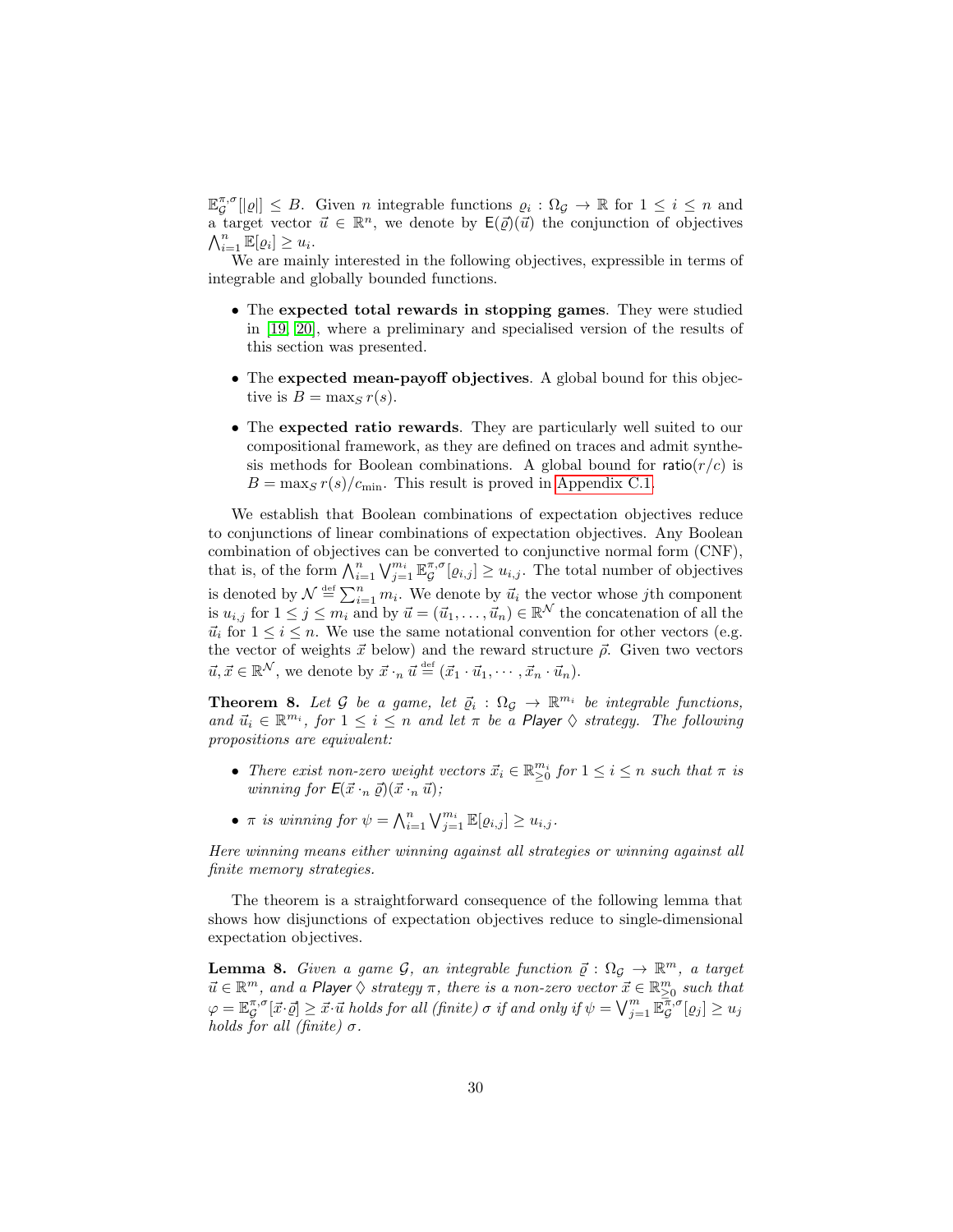$\mathbb{E}_{\mathcal{G}}^{\pi,\sigma}[|\varrho|] \leq B$. Given $n$ integrable functions $\varrho_i : \Omega_{\mathcal{G}} \to \mathbb{R}$ for $1 \leq i \leq n$ and a target vector $\vec{u} \in \mathbb{R}^n$, we denote by $\mathsf{E}(\vec{\varrho})(\vec{u})$ the conjunction of objectives $\bigwedge_{i=1}^n \mathbb{E}[\varrho_i] \geq u_i$.

We are mainly interested in the following objectives, expressible in terms of integrable and globally bounded functions.

- The **expected total rewards in stopping games**. They were studied in [19, 20], where a preliminary and specialised version of the results of this section was presented.
- The **expected mean-payoff objectives**. A global bound for this objective is $B = \max_S r(s)$.
- The **expected ratio rewards**. They are particularly well suited to our compositional framework, as they are defined on traces and admit synthesis methods for Boolean combinations. A global bound for $\mathsf{ratio}(r/c)$ is $B = \max_S r(s)/c_{\min}$. This result is proved in Appendix C.1.

We establish that Boolean combinations of expectation objectives reduce to conjunctions of linear combinations of expectation objectives. Any Boolean combination of objectives can be converted to conjunctive normal form (CNF), that is, of the form $\bigwedge_{i=1}^n \bigvee_{j=1}^{m_i} \mathbb{E}_{\mathcal{G}}^{\pi,\sigma}[\varrho_{i,j}] \geq u_{i,j}$. The total number of objectives is denoted by $\mathcal{N} \stackrel{\text{def}}{=} \sum_{i=1}^n m_i$. We denote by $\vec{u}_i$ the vector whose $j$th component is $u_{i,j}$ for $1 \leq j \leq m_i$ and by $\vec{u} = (\vec{u}_1, \ldots, \vec{u}_n) \in \mathbb{R}^{\mathcal{N}}$ the concatenation of all the $\vec{u}_i$ for $1 \leq i \leq n$. We use the same notational convention for other vectors (e.g. the vector of weights $\vec{x}$ below) and the reward structure $\vec{\rho}$. Given two vectors $\vec{u}, \vec{x} \in \mathbb{R}^{\mathcal{N}}$, we denote by $\vec{x} \cdot_n \vec{u} \stackrel{\text{def}}{=} (\vec{x}_1 \cdot \vec{u}_1, \cdots, \vec{x}_n \cdot \vec{u}_n)$.

**Theorem 8.** *Let $\mathcal{G}$ be a game, let $\vec{\varrho}_i : \Omega_{\mathcal{G}} \to \mathbb{R}^{m_i}$ be integrable functions, and $\vec{u}_i \in \mathbb{R}^{m_i}$, for $1 \leq i \leq n$ and let $\pi$ be a Player $\Diamond$ strategy. The following propositions are equivalent:*

- *There exist non-zero weight vectors $\vec{x}_i \in \mathbb{R}_{\geq 0}^{m_i}$ for $1 \leq i \leq n$ such that $\pi$ is winning for $\mathsf{E}(\vec{x} \cdot_n \vec{\varrho})(\vec{x} \cdot_n \vec{u})$;*
- *$\pi$ is winning for $\psi = \bigwedge_{i=1}^n \bigvee_{j=1}^{m_i} \mathbb{E}[\varrho_{i,j}] \geq u_{i,j}$.*

*Here winning means either winning against all strategies or winning against all finite memory strategies.*

The theorem is a straightforward consequence of the following lemma that shows how disjunctions of expectation objectives reduce to single-dimensional expectation objectives.

**Lemma 8.** *Given a game $\mathcal{G}$, an integrable function $\vec{\varrho} : \Omega_{\mathcal{G}} \to \mathbb{R}^m$, a target $\vec{u} \in \mathbb{R}^m$, and a Player $\Diamond$ strategy $\pi$, there is a non-zero vector $\vec{x} \in \mathbb{R}_{\geq 0}^m$ such that $\varphi = \mathbb{E}_{\mathcal{G}}^{\pi,\sigma}[\vec{x} \cdot \vec{\varrho}] \geq \vec{x} \cdot \vec{u}$ holds for all (finite) $\sigma$ if and only if $\psi = \bigvee_{j=1}^m \mathbb{E}_{\mathcal{G}}^{\pi,\sigma}[\varrho_j] \geq u_j$ holds for all (finite) $\sigma$.*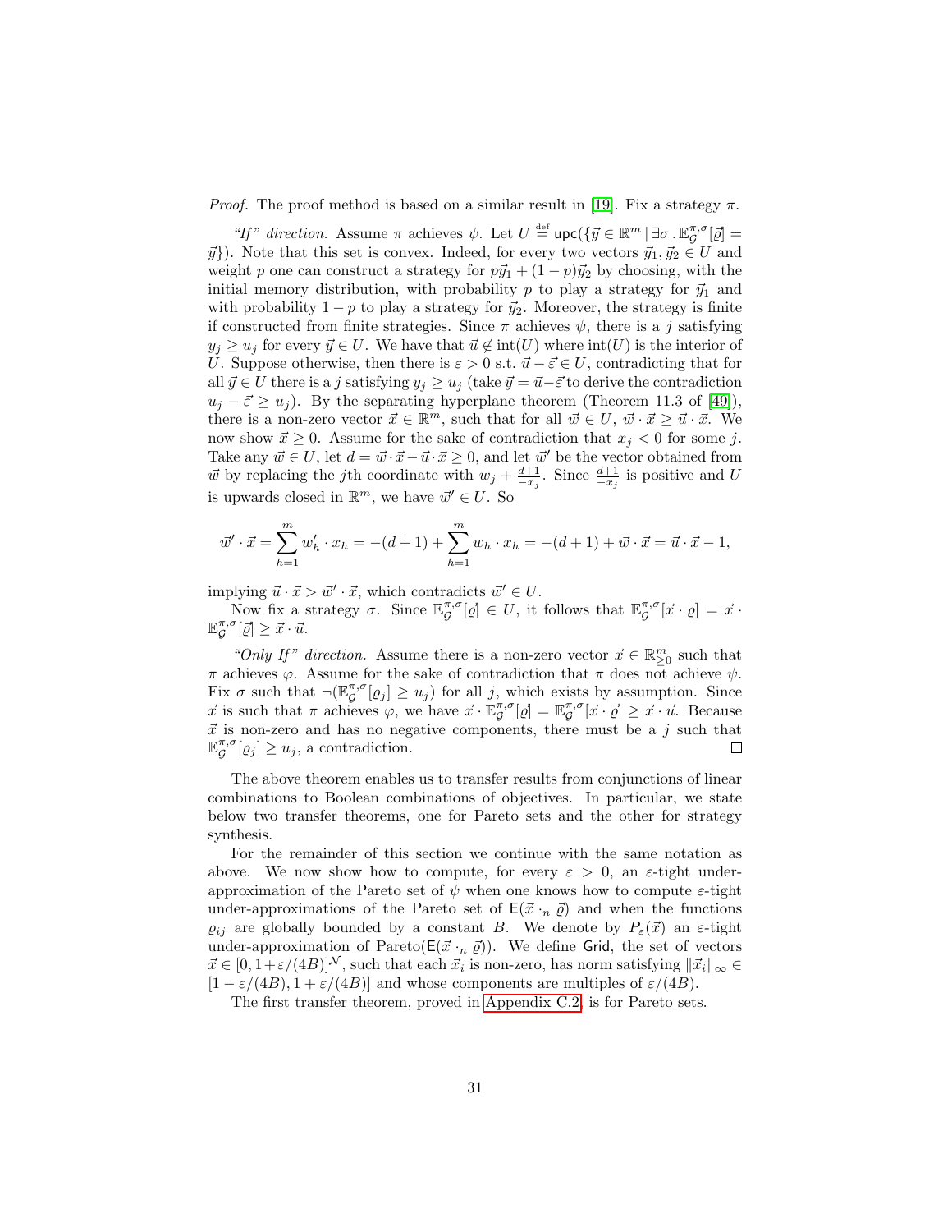*Proof.* The proof method is based on a similar result in [19]. Fix a strategy $\pi$.

*"If" direction.* Assume $\pi$ achieves $\psi$. Let $U \stackrel{\text{def}}{=} \mathsf{upc}(\{\vec{y} \in \mathbb{R}^m \mid \exists \sigma \, . \, \mathbb{E}^{\pi,\sigma}_{\mathcal{G}}[\vec{\varrho}] = \vec{y}\})$. Note that this set is convex. Indeed, for every two vectors $\vec{y}_1, \vec{y}_2 \in U$ and weight $p$ one can construct a strategy for $p\vec{y}_1 + (1-p)\vec{y}_2$ by choosing, with the initial memory distribution, with probability $p$ to play a strategy for $\vec{y}_1$ and with probability $1-p$ to play a strategy for $\vec{y}_2$. Moreover, the strategy is finite if constructed from finite strategies. Since $\pi$ achieves $\psi$, there is a $j$ satisfying $y_j \geq u_j$ for every $\vec{y} \in U$. We have that $\vec{u} \notin \text{int}(U)$ where $\text{int}(U)$ is the interior of $U$. Suppose otherwise, then there is $\varepsilon > 0$ s.t. $\vec{u} - \vec{\varepsilon} \in U$, contradicting that for all $\vec{y} \in U$ there is a $j$ satisfying $y_j \geq u_j$ (take $\vec{y} = \vec{u} - \vec{\varepsilon}$ to derive the contradiction $u_j - \vec{\varepsilon} \geq u_j$). By the separating hyperplane theorem (Theorem 11.3 of [49]), there is a non-zero vector $\vec{x} \in \mathbb{R}^m$, such that for all $\vec{w} \in U$, $\vec{w} \cdot \vec{x} \geq \vec{u} \cdot \vec{x}$. We now show $\vec{x} \geq 0$. Assume for the sake of contradiction that $x_j < 0$ for some $j$. Take any $\vec{w} \in U$, let $d = \vec{w} \cdot \vec{x} - \vec{u} \cdot \vec{x} \geq 0$, and let $\vec{w}'$ be the vector obtained from $\vec{w}$ by replacing the $j$th coordinate with $w_j + \frac{d+1}{-x_j}$. Since $\frac{d+1}{-x_j}$ is positive and $U$ is upwards closed in $\mathbb{R}^m$, we have $\vec{w}' \in U$. So

$$\vec{w}' \cdot \vec{x} = \sum_{h=1}^{m} w'_h \cdot x_h = -(d+1) + \sum_{h=1}^{m} w_h \cdot x_h = -(d+1) + \vec{w} \cdot \vec{x} = \vec{u} \cdot \vec{x} - 1,$$

implying $\vec{u} \cdot \vec{x} > \vec{w}' \cdot \vec{x}$, which contradicts $\vec{w}' \in U$.

Now fix a strategy $\sigma$. Since $\mathbb{E}^{\pi,\sigma}_{\mathcal{G}}[\vec{\varrho}] \in U$, it follows that $\mathbb{E}^{\pi,\sigma}_{\mathcal{G}}[\vec{x} \cdot \varrho] = \vec{x} \cdot \mathbb{E}^{\pi,\sigma}_{\mathcal{G}}[\vec{\varrho}] \geq \vec{x} \cdot \vec{u}$.

*"Only If" direction.* Assume there is a non-zero vector $\vec{x} \in \mathbb{R}^m_{\geq 0}$ such that $\pi$ achieves $\varphi$. Assume for the sake of contradiction that $\pi$ does not achieve $\psi$. Fix $\sigma$ such that $\neg(\mathbb{E}^{\pi,\sigma}_{\mathcal{G}}[\varrho_j] \geq u_j)$ for all $j$, which exists by assumption. Since $\vec{x}$ is such that $\pi$ achieves $\varphi$, we have $\vec{x} \cdot \mathbb{E}^{\pi,\sigma}_{\mathcal{G}}[\vec{\varrho}] = \mathbb{E}^{\pi,\sigma}_{\mathcal{G}}[\vec{x} \cdot \vec{\varrho}] \geq \vec{x} \cdot \vec{u}$. Because $\vec{x}$ is non-zero and has no negative components, there must be a $j$ such that $\mathbb{E}^{\pi,\sigma}_{\mathcal{G}}[\varrho_j] \geq u_j$, a contradiction. ◻

The above theorem enables us to transfer results from conjunctions of linear combinations to Boolean combinations of objectives. In particular, we state below two transfer theorems, one for Pareto sets and the other for strategy synthesis.

For the remainder of this section we continue with the same notation as above. We now show how to compute, for every $\varepsilon > 0$, an $\varepsilon$-tight under-approximation of the Pareto set of $\psi$ when one knows how to compute $\varepsilon$-tight under-approximations of the Pareto set of $\mathsf{E}(\vec{x} \cdot_n \vec{\varrho})$ and when the functions $\varrho_{ij}$ are globally bounded by a constant $B$. We denote by $P_\varepsilon(\vec{x})$ an $\varepsilon$-tight under-approximation of $\text{Pareto}(\mathsf{E}(\vec{x} \cdot_n \vec{\varrho}))$. We define $\mathsf{Grid}$, the set of vectors $\vec{x} \in [0, 1+\varepsilon/(4B)]^{\mathcal{N}}$, such that each $\vec{x}_i$ is non-zero, has norm satisfying $\|\vec{x}_i\|_\infty \in [1 - \varepsilon/(4B), 1 + \varepsilon/(4B)]$ and whose components are multiples of $\varepsilon/(4B)$.

The first transfer theorem, proved in Appendix C.2, is for Pareto sets.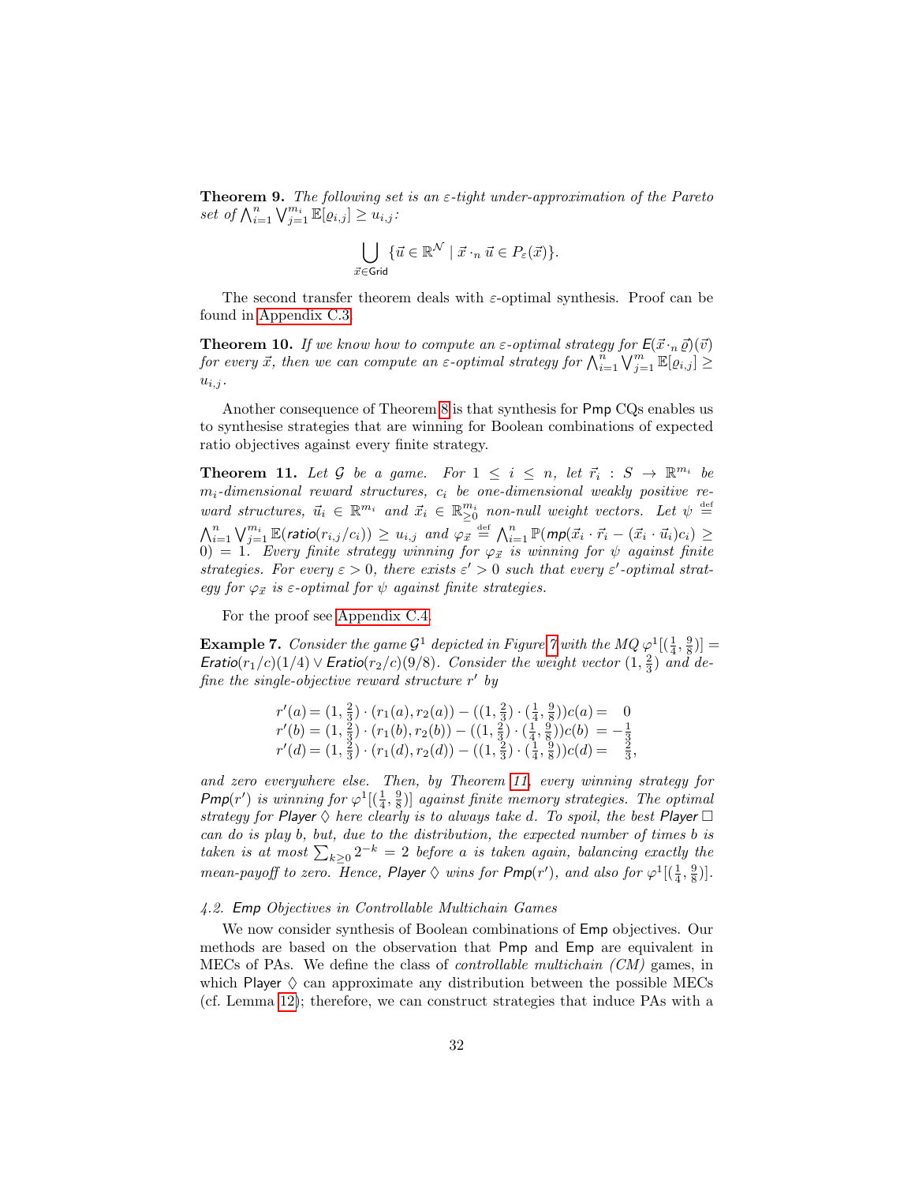**Theorem 9.** *The following set is an $\varepsilon$-tight under-approximation of the Pareto set of $\bigwedge_{i=1}^{n} \bigvee_{j=1}^{m_i} \mathbb{E}[\varrho_{i,j}] \geq u_{i,j}$:*

$$\bigcup_{\vec{x} \in \mathsf{Grid}} \{\vec{u} \in \mathbb{R}^{\mathcal{N}} \mid \vec{x} \cdot_n \vec{u} \in P_\varepsilon(\vec{x})\}.$$

The second transfer theorem deals with $\varepsilon$-optimal synthesis. Proof can be found in Appendix C.3.

**Theorem 10.** *If we know how to compute an $\varepsilon$-optimal strategy for $\mathsf{E}(\vec{x} \cdot_n \vec{\varrho})(\vec{v})$ for every $\vec{x}$, then we can compute an $\varepsilon$-optimal strategy for $\bigwedge_{i=1}^{n} \bigvee_{j=1}^{m} \mathbb{E}[\varrho_{i,j}] \geq u_{i,j}$.*

Another consequence of Theorem 8 is that synthesis for $\mathsf{Pmp}$ CQs enables us to synthesise strategies that are winning for Boolean combinations of expected ratio objectives against every finite strategy.

**Theorem 11.** *Let $\mathcal{G}$ be a game. For $1 \leq i \leq n$, let $\vec{r}_i : S \to \mathbb{R}^{m_i}$ be $m_i$-dimensional reward structures, $c_i$ be one-dimensional weakly positive reward structures, $\vec{u}_i \in \mathbb{R}^{m_i}$ and $\vec{x}_i \in \mathbb{R}^{m_i}_{\geq 0}$ non-null weight vectors. Let $\psi \stackrel{\text{def}}{=} \bigwedge_{i=1}^{n} \bigvee_{j=1}^{m_i} \mathbb{E}(\mathit{ratio}(r_{i,j}/c_i)) \geq u_{i,j}$ and $\varphi_{\vec{x}} \stackrel{\text{def}}{=} \bigwedge_{i=1}^{n} \mathbb{P}(\mathit{mp}(\vec{x}_i \cdot \vec{r}_i - (\vec{x}_i \cdot \vec{u}_i)c_i) \geq 0) = 1$. Every finite strategy winning for $\varphi_{\vec{x}}$ is winning for $\psi$ against finite strategies. For every $\varepsilon > 0$, there exists $\varepsilon' > 0$ such that every $\varepsilon'$-optimal strategy for $\varphi_{\vec{x}}$ is $\varepsilon$-optimal for $\psi$ against finite strategies.*

For the proof see Appendix C.4.

**Example 7.** *Consider the game $\mathcal{G}^1$ depicted in Figure 7 with the MQ $\varphi^1[(\frac{1}{4}, \frac{9}{8})] = \mathit{Eratio}(r_1/c)(1/4) \vee \mathit{Eratio}(r_2/c)(9/8)$. Consider the weight vector $(1, \frac{2}{3})$ and define the single-objective reward structure $r'$ by*

$$\begin{aligned}
r'(a) &= (1, \tfrac{2}{3}) \cdot (r_1(a), r_2(a)) - ((1, \tfrac{2}{3}) \cdot (\tfrac{1}{4}, \tfrac{9}{8}))c(a) = \phantom{-}0 \\
r'(b) &= (1, \tfrac{2}{3}) \cdot (r_1(b), r_2(b)) - ((1, \tfrac{2}{3}) \cdot (\tfrac{1}{4}, \tfrac{9}{8}))c(b) = -\tfrac{1}{3} \\
r'(d) &= (1, \tfrac{2}{3}) \cdot (r_1(d), r_2(d)) - ((1, \tfrac{2}{3}) \cdot (\tfrac{1}{4}, \tfrac{9}{8}))c(d) = \phantom{-}\tfrac{2}{3},
\end{aligned}$$

*and zero everywhere else. Then, by Theorem 11, every winning strategy for $\mathsf{Pmp}(r')$ is winning for $\varphi^1[(\frac{1}{4}, \frac{9}{8})]$ against finite memory strategies. The optimal strategy for Player $\Diamond$ here clearly is to always take $d$. To spoil, the best Player $\Box$ can do is play $b$, but, due to the distribution, the expected number of times $b$ is taken is at most $\sum_{k \geq 0} 2^{-k} = 2$ before $a$ is taken again, balancing exactly the mean-payoff to zero. Hence, Player $\Diamond$ wins for $\mathsf{Pmp}(r')$, and also for $\varphi^1[(\frac{1}{4}, \frac{9}{8})]$.*

### 4.2. Emp Objectives in Controllable Multichain Games

We now consider synthesis of Boolean combinations of $\mathsf{Emp}$ objectives. Our methods are based on the observation that $\mathsf{Pmp}$ and $\mathsf{Emp}$ are equivalent in MECs of PAs. We define the class of *controllable multichain (CM)* games, in which Player $\Diamond$ can approximate any distribution between the possible MECs (cf. Lemma 12); therefore, we can construct strategies that induce PAs with a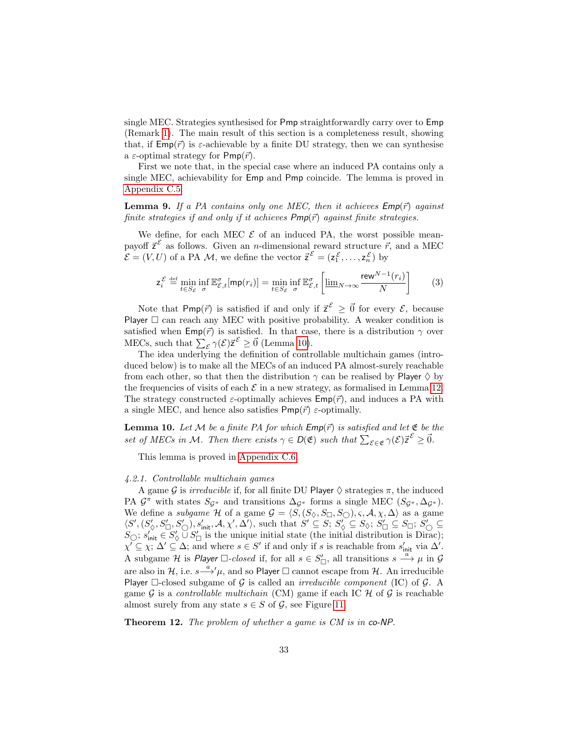single MEC. Strategies synthesised for Pmp straightforwardly carry over to Emp (Remark 1). The main result of this section is a completeness result, showing that, if $\mathsf{Emp}(\vec{r})$ is $\varepsilon$-achievable by a finite DU strategy, then we can synthesise a $\varepsilon$-optimal strategy for $\mathsf{Pmp}(\vec{r})$.

First we note that, in the special case where an induced PA contains only a single MEC, achievability for Emp and Pmp coincide. The lemma is proved in Appendix C.5.

**Lemma 9.** *If a PA contains only one MEC, then it achieves $\mathsf{Emp}(\vec{r})$ against finite strategies if and only if it achieves $\mathsf{Pmp}(\vec{r})$ against finite strategies.*

We define, for each MEC $\mathcal{E}$ of an induced PA, the worst possible mean-payoff $\vec{\mathsf{z}}^{\mathcal{E}}$ as follows. Given an $n$-dimensional reward structure $\vec{r}$, and a MEC $\mathcal{E} = (V, U)$ of a PA $\mathcal{M}$, we define the vector $\vec{\mathsf{z}}^{\mathcal{E}} = (\mathsf{z}_1^{\mathcal{E}}, \ldots, \mathsf{z}_n^{\mathcal{E}})$ by

$$\mathsf{z}_i^{\mathcal{E}} \stackrel{\text{def}}{=} \min_{t \in S_{\mathcal{E}}} \inf_{\sigma} \mathbb{E}^{\sigma}_{\mathcal{E},t}[\mathsf{mp}(r_i)] = \min_{t \in S_{\mathcal{E}}} \inf_{\sigma} \mathbb{E}^{\sigma}_{\mathcal{E},t}\left[\underline{\lim}_{N \to \infty} \frac{\mathsf{rew}^{N-1}(r_i)}{N}\right] \qquad (3)$$

Note that $\mathsf{Pmp}(\vec{r})$ is satisfied if and only if $\vec{\mathsf{z}}^{\mathcal{E}} \geq \vec{0}$ for every $\mathcal{E}$, because Player $\Box$ can reach any MEC with positive probability. A weaker condition is satisfied when $\mathsf{Emp}(\vec{r})$ is satisfied. In that case, there is a distribution $\gamma$ over MECs, such that $\sum_{\mathcal{E}} \gamma(\mathcal{E}) \vec{\mathsf{z}}^{\mathcal{E}} \geq \vec{0}$ (Lemma 10).

The idea underlying the definition of controllable multichain games (introduced below) is to make all the MECs of an induced PA almost-surely reachable from each other, so that then the distribution $\gamma$ can be realised by Player $\Diamond$ by the frequencies of visits of each $\mathcal{E}$ in a new strategy, as formalised in Lemma 12. The strategy constructed $\varepsilon$-optimally achieves $\mathsf{Emp}(\vec{r})$, and induces a PA with a single MEC, and hence also satisfies $\mathsf{Pmp}(\vec{r})$ $\varepsilon$-optimally.

**Lemma 10.** *Let $\mathcal{M}$ be a finite PA for which $\mathsf{Emp}(\vec{r})$ is satisfied and let $\mathfrak{E}$ be the set of MECs in $\mathcal{M}$. Then there exists $\gamma \in \mathsf{D}(\mathfrak{E})$ such that $\sum_{\mathcal{E} \in \mathfrak{E}} \gamma(\mathcal{E}) \vec{\mathsf{z}}^{\mathcal{E}} \geq \vec{0}$.*

This lemma is proved in Appendix C.6.

*4.2.1. Controllable multichain games*

A game $\mathcal{G}$ is *irreducible* if, for all finite DU Player $\Diamond$ strategies $\pi$, the induced PA $\mathcal{G}^{\pi}$ with states $S_{\mathcal{G}^{\pi}}$ and transitions $\Delta_{\mathcal{G}^{\pi}}$ forms a single MEC $(S_{\mathcal{G}^{\pi}}, \Delta_{\mathcal{G}^{\pi}})$. We define a *subgame* $\mathcal{H}$ of a game $\mathcal{G} = \langle S, (S_{\Diamond}, S_{\Box}, S_{\bigcirc}), \varsigma, \mathcal{A}, \chi, \Delta \rangle$ as a game $\langle S', (S'_{\Diamond}, S'_{\Box}, S'_{\bigcirc}), s'_{\mathsf{init}}, \mathcal{A}, \chi', \Delta' \rangle$, such that $S' \subseteq S$; $S'_{\Diamond} \subseteq S_{\Diamond}$; $S'_{\Box} \subseteq S_{\Box}$; $S'_{\bigcirc} \subseteq S_{\bigcirc}$; $s'_{\mathsf{init}} \in S'_{\Diamond} \cup S'_{\Box}$ is the unique initial state (the initial distribution is Dirac); $\chi' \subseteq \chi$; $\Delta' \subseteq \Delta$; and where $s \in S'$ if and only if $s$ is reachable from $s'_{\mathsf{init}}$ via $\Delta'$. A subgame $\mathcal{H}$ is *Player $\Box$-closed* if, for all $s \in S'_{\Box}$, all transitions $s \xrightarrow{a} \mu$ in $\mathcal{G}$ are also in $\mathcal{H}$, i.e. $s \xrightarrow{a}{}' \mu$, and so Player $\Box$ cannot escape from $\mathcal{H}$. An irreducible Player $\Box$-closed subgame of $\mathcal{G}$ is called an *irreducible component* (IC) of $\mathcal{G}$. A game $\mathcal{G}$ is a *controllable multichain* (CM) game if each IC $\mathcal{H}$ of $\mathcal{G}$ is reachable almost surely from any state $s \in S$ of $\mathcal{G}$, see Figure 11.

**Theorem 12.** *The problem of whether a game is CM is in co-NP.*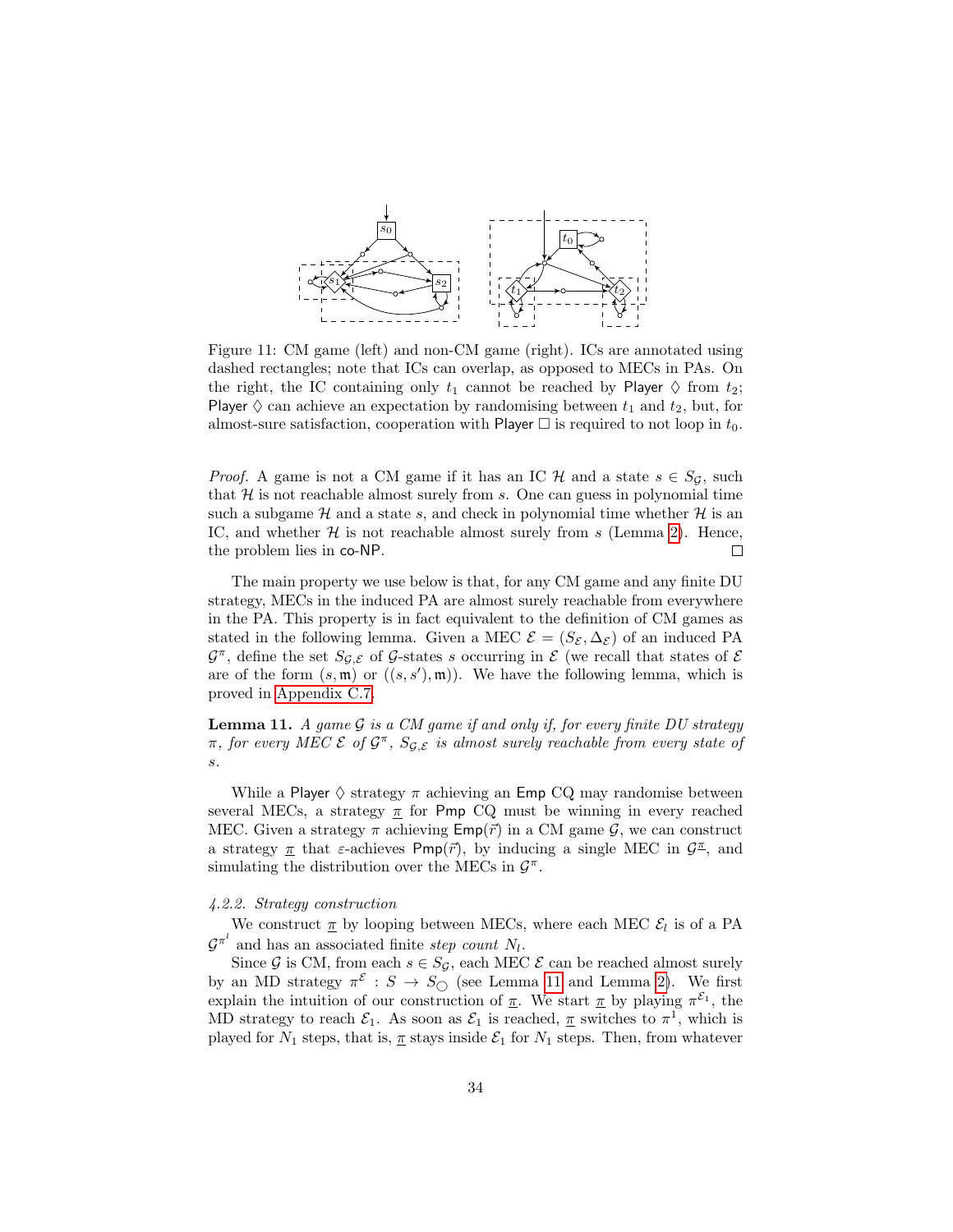Figure 11: CM game (left) and non-CM game (right). ICs are annotated using dashed rectangles; note that ICs can overlap, as opposed to MECs in PAs. On the right, the IC containing only $t_1$ cannot be reached by Player $\Diamond$ from $t_2$; Player $\Diamond$ can achieve an expectation by randomising between $t_1$ and $t_2$, but, for almost-sure satisfaction, cooperation with Player $\Box$ is required to not loop in $t_0$.

*Proof.* A game is not a CM game if it has an IC $\mathcal{H}$ and a state $s \in S_\mathcal{G}$, such that $\mathcal{H}$ is not reachable almost surely from $s$. One can guess in polynomial time such a subgame $\mathcal{H}$ and a state $s$, and check in polynomial time whether $\mathcal{H}$ is an IC, and whether $\mathcal{H}$ is not reachable almost surely from $s$ (Lemma 2). Hence, the problem lies in co-NP. ☐

The main property we use below is that, for any CM game and any finite DU strategy, MECs in the induced PA are almost surely reachable from everywhere in the PA. This property is in fact equivalent to the definition of CM games as stated in the following lemma. Given a MEC $\mathcal{E} = (S_\mathcal{E}, \Delta_\mathcal{E})$ of an induced PA $\mathcal{G}^\pi$, define the set $S_{\mathcal{G},\mathcal{E}}$ of $\mathcal{G}$-states $s$ occurring in $\mathcal{E}$ (we recall that states of $\mathcal{E}$ are of the form $(s, \mathfrak{m})$ or $((s, s'), \mathfrak{m})$). We have the following lemma, which is proved in Appendix C.7.

**Lemma 11.** *A game $\mathcal{G}$ is a CM game if and only if, for every finite DU strategy $\pi$, for every MEC $\mathcal{E}$ of $\mathcal{G}^\pi$, $S_{\mathcal{G},\mathcal{E}}$ is almost surely reachable from every state of $s$.*

While a Player $\Diamond$ strategy $\pi$ achieving an $\mathsf{Emp}$ CQ may randomise between several MECs, a strategy $\underline{\pi}$ for $\mathsf{Pmp}$ CQ must be winning in every reached MEC. Given a strategy $\pi$ achieving $\mathsf{Emp}(\vec{r})$ in a CM game $\mathcal{G}$, we can construct a strategy $\underline{\pi}$ that $\varepsilon$-achieves $\mathsf{Pmp}(\vec{r})$, by inducing a single MEC in $\mathcal{G}^{\underline{\pi}}$, and simulating the distribution over the MECs in $\mathcal{G}^\pi$.

#### *4.2.2. Strategy construction*

We construct $\underline{\pi}$ by looping between MECs, where each MEC $\mathcal{E}_l$ is of a PA $\mathcal{G}^{\pi^l}$ and has an associated finite *step count* $N_l$.

Since $\mathcal{G}$ is CM, from each $s \in S_\mathcal{G}$, each MEC $\mathcal{E}$ can be reached almost surely by an MD strategy $\pi^\mathcal{E} : S \to S_\bigcirc$ (see Lemma 11 and Lemma 2). We first explain the intuition of our construction of $\underline{\pi}$. We start $\underline{\pi}$ by playing $\pi^{\mathcal{E}_1}$, the MD strategy to reach $\mathcal{E}_1$. As soon as $\mathcal{E}_1$ is reached, $\underline{\pi}$ switches to $\pi^1$, which is played for $N_1$ steps, that is, $\underline{\pi}$ stays inside $\mathcal{E}_1$ for $N_1$ steps. Then, from whatever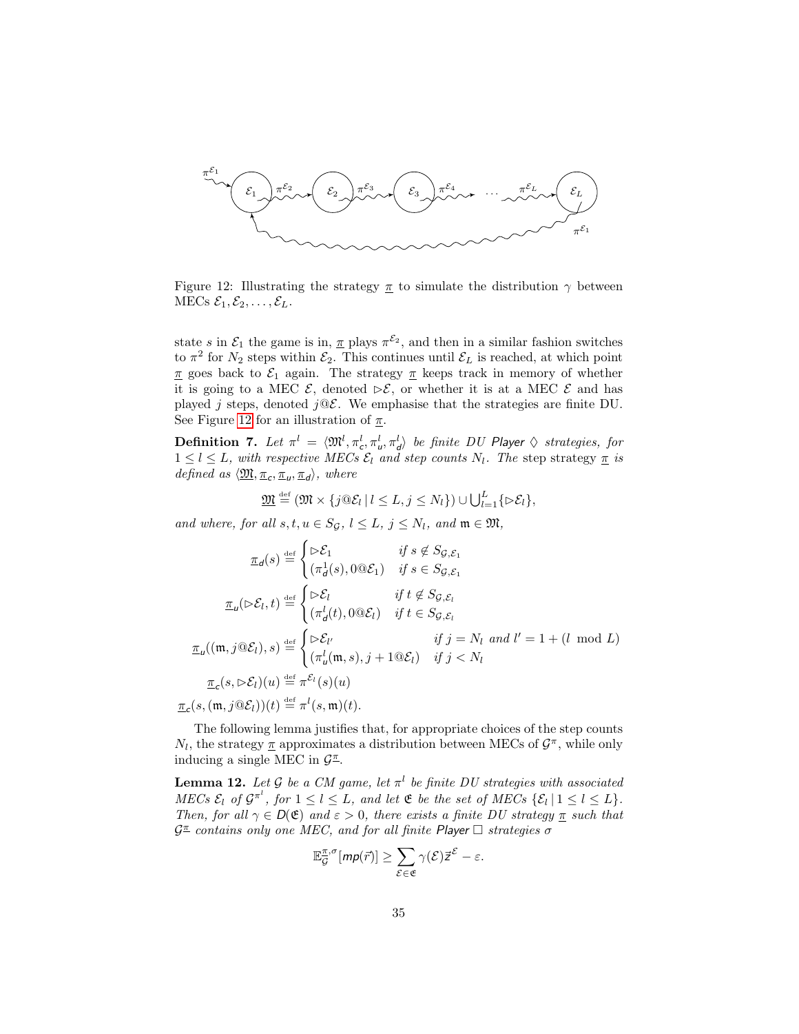Figure 12: Illustrating the strategy $\underline{\pi}$ to simulate the distribution $\gamma$ between MECs $\mathcal{E}_1, \mathcal{E}_2, \ldots, \mathcal{E}_L$.

state $s$ in $\mathcal{E}_1$ the game is in, $\underline{\pi}$ plays $\pi^{\mathcal{E}_2}$, and then in a similar fashion switches to $\pi^2$ for $N_2$ steps within $\mathcal{E}_2$. This continues until $\mathcal{E}_L$ is reached, at which point $\underline{\pi}$ goes back to $\mathcal{E}_1$ again. The strategy $\underline{\pi}$ keeps track in memory of whether it is going to a MEC $\mathcal{E}$, denoted $\triangleright\mathcal{E}$, or whether it is at a MEC $\mathcal{E}$ and has played $j$ steps, denoted $j@\mathcal{E}$. We emphasise that the strategies are finite DU. See Figure 12 for an illustration of $\underline{\pi}$.

**Definition 7.** *Let $\pi^l = \langle \mathfrak{M}^l, \pi^l_c, \pi^l_u, \pi^l_d \rangle$ be finite DU Player $\Diamond$ strategies, for $1 \leq l \leq L$, with respective MECs $\mathcal{E}_l$ and step counts $N_l$. The* step strategy *$\underline{\pi}$ is defined as $\langle \underline{\mathfrak{M}}, \underline{\pi}_c, \underline{\pi}_u, \underline{\pi}_d \rangle$, where*

$$\underline{\mathfrak{M}} \stackrel{\text{def}}{=} (\mathfrak{M} \times \{j@\mathcal{E}_l \mid l \leq L, j \leq N_l\}) \cup \textstyle\bigcup_{l=1}^{L} \{\triangleright\mathcal{E}_l\},$$

*and where, for all $s, t, u \in S_{\mathcal{G}}$, $l \leq L$, $j \leq N_l$, and $\mathfrak{m} \in \mathfrak{M}$,*

$$\underline{\pi}_d(s) \stackrel{\text{def}}{=} \begin{cases} \triangleright\mathcal{E}_1 & \text{if } s \notin S_{\mathcal{G},\mathcal{E}_1} \\ (\pi^1_d(s), 0@\mathcal{E}_1) & \text{if } s \in S_{\mathcal{G},\mathcal{E}_1} \end{cases}$$

$$\underline{\pi}_u(\triangleright\mathcal{E}_l, t) \stackrel{\text{def}}{=} \begin{cases} \triangleright\mathcal{E}_l & \text{if } t \notin S_{\mathcal{G},\mathcal{E}_l} \\ (\pi^l_d(t), 0@\mathcal{E}_l) & \text{if } t \in S_{\mathcal{G},\mathcal{E}_l} \end{cases}$$

$$\underline{\pi}_u((\mathfrak{m}, j@\mathcal{E}_l), s) \stackrel{\text{def}}{=} \begin{cases} \triangleright\mathcal{E}_{l'} & \text{if } j = N_l \text{ and } l' = 1 + (l \mod L) \\ (\pi^l_u(\mathfrak{m}, s), j+1@\mathcal{E}_l) & \text{if } j < N_l \end{cases}$$

$$\underline{\pi}_c(s, \triangleright\mathcal{E}_l)(u) \stackrel{\text{def}}{=} \pi^{\mathcal{E}_l}(s)(u)$$

$$\underline{\pi}_c(s, (\mathfrak{m}, j@\mathcal{E}_l))(t) \stackrel{\text{def}}{=} \pi^l(s, \mathfrak{m})(t).$$

The following lemma justifies that, for appropriate choices of the step counts $N_l$, the strategy $\underline{\pi}$ approximates a distribution between MECs of $\mathcal{G}^{\pi}$, while only inducing a single MEC in $\mathcal{G}^{\underline{\pi}}$.

**Lemma 12.** *Let $\mathcal{G}$ be a CM game, let $\pi^l$ be finite DU strategies with associated MECs $\mathcal{E}_l$ of $\mathcal{G}^{\pi^l}$, for $1 \leq l \leq L$, and let $\mathfrak{E}$ be the set of MECs $\{\mathcal{E}_l \mid 1 \leq l \leq L\}$. Then, for all $\gamma \in D(\mathfrak{E})$ and $\varepsilon > 0$, there exists a finite DU strategy $\underline{\pi}$ such that $\mathcal{G}^{\underline{\pi}}$ contains only one MEC, and for all finite Player $\Box$ strategies $\sigma$*

$$\mathbb{E}^{\underline{\pi},\sigma}_{\mathcal{G}}[mp(\vec{r})] \geq \sum_{\mathcal{E} \in \mathfrak{E}} \gamma(\mathcal{E}) \vec{z}^{\mathcal{E}} - \varepsilon.$$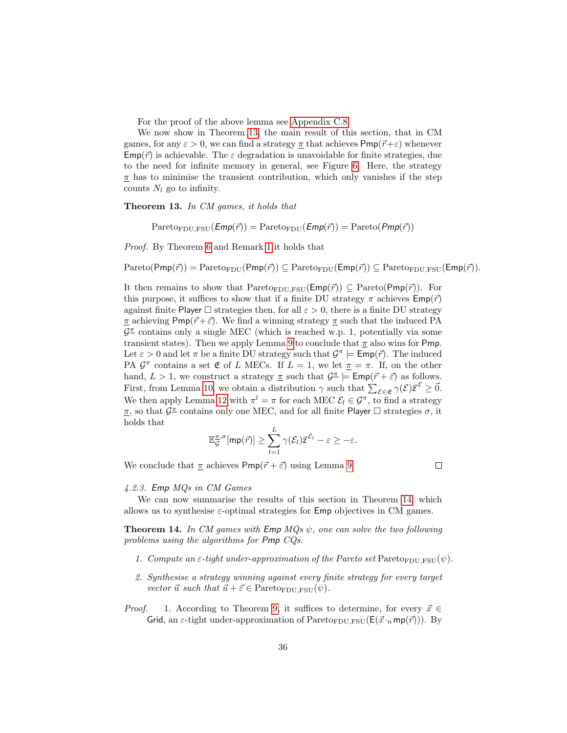For the proof of the above lemma see Appendix C.8.

We now show in Theorem 13, the main result of this section, that in CM games, for any $\varepsilon > 0$, we can find a strategy $\underline{\pi}$ that achieves $\mathsf{Pmp}(\vec{r}+\varepsilon)$ whenever $\mathsf{Emp}(\vec{r})$ is achievable. The $\varepsilon$ degradation is unavoidable for finite strategies, due to the need for infinite memory in general, see Figure 6. Here, the strategy $\underline{\pi}$ has to minimise the transient contribution, which only vanishes if the step counts $N_l$ go to infinity.

**Theorem 13.** *In CM games, it holds that*

$$\mathrm{Pareto}_{\mathrm{FDU,FSU}}(\mathsf{Emp}(\vec{r})) = \mathrm{Pareto}_{\mathrm{FDU}}(\mathsf{Emp}(\vec{r})) = \mathrm{Pareto}(\mathsf{Pmp}(\vec{r}))$$

*Proof.* By Theorem 6 and Remark 1 it holds that

$$\mathrm{Pareto}(\mathsf{Pmp}(\vec{r})) = \mathrm{Pareto}_{\mathrm{FDU}}(\mathsf{Pmp}(\vec{r})) \subseteq \mathrm{Pareto}_{\mathrm{FDU}}(\mathsf{Emp}(\vec{r})) \subseteq \mathrm{Pareto}_{\mathrm{FDU,FSU}}(\mathsf{Emp}(\vec{r})).$$

It then remains to show that $\mathrm{Pareto}_{\mathrm{FDU,FSU}}(\mathsf{Emp}(\vec{r})) \subseteq \mathrm{Pareto}(\mathsf{Pmp}(\vec{r}))$. For this purpose, it suffices to show that if a finite DU strategy $\pi$ achieves $\mathsf{Emp}(\vec{r})$ against finite Player $\Box$ strategies then, for all $\varepsilon > 0$, there is a finite DU strategy $\underline{\pi}$ achieving $\mathsf{Pmp}(\vec{r}+\vec{\varepsilon})$. We find a winning strategy $\underline{\pi}$ such that the induced PA $\mathcal{G}^{\underline{\pi}}$ contains only a single MEC (which is reached w.p. 1, potentially via some transient states). Then we apply Lemma 9 to conclude that $\underline{\pi}$ also wins for $\mathsf{Pmp}$. Let $\varepsilon > 0$ and let $\pi$ be a finite DU strategy such that $\mathcal{G}^{\pi} \models \mathsf{Emp}(\vec{r})$. The induced PA $\mathcal{G}^{\pi}$ contains a set $\mathfrak{E}$ of $L$ MECs. If $L = 1$, we let $\underline{\pi} = \pi$. If, on the other hand, $L > 1$, we construct a strategy $\underline{\pi}$ such that $\mathcal{G}^{\underline{\pi}} \models \mathsf{Emp}(\vec{r}+\vec{\varepsilon})$ as follows. First, from Lemma 10, we obtain a distribution $\gamma$ such that $\sum_{\mathcal{E}\in\mathfrak{E}} \gamma(\mathcal{E})\vec{z}^{\mathcal{E}} \geq \vec{0}$. We then apply Lemma 12 with $\pi^l = \pi$ for each MEC $\mathcal{E}_l \in \mathcal{G}^{\pi}$, to find a strategy $\underline{\pi}$, so that $\mathcal{G}^{\underline{\pi}}$ contains only one MEC, and for all finite Player $\Box$ strategies $\sigma$, it holds that

$$\mathbb{E}_{\mathcal{G}}^{\underline{\pi},\sigma}[\mathsf{mp}(\vec{r})] \geq \sum_{l=1}^{L} \gamma(\mathcal{E}_l)\vec{z}^{\mathcal{E}_l} - \varepsilon \geq -\varepsilon.$$

We conclude that $\underline{\pi}$ achieves $\mathsf{Pmp}(\vec{r}+\vec{\varepsilon})$ using Lemma 9. □

#### 4.2.3. *Emp MQs in CM Games*

We can now summarise the results of this section in Theorem 14, which allows us to synthesise $\varepsilon$-optimal strategies for $\mathsf{Emp}$ objectives in CM games.

**Theorem 14.** *In CM games with $\mathsf{Emp}$ MQs $\psi$, one can solve the two following problems using the algorithms for $\mathsf{Pmp}$ CQs.*

1. *Compute an $\varepsilon$-tight under-approximation of the Pareto set $\mathrm{Pareto}_{\mathrm{FDU,FSU}}(\psi)$.*
2. *Synthesise a strategy winning against every finite strategy for every target vector $\vec{u}$ such that $\vec{u}+\vec{\varepsilon} \in \mathrm{Pareto}_{\mathrm{FDU,FSU}}(\psi)$.*

*Proof.* 1. According to Theorem 9, it suffices to determine, for every $\vec{x} \in \mathsf{Grid}$, an $\varepsilon$-tight under-approximation of $\mathrm{Pareto}_{\mathrm{FDU,FSU}}(\mathsf{E}(\vec{x}\cdot_n \mathsf{mp}(\vec{r})))$. By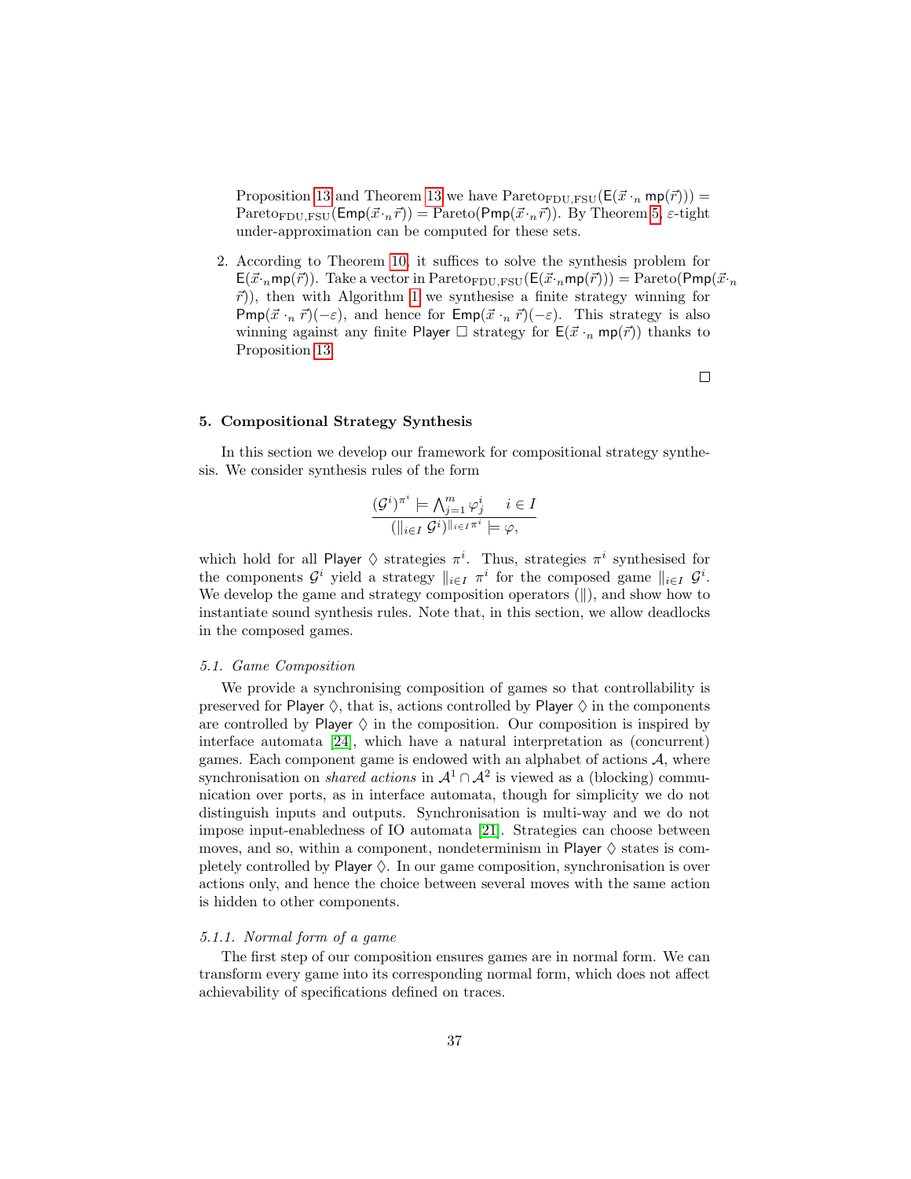Proposition 13 and Theorem 13 we have $\mathrm{Pareto}_{\mathrm{FDU,FSU}}(\mathsf{E}(\vec{x} \cdot_n \mathsf{mp}(\vec{r}))) = \mathrm{Pareto}_{\mathrm{FDU,FSU}}(\mathsf{Emp}(\vec{x} \cdot_n \vec{r})) = \mathrm{Pareto}(\mathsf{Pmp}(\vec{x} \cdot_n \vec{r}))$. By Theorem 5, $\varepsilon$-tight under-approximation can be computed for these sets.

2. According to Theorem 10, it suffices to solve the synthesis problem for $\mathsf{E}(\vec{x} \cdot_n \mathsf{mp}(\vec{r}))$. Take a vector in $\mathrm{Pareto}_{\mathrm{FDU,FSU}}(\mathsf{E}(\vec{x} \cdot_n \mathsf{mp}(\vec{r}))) = \mathrm{Pareto}(\mathsf{Pmp}(\vec{x} \cdot_n \vec{r}))$, then with Algorithm 1 we synthesise a finite strategy winning for $\mathsf{Pmp}(\vec{x} \cdot_n \vec{r})(-\varepsilon)$, and hence for $\mathsf{Emp}(\vec{x} \cdot_n \vec{r})(-\varepsilon)$. This strategy is also winning against any finite Player $\Box$ strategy for $\mathsf{E}(\vec{x} \cdot_n \mathsf{mp}(\vec{r}))$ thanks to Proposition 13.

□

## 5. Compositional Strategy Synthesis

In this section we develop our framework for compositional strategy synthesis. We consider synthesis rules of the form

$$\frac{(\mathcal{G}^i)^{\pi^i} \models \bigwedge_{j=1}^{m} \varphi_j^i \qquad i \in I}{(\|_{i\in I}\, \mathcal{G}^i)^{\|_{i\in I} \pi^i} \models \varphi,}$$

which hold for all Player $\Diamond$ strategies $\pi^i$. Thus, strategies $\pi^i$ synthesised for the components $\mathcal{G}^i$ yield a strategy $\|_{i\in I}\, \pi^i$ for the composed game $\|_{i\in I}\, \mathcal{G}^i$. We develop the game and strategy composition operators ($\|$), and show how to instantiate sound synthesis rules. Note that, in this section, we allow deadlocks in the composed games.

### 5.1. Game Composition

We provide a synchronising composition of games so that controllability is preserved for Player $\Diamond$, that is, actions controlled by Player $\Diamond$ in the components are controlled by Player $\Diamond$ in the composition. Our composition is inspired by interface automata [24], which have a natural interpretation as (concurrent) games. Each component game is endowed with an alphabet of actions $\mathcal{A}$, where synchronisation on *shared actions* in $\mathcal{A}^1 \cap \mathcal{A}^2$ is viewed as a (blocking) communication over ports, as in interface automata, though for simplicity we do not distinguish inputs and outputs. Synchronisation is multi-way and we do not impose input-enabledness of IO automata [21]. Strategies can choose between moves, and so, within a component, nondeterminism in Player $\Diamond$ states is completely controlled by Player $\Diamond$. In our game composition, synchronisation is over actions only, and hence the choice between several moves with the same action is hidden to other components.

#### 5.1.1. Normal form of a game

The first step of our composition ensures games are in normal form. We can transform every game into its corresponding normal form, which does not affect achievability of specifications defined on traces.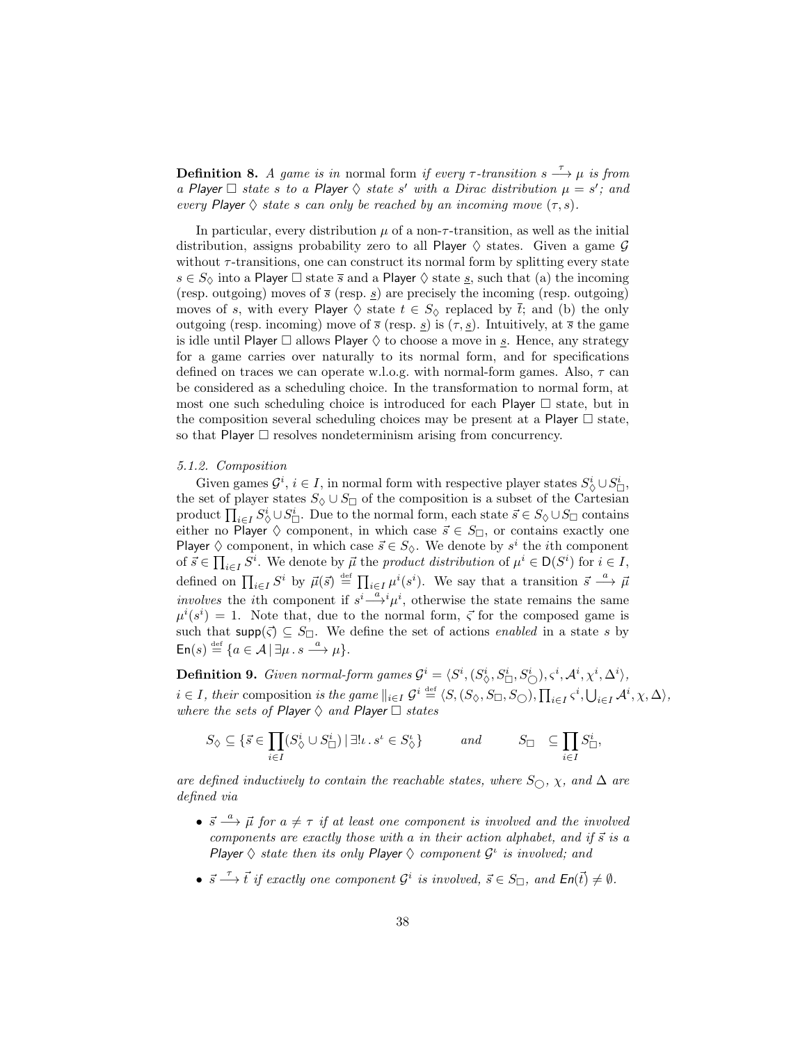**Definition 8.** *A game is in* normal form *if every $\tau$-transition $s \xrightarrow{\tau} \mu$ is from a Player $\Box$ state $s$ to a Player $\Diamond$ state $s'$ with a Dirac distribution $\mu = s'$; and every Player $\Diamond$ state $s$ can only be reached by an incoming move $(\tau, s)$.*

In particular, every distribution $\mu$ of a non-$\tau$-transition, as well as the initial distribution, assigns probability zero to all Player $\Diamond$ states. Given a game $\mathcal{G}$ without $\tau$-transitions, one can construct its normal form by splitting every state $s \in S_\Diamond$ into a Player $\Box$ state $\overline{s}$ and a Player $\Diamond$ state $\underline{s}$, such that (a) the incoming (resp. outgoing) moves of $\overline{s}$ (resp. $\underline{s}$) are precisely the incoming (resp. outgoing) moves of $s$, with every Player $\Diamond$ state $t \in S_\Diamond$ replaced by $\overline{t}$; and (b) the only outgoing (resp. incoming) move of $\overline{s}$ (resp. $\underline{s}$) is $(\tau, \underline{s})$. Intuitively, at $\overline{s}$ the game is idle until Player $\Box$ allows Player $\Diamond$ to choose a move in $\underline{s}$. Hence, any strategy for a game carries over naturally to its normal form, and for specifications defined on traces we can operate w.l.o.g. with normal-form games. Also, $\tau$ can be considered as a scheduling choice. In the transformation to normal form, at most one such scheduling choice is introduced for each Player $\Box$ state, but in the composition several scheduling choices may be present at a Player $\Box$ state, so that Player $\Box$ resolves nondeterminism arising from concurrency.

*5.1.2. Composition*

Given games $\mathcal{G}^i$, $i \in I$, in normal form with respective player states $S^i_\Diamond \cup S^i_\Box$, the set of player states $S_\Diamond \cup S_\Box$ of the composition is a subset of the Cartesian product $\prod_{i \in I} S^i_\Diamond \cup S^i_\Box$. Due to the normal form, each state $\vec{s} \in S_\Diamond \cup S_\Box$ contains either no Player $\Diamond$ component, in which case $\vec{s} \in S_\Box$, or contains exactly one Player $\Diamond$ component, in which case $\vec{s} \in S_\Diamond$. We denote by $s^i$ the $i$th component of $\vec{s} \in \prod_{i \in I} S^i$. We denote by $\vec{\mu}$ the *product distribution* of $\mu^i \in \mathsf{D}(S^i)$ for $i \in I$, defined on $\prod_{i \in I} S^i$ by $\vec{\mu}(\vec{s}) \stackrel{\text{def}}{=} \prod_{i \in I} \mu^i(s^i)$. We say that a transition $\vec{s} \xrightarrow{a} \vec{\mu}$ *involves* the $i$th component if $s^i \xrightarrow{a}{}^i \mu^i$, otherwise the state remains the same $\mu^i(s^i) = 1$. Note that, due to the normal form, $\varsigma$ for the composed game is such that $\mathsf{supp}(\varsigma) \subseteq S_\Box$. We define the set of actions *enabled* in a state $s$ by $\mathsf{En}(s) \stackrel{\text{def}}{=} \{a \in \mathcal{A} \mid \exists \mu \,.\, s \xrightarrow{a} \mu\}$.

**Definition 9.** *Given normal-form games $\mathcal{G}^i = \langle S^i, (S^i_\Diamond, S^i_\Box, S^i_\bigcirc), \varsigma^i, \mathcal{A}^i, \chi^i, \Delta^i \rangle$, $i \in I$, their* composition *is the game $\|_{i \in I} \mathcal{G}^i \stackrel{\text{def}}{=} \langle S, (S_\Diamond, S_\Box, S_\bigcirc), \prod_{i \in I} \varsigma^i, \bigcup_{i \in I} \mathcal{A}^i, \chi, \Delta \rangle$, where the sets of Player $\Diamond$ and Player $\Box$ states*

$$S_\Diamond \subseteq \{\vec{s} \in \prod_{i \in I} (S^i_\Diamond \cup S^i_\Box) \mid \exists! \iota \,.\, s^\iota \in S^\iota_\Diamond\} \qquad \text{and} \qquad S_\Box \subseteq \prod_{i \in I} S^i_\Box,$$

*are defined inductively to contain the reachable states, where $S_\bigcirc$, $\chi$, and $\Delta$ are defined via*

- *$\vec{s} \xrightarrow{a} \vec{\mu}$ for $a \neq \tau$ if at least one component is involved and the involved components are exactly those with $a$ in their action alphabet, and if $\vec{s}$ is a Player $\Diamond$ state then its only Player $\Diamond$ component $\mathcal{G}^\iota$ is involved; and*
- *$\vec{s} \xrightarrow{\tau} \vec{t}$ if exactly one component $\mathcal{G}^i$ is involved, $\vec{s} \in S_\Box$, and $\mathsf{En}(\vec{t}) \neq \emptyset$.*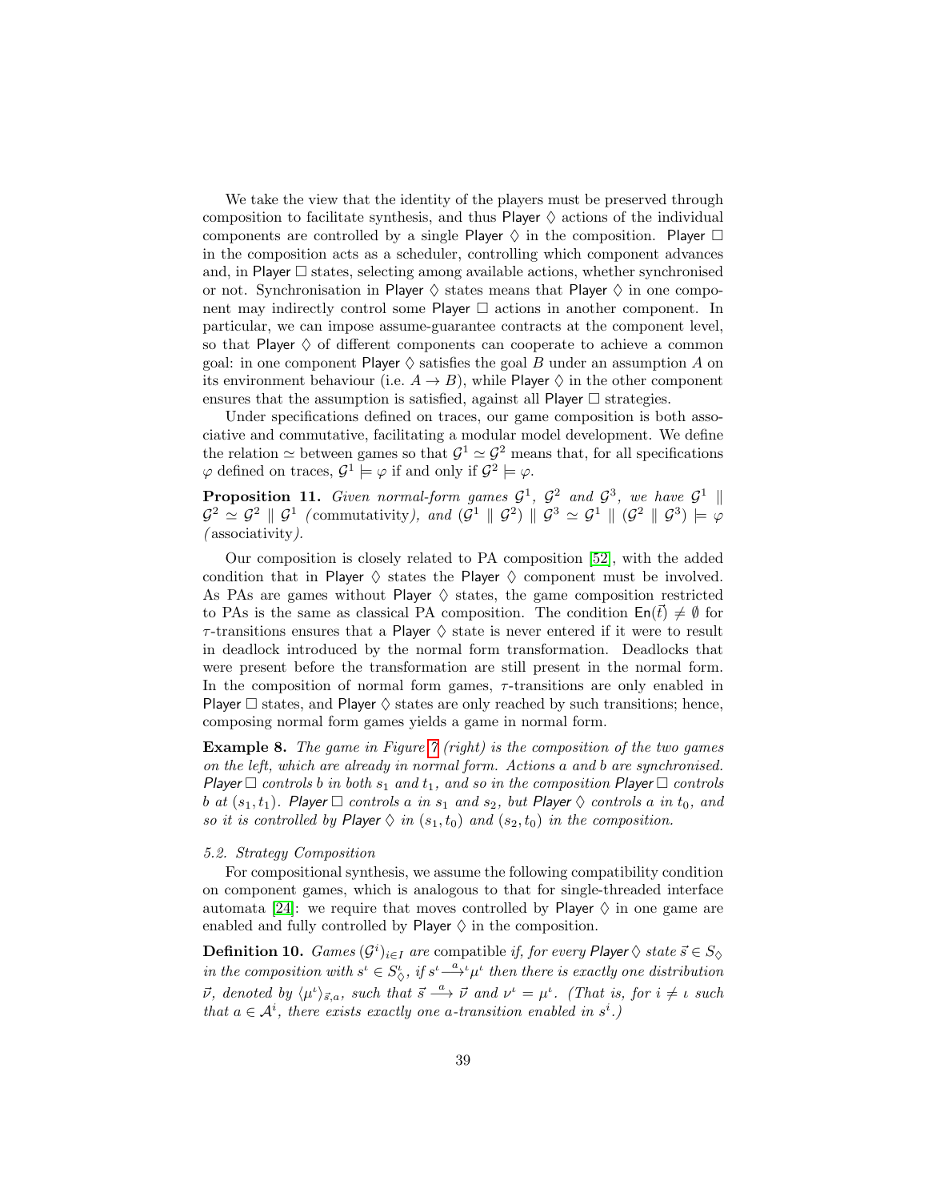We take the view that the identity of the players must be preserved through composition to facilitate synthesis, and thus Player $\Diamond$ actions of the individual components are controlled by a single Player $\Diamond$ in the composition. Player $\Box$ in the composition acts as a scheduler, controlling which component advances and, in Player $\Box$ states, selecting among available actions, whether synchronised or not. Synchronisation in Player $\Diamond$ states means that Player $\Diamond$ in one component may indirectly control some Player $\Box$ actions in another component. In particular, we can impose assume-guarantee contracts at the component level, so that Player $\Diamond$ of different components can cooperate to achieve a common goal: in one component Player $\Diamond$ satisfies the goal $B$ under an assumption $A$ on its environment behaviour (i.e. $A \to B$), while Player $\Diamond$ in the other component ensures that the assumption is satisfied, against all Player $\Box$ strategies.

Under specifications defined on traces, our game composition is both associative and commutative, facilitating a modular model development. We define the relation $\simeq$ between games so that $\mathcal{G}^1 \simeq \mathcal{G}^2$ means that, for all specifications $\varphi$ defined on traces, $\mathcal{G}^1 \models \varphi$ if and only if $\mathcal{G}^2 \models \varphi$.

**Proposition 11.** *Given normal-form games $\mathcal{G}^1$, $\mathcal{G}^2$ and $\mathcal{G}^3$, we have $\mathcal{G}^1 \parallel \mathcal{G}^2 \simeq \mathcal{G}^2 \parallel \mathcal{G}^1$ (*commutativity*), and $(\mathcal{G}^1 \parallel \mathcal{G}^2) \parallel \mathcal{G}^3 \simeq \mathcal{G}^1 \parallel (\mathcal{G}^2 \parallel \mathcal{G}^3) \models \varphi$ (*associativity*).*

Our composition is closely related to PA composition [52], with the added condition that in Player $\Diamond$ states the Player $\Diamond$ component must be involved. As PAs are games without Player $\Diamond$ states, the game composition restricted to PAs is the same as classical PA composition. The condition $\mathsf{En}(\vec{t}) \neq \emptyset$ for $\tau$-transitions ensures that a Player $\Diamond$ state is never entered if it were to result in deadlock introduced by the normal form transformation. Deadlocks that were present before the transformation are still present in the normal form. In the composition of normal form games, $\tau$-transitions are only enabled in Player $\Box$ states, and Player $\Diamond$ states are only reached by such transitions; hence, composing normal form games yields a game in normal form.

**Example 8.** *The game in Figure 7 (right) is the composition of the two games on the left, which are already in normal form. Actions $a$ and $b$ are synchronised. Player $\Box$ controls $b$ in both $s_1$ and $t_1$, and so in the composition Player $\Box$ controls $b$ at $(s_1, t_1)$. Player $\Box$ controls $a$ in $s_1$ and $s_2$, but Player $\Diamond$ controls $a$ in $t_0$, and so it is controlled by Player $\Diamond$ in $(s_1, t_0)$ and $(s_2, t_0)$ in the composition.*

### 5.2. Strategy Composition

For compositional synthesis, we assume the following compatibility condition on component games, which is analogous to that for single-threaded interface automata [24]: we require that moves controlled by Player $\Diamond$ in one game are enabled and fully controlled by Player $\Diamond$ in the composition.

**Definition 10.** *Games $(\mathcal{G}^i)_{i \in I}$ are* compatible *if, for every Player $\Diamond$ state $\vec{s} \in S_\Diamond$ in the composition with $s^\iota \in S^\iota_\Diamond$, if $s^\iota \xrightarrow{a}{}^\iota \mu^\iota$ then there is exactly one distribution $\vec{\nu}$, denoted by $\langle \mu^\iota \rangle_{\vec{s},a}$, such that $\vec{s} \xrightarrow{a} \vec{\nu}$ and $\nu^\iota = \mu^\iota$. (That is, for $i \neq \iota$ such that $a \in \mathcal{A}^i$, there exists exactly one $a$-transition enabled in $s^i$.)*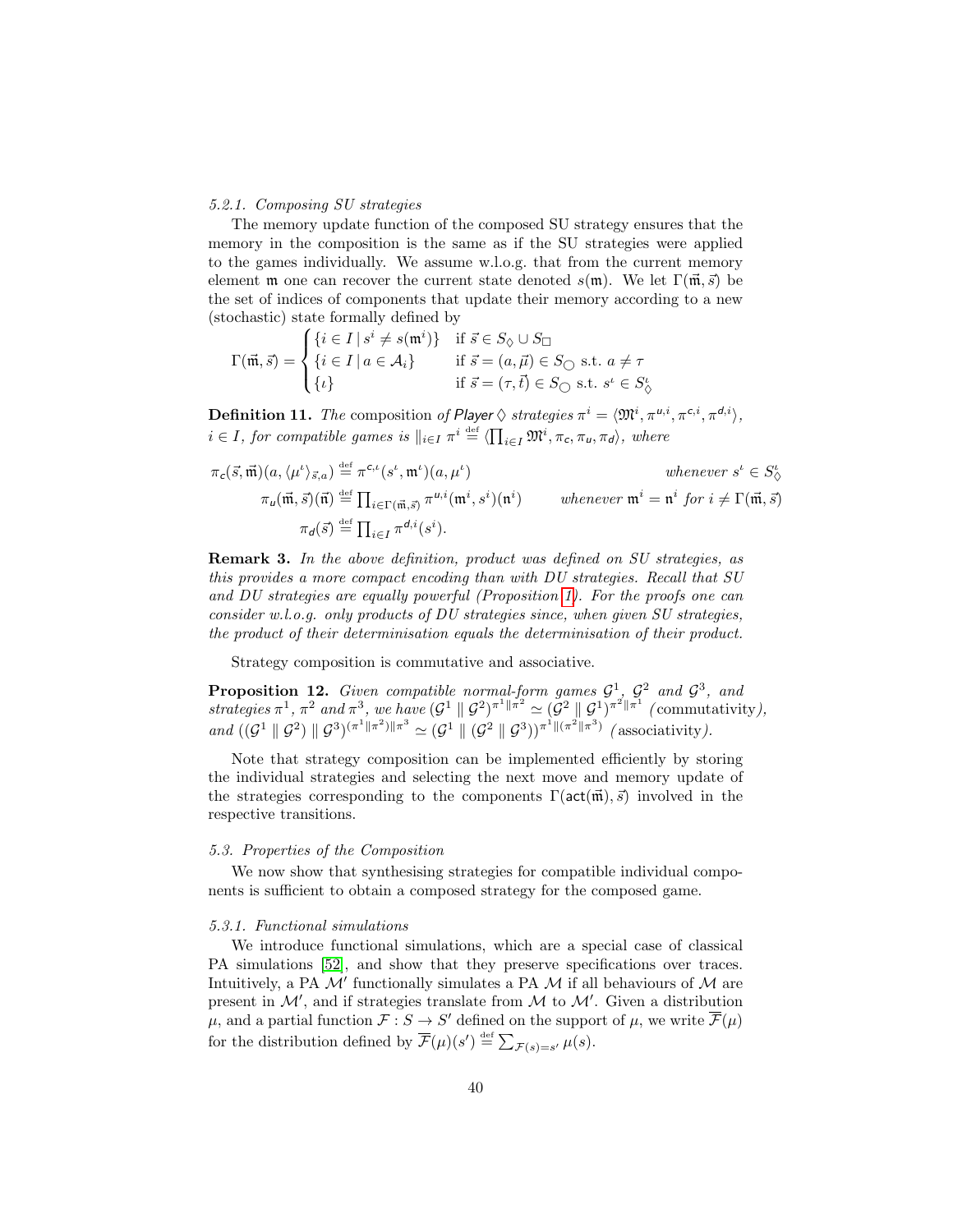*5.2.1. Composing SU strategies*

The memory update function of the composed SU strategy ensures that the memory in the composition is the same as if the SU strategies were applied to the games individually. We assume w.l.o.g. that from the current memory element $\mathfrak{m}$ one can recover the current state denoted $s(\mathfrak{m})$. We let $\Gamma(\vec{\mathfrak{m}}, \vec{s})$ be the set of indices of components that update their memory according to a new (stochastic) state formally defined by

$$\Gamma(\vec{\mathfrak{m}}, \vec{s}) = \begin{cases} \{i \in I \mid s^i \neq s(\mathfrak{m}^i)\} & \text{if } \vec{s} \in S_\Diamond \cup S_\Box \\ \{i \in I \mid a \in \mathcal{A}_i\} & \text{if } \vec{s} = (a, \vec{\mu}) \in S_\bigcirc \text{ s.t. } a \neq \tau \\ \{\iota\} & \text{if } \vec{s} = (\tau, \vec{t}) \in S_\bigcirc \text{ s.t. } s^\iota \in S_\Diamond^\iota \end{cases}$$

**Definition 11.** *The* composition *of Player $\Diamond$ strategies $\pi^i = \langle \mathfrak{M}^i, \pi^{u,i}, \pi^{c,i}, \pi^{d,i} \rangle$, $i \in I$, for compatible games is $\|_{i \in I} \pi^i \stackrel{\text{def}}{=} \langle \prod_{i \in I} \mathfrak{M}^i, \pi_c, \pi_u, \pi_d \rangle$, where*

$$\pi_c(\vec{s}, \vec{\mathfrak{m}})(a, \langle \mu^\iota \rangle_{\vec{s},a}) \stackrel{\text{def}}{=} \pi^{c,\iota}(s^\iota, \mathfrak{m}^\iota)(a, \mu^\iota) \qquad \textit{whenever } s^\iota \in S_\Diamond^\iota$$

$$\pi_u(\vec{\mathfrak{m}}, \vec{s})(\vec{\mathfrak{n}}) \stackrel{\text{def}}{=} \prod_{i \in \Gamma(\vec{\mathfrak{m}}, \vec{s})} \pi^{u,i}(\mathfrak{m}^i, s^i)(\mathfrak{n}^i) \qquad \textit{whenever } \mathfrak{m}^i = \mathfrak{n}^i \textit{ for } i \neq \Gamma(\vec{\mathfrak{m}}, \vec{s})$$

$$\pi_d(\vec{s}) \stackrel{\text{def}}{=} \prod_{i \in I} \pi^{d,i}(s^i).$$

**Remark 3.** *In the above definition, product was defined on SU strategies, as this provides a more compact encoding than with DU strategies. Recall that SU and DU strategies are equally powerful (Proposition 1). For the proofs one can consider w.l.o.g. only products of DU strategies since, when given SU strategies, the product of their determinisation equals the determinisation of their product.*

Strategy composition is commutative and associative.

**Proposition 12.** *Given compatible normal-form games $\mathcal{G}^1$, $\mathcal{G}^2$ and $\mathcal{G}^3$, and strategies $\pi^1$, $\pi^2$ and $\pi^3$, we have $(\mathcal{G}^1 \parallel \mathcal{G}^2)^{\pi^1 \| \pi^2} \simeq (\mathcal{G}^2 \parallel \mathcal{G}^1)^{\pi^2 \| \pi^1}$ (*commutativity*), and $((\mathcal{G}^1 \parallel \mathcal{G}^2) \parallel \mathcal{G}^3)^{(\pi^1 \| \pi^2) \| \pi^3} \simeq (\mathcal{G}^1 \parallel (\mathcal{G}^2 \parallel \mathcal{G}^3))^{\pi^1 \| (\pi^2 \| \pi^3)}$ (*associativity*).*

Note that strategy composition can be implemented efficiently by storing the individual strategies and selecting the next move and memory update of the strategies corresponding to the components $\Gamma(\mathsf{act}(\vec{\mathfrak{m}}), \vec{s})$ involved in the respective transitions.

*5.3. Properties of the Composition*

We now show that synthesising strategies for compatible individual components is sufficient to obtain a composed strategy for the composed game.

*5.3.1. Functional simulations*

We introduce functional simulations, which are a special case of classical PA simulations [52], and show that they preserve specifications over traces. Intuitively, a PA $\mathcal{M}'$ functionally simulates a PA $\mathcal{M}$ if all behaviours of $\mathcal{M}$ are present in $\mathcal{M}'$, and if strategies translate from $\mathcal{M}$ to $\mathcal{M}'$. Given a distribution $\mu$, and a partial function $\mathcal{F} : S \to S'$ defined on the support of $\mu$, we write $\overline{\mathcal{F}}(\mu)$ for the distribution defined by $\overline{\mathcal{F}}(\mu)(s') \stackrel{\text{def}}{=} \sum_{\mathcal{F}(s)=s'} \mu(s)$.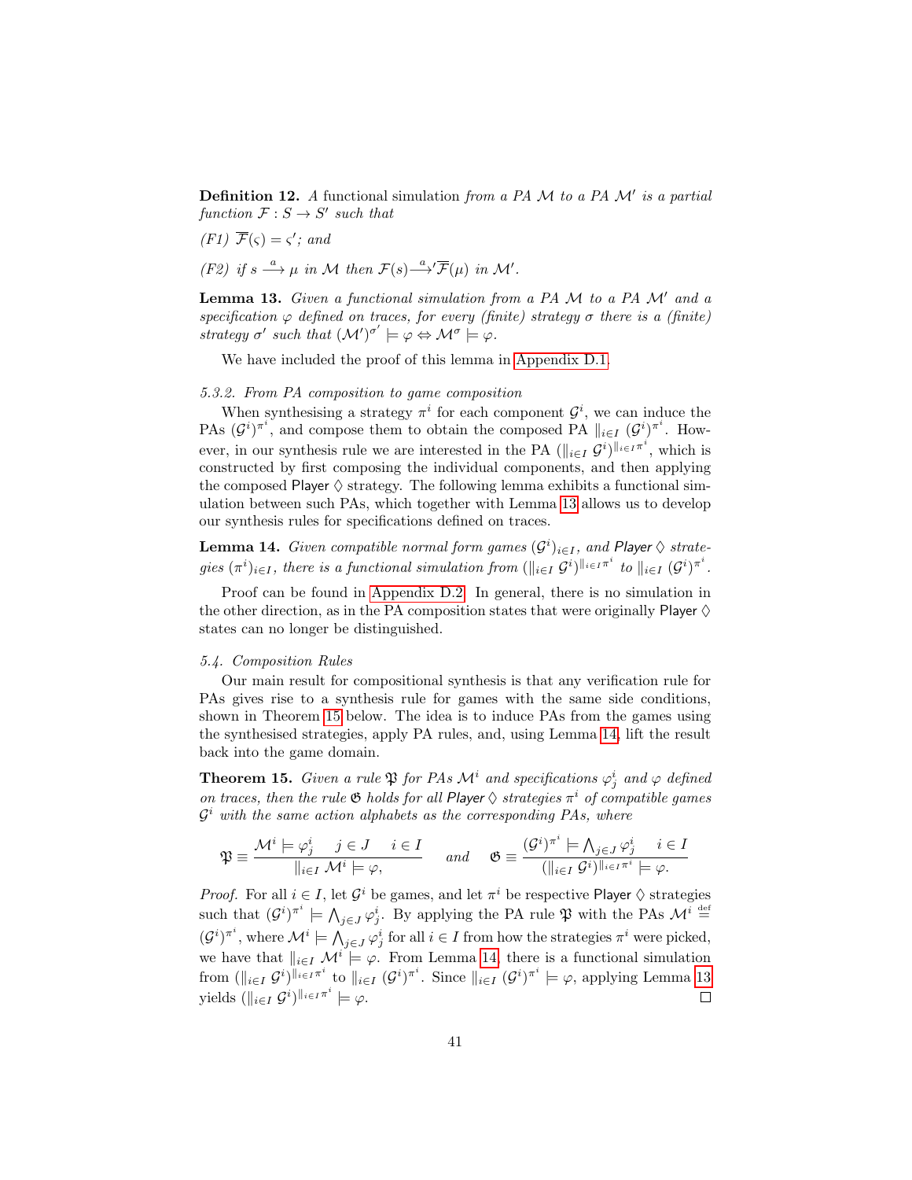**Definition 12.** *A* functional simulation *from a PA $\mathcal{M}$ to a PA $\mathcal{M}'$ is a partial function $\mathcal{F} : S \to S'$ such that*

*(F1) $\overline{\mathcal{F}}(\varsigma) = \varsigma'$; and*

*(F2) if $s \xrightarrow{a} \mu$ in $\mathcal{M}$ then $\mathcal{F}(s) \xrightarrow{a}' \overline{\mathcal{F}}(\mu)$ in $\mathcal{M}'$.*

**Lemma 13.** *Given a functional simulation from a PA $\mathcal{M}$ to a PA $\mathcal{M}'$ and a specification $\varphi$ defined on traces, for every (finite) strategy $\sigma$ there is a (finite) strategy $\sigma'$ such that $(\mathcal{M}')^{\sigma'} \models \varphi \Leftrightarrow \mathcal{M}^{\sigma} \models \varphi$.*

We have included the proof of this lemma in Appendix D.1.

### 5.3.2. From PA composition to game composition

When synthesising a strategy $\pi^i$ for each component $\mathcal{G}^i$, we can induce the PAs $(\mathcal{G}^i)^{\pi^i}$, and compose them to obtain the composed PA $\|_{i\in I} (\mathcal{G}^i)^{\pi^i}$. However, in our synthesis rule we are interested in the PA $(\|_{i\in I} \mathcal{G}^i)^{\|_{i\in I}\pi^i}$, which is constructed by first composing the individual components, and then applying the composed Player $\Diamond$ strategy. The following lemma exhibits a functional simulation between such PAs, which together with Lemma 13 allows us to develop our synthesis rules for specifications defined on traces.

**Lemma 14.** *Given compatible normal form games $(\mathcal{G}^i)_{i\in I}$, and Player $\Diamond$ strategies $(\pi^i)_{i\in I}$, there is a functional simulation from $(\|_{i\in I} \mathcal{G}^i)^{\|_{i\in I}\pi^i}$ to $\|_{i\in I} (\mathcal{G}^i)^{\pi^i}$.*

Proof can be found in Appendix D.2. In general, there is no simulation in the other direction, as in the PA composition states that were originally Player $\Diamond$ states can no longer be distinguished.

### 5.4. Composition Rules

Our main result for compositional synthesis is that any verification rule for PAs gives rise to a synthesis rule for games with the same side conditions, shown in Theorem 15 below. The idea is to induce PAs from the games using the synthesised strategies, apply PA rules, and, using Lemma 14, lift the result back into the game domain.

**Theorem 15.** *Given a rule $\mathfrak{P}$ for PAs $\mathcal{M}^i$ and specifications $\varphi^i_j$ and $\varphi$ defined on traces, then the rule $\mathfrak{G}$ holds for all Player $\Diamond$ strategies $\pi^i$ of compatible games $\mathcal{G}^i$ with the same action alphabets as the corresponding PAs, where*

$$\mathfrak{P} \equiv \frac{\mathcal{M}^i \models \varphi^i_j \quad j \in J \quad i \in I}{\|_{i\in I} \mathcal{M}^i \models \varphi,} \quad \text{and} \quad \mathfrak{G} \equiv \frac{(\mathcal{G}^i)^{\pi^i} \models \bigwedge_{j\in J} \varphi^i_j \quad i \in I}{(\|_{i\in I} \mathcal{G}^i)^{\|_{i\in I}\pi^i} \models \varphi.}$$

*Proof.* For all $i \in I$, let $\mathcal{G}^i$ be games, and let $\pi^i$ be respective Player $\Diamond$ strategies such that $(\mathcal{G}^i)^{\pi^i} \models \bigwedge_{j\in J} \varphi^i_j$. By applying the PA rule $\mathfrak{P}$ with the PAs $\mathcal{M}^i \overset{\text{def}}{=} (\mathcal{G}^i)^{\pi^i}$, where $\mathcal{M}^i \models \bigwedge_{j\in J} \varphi^i_j$ for all $i \in I$ from how the strategies $\pi^i$ were picked, we have that $\|_{i\in I} \mathcal{M}^i \models \varphi$. From Lemma 14, there is a functional simulation from $(\|_{i\in I} \mathcal{G}^i)^{\|_{i\in I}\pi^i}$ to $\|_{i\in I} (\mathcal{G}^i)^{\pi^i}$. Since $\|_{i\in I} (\mathcal{G}^i)^{\pi^i} \models \varphi$, applying Lemma 13 yields $(\|_{i\in I} \mathcal{G}^i)^{\|_{i\in I}\pi^i} \models \varphi$. □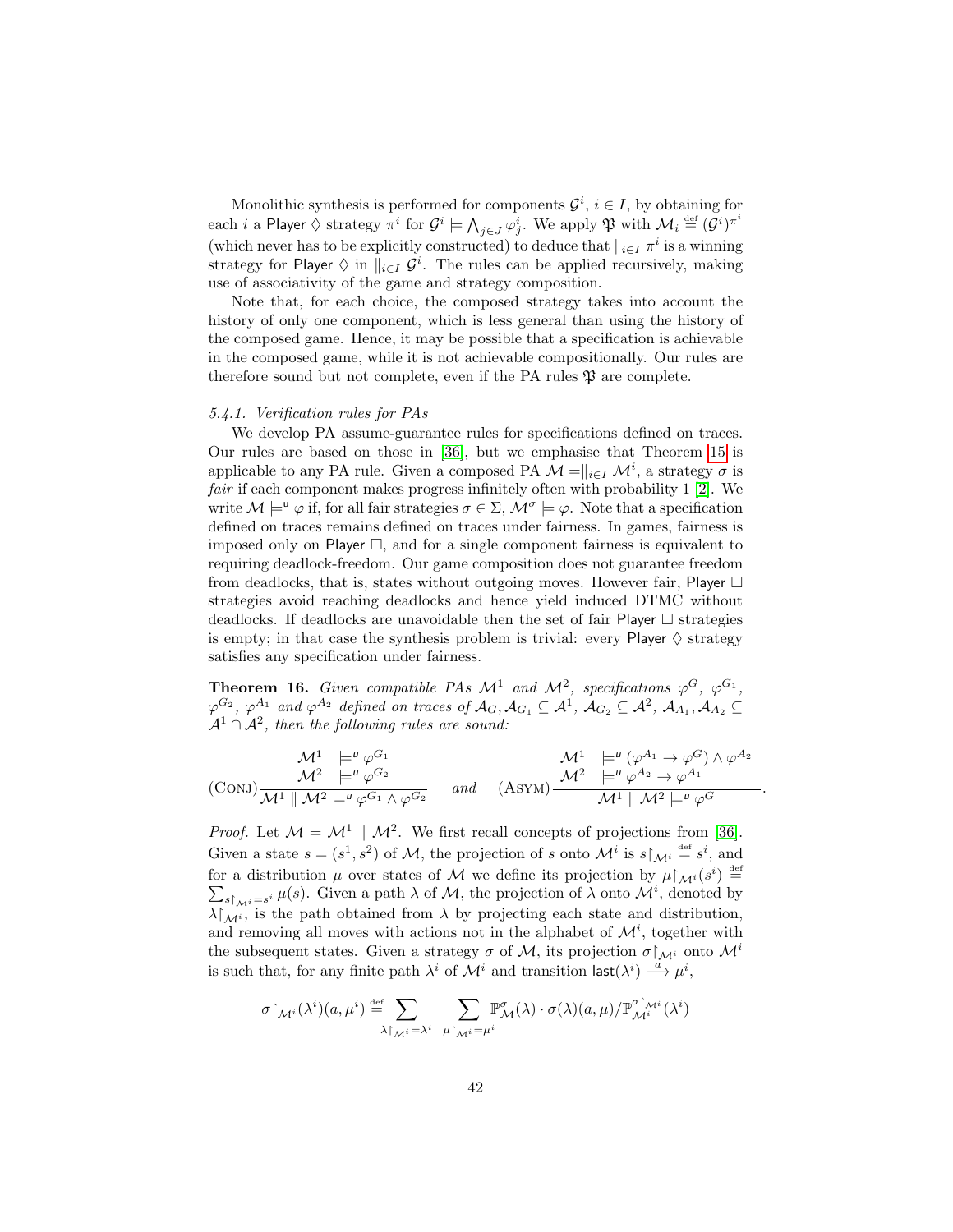Monolithic synthesis is performed for components $\mathcal{G}^i$, $i \in I$, by obtaining for each $i$ a Player $\Diamond$ strategy $\pi^i$ for $\mathcal{G}^i \models \bigwedge_{j \in J} \varphi^i_j$. We apply $\mathfrak{P}$ with $\mathcal{M}_i \stackrel{\text{def}}{=} (\mathcal{G}^i)^{\pi^i}$ (which never has to be explicitly constructed) to deduce that $\|_{i \in I} \pi^i$ is a winning strategy for Player $\Diamond$ in $\|_{i \in I} \mathcal{G}^i$. The rules can be applied recursively, making use of associativity of the game and strategy composition.

Note that, for each choice, the composed strategy takes into account the history of only one component, which is less general than using the history of the composed game. Hence, it may be possible that a specification is achievable in the composed game, while it is not achievable compositionally. Our rules are therefore sound but not complete, even if the PA rules $\mathfrak{P}$ are complete.

### 5.4.1. Verification rules for PAs

We develop PA assume-guarantee rules for specifications defined on traces. Our rules are based on those in [36], but we emphasise that Theorem 15 is applicable to any PA rule. Given a composed PA $\mathcal{M} = \|_{i \in I} \mathcal{M}^i$, a strategy $\sigma$ is *fair* if each component makes progress infinitely often with probability 1 [2]. We write $\mathcal{M} \models^{\mathsf{u}} \varphi$ if, for all fair strategies $\sigma \in \Sigma$, $\mathcal{M}^\sigma \models \varphi$. Note that a specification defined on traces remains defined on traces under fairness. In games, fairness is imposed only on Player $\Box$, and for a single component fairness is equivalent to requiring deadlock-freedom. Our game composition does not guarantee freedom from deadlocks, that is, states without outgoing moves. However fair, Player $\Box$ strategies avoid reaching deadlocks and hence yield induced DTMC without deadlocks. If deadlocks are unavoidable then the set of fair Player $\Box$ strategies is empty; in that case the synthesis problem is trivial: every Player $\Diamond$ strategy satisfies any specification under fairness.

**Theorem 16.** *Given compatible PAs $\mathcal{M}^1$ and $\mathcal{M}^2$, specifications $\varphi^G$, $\varphi^{G_1}$, $\varphi^{G_2}$, $\varphi^{A_1}$ and $\varphi^{A_2}$ defined on traces of $\mathcal{A}_G, \mathcal{A}_{G_1} \subseteq \mathcal{A}^1$, $\mathcal{A}_{G_2} \subseteq \mathcal{A}^2$, $\mathcal{A}_{A_1}, \mathcal{A}_{A_2} \subseteq \mathcal{A}^1 \cap \mathcal{A}^2$, then the following rules are sound:*

$$
(\text{CONJ})\frac{\begin{array}{ll}\mathcal{M}^1 & \models^u \varphi^{G_1} \\ \mathcal{M}^2 & \models^u \varphi^{G_2}\end{array}}{\mathcal{M}^1 \parallel \mathcal{M}^2 \models^u \varphi^{G_1} \wedge \varphi^{G_2}} \quad \text{and} \quad (\text{ASYM})\frac{\begin{array}{ll}\mathcal{M}^1 & \models^u (\varphi^{A_1} \to \varphi^G) \wedge \varphi^{A_2} \\ \mathcal{M}^2 & \models^u \varphi^{A_2} \to \varphi^{A_1}\end{array}}{\mathcal{M}^1 \parallel \mathcal{M}^2 \models^u \varphi^G}.
$$

*Proof.* Let $\mathcal{M} = \mathcal{M}^1 \parallel \mathcal{M}^2$. We first recall concepts of projections from [36]. Given a state $s = (s^1, s^2)$ of $\mathcal{M}$, the projection of $s$ onto $\mathcal{M}^i$ is $s\restriction_{\mathcal{M}^i} \stackrel{\text{def}}{=} s^i$, and for a distribution $\mu$ over states of $\mathcal{M}$ we define its projection by $\mu\restriction_{\mathcal{M}^i}(s^i) \stackrel{\text{def}}{=} \sum_{s\restriction_{\mathcal{M}^i} = s^i} \mu(s)$. Given a path $\lambda$ of $\mathcal{M}$, the projection of $\lambda$ onto $\mathcal{M}^i$, denoted by $\lambda\restriction_{\mathcal{M}^i}$, is the path obtained from $\lambda$ by projecting each state and distribution, and removing all moves with actions not in the alphabet of $\mathcal{M}^i$, together with the subsequent states. Given a strategy $\sigma$ of $\mathcal{M}$, its projection $\sigma\restriction_{\mathcal{M}^i}$ onto $\mathcal{M}^i$ is such that, for any finite path $\lambda^i$ of $\mathcal{M}^i$ and transition $\mathsf{last}(\lambda^i) \xrightarrow{a} \mu^i$,

$$
\sigma\restriction_{\mathcal{M}^i}(\lambda^i)(a, \mu^i) \stackrel{\text{def}}{=} \sum_{\lambda\restriction_{\mathcal{M}^i} = \lambda^i} \; \sum_{\mu\restriction_{\mathcal{M}^i} = \mu^i} \mathbb{P}^\sigma_{\mathcal{M}}(\lambda) \cdot \sigma(\lambda)(a, \mu) / \mathbb{P}^{\sigma\restriction_{\mathcal{M}^i}}_{\mathcal{M}^i}(\lambda^i)
$$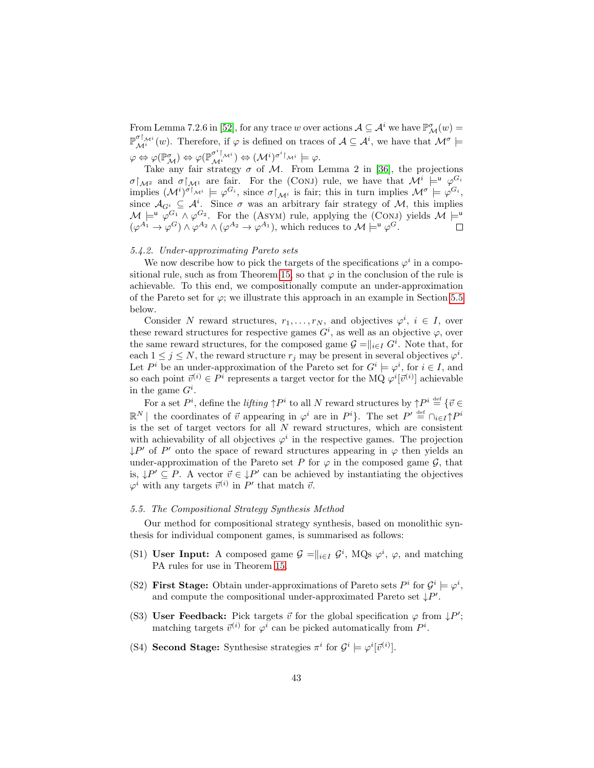From Lemma 7.2.6 in [52], for any trace $w$ over actions $\mathcal{A} \subseteq \mathcal{A}^i$ we have $\mathbb{P}^{\sigma}_{\mathcal{M}}(w) = \mathbb{P}^{\sigma\restriction_{\mathcal{M}^i}}_{\mathcal{M}^i}(w)$. Therefore, if $\varphi$ is defined on traces of $\mathcal{A} \subseteq \mathcal{A}^i$, we have that $\mathcal{M}^{\sigma} \models \varphi \Leftrightarrow \varphi(\mathbb{P}^{\sigma}_{\mathcal{M}}) \Leftrightarrow \varphi(\mathbb{P}^{\sigma^i\restriction_{\mathcal{M}^i}}_{\mathcal{M}^i}) \Leftrightarrow (\mathcal{M}^i)^{\sigma^i\restriction_{\mathcal{M}^i}} \models \varphi$.

Take any fair strategy $\sigma$ of $\mathcal{M}$. From Lemma 2 in [36], the projections $\sigma\restriction_{\mathcal{M}^2}$ and $\sigma\restriction_{\mathcal{M}^1}$ are fair. For the (Conj) rule, we have that $\mathcal{M}^i \models^{\mathsf{u}} \varphi^{G_i}$ implies $(\mathcal{M}^i)^{\sigma\restriction_{\mathcal{M}^i}} \models \varphi^{G_i}$, since $\sigma\restriction_{\mathcal{M}^i}$ is fair; this in turn implies $\mathcal{M}^{\sigma} \models \varphi^{G_i}$, since $\mathcal{A}_{G^i} \subseteq \mathcal{A}^i$. Since $\sigma$ was an arbitrary fair strategy of $\mathcal{M}$, this implies $\mathcal{M} \models^{\mathsf{u}} \varphi^{G_1} \wedge \varphi^{G_2}$. For the (Asym) rule, applying the (Conj) yields $\mathcal{M} \models^{\mathsf{u}} (\varphi^{A_1} \rightarrow \varphi^{G}) \wedge \varphi^{A_2} \wedge (\varphi^{A_2} \rightarrow \varphi^{A_1})$, which reduces to $\mathcal{M} \models^{\mathsf{u}} \varphi^{G}$. □

#### 5.4.2. Under-approximating Pareto sets

We now describe how to pick the targets of the specifications $\varphi^i$ in a compositional rule, such as from Theorem 15, so that $\varphi$ in the conclusion of the rule is achievable. To this end, we compositionally compute an under-approximation of the Pareto set for $\varphi$; we illustrate this approach in an example in Section 5.5 below.

Consider $N$ reward structures, $r_1, \ldots, r_N$, and objectives $\varphi^i$, $i \in I$, over these reward structures for respective games $G^i$, as well as an objective $\varphi$, over the same reward structures, for the composed game $\mathcal{G} =\|_{i\in I} G^i$. Note that, for each $1 \leq j \leq N$, the reward structure $r_j$ may be present in several objectives $\varphi^i$. Let $P^i$ be an under-approximation of the Pareto set for $G^i \models \varphi^i$, for $i \in I$, and so each point $\vec{v}^{(i)} \in P^i$ represents a target vector for the MQ $\varphi^i[\vec{v}^{(i)}]$ achievable in the game $G^i$.

For a set $P^i$, define the *lifting* $\uparrow P^i$ to all $N$ reward structures by $\uparrow P^i \stackrel{\text{def}}{=} \{\vec{v} \in \mathbb{R}^N \mid$ the coordinates of $\vec{v}$ appearing in $\varphi^i$ are in $P^i\}$. The set $P' \stackrel{\text{def}}{=} \cap_{i\in I}\uparrow P^i$ is the set of target vectors for all $N$ reward structures, which are consistent with achievability of all objectives $\varphi^i$ in the respective games. The projection $\downarrow P'$ of $P'$ onto the space of reward structures appearing in $\varphi$ then yields an under-approximation of the Pareto set $P$ for $\varphi$ in the composed game $\mathcal{G}$, that is, $\downarrow P' \subseteq P$. A vector $\vec{v} \in \downarrow P'$ can be achieved by instantiating the objectives $\varphi^i$ with any targets $\vec{v}^{(i)}$ in $P'$ that match $\vec{v}$.

### 5.5. The Compositional Strategy Synthesis Method

Our method for compositional strategy synthesis, based on monolithic synthesis for individual component games, is summarised as follows:

- (S1) **User Input:** A composed game $\mathcal{G} =\|_{i\in I} \mathcal{G}^i$, MQs $\varphi^i$, $\varphi$, and matching PA rules for use in Theorem 15.
- (S2) **First Stage:** Obtain under-approximations of Pareto sets $P^i$ for $\mathcal{G}^i \models \varphi^i$, and compute the compositional under-approximated Pareto set $\downarrow P'$.
- (S3) **User Feedback:** Pick targets $\vec{v}$ for the global specification $\varphi$ from $\downarrow P'$; matching targets $\vec{v}^{(i)}$ for $\varphi^i$ can be picked automatically from $P^i$.
- (S4) **Second Stage:** Synthesise strategies $\pi^i$ for $\mathcal{G}^i \models \varphi^i[\vec{v}^{(i)}]$.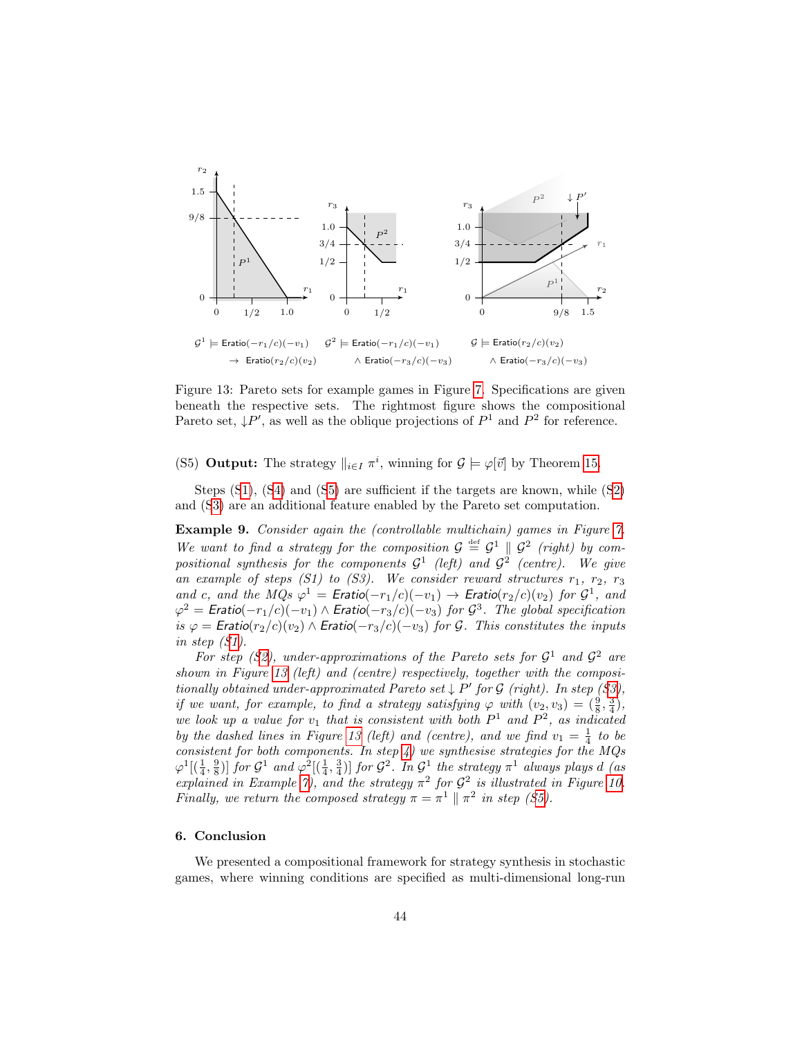$\mathcal{G}^1 \models \mathsf{Eratio}(-r_1/c)(-v_1) \to \mathsf{Eratio}(r_2/c)(v_2)$ $\quad$ $\mathcal{G}^2 \models \mathsf{Eratio}(-r_1/c)(-v_1) \wedge \mathsf{Eratio}(-r_3/c)(-v_3)$ $\quad$ $\mathcal{G} \models \mathsf{Eratio}(r_2/c)(v_2) \wedge \mathsf{Eratio}(-r_3/c)(-v_3)$

Figure 13: Pareto sets for example games in Figure 7. Specifications are given beneath the respective sets. The rightmost figure shows the compositional Pareto set, $\downarrow P'$, as well as the oblique projections of $P^1$ and $P^2$ for reference.

(S5) **Output:** The strategy $\|_{i \in I}\, \pi^i$, winning for $\mathcal{G} \models \varphi[\vec{v}]$ by Theorem 15.

Steps (S1), (S4) and (S5) are sufficient if the targets are known, while (S2) and (S3) are an additional feature enabled by the Pareto set computation.

**Example 9.** *Consider again the (controllable multichain) games in Figure 7. We want to find a strategy for the composition $\mathcal{G} \stackrel{\text{def}}{=} \mathcal{G}^1 \parallel \mathcal{G}^2$ (right) by compositional synthesis for the components $\mathcal{G}^1$ (left) and $\mathcal{G}^2$ (centre). We give an example of steps (S1) to (S3). We consider reward structures $r_1$, $r_2$, $r_3$ and $c$, and the MQs $\varphi^1 = \mathsf{Eratio}(-r_1/c)(-v_1) \to \mathsf{Eratio}(r_2/c)(v_2)$ for $\mathcal{G}^1$, and $\varphi^2 = \mathsf{Eratio}(-r_1/c)(-v_1) \wedge \mathsf{Eratio}(-r_3/c)(-v_3)$ for $\mathcal{G}^3$. The global specification is $\varphi = \mathsf{Eratio}(r_2/c)(v_2) \wedge \mathsf{Eratio}(-r_3/c)(-v_3)$ for $\mathcal{G}$. This constitutes the inputs in step (S1).*

*For step (S2), under-approximations of the Pareto sets for $\mathcal{G}^1$ and $\mathcal{G}^2$ are shown in Figure 13 (left) and (centre) respectively, together with the compositionally obtained under-approximated Pareto set $\downarrow P'$ for $\mathcal{G}$ (right). In step (S3), if we want, for example, to find a strategy satisfying $\varphi$ with $(v_2, v_3) = (\frac{9}{8}, \frac{3}{4})$, we look up a value for $v_1$ that is consistent with both $P^1$ and $P^2$, as indicated by the dashed lines in Figure 13 (left) and (centre), and we find $v_1 = \frac{1}{4}$ to be consistent for both components. In step 4) we synthesise strategies for the MQs $\varphi^1[(\frac{1}{4}, \frac{9}{8})]$ for $\mathcal{G}^1$ and $\varphi^2[(\frac{1}{4}, \frac{3}{4})]$ for $\mathcal{G}^2$. In $\mathcal{G}^1$ the strategy $\pi^1$ always plays $d$ (as explained in Example 7), and the strategy $\pi^2$ for $\mathcal{G}^2$ is illustrated in Figure 10. Finally, we return the composed strategy $\pi = \pi^1 \parallel \pi^2$ in step (S5).*

## 6. Conclusion

We presented a compositional framework for strategy synthesis in stochastic games, where winning conditions are specified as multi-dimensional long-run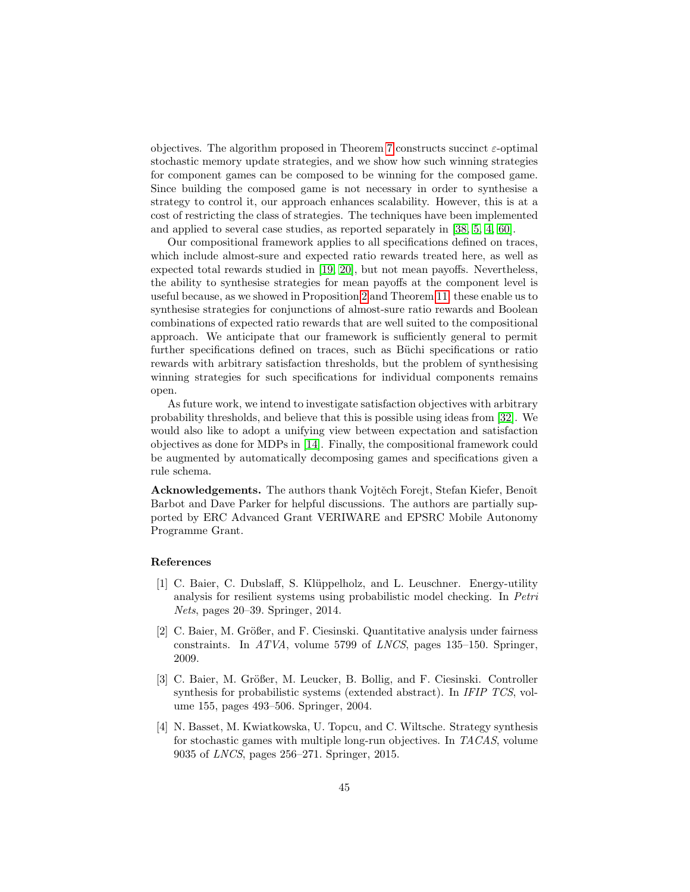objectives. The algorithm proposed in Theorem 7 constructs succinct $\varepsilon$-optimal stochastic memory update strategies, and we show how such winning strategies for component games can be composed to be winning for the composed game. Since building the composed game is not necessary in order to synthesise a strategy to control it, our approach enhances scalability. However, this is at a cost of restricting the class of strategies. The techniques have been implemented and applied to several case studies, as reported separately in [38, 5, 4, 60].

Our compositional framework applies to all specifications defined on traces, which include almost-sure and expected ratio rewards treated here, as well as expected total rewards studied in [19, 20], but not mean payoffs. Nevertheless, the ability to synthesise strategies for mean payoffs at the component level is useful because, as we showed in Proposition 2 and Theorem 11, these enable us to synthesise strategies for conjunctions of almost-sure ratio rewards and Boolean combinations of expected ratio rewards that are well suited to the compositional approach. We anticipate that our framework is sufficiently general to permit further specifications defined on traces, such as Büchi specifications or ratio rewards with arbitrary satisfaction thresholds, but the problem of synthesising winning strategies for such specifications for individual components remains open.

As future work, we intend to investigate satisfaction objectives with arbitrary probability thresholds, and believe that this is possible using ideas from [32]. We would also like to adopt a unifying view between expectation and satisfaction objectives as done for MDPs in [14]. Finally, the compositional framework could be augmented by automatically decomposing games and specifications given a rule schema.

**Acknowledgements.** The authors thank Vojtěch Forejt, Stefan Kiefer, Benoît Barbot and Dave Parker for helpful discussions. The authors are partially supported by ERC Advanced Grant VERIWARE and EPSRC Mobile Autonomy Programme Grant.

### References

[1] C. Baier, C. Dubslaff, S. Klüppelholz, and L. Leuschner. Energy-utility analysis for resilient systems using probabilistic model checking. In *Petri Nets*, pages 20–39. Springer, 2014.

[2] C. Baier, M. Größer, and F. Ciesinski. Quantitative analysis under fairness constraints. In *ATVA*, volume 5799 of *LNCS*, pages 135–150. Springer, 2009.

[3] C. Baier, M. Größer, M. Leucker, B. Bollig, and F. Ciesinski. Controller synthesis for probabilistic systems (extended abstract). In *IFIP TCS*, volume 155, pages 493–506. Springer, 2004.

[4] N. Basset, M. Kwiatkowska, U. Topcu, and C. Wiltsche. Strategy synthesis for stochastic games with multiple long-run objectives. In *TACAS*, volume 9035 of *LNCS*, pages 256–271. Springer, 2015.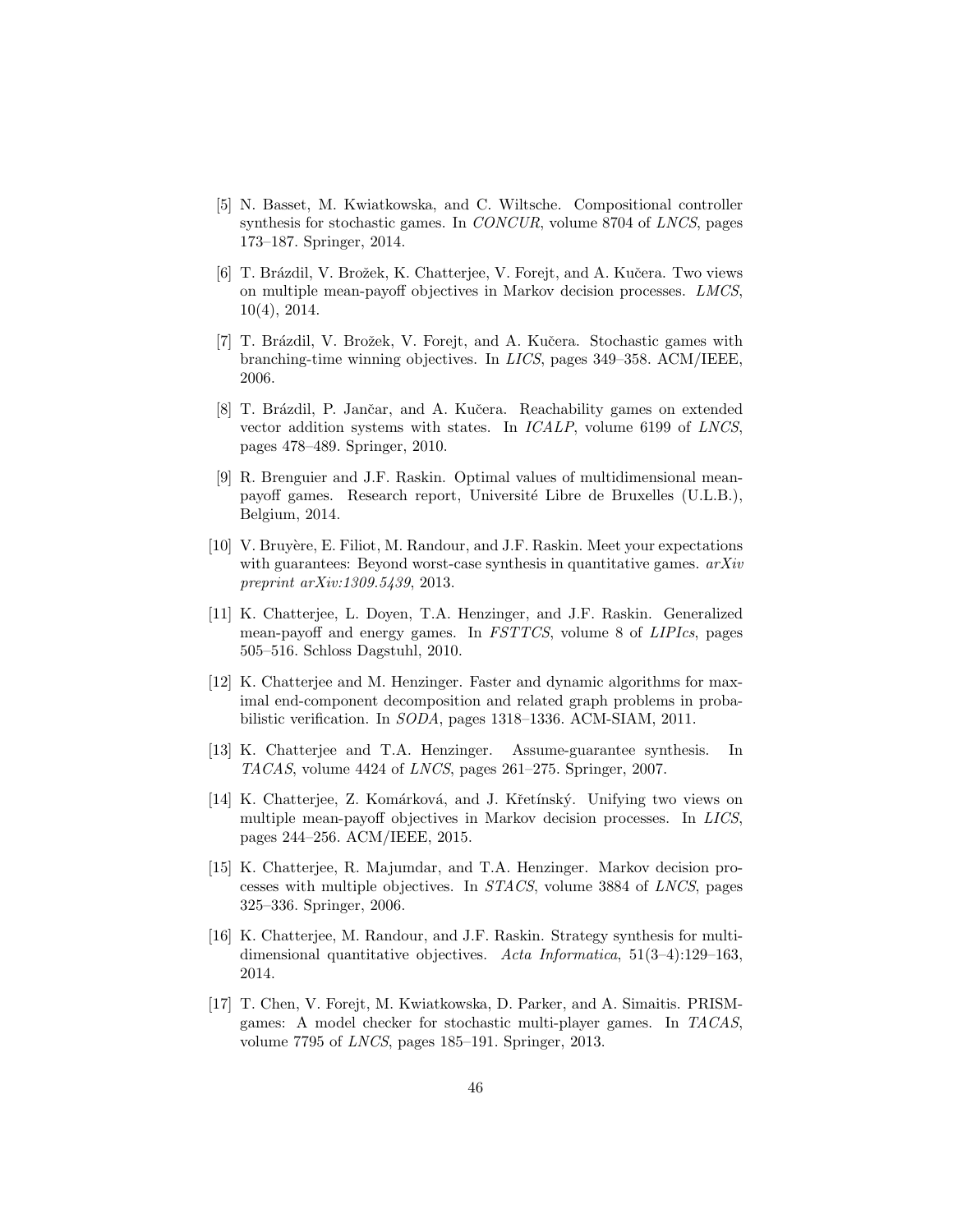[5] N. Basset, M. Kwiatkowska, and C. Wiltsche. Compositional controller synthesis for stochastic games. In *CONCUR*, volume 8704 of *LNCS*, pages 173–187. Springer, 2014.

[6] T. Brázdil, V. Brožek, K. Chatterjee, V. Forejt, and A. Kučera. Two views on multiple mean-payoff objectives in Markov decision processes. *LMCS*, 10(4), 2014.

[7] T. Brázdil, V. Brožek, V. Forejt, and A. Kučera. Stochastic games with branching-time winning objectives. In *LICS*, pages 349–358. ACM/IEEE, 2006.

[8] T. Brázdil, P. Jančar, and A. Kučera. Reachability games on extended vector addition systems with states. In *ICALP*, volume 6199 of *LNCS*, pages 478–489. Springer, 2010.

[9] R. Brenguier and J.F. Raskin. Optimal values of multidimensional mean-payoff games. Research report, Université Libre de Bruxelles (U.L.B.), Belgium, 2014.

[10] V. Bruyère, E. Filiot, M. Randour, and J.F. Raskin. Meet your expectations with guarantees: Beyond worst-case synthesis in quantitative games. *arXiv preprint arXiv:1309.5439*, 2013.

[11] K. Chatterjee, L. Doyen, T.A. Henzinger, and J.F. Raskin. Generalized mean-payoff and energy games. In *FSTTCS*, volume 8 of *LIPIcs*, pages 505–516. Schloss Dagstuhl, 2010.

[12] K. Chatterjee and M. Henzinger. Faster and dynamic algorithms for maximal end-component decomposition and related graph problems in probabilistic verification. In *SODA*, pages 1318–1336. ACM-SIAM, 2011.

[13] K. Chatterjee and T.A. Henzinger. Assume-guarantee synthesis. In *TACAS*, volume 4424 of *LNCS*, pages 261–275. Springer, 2007.

[14] K. Chatterjee, Z. Komárková, and J. Křetínský. Unifying two views on multiple mean-payoff objectives in Markov decision processes. In *LICS*, pages 244–256. ACM/IEEE, 2015.

[15] K. Chatterjee, R. Majumdar, and T.A. Henzinger. Markov decision processes with multiple objectives. In *STACS*, volume 3884 of *LNCS*, pages 325–336. Springer, 2006.

[16] K. Chatterjee, M. Randour, and J.F. Raskin. Strategy synthesis for multi-dimensional quantitative objectives. *Acta Informatica*, 51(3–4):129–163, 2014.

[17] T. Chen, V. Forejt, M. Kwiatkowska, D. Parker, and A. Simaitis. PRISM-games: A model checker for stochastic multi-player games. In *TACAS*, volume 7795 of *LNCS*, pages 185–191. Springer, 2013.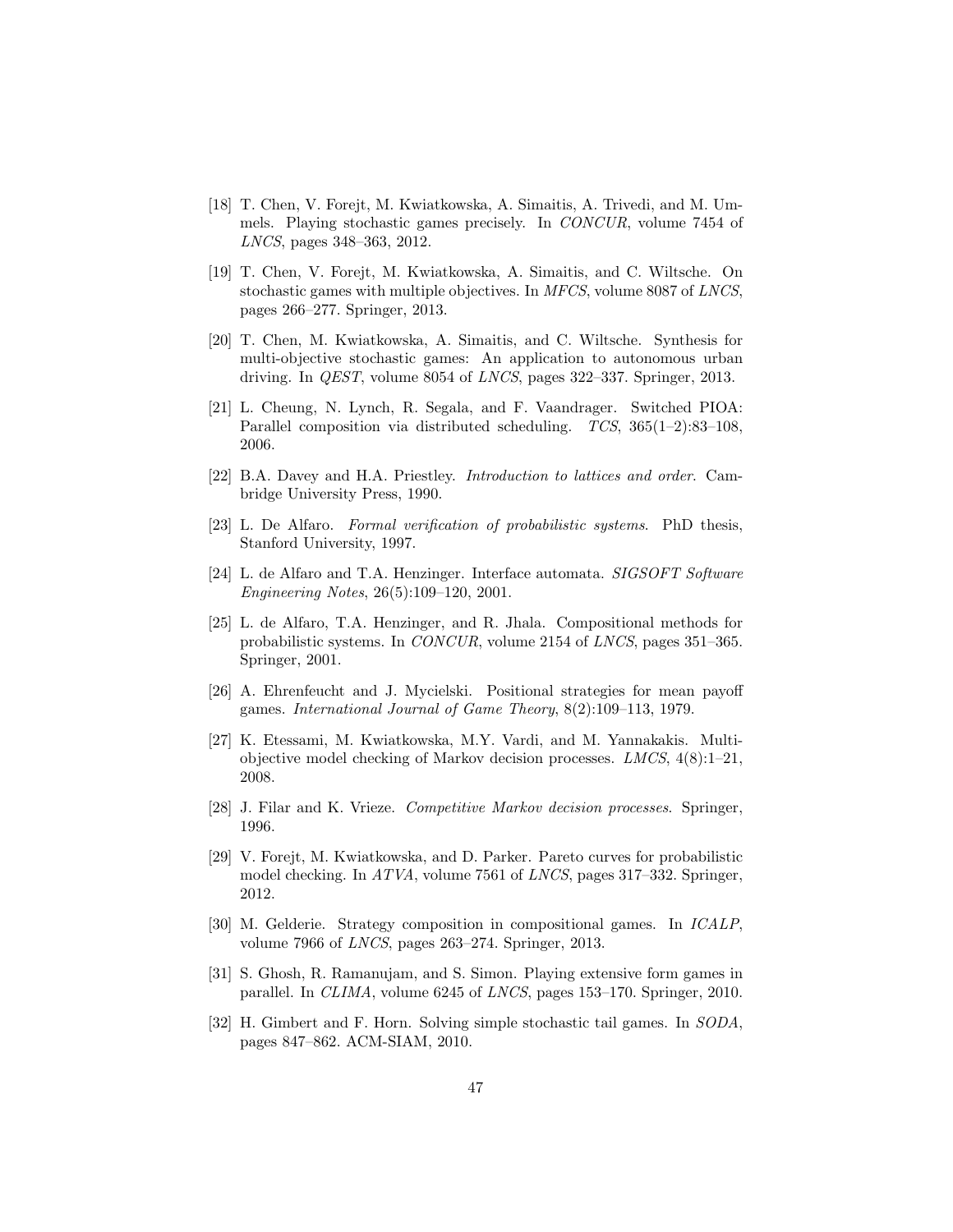[18] T. Chen, V. Forejt, M. Kwiatkowska, A. Simaitis, A. Trivedi, and M. Ummels. Playing stochastic games precisely. In *CONCUR*, volume 7454 of *LNCS*, pages 348–363, 2012.

[19] T. Chen, V. Forejt, M. Kwiatkowska, A. Simaitis, and C. Wiltsche. On stochastic games with multiple objectives. In *MFCS*, volume 8087 of *LNCS*, pages 266–277. Springer, 2013.

[20] T. Chen, M. Kwiatkowska, A. Simaitis, and C. Wiltsche. Synthesis for multi-objective stochastic games: An application to autonomous urban driving. In *QEST*, volume 8054 of *LNCS*, pages 322–337. Springer, 2013.

[21] L. Cheung, N. Lynch, R. Segala, and F. Vaandrager. Switched PIOA: Parallel composition via distributed scheduling. *TCS*, 365(1–2):83–108, 2006.

[22] B.A. Davey and H.A. Priestley. *Introduction to lattices and order*. Cambridge University Press, 1990.

[23] L. De Alfaro. *Formal verification of probabilistic systems*. PhD thesis, Stanford University, 1997.

[24] L. de Alfaro and T.A. Henzinger. Interface automata. *SIGSOFT Software Engineering Notes*, 26(5):109–120, 2001.

[25] L. de Alfaro, T.A. Henzinger, and R. Jhala. Compositional methods for probabilistic systems. In *CONCUR*, volume 2154 of *LNCS*, pages 351–365. Springer, 2001.

[26] A. Ehrenfeucht and J. Mycielski. Positional strategies for mean payoff games. *International Journal of Game Theory*, 8(2):109–113, 1979.

[27] K. Etessami, M. Kwiatkowska, M.Y. Vardi, and M. Yannakakis. Multi-objective model checking of Markov decision processes. *LMCS*, 4(8):1–21, 2008.

[28] J. Filar and K. Vrieze. *Competitive Markov decision processes*. Springer, 1996.

[29] V. Forejt, M. Kwiatkowska, and D. Parker. Pareto curves for probabilistic model checking. In *ATVA*, volume 7561 of *LNCS*, pages 317–332. Springer, 2012.

[30] M. Gelderie. Strategy composition in compositional games. In *ICALP*, volume 7966 of *LNCS*, pages 263–274. Springer, 2013.

[31] S. Ghosh, R. Ramanujam, and S. Simon. Playing extensive form games in parallel. In *CLIMA*, volume 6245 of *LNCS*, pages 153–170. Springer, 2010.

[32] H. Gimbert and F. Horn. Solving simple stochastic tail games. In *SODA*, pages 847–862. ACM-SIAM, 2010.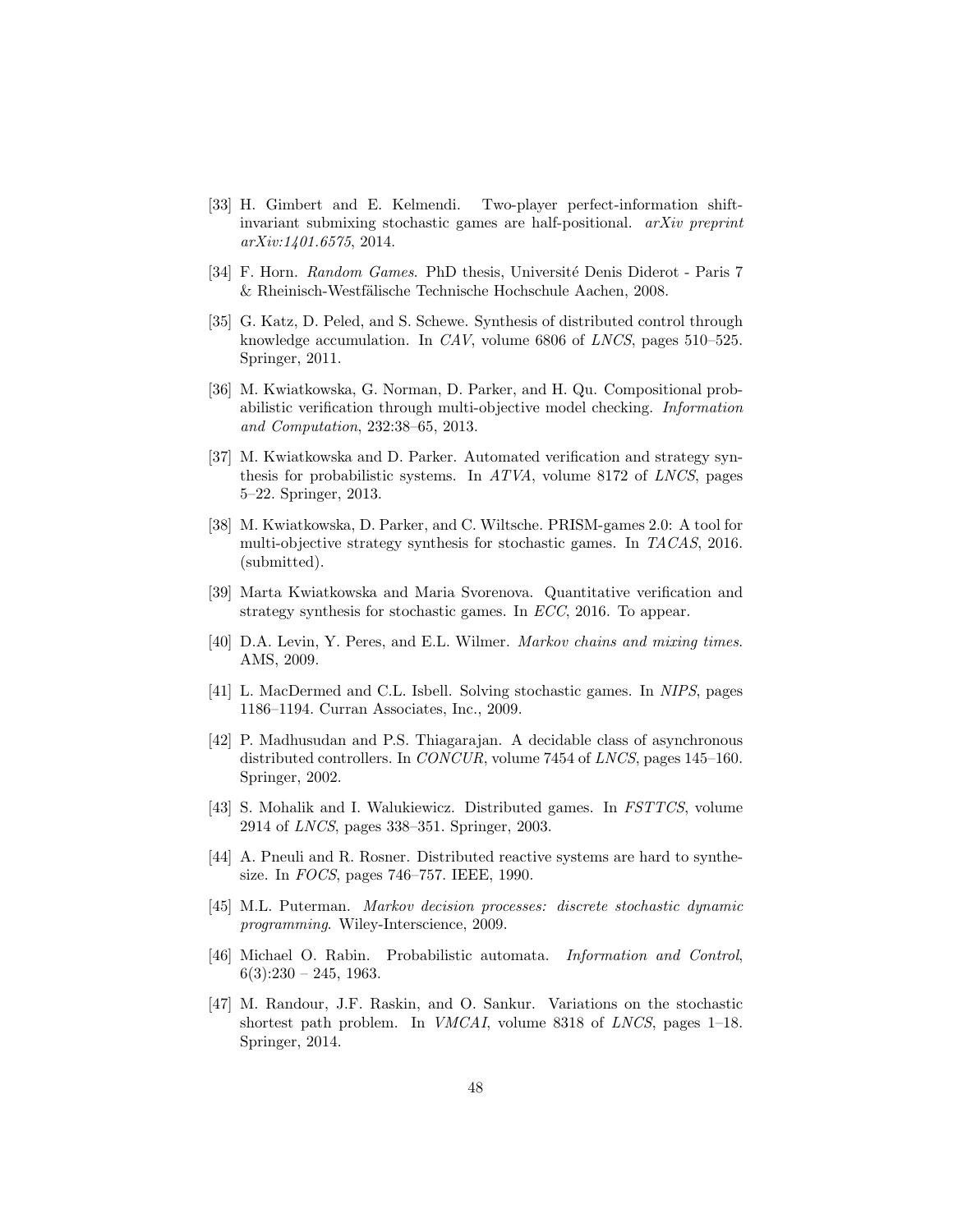[33] H. Gimbert and E. Kelmendi. Two-player perfect-information shift-invariant submixing stochastic games are half-positional. *arXiv preprint arXiv:1401.6575*, 2014.

[34] F. Horn. *Random Games*. PhD thesis, Université Denis Diderot - Paris 7 & Rheinisch-Westfälische Technische Hochschule Aachen, 2008.

[35] G. Katz, D. Peled, and S. Schewe. Synthesis of distributed control through knowledge accumulation. In *CAV*, volume 6806 of *LNCS*, pages 510–525. Springer, 2011.

[36] M. Kwiatkowska, G. Norman, D. Parker, and H. Qu. Compositional probabilistic verification through multi-objective model checking. *Information and Computation*, 232:38–65, 2013.

[37] M. Kwiatkowska and D. Parker. Automated verification and strategy synthesis for probabilistic systems. In *ATVA*, volume 8172 of *LNCS*, pages 5–22. Springer, 2013.

[38] M. Kwiatkowska, D. Parker, and C. Wiltsche. PRISM-games 2.0: A tool for multi-objective strategy synthesis for stochastic games. In *TACAS*, 2016. (submitted).

[39] Marta Kwiatkowska and Maria Svorenova. Quantitative verification and strategy synthesis for stochastic games. In *ECC*, 2016. To appear.

[40] D.A. Levin, Y. Peres, and E.L. Wilmer. *Markov chains and mixing times*. AMS, 2009.

[41] L. MacDermed and C.L. Isbell. Solving stochastic games. In *NIPS*, pages 1186–1194. Curran Associates, Inc., 2009.

[42] P. Madhusudan and P.S. Thiagarajan. A decidable class of asynchronous distributed controllers. In *CONCUR*, volume 7454 of *LNCS*, pages 145–160. Springer, 2002.

[43] S. Mohalik and I. Walukiewicz. Distributed games. In *FSTTCS*, volume 2914 of *LNCS*, pages 338–351. Springer, 2003.

[44] A. Pneuli and R. Rosner. Distributed reactive systems are hard to synthesize. In *FOCS*, pages 746–757. IEEE, 1990.

[45] M.L. Puterman. *Markov decision processes: discrete stochastic dynamic programming*. Wiley-Interscience, 2009.

[46] Michael O. Rabin. Probabilistic automata. *Information and Control*, 6(3):230 – 245, 1963.

[47] M. Randour, J.F. Raskin, and O. Sankur. Variations on the stochastic shortest path problem. In *VMCAI*, volume 8318 of *LNCS*, pages 1–18. Springer, 2014.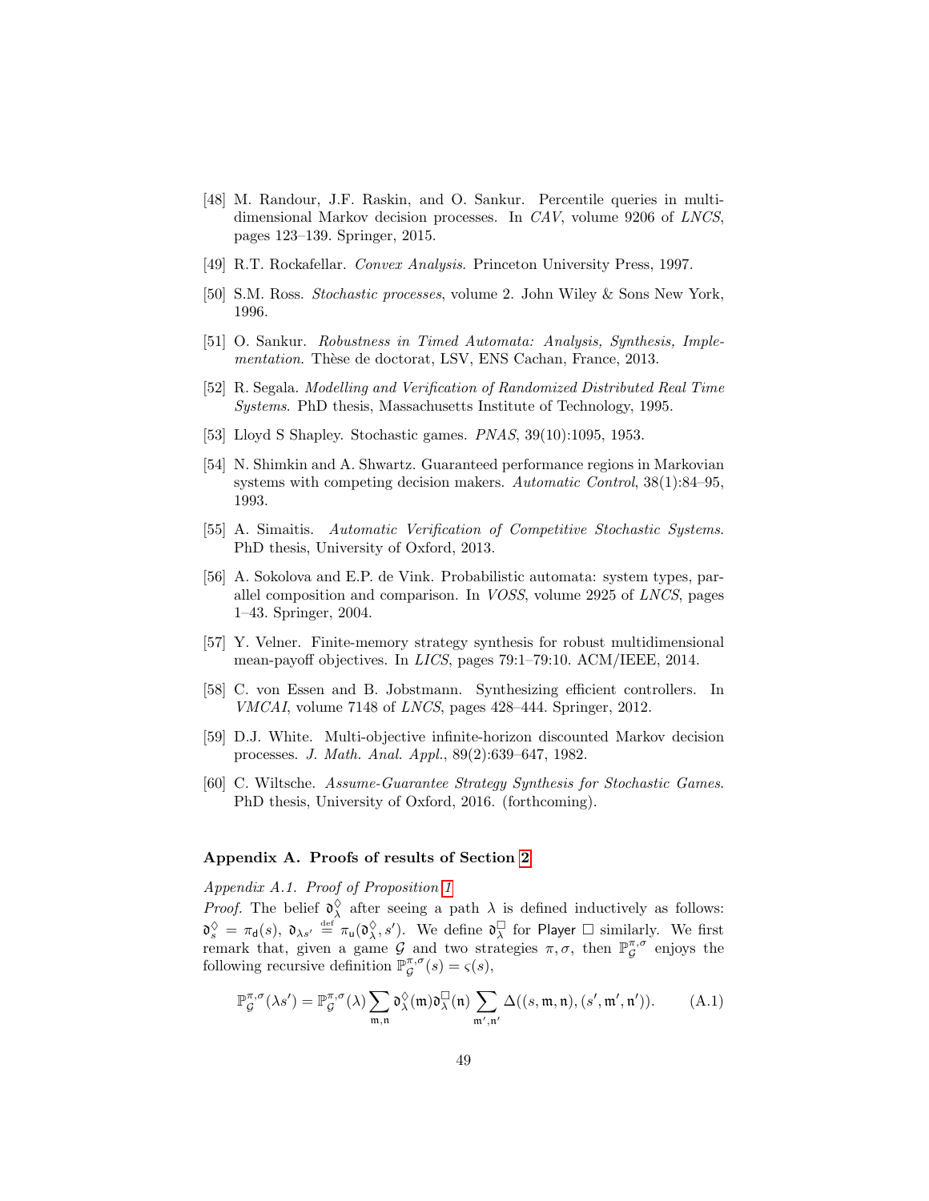[48] M. Randour, J.F. Raskin, and O. Sankur. Percentile queries in multi-dimensional Markov decision processes. In *CAV*, volume 9206 of *LNCS*, pages 123–139. Springer, 2015.

[49] R.T. Rockafellar. *Convex Analysis*. Princeton University Press, 1997.

[50] S.M. Ross. *Stochastic processes*, volume 2. John Wiley & Sons New York, 1996.

[51] O. Sankur. *Robustness in Timed Automata: Analysis, Synthesis, Implementation*. Thèse de doctorat, LSV, ENS Cachan, France, 2013.

[52] R. Segala. *Modelling and Verification of Randomized Distributed Real Time Systems*. PhD thesis, Massachusetts Institute of Technology, 1995.

[53] Lloyd S Shapley. Stochastic games. *PNAS*, 39(10):1095, 1953.

[54] N. Shimkin and A. Shwartz. Guaranteed performance regions in Markovian systems with competing decision makers. *Automatic Control*, 38(1):84–95, 1993.

[55] A. Simaitis. *Automatic Verification of Competitive Stochastic Systems*. PhD thesis, University of Oxford, 2013.

[56] A. Sokolova and E.P. de Vink. Probabilistic automata: system types, parallel composition and comparison. In *VOSS*, volume 2925 of *LNCS*, pages 1–43. Springer, 2004.

[57] Y. Velner. Finite-memory strategy synthesis for robust multidimensional mean-payoff objectives. In *LICS*, pages 79:1–79:10. ACM/IEEE, 2014.

[58] C. von Essen and B. Jobstmann. Synthesizing efficient controllers. In *VMCAI*, volume 7148 of *LNCS*, pages 428–444. Springer, 2012.

[59] D.J. White. Multi-objective infinite-horizon discounted Markov decision processes. *J. Math. Anal. Appl.*, 89(2):639–647, 1982.

[60] C. Wiltsche. *Assume-Guarantee Strategy Synthesis for Stochastic Games*. PhD thesis, University of Oxford, 2016. (forthcoming).

## Appendix A. Proofs of results of Section 2

### Appendix A.1. Proof of Proposition 1

*Proof.* The belief $\mathfrak{d}^{\Diamond}_{\lambda}$ after seeing a path $\lambda$ is defined inductively as follows: $\mathfrak{d}^{\Diamond}_{s} = \pi_{\mathsf{d}}(s)$, $\mathfrak{d}_{\lambda s'} \stackrel{\text{def}}{=} \pi_{\mathsf{u}}(\mathfrak{d}^{\Diamond}_{\lambda}, s')$. We define $\mathfrak{d}^{\Box}_{\lambda}$ for Player $\Box$ similarly. We first remark that, given a game $\mathcal{G}$ and two strategies $\pi, \sigma$, then $\mathbb{P}^{\pi,\sigma}_{\mathcal{G}}$ enjoys the following recursive definition $\mathbb{P}^{\pi,\sigma}_{\mathcal{G}}(s) = \varsigma(s)$,

$$\mathbb{P}^{\pi,\sigma}_{\mathcal{G}}(\lambda s') = \mathbb{P}^{\pi,\sigma}_{\mathcal{G}}(\lambda) \sum_{\mathfrak{m},\mathfrak{n}} \mathfrak{d}^{\Diamond}_{\lambda}(\mathfrak{m}) \mathfrak{d}^{\Box}_{\lambda}(\mathfrak{n}) \sum_{\mathfrak{m}',\mathfrak{n}'} \Delta((s, \mathfrak{m}, \mathfrak{n}), (s', \mathfrak{m}', \mathfrak{n}')). \tag{A.1}$$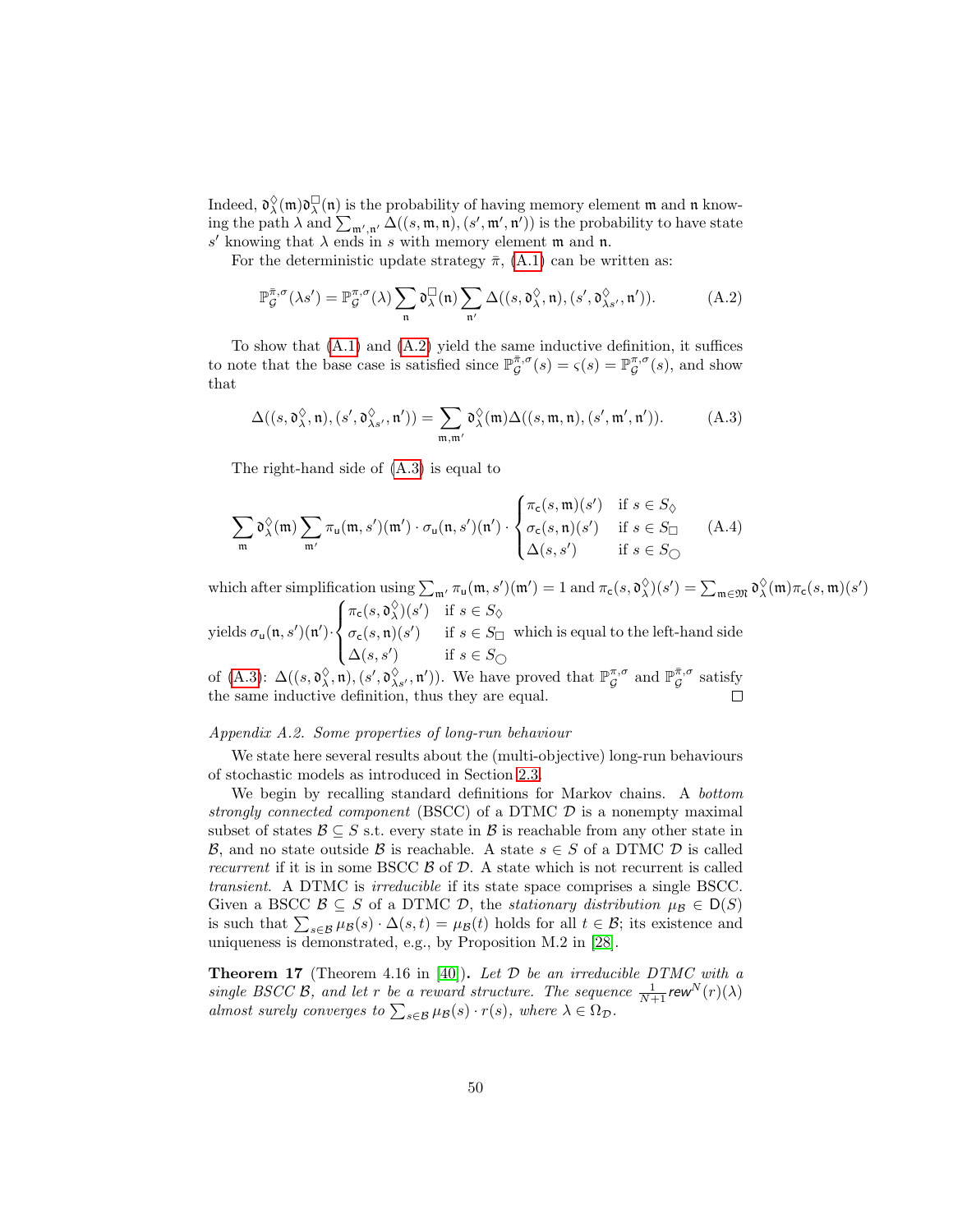Indeed, $\mathfrak{d}^{\Diamond}_{\lambda}(\mathfrak{m})\mathfrak{d}^{\Box}_{\lambda}(\mathfrak{n})$ is the probability of having memory element $\mathfrak{m}$ and $\mathfrak{n}$ knowing the path $\lambda$ and $\sum_{\mathfrak{m}',\mathfrak{n}'} \Delta((s,\mathfrak{m},\mathfrak{n}),(s',\mathfrak{m}',\mathfrak{n}'))$ is the probability to have state $s'$ knowing that $\lambda$ ends in $s$ with memory element $\mathfrak{m}$ and $\mathfrak{n}$.

For the deterministic update strategy $\bar{\pi}$, (A.1) can be written as:

$$\mathbb{P}^{\bar{\pi},\sigma}_{\mathcal{G}}(\lambda s') = \mathbb{P}^{\pi,\sigma}_{\mathcal{G}}(\lambda) \sum_{\mathfrak{n}} \mathfrak{d}^{\Box}_{\lambda}(\mathfrak{n}) \sum_{\mathfrak{n}'} \Delta((s,\mathfrak{d}^{\Diamond}_{\lambda},\mathfrak{n}),(s',\mathfrak{d}^{\Diamond}_{\lambda s'},\mathfrak{n}')). \tag{A.2}$$

To show that (A.1) and (A.2) yield the same inductive definition, it suffices to note that the base case is satisfied since $\mathbb{P}^{\bar{\pi},\sigma}_{\mathcal{G}}(s) = \varsigma(s) = \mathbb{P}^{\pi,\sigma}_{\mathcal{G}}(s)$, and show that

$$\Delta((s,\mathfrak{d}^{\Diamond}_{\lambda},\mathfrak{n}),(s',\mathfrak{d}^{\Diamond}_{\lambda s'},\mathfrak{n}')) = \sum_{\mathfrak{m},\mathfrak{m}'} \mathfrak{d}^{\Diamond}_{\lambda}(\mathfrak{m}) \Delta((s,\mathfrak{m},\mathfrak{n}),(s',\mathfrak{m}',\mathfrak{n}')). \tag{A.3}$$

The right-hand side of (A.3) is equal to

$$\sum_{\mathfrak{m}} \mathfrak{d}^{\Diamond}_{\lambda}(\mathfrak{m}) \sum_{\mathfrak{m}'} \pi_{\mathsf{u}}(\mathfrak{m},s')(\mathfrak{m}') \cdot \sigma_{\mathsf{u}}(\mathfrak{n},s')(\mathfrak{n}') \cdot \begin{cases} \pi_{\mathsf{c}}(s,\mathfrak{m})(s') & \text{if } s \in S_{\Diamond} \\ \sigma_{\mathsf{c}}(s,\mathfrak{n})(s') & \text{if } s \in S_{\Box} \\ \Delta(s,s') & \text{if } s \in S_{\bigcirc} \end{cases} \tag{A.4}$$

which after simplification using $\sum_{\mathfrak{m}'} \pi_{\mathsf{u}}(\mathfrak{m},s')(\mathfrak{m}') = 1$ and $\pi_{\mathsf{c}}(s,\mathfrak{d}^{\Diamond}_{\lambda})(s') = \sum_{\mathfrak{m}\in\mathfrak{M}} \mathfrak{d}^{\Diamond}_{\lambda}(\mathfrak{m})\pi_{\mathsf{c}}(s,\mathfrak{m})(s')$ yields $\sigma_{\mathsf{u}}(\mathfrak{n},s')(\mathfrak{n}') \cdot \begin{cases} \pi_{\mathsf{c}}(s,\mathfrak{d}^{\Diamond}_{\lambda})(s') & \text{if } s \in S_{\Diamond} \\ \sigma_{\mathsf{c}}(s,\mathfrak{n})(s') & \text{if } s \in S_{\Box} \\ \Delta(s,s') & \text{if } s \in S_{\bigcirc} \end{cases}$ which is equal to the left-hand side of (A.3): $\Delta((s,\mathfrak{d}^{\Diamond}_{\lambda},\mathfrak{n}),(s',\mathfrak{d}^{\Diamond}_{\lambda s'},\mathfrak{n}'))$. We have proved that $\mathbb{P}^{\bar{\pi},\sigma}_{\mathcal{G}}$ and $\mathbb{P}^{\pi,\sigma}_{\mathcal{G}}$ satisfy the same inductive definition, thus they are equal. □

*Appendix A.2. Some properties of long-run behaviour*

We state here several results about the (multi-objective) long-run behaviours of stochastic models as introduced in Section 2.3.

We begin by recalling standard definitions for Markov chains. A *bottom strongly connected component* (BSCC) of a DTMC $\mathcal{D}$ is a nonempty maximal subset of states $\mathcal{B} \subseteq S$ s.t. every state in $\mathcal{B}$ is reachable from any other state in $\mathcal{B}$, and no state outside $\mathcal{B}$ is reachable. A state $s \in S$ of a DTMC $\mathcal{D}$ is called *recurrent* if it is in some BSCC $\mathcal{B}$ of $\mathcal{D}$. A state which is not recurrent is called *transient*. A DTMC is *irreducible* if its state space comprises a single BSCC. Given a BSCC $\mathcal{B} \subseteq S$ of a DTMC $\mathcal{D}$, the *stationary distribution* $\mu_{\mathcal{B}} \in \mathsf{D}(S)$ is such that $\sum_{s\in\mathcal{B}} \mu_{\mathcal{B}}(s) \cdot \Delta(s,t) = \mu_{\mathcal{B}}(t)$ holds for all $t \in \mathcal{B}$; its existence and uniqueness is demonstrated, e.g., by Proposition M.2 in [28].

**Theorem 17** (Theorem 4.16 in [40])**.** *Let $\mathcal{D}$ be an irreducible DTMC with a single BSCC $\mathcal{B}$, and let $r$ be a reward structure. The sequence $\frac{1}{N+1}\mathit{rew}^N(r)(\lambda)$ almost surely converges to $\sum_{s\in\mathcal{B}} \mu_{\mathcal{B}}(s) \cdot r(s)$, where $\lambda \in \Omega_{\mathcal{D}}$.*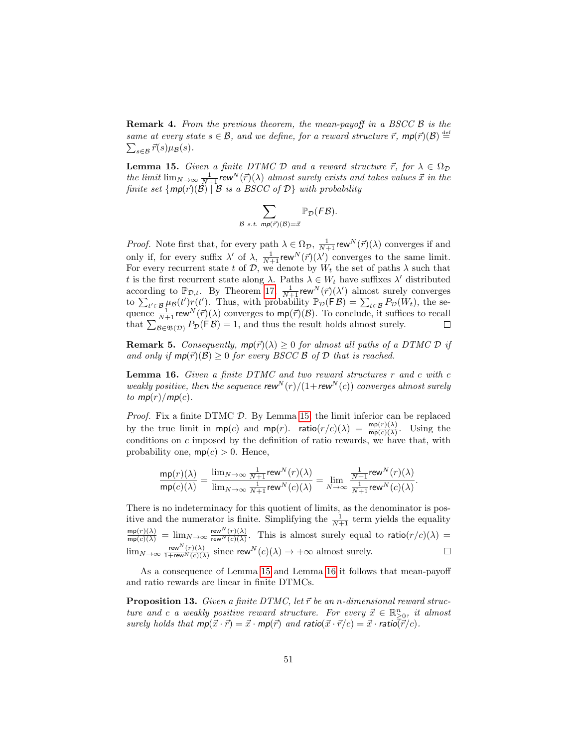**Remark 4.** *From the previous theorem, the mean-payoff in a BSCC $\mathcal{B}$ is the same at every state $s \in \mathcal{B}$, and we define, for a reward structure $\vec{r}$, $\mathsf{mp}(\vec{r})(\mathcal{B}) \stackrel{\text{def}}{=} \sum_{s \in \mathcal{B}} \vec{r}(s)\mu_{\mathcal{B}}(s)$.*

**Lemma 15.** *Given a finite DTMC $\mathcal{D}$ and a reward structure $\vec{r}$, for $\lambda \in \Omega_{\mathcal{D}}$ the limit $\lim_{N\to\infty} \frac{1}{N+1}\mathsf{rew}^N(\vec{r})(\lambda)$ almost surely exists and takes values $\vec{x}$ in the finite set $\{\mathsf{mp}(\vec{r})(\mathcal{B}) \mid \mathcal{B} \text{ is a BSCC of } \mathcal{D}\}$ with probability*

$$\sum_{\mathcal{B} \text{ s.t. } \mathsf{mp}(\vec{r})(\mathcal{B})=\vec{x}} \mathbb{P}_{\mathcal{D}}(\mathsf{F}\mathcal{B}).$$

*Proof.* Note first that, for every path $\lambda \in \Omega_{\mathcal{D}}$, $\frac{1}{N+1}\mathsf{rew}^N(\vec{r})(\lambda)$ converges if and only if, for every suffix $\lambda'$ of $\lambda$, $\frac{1}{N+1}\mathsf{rew}^N(\vec{r})(\lambda')$ converges to the same limit. For every recurrent state $t$ of $\mathcal{D}$, we denote by $W_t$ the set of paths $\lambda$ such that $t$ is the first recurrent state along $\lambda$. Paths $\lambda \in W_t$ have suffixes $\lambda'$ distributed according to $\mathbb{P}_{\mathcal{D},t}$. By Theorem 17, $\frac{1}{N+1}\mathsf{rew}^N(\vec{r})(\lambda')$ almost surely converges to $\sum_{t' \in \mathcal{B}} \mu_{\mathcal{B}}(t')r(t')$. Thus, with probability $\mathbb{P}_{\mathcal{D}}(\mathsf{F}\,\mathcal{B}) = \sum_{t\in\mathcal{B}} P_{\mathcal{D}}(W_t)$, the sequence $\frac{1}{N+1}\mathsf{rew}^N(\vec{r})(\lambda)$ converges to $\mathsf{mp}(\vec{r})(\mathcal{B})$. To conclude, it suffices to recall that $\sum_{\mathcal{B}\in\mathfrak{B}(\mathcal{D})} P_{\mathcal{D}}(\mathsf{F}\,\mathcal{B}) = 1$, and thus the result holds almost surely. □

**Remark 5.** *Consequently, $\mathsf{mp}(\vec{r})(\lambda) \geq 0$ for almost all paths of a DTMC $\mathcal{D}$ if and only if $\mathsf{mp}(\vec{r})(\mathcal{B}) \geq 0$ for every BSCC $\mathcal{B}$ of $\mathcal{D}$ that is reached.*

**Lemma 16.** *Given a finite DTMC and two reward structures $r$ and $c$ with $c$ weakly positive, then the sequence $\mathsf{rew}^N(r)/(1+\mathsf{rew}^N(c))$ converges almost surely to $\mathsf{mp}(r)/\mathsf{mp}(c)$.*

*Proof.* Fix a finite DTMC $\mathcal{D}$. By Lemma 15, the limit inferior can be replaced by the true limit in $\mathsf{mp}(c)$ and $\mathsf{mp}(r)$. $\mathsf{ratio}(r/c)(\lambda) = \frac{\mathsf{mp}(r)(\lambda)}{\mathsf{mp}(c)(\lambda)}$. Using the conditions on $c$ imposed by the definition of ratio rewards, we have that, with probability one, $\mathsf{mp}(c) > 0$. Hence,

$$\frac{\mathsf{mp}(r)(\lambda)}{\mathsf{mp}(c)(\lambda)} = \frac{\lim_{N\to\infty}\frac{1}{N+1}\mathsf{rew}^N(r)(\lambda)}{\lim_{N\to\infty}\frac{1}{N+1}\mathsf{rew}^N(c)(\lambda)} = \lim_{N\to\infty}\frac{\frac{1}{N+1}\mathsf{rew}^N(r)(\lambda)}{\frac{1}{N+1}\mathsf{rew}^N(c)(\lambda)}.$$

There is no indeterminacy for this quotient of limits, as the denominator is positive and the numerator is finite. Simplifying the $\frac{1}{N+1}$ term yields the equality $\frac{\mathsf{mp}(r)(\lambda)}{\mathsf{mp}(c)(\lambda)} = \lim_{N\to\infty}\frac{\mathsf{rew}^N(r)(\lambda)}{\mathsf{rew}^N(c)(\lambda)}$. This is almost surely equal to $\mathsf{ratio}(r/c)(\lambda) = \lim_{N\to\infty}\frac{\mathsf{rew}^N(r)(\lambda)}{1+\mathsf{rew}^N(c)(\lambda)}$ since $\mathsf{rew}^N(c)(\lambda) \to +\infty$ almost surely. □

As a consequence of Lemma 15 and Lemma 16 it follows that mean-payoff and ratio rewards are linear in finite DTMCs.

**Proposition 13.** *Given a finite DTMC, let $\vec{r}$ be an $n$-dimensional reward structure and $c$ a weakly positive reward structure. For every $\vec{x} \in \mathbb{R}^n_{\geq 0}$, it almost surely holds that $\mathsf{mp}(\vec{x}\cdot\vec{r}) = \vec{x}\cdot\mathsf{mp}(\vec{r})$ and $\mathsf{ratio}(\vec{x}\cdot\vec{r}/c) = \vec{x}\cdot\mathsf{ratio}(\vec{r}/c)$.*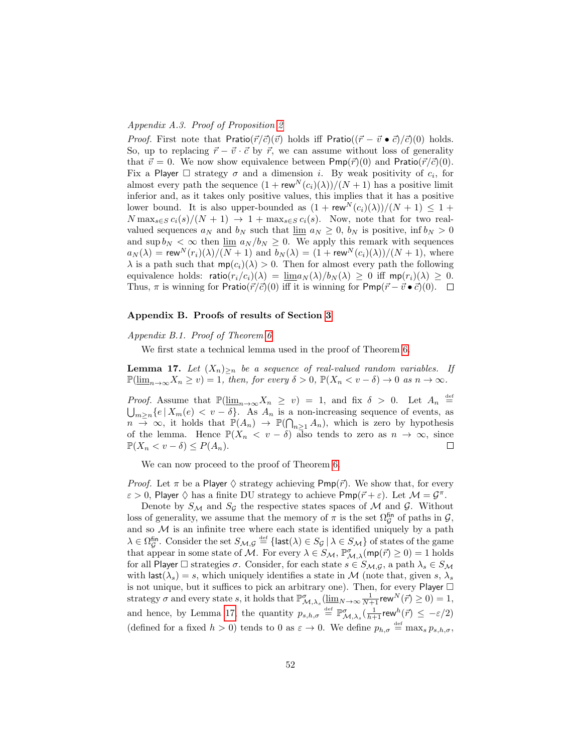*Appendix A.3. Proof of Proposition 2*

*Proof.* First note that $\mathsf{Pratio}(\vec{r}/\vec{c})(\vec{v})$ holds iff $\mathsf{Pratio}((\vec{r} - \vec{v} \bullet \vec{c})/\vec{c})(0)$ holds. So, up to replacing $\vec{r} - \vec{v} \cdot \vec{c}$ by $\vec{r}$, we can assume without loss of generality that $\vec{v} = 0$. We now show equivalence between $\mathsf{Pmp}(\vec{r})(0)$ and $\mathsf{Pratio}(\vec{r}/\vec{c})(0)$. Fix a Player $\Box$ strategy $\sigma$ and a dimension $i$. By weak positivity of $c_i$, for almost every path the sequence $(1 + \mathsf{rew}^N(c_i)(\lambda))/(N+1)$ has a positive limit inferior and, as it takes only positive values, this implies that it has a positive lower bound. It is also upper-bounded as $(1 + \mathsf{rew}^N(c_i)(\lambda))/(N+1) \leq 1 + N \max_{s \in S} c_i(s)/(N+1) \to 1 + \max_{s \in S} c_i(s)$. Now, note that for two real-valued sequences $a_N$ and $b_N$ such that $\underline{\lim}\ a_N \geq 0$, $b_N$ is positive, $\inf b_N > 0$ and $\sup b_N < \infty$ then $\underline{\lim}\ a_N/b_N \geq 0$. We apply this remark with sequences $a_N(\lambda) = \mathsf{rew}^N(r_i)(\lambda)/(N+1)$ and $b_N(\lambda) = (1 + \mathsf{rew}^N(c_i)(\lambda))/(N+1)$, where $\lambda$ is a path such that $\mathsf{mp}(c_i)(\lambda) > 0$. Then for almost every path the following equivalence holds: $\mathsf{ratio}(r_i/c_i)(\lambda) = \underline{\lim} a_N(\lambda)/b_N(\lambda) \geq 0$ iff $\mathsf{mp}(r_i)(\lambda) \geq 0$. Thus, $\pi$ is winning for $\mathsf{Pratio}(\vec{r}/\vec{c})(0)$ iff it is winning for $\mathsf{Pmp}(\vec{r} - \vec{v} \bullet \vec{c})(0)$. $\Box$

## Appendix B. Proofs of results of Section 3

*Appendix B.1. Proof of Theorem 6*

We first state a technical lemma used in the proof of Theorem 6.

**Lemma 17.** *Let $(X_n)_{\geq n}$ be a sequence of real-valued random variables. If $\mathbb{P}(\underline{\lim}_{n\to\infty} X_n \geq v) = 1$, then, for every $\delta > 0$, $\mathbb{P}(X_n < v - \delta) \to 0$ as $n \to \infty$.*

*Proof.* Assume that $\mathbb{P}(\underline{\lim}_{n\to\infty} X_n \geq v) = 1$, and fix $\delta > 0$. Let $A_n \stackrel{\text{def}}{=} \bigcup_{m \geq n} \{e \mid X_m(e) < v - \delta\}$. As $A_n$ is a non-increasing sequence of events, as $n \to \infty$, it holds that $\mathbb{P}(A_n) \to \mathbb{P}(\bigcap_{n \geq 1} A_n)$, which is zero by hypothesis of the lemma. Hence $\mathbb{P}(X_n < v - \delta)$ also tends to zero as $n \to \infty$, since $\mathbb{P}(X_n < v - \delta) \leq P(A_n)$. $\Box$

We can now proceed to the proof of Theorem 6.

*Proof.* Let $\pi$ be a Player $\Diamond$ strategy achieving $\mathsf{Pmp}(\vec{r})$. We show that, for every $\varepsilon > 0$, Player $\Diamond$ has a finite DU strategy to achieve $\mathsf{Pmp}(\vec{r} + \varepsilon)$. Let $\mathcal{M} = \mathcal{G}^\pi$.

Denote by $S_\mathcal{M}$ and $S_\mathcal{G}$ the respective states spaces of $\mathcal{M}$ and $\mathcal{G}$. Without loss of generality, we assume that the memory of $\pi$ is the set $\Omega^{\mathsf{fin}}_\mathcal{G}$ of paths in $\mathcal{G}$, and so $\mathcal{M}$ is an infinite tree where each state is identified uniquely by a path $\lambda \in \Omega^{\mathsf{fin}}_\mathcal{G}$. Consider the set $S_{\mathcal{M},\mathcal{G}} \stackrel{\text{def}}{=} \{\mathsf{last}(\lambda) \in S_\mathcal{G} \mid \lambda \in S_\mathcal{M}\}$ of states of the game that appear in some state of $\mathcal{M}$. For every $\lambda \in S_\mathcal{M}$, $\mathbb{P}^\sigma_{\mathcal{M},\lambda}(\mathsf{mp}(\vec{r}) \geq 0) = 1$ holds for all Player $\Box$ strategies $\sigma$. Consider, for each state $s \in S_{\mathcal{M},\mathcal{G}}$, a path $\lambda_s \in S_\mathcal{M}$ with $\mathsf{last}(\lambda_s) = s$, which uniquely identifies a state in $\mathcal{M}$ (note that, given $s$, $\lambda_s$ is not unique, but it suffices to pick an arbitrary one). Then, for every Player $\Box$ strategy $\sigma$ and every state $s$, it holds that $\mathbb{P}^\sigma_{\mathcal{M},\lambda_s}(\underline{\lim}_{N\to\infty} \frac{1}{N+1} \mathsf{rew}^N(\vec{r}) \geq 0) = 1$, and hence, by Lemma 17, the quantity $p_{s,h,\sigma} \stackrel{\text{def}}{=} \mathbb{P}^\sigma_{\mathcal{M},\lambda_s}(\frac{1}{h+1} \mathsf{rew}^h(\vec{r}) \leq -\varepsilon/2)$ (defined for a fixed $h > 0$) tends to 0 as $\varepsilon \to 0$. We define $p_{h,\sigma} \stackrel{\text{def}}{=} \max_s p_{s,h,\sigma}$,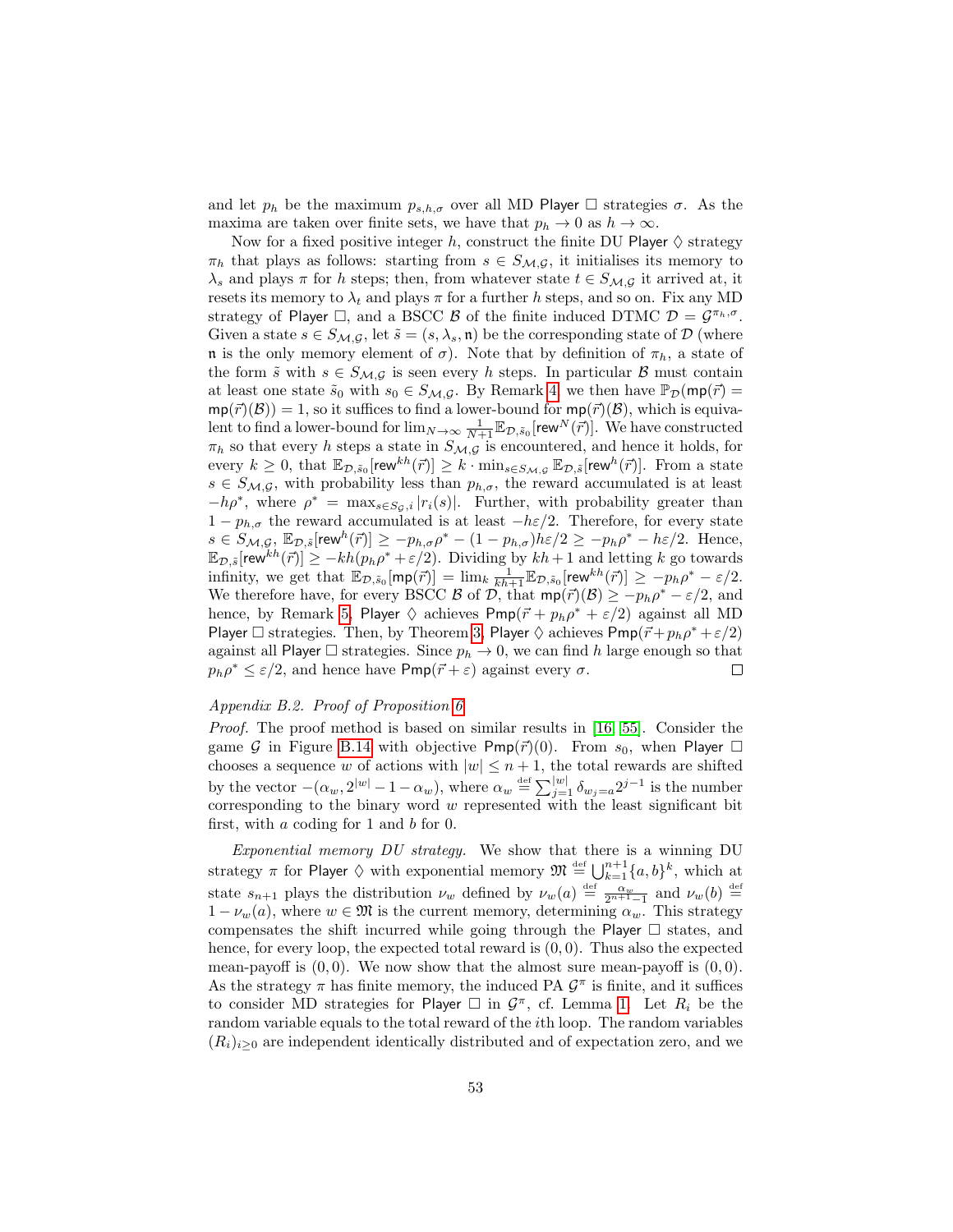and let $p_h$ be the maximum $p_{s,h,\sigma}$ over all MD Player $\Box$ strategies $\sigma$. As the maxima are taken over finite sets, we have that $p_h \to 0$ as $h \to \infty$.

Now for a fixed positive integer $h$, construct the finite DU Player $\Diamond$ strategy $\pi_h$ that plays as follows: starting from $s \in S_{\mathcal{M},\mathcal{G}}$, it initialises its memory to $\lambda_s$ and plays $\pi$ for $h$ steps; then, from whatever state $t \in S_{\mathcal{M},\mathcal{G}}$ it arrived at, it resets its memory to $\lambda_t$ and plays $\pi$ for a further $h$ steps, and so on. Fix any MD strategy of Player $\Box$, and a BSCC $\mathcal{B}$ of the finite induced DTMC $\mathcal{D} = \mathcal{G}^{\pi_h,\sigma}$. Given a state $s \in S_{\mathcal{M},\mathcal{G}}$, let $\tilde{s} = (s, \lambda_s, \mathfrak{n})$ be the corresponding state of $\mathcal{D}$ (where $\mathfrak{n}$ is the only memory element of $\sigma$). Note that by definition of $\pi_h$, a state of the form $\tilde{s}$ with $s \in S_{\mathcal{M},\mathcal{G}}$ is seen every $h$ steps. In particular $\mathcal{B}$ must contain at least one state $\tilde{s}_0$ with $s_0 \in S_{\mathcal{M},\mathcal{G}}$. By Remark 4, we then have $\mathbb{P}_{\mathcal{D}}(\mathsf{mp}(\vec{r}) = \mathsf{mp}(\vec{r})(\mathcal{B})) = 1$, so it suffices to find a lower-bound for $\mathsf{mp}(\vec{r})(\mathcal{B})$, which is equivalent to find a lower-bound for $\lim_{N\to\infty} \frac{1}{N+1}\mathbb{E}_{\mathcal{D},\tilde{s}_0}[\mathsf{rew}^N(\vec{r})]$. We have constructed $\pi_h$ so that every $h$ steps a state in $S_{\mathcal{M},\mathcal{G}}$ is encountered, and hence it holds, for every $k \geq 0$, that $\mathbb{E}_{\mathcal{D},\tilde{s}_0}[\mathsf{rew}^{kh}(\vec{r})] \geq k \cdot \min_{s \in S_{\mathcal{M},\mathcal{G}}} \mathbb{E}_{\mathcal{D},\tilde{s}}[\mathsf{rew}^h(\vec{r})]$. From a state $s \in S_{\mathcal{M},\mathcal{G}}$, with probability less than $p_{h,\sigma}$, the reward accumulated is at least $-h\rho^*$, where $\rho^* = \max_{s \in S_{\mathcal{G}},i} |r_i(s)|$. Further, with probability greater than $1 - p_{h,\sigma}$ the reward accumulated is at least $-h\varepsilon/2$. Therefore, for every state $s \in S_{\mathcal{M},\mathcal{G}}$, $\mathbb{E}_{\mathcal{D},\tilde{s}}[\mathsf{rew}^h(\vec{r})] \geq -p_{h,\sigma}\rho^* - (1-p_{h,\sigma})h\varepsilon/2 \geq -p_h\rho^* - h\varepsilon/2$. Hence, $\mathbb{E}_{\mathcal{D},\tilde{s}}[\mathsf{rew}^{kh}(\vec{r})] \geq -kh(p_h\rho^* + \varepsilon/2)$. Dividing by $kh+1$ and letting $k$ go towards infinity, we get that $\mathbb{E}_{\mathcal{D},\tilde{s}_0}[\mathsf{mp}(\vec{r})] = \lim_k \frac{1}{kh+1}\mathbb{E}_{\mathcal{D},\tilde{s}_0}[\mathsf{rew}^{kh}(\vec{r})] \geq -p_h\rho^* - \varepsilon/2$. We therefore have, for every BSCC $\mathcal{B}$ of $\mathcal{D}$, that $\mathsf{mp}(\vec{r})(\mathcal{B}) \geq -p_h\rho^* - \varepsilon/2$, and hence, by Remark 5, Player $\Diamond$ achieves $\mathsf{Pmp}(\vec{r} + p_h\rho^* + \varepsilon/2)$ against all MD Player $\Box$ strategies. Then, by Theorem 3, Player $\Diamond$ achieves $\mathsf{Pmp}(\vec{r} + p_h\rho^* + \varepsilon/2)$ against all Player $\Box$ strategies. Since $p_h \to 0$, we can find $h$ large enough so that $p_h\rho^* \leq \varepsilon/2$, and hence have $\mathsf{Pmp}(\vec{r} + \varepsilon)$ against every $\sigma$. $\square$

### *Appendix B.2. Proof of Proposition 6*

*Proof.* The proof method is based on similar results in [16, 55]. Consider the game $\mathcal{G}$ in Figure B.14 with objective $\mathsf{Pmp}(\vec{r})(0)$. From $s_0$, when Player $\Box$ chooses a sequence $w$ of actions with $|w| \leq n+1$, the total rewards are shifted by the vector $-(\alpha_w, 2^{|w|} - 1 - \alpha_w)$, where $\alpha_w \stackrel{\text{def}}{=} \sum_{j=1}^{|w|} \delta_{w_j = a} 2^{j-1}$ is the number corresponding to the binary word $w$ represented with the least significant bit first, with $a$ coding for 1 and $b$ for 0.

*Exponential memory DU strategy.* We show that there is a winning DU strategy $\pi$ for Player $\Diamond$ with exponential memory $\mathfrak{M} \stackrel{\text{def}}{=} \bigcup_{k=1}^{n+1}\{a,b\}^k$, which at state $s_{n+1}$ plays the distribution $\nu_w$ defined by $\nu_w(a) \stackrel{\text{def}}{=} \frac{\alpha_w}{2^{n+1}-1}$ and $\nu_w(b) \stackrel{\text{def}}{=} 1 - \nu_w(a)$, where $w \in \mathfrak{M}$ is the current memory, determining $\alpha_w$. This strategy compensates the shift incurred while going through the Player $\Box$ states, and hence, for every loop, the expected total reward is $(0,0)$. Thus also the expected mean-payoff is $(0,0)$. We now show that the almost sure mean-payoff is $(0,0)$. As the strategy $\pi$ has finite memory, the induced PA $\mathcal{G}^\pi$ is finite, and it suffices to consider MD strategies for Player $\Box$ in $\mathcal{G}^\pi$, cf. Lemma 1. Let $R_i$ be the random variable equals to the total reward of the $i$th loop. The random variables $(R_i)_{i\geq 0}$ are independent identically distributed and of expectation zero, and we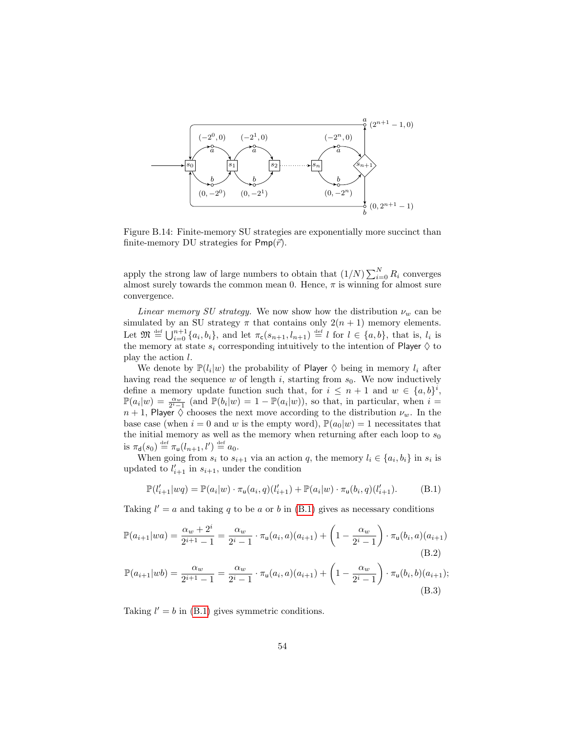Figure B.14: Finite-memory SU strategies are exponentially more succinct than finite-memory DU strategies for $\mathsf{Pmp}(\vec{r})$.

apply the strong law of large numbers to obtain that $(1/N)\sum_{i=0}^{N} R_i$ converges almost surely towards the common mean 0. Hence, $\pi$ is winning for almost sure convergence.

*Linear memory SU strategy.* We now show how the distribution $\nu_w$ can be simulated by an SU strategy $\pi$ that contains only $2(n+1)$ memory elements. Let $\mathfrak{M} \stackrel{\text{def}}{=} \bigcup_{i=0}^{n+1}\{a_i, b_i\}$, and let $\pi_{\mathsf{c}}(s_{n+1}, l_{n+1}) \stackrel{\text{def}}{=} l$ for $l \in \{a, b\}$, that is, $l_i$ is the memory at state $s_i$ corresponding intuitively to the intention of Player $\Diamond$ to play the action $l$.

We denote by $\mathbb{P}(l_i|w)$ the probability of Player $\Diamond$ being in memory $l_i$ after having read the sequence $w$ of length $i$, starting from $s_0$. We now inductively define a memory update function such that, for $i \le n+1$ and $w \in \{a,b\}^i$, $\mathbb{P}(a_i|w) = \frac{\alpha_w}{2^i - 1}$ (and $\mathbb{P}(b_i|w) = 1 - \mathbb{P}(a_i|w)$), so that, in particular, when $i = n+1$, Player $\Diamond$ chooses the next move according to the distribution $\nu_w$. In the base case (when $i = 0$ and $w$ is the empty word), $\mathbb{P}(a_0|w) = 1$ necessitates that the initial memory as well as the memory when returning after each loop to $s_0$ is $\pi_{\mathsf{d}}(s_0) \stackrel{\text{def}}{=} \pi_{\mathsf{u}}(l_{n+1}, l') \stackrel{\text{def}}{=} a_0$.

When going from $s_i$ to $s_{i+1}$ via an action $q$, the memory $l_i \in \{a_i, b_i\}$ in $s_i$ is updated to $l'_{i+1}$ in $s_{i+1}$, under the condition

$$\mathbb{P}(l'_{i+1}|wq) = \mathbb{P}(a_i|w) \cdot \pi_{\mathsf{u}}(a_i, q)(l'_{i+1}) + \mathbb{P}(a_i|w) \cdot \pi_{\mathsf{u}}(b_i, q)(l'_{i+1}). \tag{B.1}$$

Taking $l' = a$ and taking $q$ to be $a$ or $b$ in (B.1) gives as necessary conditions

$$\mathbb{P}(a_{i+1}|wa) = \frac{\alpha_w + 2^i}{2^{i+1} - 1} = \frac{\alpha_w}{2^i - 1} \cdot \pi_{\mathsf{u}}(a_i, a)(a_{i+1}) + \left(1 - \frac{\alpha_w}{2^i - 1}\right) \cdot \pi_{\mathsf{u}}(b_i, a)(a_{i+1}) \tag{B.2}$$

$$\mathbb{P}(a_{i+1}|wb) = \frac{\alpha_w}{2^{i+1} - 1} = \frac{\alpha_w}{2^i - 1} \cdot \pi_{\mathsf{u}}(a_i, a)(a_{i+1}) + \left(1 - \frac{\alpha_w}{2^i - 1}\right) \cdot \pi_{\mathsf{u}}(b_i, b)(a_{i+1}); \tag{B.3}$$

Taking $l' = b$ in (B.1) gives symmetric conditions.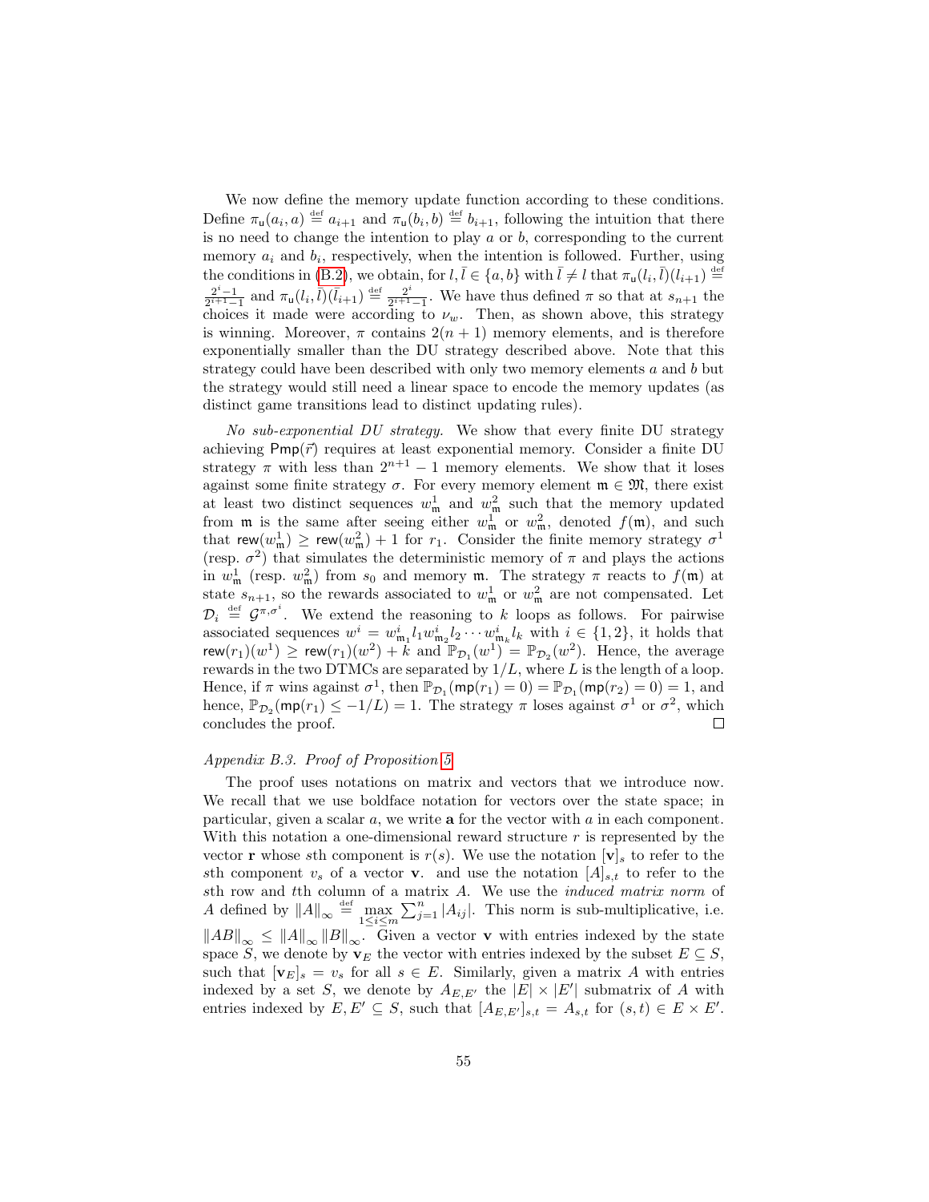We now define the memory update function according to these conditions. Define $\pi_{\mathsf{u}}(a_i, a) \stackrel{\text{def}}{=} a_{i+1}$ and $\pi_{\mathsf{u}}(b_i, b) \stackrel{\text{def}}{=} b_{i+1}$, following the intuition that there is no need to change the intention to play $a$ or $b$, corresponding to the current memory $a_i$ and $b_i$, respectively, when the intention is followed. Further, using the conditions in (B.2), we obtain, for $l, \bar{l} \in \{a, b\}$ with $\bar{l} \neq l$ that $\pi_{\mathsf{u}}(l_i, \bar{l})(l_{i+1}) \stackrel{\text{def}}{=} \frac{2^i - 1}{2^{i+1}-1}$ and $\pi_{\mathsf{u}}(l_i, \bar{l})(\bar{l}_{i+1}) \stackrel{\text{def}}{=} \frac{2^i}{2^{i+1}-1}$. We have thus defined $\pi$ so that at $s_{n+1}$ the choices it made were according to $\nu_w$. Then, as shown above, this strategy is winning. Moreover, $\pi$ contains $2(n+1)$ memory elements, and is therefore exponentially smaller than the DU strategy described above. Note that this strategy could have been described with only two memory elements $a$ and $b$ but the strategy would still need a linear space to encode the memory updates (as distinct game transitions lead to distinct updating rules).

*No sub-exponential DU strategy.* We show that every finite DU strategy achieving $\mathsf{Pmp}(\vec{r})$ requires at least exponential memory. Consider a finite DU strategy $\pi$ with less than $2^{n+1} - 1$ memory elements. We show that it loses against some finite strategy $\sigma$. For every memory element $\mathfrak{m} \in \mathfrak{M}$, there exist at least two distinct sequences $w^1_{\mathfrak{m}}$ and $w^2_{\mathfrak{m}}$ such that the memory updated from $\mathfrak{m}$ is the same after seeing either $w^1_{\mathfrak{m}}$ or $w^2_{\mathfrak{m}}$, denoted $f(\mathfrak{m})$, and such that $\mathsf{rew}(w^1_{\mathfrak{m}}) \geq \mathsf{rew}(w^2_{\mathfrak{m}}) + 1$ for $r_1$. Consider the finite memory strategy $\sigma^1$ (resp. $\sigma^2$) that simulates the deterministic memory of $\pi$ and plays the actions in $w^1_{\mathfrak{m}}$ (resp. $w^2_{\mathfrak{m}}$) from $s_0$ and memory $\mathfrak{m}$. The strategy $\pi$ reacts to $f(\mathfrak{m})$ at state $s_{n+1}$, so the rewards associated to $w^1_{\mathfrak{m}}$ or $w^2_{\mathfrak{m}}$ are not compensated. Let $\mathcal{D}_i \stackrel{\text{def}}{=} \mathcal{G}^{\pi,\sigma^i}$. We extend the reasoning to $k$ loops as follows. For pairwise associated sequences $w^i = w^i_{\mathfrak{m}_1} l_1 w^i_{\mathfrak{m}_2} l_2 \cdots w^i_{\mathfrak{m}_k} l_k$ with $i \in \{1, 2\}$, it holds that $\mathsf{rew}(r_1)(w^1) \geq \mathsf{rew}(r_1)(w^2) + k$ and $\mathbb{P}_{\mathcal{D}_1}(w^1) = \mathbb{P}_{\mathcal{D}_2}(w^2)$. Hence, the average rewards in the two DTMCs are separated by $1/L$, where $L$ is the length of a loop. Hence, if $\pi$ wins against $\sigma^1$, then $\mathbb{P}_{\mathcal{D}_1}(\mathsf{mp}(r_1) = 0) = \mathbb{P}_{\mathcal{D}_1}(\mathsf{mp}(r_2) = 0) = 1$, and hence, $\mathbb{P}_{\mathcal{D}_2}(\mathsf{mp}(r_1) \leq -1/L) = 1$. The strategy $\pi$ loses against $\sigma^1$ or $\sigma^2$, which concludes the proof. ∎

*Appendix B.3. Proof of Proposition 5*

The proof uses notations on matrix and vectors that we introduce now. We recall that we use boldface notation for vectors over the state space; in particular, given a scalar $a$, we write $\mathbf{a}$ for the vector with $a$ in each component. With this notation a one-dimensional reward structure $r$ is represented by the vector $\mathbf{r}$ whose $s$th component is $r(s)$. We use the notation $[\mathbf{v}]_s$ to refer to the $s$th component $v_s$ of a vector $\mathbf{v}$. and use the notation $[A]_{s,t}$ to refer to the $s$th row and $t$th column of a matrix $A$. We use the *induced matrix norm* of $A$ defined by $\|A\|_\infty \stackrel{\text{def}}{=} \max_{1 \leq i \leq m} \sum_{j=1}^{n} |A_{ij}|$. This norm is sub-multiplicative, i.e. $\|AB\|_\infty \leq \|A\|_\infty \|B\|_\infty$. Given a vector $\mathbf{v}$ with entries indexed by the state space $S$, we denote by $\mathbf{v}_E$ the vector with entries indexed by the subset $E \subseteq S$, such that $[\mathbf{v}_E]_s = v_s$ for all $s \in E$. Similarly, given a matrix $A$ with entries indexed by a set $S$, we denote by $A_{E,E'}$ the $|E| \times |E'|$ submatrix of $A$ with entries indexed by $E, E' \subseteq S$, such that $[A_{E,E'}]_{s,t} = A_{s,t}$ for $(s, t) \in E \times E'$.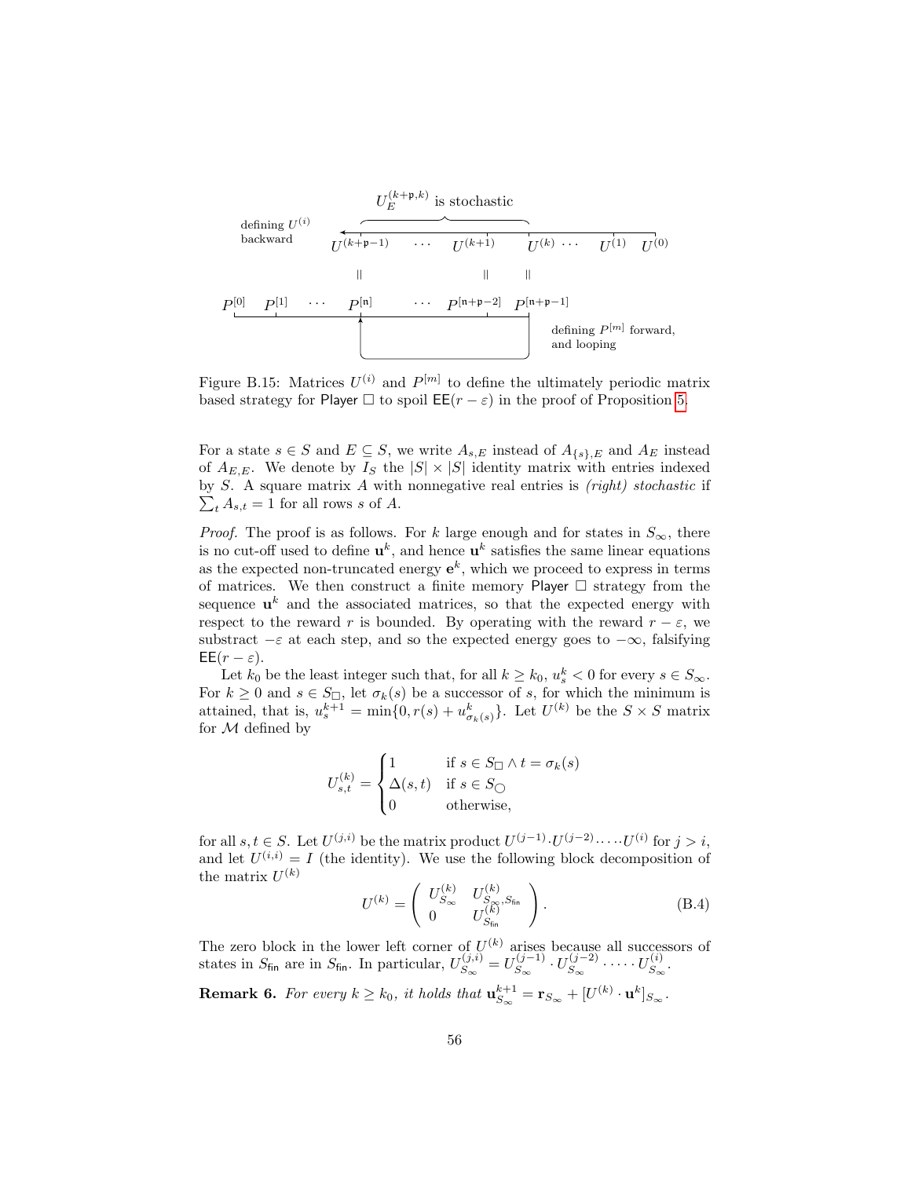Figure B.15: Matrices $U^{(i)}$ and $P^{[m]}$ to define the ultimately periodic matrix based strategy for Player $\Box$ to spoil $\mathsf{EE}(r-\varepsilon)$ in the proof of Proposition 5.

For a state $s \in S$ and $E \subseteq S$, we write $A_{s,E}$ instead of $A_{\{s\},E}$ and $A_E$ instead of $A_{E,E}$. We denote by $I_S$ the $|S| \times |S|$ identity matrix with entries indexed by $S$. A square matrix $A$ with nonnegative real entries is *(right) stochastic* if $\sum_t A_{s,t} = 1$ for all rows $s$ of $A$.

*Proof.* The proof is as follows. For $k$ large enough and for states in $S_\infty$, there is no cut-off used to define $\mathbf{u}^k$, and hence $\mathbf{u}^k$ satisfies the same linear equations as the expected non-truncated energy $\mathbf{e}^k$, which we proceed to express in terms of matrices. We then construct a finite memory Player $\Box$ strategy from the sequence $\mathbf{u}^k$ and the associated matrices, so that the expected energy with respect to the reward $r$ is bounded. By operating with the reward $r - \varepsilon$, we substract $-\varepsilon$ at each step, and so the expected energy goes to $-\infty$, falsifying $\mathsf{EE}(r-\varepsilon)$.

Let $k_0$ be the least integer such that, for all $k \geq k_0$, $u_s^k < 0$ for every $s \in S_\infty$. For $k \geq 0$ and $s \in S_\Box$, let $\sigma_k(s)$ be a successor of $s$, for which the minimum is attained, that is, $u_s^{k+1} = \min\{0, r(s) + u_{\sigma_k(s)}^k\}$. Let $U^{(k)}$ be the $S \times S$ matrix for $\mathcal{M}$ defined by

$$U_{s,t}^{(k)} = \begin{cases} 1 & \text{if } s \in S_\Box \wedge t = \sigma_k(s) \\ \Delta(s,t) & \text{if } s \in S_\bigcirc \\ 0 & \text{otherwise,} \end{cases}$$

for all $s, t \in S$. Let $U^{(j,i)}$ be the matrix product $U^{(j-1)} \cdot U^{(j-2)} \cdot \dots \cdot U^{(i)}$ for $j > i$, and let $U^{(i,i)} = I$ (the identity). We use the following block decomposition of the matrix $U^{(k)}$

$$U^{(k)} = \begin{pmatrix} U_{S_\infty}^{(k)} & U_{S_\infty, S_{\mathsf{fin}}}^{(k)} \\ 0 & U_{S_{\mathsf{fin}}}^{(k)} \end{pmatrix}. \tag{B.4}$$

The zero block in the lower left corner of $U^{(k)}$ arises because all successors of states in $S_{\mathsf{fin}}$ are in $S_{\mathsf{fin}}$. In particular, $U_{S_\infty}^{(j,i)} = U_{S_\infty}^{(j-1)} \cdot U_{S_\infty}^{(j-2)} \cdot \dots \cdot U_{S_\infty}^{(i)}$.

**Remark 6.** *For every $k \geq k_0$, it holds that $\mathbf{u}_{S_\infty}^{k+1} = \mathbf{r}_{S_\infty} + [U^{(k)} \cdot \mathbf{u}^k]_{S_\infty}$.*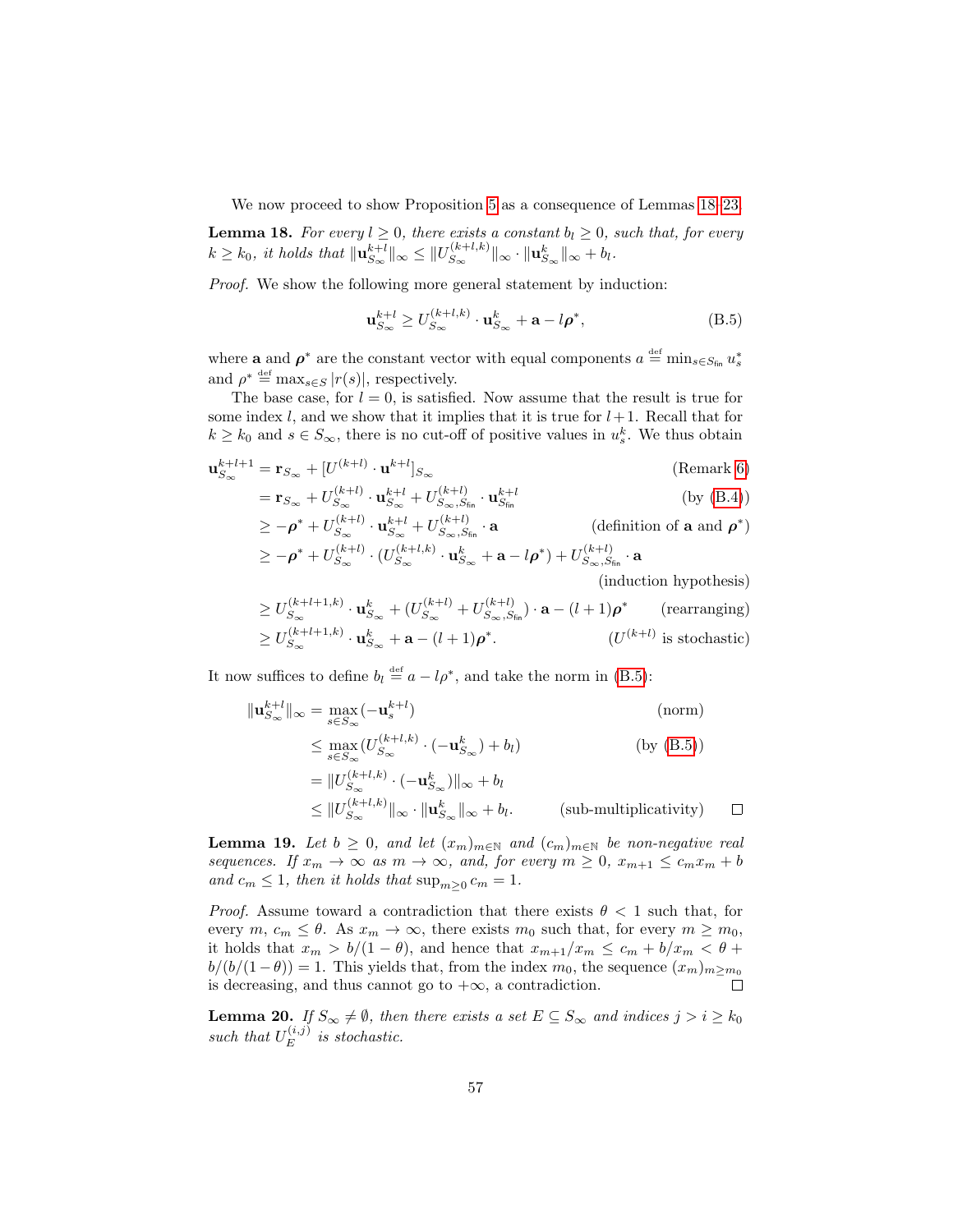We now proceed to show Proposition 5 as a consequence of Lemmas 18–23.

**Lemma 18.** *For every $l \geq 0$, there exists a constant $b_l \geq 0$, such that, for every $k \geq k_0$, it holds that $\|\mathbf{u}^{k+l}_{S_\infty}\|_\infty \leq \|U^{(k+l,k)}_{S_\infty}\|_\infty \cdot \|\mathbf{u}^k_{S_\infty}\|_\infty + b_l$.*

*Proof.* We show the following more general statement by induction:

$$\mathbf{u}^{k+l}_{S_\infty} \geq U^{(k+l,k)}_{S_\infty} \cdot \mathbf{u}^k_{S_\infty} + \mathbf{a} - l\boldsymbol{\rho}^*, \tag{B.5}$$

where $\mathbf{a}$ and $\boldsymbol{\rho}^*$ are the constant vector with equal components $a \stackrel{\text{def}}{=} \min_{s \in S_{\text{fin}}} u^*_s$ and $\rho^* \stackrel{\text{def}}{=} \max_{s \in S} |r(s)|$, respectively.

The base case, for $l = 0$, is satisfied. Now assume that the result is true for some index $l$, and we show that it implies that it is true for $l+1$. Recall that for $k \geq k_0$ and $s \in S_\infty$, there is no cut-off of positive values in $u^k_s$. We thus obtain

$$\begin{aligned}
\mathbf{u}^{k+l+1}_{S_\infty} &= \mathbf{r}_{S_\infty} + [U^{(k+l)} \cdot \mathbf{u}^{k+l}]_{S_\infty} && \text{(Remark 6)}\\
&= \mathbf{r}_{S_\infty} + U^{(k+l)}_{S_\infty} \cdot \mathbf{u}^{k+l}_{S_\infty} + U^{(k+l)}_{S_\infty, S_{\text{fin}}} \cdot \mathbf{u}^{k+l}_{S_{\text{fin}}} && \text{(by (B.4))}\\
&\geq -\boldsymbol{\rho}^* + U^{(k+l)}_{S_\infty} \cdot \mathbf{u}^{k+l}_{S_\infty} + U^{(k+l)}_{S_\infty, S_{\text{fin}}} \cdot \mathbf{a} && \text{(definition of } \mathbf{a} \text{ and } \boldsymbol{\rho}^*)\\
&\geq -\boldsymbol{\rho}^* + U^{(k+l)}_{S_\infty} \cdot (U^{(k+l,k)}_{S_\infty} \cdot \mathbf{u}^k_{S_\infty} + \mathbf{a} - l\boldsymbol{\rho}^*) + U^{(k+l)}_{S_\infty, S_{\text{fin}}} \cdot \mathbf{a} && \\
& && \text{(induction hypothesis)}\\
&\geq U^{(k+l+1,k)}_{S_\infty} \cdot \mathbf{u}^k_{S_\infty} + (U^{(k+l)}_{S_\infty} + U^{(k+l)}_{S_\infty, S_{\text{fin}}}) \cdot \mathbf{a} - (l+1)\boldsymbol{\rho}^* && \text{(rearranging)}\\
&\geq U^{(k+l+1,k)}_{S_\infty} \cdot \mathbf{u}^k_{S_\infty} + \mathbf{a} - (l+1)\boldsymbol{\rho}^*. && (U^{(k+l)} \text{ is stochastic})
\end{aligned}$$

It now suffices to define $b_l \stackrel{\text{def}}{=} a - l\rho^*$, and take the norm in (B.5):

$$\begin{aligned}
\|\mathbf{u}^{k+l}_{S_\infty}\|_\infty &= \max_{s \in S_\infty} (-\mathbf{u}^{k+l}_s) && \text{(norm)}\\
&\leq \max_{s \in S_\infty} (U^{(k+l,k)}_{S_\infty} \cdot (-\mathbf{u}^k_{S_\infty}) + b_l) && \text{(by (B.5))}\\
&= \|U^{(k+l,k)}_{S_\infty} \cdot (-\mathbf{u}^k_{S_\infty})\|_\infty + b_l &&\\
&\leq \|U^{(k+l,k)}_{S_\infty}\|_\infty \cdot \|\mathbf{u}^k_{S_\infty}\|_\infty + b_l. && \text{(sub-multiplicativity)}
\end{aligned}$$

∎

**Lemma 19.** *Let $b \geq 0$, and let $(x_m)_{m \in \mathbb{N}}$ and $(c_m)_{m \in \mathbb{N}}$ be non-negative real sequences. If $x_m \to \infty$ as $m \to \infty$, and, for every $m \geq 0$, $x_{m+1} \leq c_m x_m + b$ and $c_m \leq 1$, then it holds that $\sup_{m \geq 0} c_m = 1$.*

*Proof.* Assume toward a contradiction that there exists $\theta < 1$ such that, for every $m$, $c_m \leq \theta$. As $x_m \to \infty$, there exists $m_0$ such that, for every $m \geq m_0$, it holds that $x_m > b/(1-\theta)$, and hence that $x_{m+1}/x_m \leq c_m + b/x_m < \theta + b/(b/(1-\theta)) = 1$. This yields that, from the index $m_0$, the sequence $(x_m)_{m \geq m_0}$ is decreasing, and thus cannot go to $+\infty$, a contradiction. ∎

**Lemma 20.** *If $S_\infty \neq \emptyset$, then there exists a set $E \subseteq S_\infty$ and indices $j > i \geq k_0$ such that $U^{(i,j)}_E$ is stochastic.*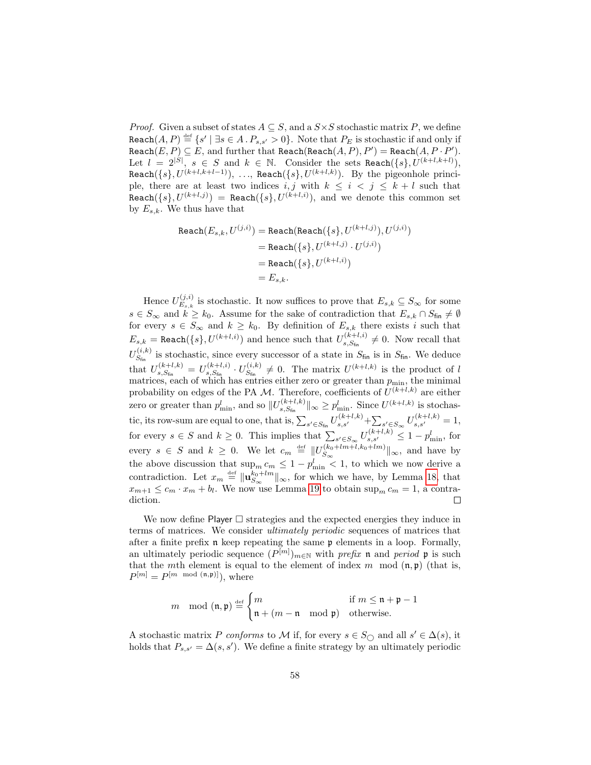*Proof.* Given a subset of states $A \subseteq S$, and a $S \times S$ stochastic matrix $P$, we define $\texttt{Reach}(A, P) \overset{\text{def}}{=} \{s' \mid \exists s \in A \,.\, P_{s,s'} > 0\}$. Note that $P_E$ is stochastic if and only if $\texttt{Reach}(E, P) \subseteq E$, and further that $\texttt{Reach}(\texttt{Reach}(A, P), P') = \texttt{Reach}(A, P \cdot P')$. Let $l = 2^{|S|}$, $s \in S$ and $k \in \mathbb{N}$. Consider the sets $\texttt{Reach}(\{s\}, U^{(k+l,k+l)})$, $\texttt{Reach}(\{s\}, U^{(k+l,k+l-1)})$, $\ldots$, $\texttt{Reach}(\{s\}, U^{(k+l,k)})$. By the pigeonhole principle, there are at least two indices $i, j$ with $k \leq i < j \leq k + l$ such that $\texttt{Reach}(\{s\}, U^{(k+l,j)}) = \texttt{Reach}(\{s\}, U^{(k+l,i)})$, and we denote this common set by $E_{s,k}$. We thus have that

$$\begin{aligned}
\texttt{Reach}(E_{s,k}, U^{(j,i)}) &= \texttt{Reach}(\texttt{Reach}(\{s\}, U^{(k+l,j)}), U^{(j,i)}) \\
&= \texttt{Reach}(\{s\}, U^{(k+l,j)} \cdot U^{(j,i)}) \\
&= \texttt{Reach}(\{s\}, U^{(k+l,i)}) \\
&= E_{s,k}.
\end{aligned}$$

Hence $U^{(j,i)}_{E_{s,k}}$ is stochastic. It now suffices to prove that $E_{s,k} \subseteq S_\infty$ for some $s \in S_\infty$ and $k \geq k_0$. Assume for the sake of contradiction that $E_{s,k} \cap S_{\mathsf{fin}} \neq \emptyset$ for every $s \in S_\infty$ and $k \geq k_0$. By definition of $E_{s,k}$ there exists $i$ such that $E_{s,k} = \texttt{Reach}(\{s\}, U^{(k+l,i)})$ and hence such that $U^{(k+l,i)}_{s,S_{\mathsf{fin}}} \neq 0$. Now recall that $U^{(i,k)}_{S_{\mathsf{fin}}}$ is stochastic, since every successor of a state in $S_{\mathsf{fin}}$ is in $S_{\mathsf{fin}}$. We deduce that $U^{(k+l,k)}_{s,S_{\mathsf{fin}}} = U^{(k+l,i)}_{s,S_{\mathsf{fin}}} \cdot U^{(i,k)}_{S_{\mathsf{fin}}} \neq 0$. The matrix $U^{(k+l,k)}$ is the product of $l$ matrices, each of which has entries either zero or greater than $p_{\min}$, the minimal probability on edges of the PA $\mathcal{M}$. Therefore, coefficients of $U^{(k+l,k)}$ are either zero or greater than $p^l_{\min}$, and so $\|U^{(k+l,k)}_{s,S_{\mathsf{fin}}}\|_\infty \geq p^l_{\min}$. Since $U^{(k+l,k)}$ is stochastic, its row-sum are equal to one, that is, $\sum_{s' \in S_{\mathsf{fin}}} U^{(k+l,k)}_{s,s'} + \sum_{s' \in S_\infty} U^{(k+l,k)}_{s,s'} = 1$, for every $s \in S$ and $k \geq 0$. This implies that $\sum_{s' \in S_\infty} U^{(k+l,k)}_{s,s'} \leq 1 - p^l_{\min}$, for every $s \in S$ and $k \geq 0$. We let $c_m \overset{\text{def}}{=} \|U^{(k_0+lm+l,k_0+lm)}_{S_\infty}\|_\infty$, and have by the above discussion that $\sup_m c_m \leq 1 - p^l_{\min} < 1$, to which we now derive a contradiction. Let $x_m \overset{\text{def}}{=} \|\mathbf{u}^{k_0+lm}_{S_\infty}\|_\infty$, for which we have, by Lemma 18, that $x_{m+1} \leq c_m \cdot x_m + b_l$. We now use Lemma 19 to obtain $\sup_m c_m = 1$, a contradiction. $\square$

We now define Player $\Box$ strategies and the expected energies they induce in terms of matrices. We consider *ultimately periodic* sequences of matrices that after a finite prefix $\mathfrak{n}$ keep repeating the same $\mathfrak{p}$ elements in a loop. Formally, an ultimately periodic sequence $(P^{[m]})_{m \in \mathbb{N}}$ with *prefix* $\mathfrak{n}$ and *period* $\mathfrak{p}$ is such that the $m$th element is equal to the element of index $m \mod (\mathfrak{n}, \mathfrak{p})$ (that is, $P^{[m]} = P^{[m \mod (\mathfrak{n},\mathfrak{p})]}$), where

$$m \mod (\mathfrak{n}, \mathfrak{p}) \overset{\text{def}}{=} \begin{cases} m & \text{if } m \leq \mathfrak{n} + \mathfrak{p} - 1 \\ \mathfrak{n} + (m - \mathfrak{n} \mod \mathfrak{p}) & \text{otherwise.} \end{cases}$$

A stochastic matrix $P$ *conforms* to $\mathcal{M}$ if, for every $s \in S_{\bigcirc}$ and all $s' \in \Delta(s)$, it holds that $P_{s,s'} = \Delta(s, s')$. We define a finite strategy by an ultimately periodic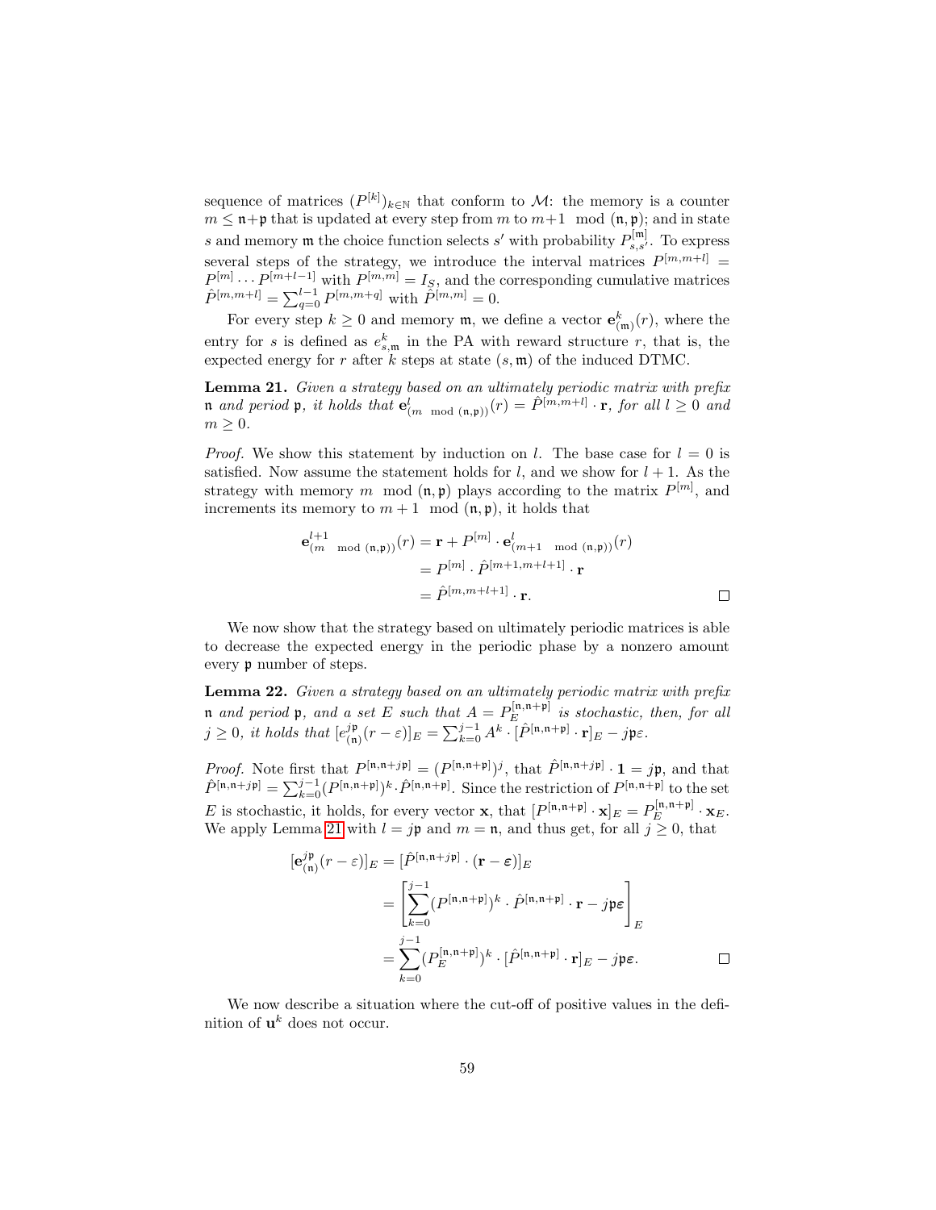sequence of matrices $(P^{[k]})_{k\in\mathbb{N}}$ that conform to $\mathcal{M}$: the memory is a counter $m \le \mathfrak{n}+\mathfrak{p}$ that is updated at every step from $m$ to $m+1 \mod (\mathfrak{n},\mathfrak{p})$; and in state $s$ and memory $\mathfrak{m}$ the choice function selects $s'$ with probability $P^{[\mathfrak{m}]}_{s,s'}$. To express several steps of the strategy, we introduce the interval matrices $P^{[m,m+l]} = P^{[m]}\cdots P^{[m+l-1]}$ with $P^{[m,m]} = I_S$, and the corresponding cumulative matrices $\hat{P}^{[m,m+l]} = \sum_{q=0}^{l-1} P^{[m,m+q]}$ with $\hat{P}^{[m,m]} = 0$.

For every step $k \ge 0$ and memory $\mathfrak{m}$, we define a vector $\mathbf{e}^k_{(\mathfrak{m})}(r)$, where the entry for $s$ is defined as $e^k_{s,\mathfrak{m}}$ in the PA with reward structure $r$, that is, the expected energy for $r$ after $k$ steps at state $(s,\mathfrak{m})$ of the induced DTMC.

**Lemma 21.** *Given a strategy based on an ultimately periodic matrix with prefix $\mathfrak{n}$ and period $\mathfrak{p}$, it holds that $\mathbf{e}^l_{(m \mod (\mathfrak{n},\mathfrak{p}))}(r) = \hat{P}^{[m,m+l]}\cdot\mathbf{r}$, for all $l \ge 0$ and $m \ge 0$.*

*Proof.* We show this statement by induction on $l$. The base case for $l = 0$ is satisfied. Now assume the statement holds for $l$, and we show for $l+1$. As the strategy with memory $m \mod (\mathfrak{n},\mathfrak{p})$ plays according to the matrix $P^{[m]}$, and increments its memory to $m+1 \mod (\mathfrak{n},\mathfrak{p})$, it holds that

$$\begin{aligned}
\mathbf{e}^{l+1}_{(m \mod (\mathfrak{n},\mathfrak{p}))}(r) &= \mathbf{r} + P^{[m]}\cdot\mathbf{e}^{l}_{(m+1 \mod (\mathfrak{n},\mathfrak{p}))}(r)\\
&= P^{[m]}\cdot\hat{P}^{[m+1,m+l+1]}\cdot\mathbf{r}\\
&= \hat{P}^{[m,m+l+1]}\cdot\mathbf{r}.
\end{aligned}$$

∎

We now show that the strategy based on ultimately periodic matrices is able to decrease the expected energy in the periodic phase by a nonzero amount every $\mathfrak{p}$ number of steps.

**Lemma 22.** *Given a strategy based on an ultimately periodic matrix with prefix $\mathfrak{n}$ and period $\mathfrak{p}$, and a set $E$ such that $A = P^{[\mathfrak{n},\mathfrak{n}+\mathfrak{p}]}_E$ is stochastic, then, for all $j \ge 0$, it holds that $[e^{j\mathfrak{p}}_{(\mathfrak{n})}(r-\varepsilon)]_E = \sum_{k=0}^{j-1} A^k\cdot[\hat{P}^{[\mathfrak{n},\mathfrak{n}+\mathfrak{p}]}\cdot\mathbf{r}]_E - j\mathfrak{p}\varepsilon$.*

*Proof.* Note first that $P^{[\mathfrak{n},\mathfrak{n}+j\mathfrak{p}]} = (P^{[\mathfrak{n},\mathfrak{n}+\mathfrak{p}]})^j$, that $\hat{P}^{[\mathfrak{n},\mathfrak{n}+j\mathfrak{p}]}\cdot\mathbf{1} = j\mathfrak{p}$, and that $\hat{P}^{[\mathfrak{n},\mathfrak{n}+j\mathfrak{p}]} = \sum_{k=0}^{j-1}(P^{[\mathfrak{n},\mathfrak{n}+\mathfrak{p}]})^k\cdot\hat{P}^{[\mathfrak{n},\mathfrak{n}+\mathfrak{p}]}$. Since the restriction of $P^{[\mathfrak{n},\mathfrak{n}+\mathfrak{p}]}$ to the set $E$ is stochastic, it holds, for every vector $\mathbf{x}$, that $[P^{[\mathfrak{n},\mathfrak{n}+\mathfrak{p}]}\cdot\mathbf{x}]_E = P^{[\mathfrak{n},\mathfrak{n}+\mathfrak{p}]}_E\cdot\mathbf{x}_E$. We apply Lemma 21 with $l = j\mathfrak{p}$ and $m = \mathfrak{n}$, and thus get, for all $j \ge 0$, that

$$\begin{aligned}
[\mathbf{e}^{j\mathfrak{p}}_{(\mathfrak{n})}(r-\varepsilon)]_E &= [\hat{P}^{[\mathfrak{n},\mathfrak{n}+j\mathfrak{p}]}\cdot(\mathbf{r}-\boldsymbol{\varepsilon})]_E\\
&= \left[\sum_{k=0}^{j-1}(P^{[\mathfrak{n},\mathfrak{n}+\mathfrak{p}]})^k\cdot\hat{P}^{[\mathfrak{n},\mathfrak{n}+\mathfrak{p}]}\cdot\mathbf{r} - j\mathfrak{p}\boldsymbol{\varepsilon}\right]_E\\
&= \sum_{k=0}^{j-1}(P^{[\mathfrak{n},\mathfrak{n}+\mathfrak{p}]}_E)^k\cdot[\hat{P}^{[\mathfrak{n},\mathfrak{n}+\mathfrak{p}]}\cdot\mathbf{r}]_E - j\mathfrak{p}\boldsymbol{\varepsilon}.
\end{aligned}$$

∎

We now describe a situation where the cut-off of positive values in the definition of $\mathbf{u}^k$ does not occur.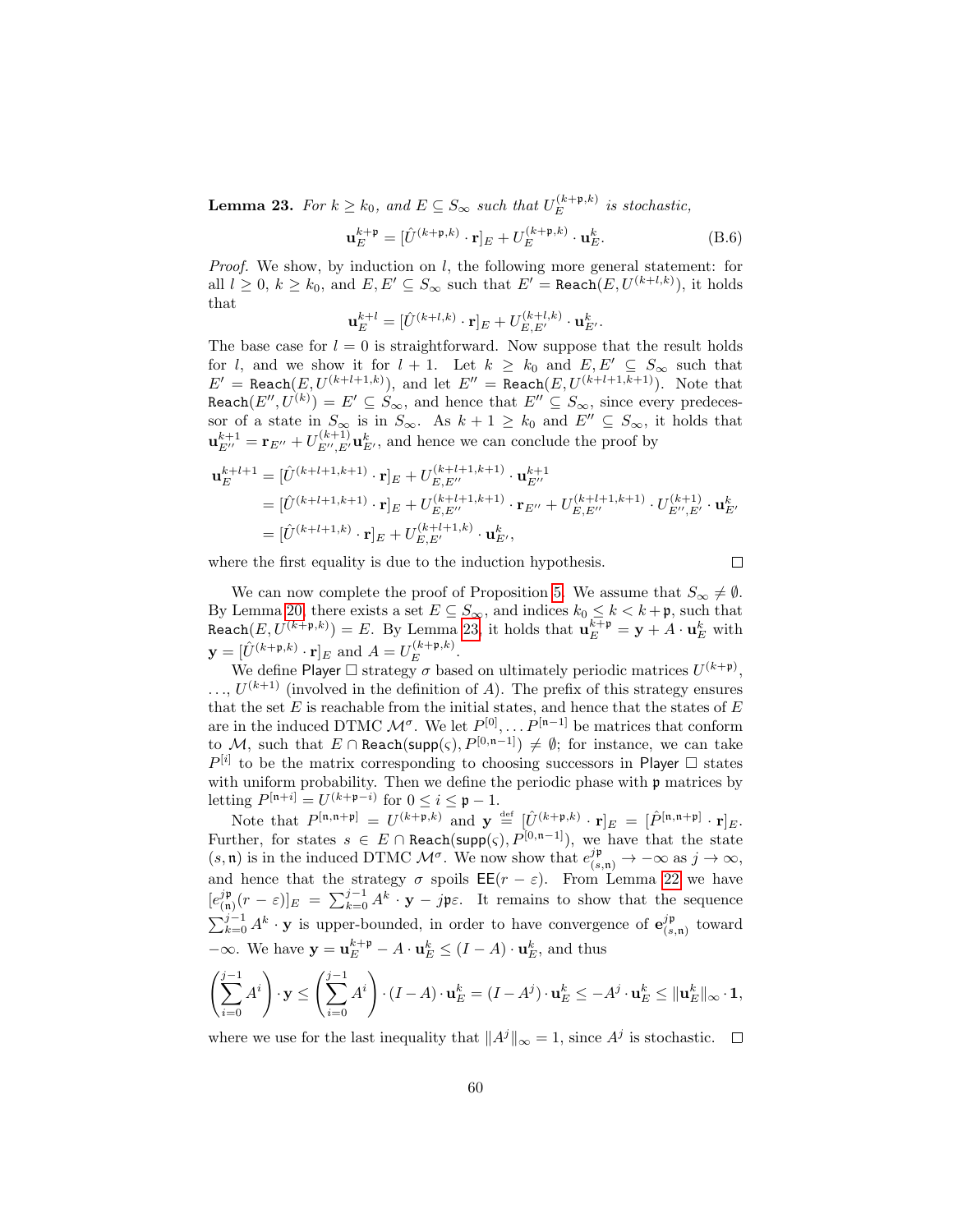**Lemma 23.** *For $k \geq k_0$, and $E \subseteq S_\infty$ such that $U_E^{(k+\mathfrak{p},k)}$ is stochastic,*

$$\mathbf{u}_E^{k+\mathfrak{p}} = [\hat{U}^{(k+\mathfrak{p},k)} \cdot \mathbf{r}]_E + U_E^{(k+\mathfrak{p},k)} \cdot \mathbf{u}_E^k. \tag{B.6}$$

*Proof.* We show, by induction on $l$, the following more general statement: for all $l \geq 0$, $k \geq k_0$, and $E, E' \subseteq S_\infty$ such that $E' = \mathtt{Reach}(E, U^{(k+l,k)})$, it holds that

$$\mathbf{u}_E^{k+l} = [\hat{U}^{(k+l,k)} \cdot \mathbf{r}]_E + U_{E,E'}^{(k+l,k)} \cdot \mathbf{u}_{E'}^k.$$

The base case for $l = 0$ is straightforward. Now suppose that the result holds for $l$, and we show it for $l+1$. Let $k \geq k_0$ and $E, E' \subseteq S_\infty$ such that $E' = \mathtt{Reach}(E, U^{(k+l+1,k)})$, and let $E'' = \mathtt{Reach}(E, U^{(k+l+1,k+1)})$. Note that $\mathtt{Reach}(E'', U^{(k)}) = E' \subseteq S_\infty$, and hence that $E'' \subseteq S_\infty$, since every predecessor of a state in $S_\infty$ is in $S_\infty$. As $k+1 \geq k_0$ and $E'' \subseteq S_\infty$, it holds that $\mathbf{u}_{E''}^{k+1} = \mathbf{r}_{E''} + U_{E'',E'}^{(k+1)} \mathbf{u}_{E'}^k$, and hence we can conclude the proof by

$$\begin{aligned}
\mathbf{u}_E^{k+l+1} &= [\hat{U}^{(k+l+1,k+1)} \cdot \mathbf{r}]_E + U_{E,E''}^{(k+l+1,k+1)} \cdot \mathbf{u}_{E''}^{k+1} \\
&= [\hat{U}^{(k+l+1,k+1)} \cdot \mathbf{r}]_E + U_{E,E''}^{(k+l+1,k+1)} \cdot \mathbf{r}_{E''} + U_{E,E''}^{(k+l+1,k+1)} \cdot U_{E'',E'}^{(k+1)} \cdot \mathbf{u}_{E'}^k \\
&= [\hat{U}^{(k+l+1,k)} \cdot \mathbf{r}]_E + U_{E,E'}^{(k+l+1,k)} \cdot \mathbf{u}_{E'}^k,
\end{aligned}$$

where the first equality is due to the induction hypothesis. $\square$

We can now complete the proof of Proposition 5. We assume that $S_\infty \neq \emptyset$. By Lemma 20, there exists a set $E \subseteq S_\infty$, and indices $k_0 \leq k < k + \mathfrak{p}$, such that $\mathtt{Reach}(E, U^{(k+\mathfrak{p},k)}) = E$. By Lemma 23, it holds that $\mathbf{u}_E^{k+\mathfrak{p}} = \mathbf{y} + A \cdot \mathbf{u}_E^k$ with $\mathbf{y} = [\hat{U}^{(k+\mathfrak{p},k)} \cdot \mathbf{r}]_E$ and $A = U_E^{(k+\mathfrak{p},k)}$.

We define Player $\Box$ strategy $\sigma$ based on ultimately periodic matrices $U^{(k+\mathfrak{p})}$, $\ldots$, $U^{(k+1)}$ (involved in the definition of $A$). The prefix of this strategy ensures that the set $E$ is reachable from the initial states, and hence that the states of $E$ are in the induced DTMC $\mathcal{M}^\sigma$. We let $P^{[0]}, \ldots P^{[\mathfrak{n}-1]}$ be matrices that conform to $\mathcal{M}$, such that $E \cap \mathtt{Reach}(\mathsf{supp}(\varsigma), P^{[0,\mathfrak{n}-1]}) \neq \emptyset$; for instance, we can take $P^{[i]}$ to be the matrix corresponding to choosing successors in Player $\Box$ states with uniform probability. Then we define the periodic phase with $\mathfrak{p}$ matrices by letting $P^{[\mathfrak{n}+i]} = U^{(k+\mathfrak{p}-i)}$ for $0 \leq i \leq \mathfrak{p} - 1$.

Note that $P^{[\mathfrak{n},\mathfrak{n}+\mathfrak{p}]} = U^{(k+\mathfrak{p},k)}$ and $\mathbf{y} \stackrel{\text{def}}{=} [\hat{U}^{(k+\mathfrak{p},k)} \cdot \mathbf{r}]_E = [\hat{P}^{[\mathfrak{n},\mathfrak{n}+\mathfrak{p}]} \cdot \mathbf{r}]_E$. Further, for states $s \in E \cap \mathtt{Reach}(\mathsf{supp}(\varsigma), P^{[0,\mathfrak{n}-1]})$, we have that the state $(s, \mathfrak{n})$ is in the induced DTMC $\mathcal{M}^\sigma$. We now show that $e_{(s,\mathfrak{n})}^{j\mathfrak{p}} \to -\infty$ as $j \to \infty$, and hence that the strategy $\sigma$ spoils $\mathsf{EE}(r - \varepsilon)$. From Lemma 22 we have $[e_{(\mathfrak{n})}^{j\mathfrak{p}}(r - \varepsilon)]_E = \sum_{k=0}^{j-1} A^k \cdot \mathbf{y} - j\mathfrak{p}\varepsilon$. It remains to show that the sequence $\sum_{k=0}^{j-1} A^k \cdot \mathbf{y}$ is upper-bounded, in order to have convergence of $\mathbf{e}_{(s,\mathfrak{n})}^{j\mathfrak{p}}$ toward $-\infty$. We have $\mathbf{y} = \mathbf{u}_E^{k+\mathfrak{p}} - A \cdot \mathbf{u}_E^k \leq (I - A) \cdot \mathbf{u}_E^k$, and thus

$$\left(\sum_{i=0}^{j-1} A^i\right) \cdot \mathbf{y} \leq \left(\sum_{i=0}^{j-1} A^i\right) \cdot (I - A) \cdot \mathbf{u}_E^k = (I - A^j) \cdot \mathbf{u}_E^k \leq -A^j \cdot \mathbf{u}_E^k \leq \|\mathbf{u}_E^k\|_\infty \cdot \mathbf{1},$$

where we use for the last inequality that $\|A^j\|_\infty = 1$, since $A^j$ is stochastic. $\square$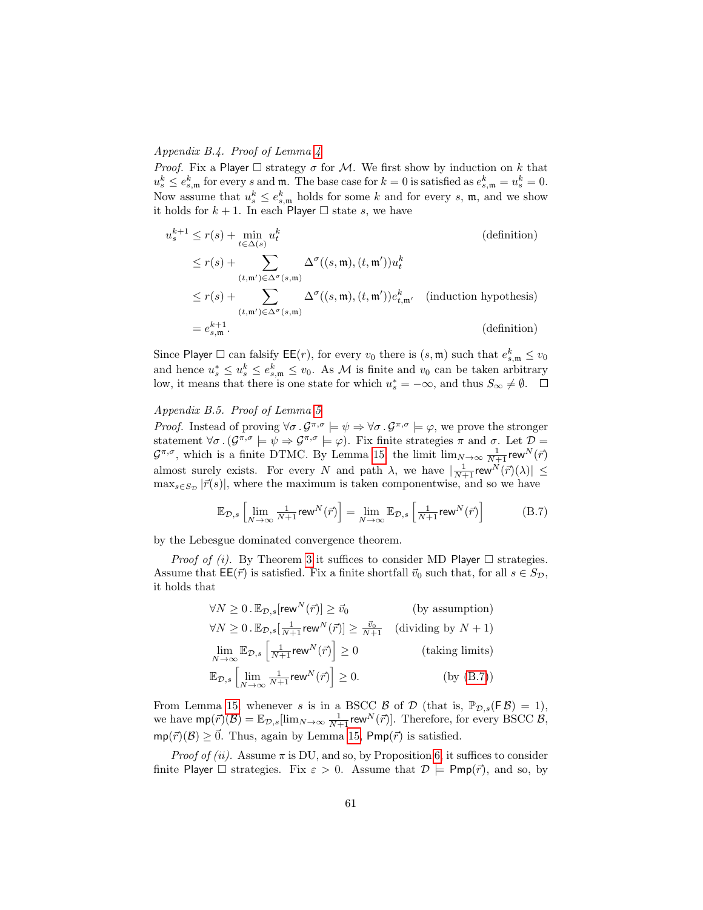*Appendix B.4. Proof of Lemma 4*

*Proof.* Fix a Player $\Box$ strategy $\sigma$ for $\mathcal{M}$. We first show by induction on $k$ that $u^k_s \leq e^k_{s,\mathfrak{m}}$ for every $s$ and $\mathfrak{m}$. The base case for $k = 0$ is satisfied as $e^k_{s,\mathfrak{m}} = u^k_s = 0$. Now assume that $u^k_s \leq e^k_{s,\mathfrak{m}}$ holds for some $k$ and for every $s$, $\mathfrak{m}$, and we show it holds for $k+1$. In each Player $\Box$ state $s$, we have

$$
\begin{aligned}
u^{k+1}_s &\leq r(s) + \min_{t \in \Delta(s)} u^k_t && \text{(definition)} \\
&\leq r(s) + \sum_{(t,\mathfrak{m}') \in \Delta^\sigma(s,\mathfrak{m})} \Delta^\sigma((s,\mathfrak{m}),(t,\mathfrak{m}'))u^k_t \\
&\leq r(s) + \sum_{(t,\mathfrak{m}') \in \Delta^\sigma(s,\mathfrak{m})} \Delta^\sigma((s,\mathfrak{m}),(t,\mathfrak{m}'))e^k_{t,\mathfrak{m}'} && \text{(induction hypothesis)} \\
&= e^{k+1}_{s,\mathfrak{m}}. && \text{(definition)}
\end{aligned}
$$

Since Player $\Box$ can falsify $\mathsf{EE}(r)$, for every $v_0$ there is $(s,\mathfrak{m})$ such that $e^k_{s,\mathfrak{m}} \leq v_0$ and hence $u^*_s \leq u^k_s \leq e^k_{s,\mathfrak{m}} \leq v_0$. As $\mathcal{M}$ is finite and $v_0$ can be taken arbitrary low, it means that there is one state for which $u^*_s = -\infty$, and thus $S_\infty \neq \emptyset$. $\Box$

*Appendix B.5. Proof of Lemma 5*

*Proof.* Instead of proving $\forall\sigma\,.\,\mathcal{G}^{\pi,\sigma} \models \psi \Rightarrow \forall\sigma\,.\,\mathcal{G}^{\pi,\sigma} \models \varphi$, we prove the stronger statement $\forall\sigma\,.\,(\mathcal{G}^{\pi,\sigma} \models \psi \Rightarrow \mathcal{G}^{\pi,\sigma} \models \varphi)$. Fix finite strategies $\pi$ and $\sigma$. Let $\mathcal{D} = \mathcal{G}^{\pi,\sigma}$, which is a finite DTMC. By Lemma 15, the limit $\lim_{N\to\infty} \frac{1}{N+1}\mathsf{rew}^N(\vec{r})$ almost surely exists. For every $N$ and path $\lambda$, we have $|\frac{1}{N+1}\mathsf{rew}^N(\vec{r})(\lambda)| \leq \max_{s\in S_\mathcal{D}} |\vec{r}(s)|$, where the maximum is taken componentwise, and so we have

$$
\mathbb{E}_{\mathcal{D},s}\left[\lim_{N\to\infty} \tfrac{1}{N+1}\mathsf{rew}^N(\vec{r})\right] = \lim_{N\to\infty} \mathbb{E}_{\mathcal{D},s}\left[\tfrac{1}{N+1}\mathsf{rew}^N(\vec{r})\right] \tag{B.7}
$$

by the Lebesgue dominated convergence theorem.

*Proof of (i).* By Theorem 3 it suffices to consider MD Player $\Box$ strategies. Assume that $\mathsf{EE}(\vec{r})$ is satisfied. Fix a finite shortfall $\vec{v}_0$ such that, for all $s \in S_\mathcal{D}$, it holds that

$$
\begin{aligned}
&\forall N \geq 0\,.\,\mathbb{E}_{\mathcal{D},s}[\mathsf{rew}^N(\vec{r})] \geq \vec{v}_0 && \text{(by assumption)} \\
&\forall N \geq 0\,.\,\mathbb{E}_{\mathcal{D},s}[\tfrac{1}{N+1}\mathsf{rew}^N(\vec{r})] \geq \tfrac{\vec{v}_0}{N+1} && \text{(dividing by } N+1\text{)} \\
&\lim_{N\to\infty} \mathbb{E}_{\mathcal{D},s}\left[\tfrac{1}{N+1}\mathsf{rew}^N(\vec{r})\right] \geq 0 && \text{(taking limits)} \\
&\mathbb{E}_{\mathcal{D},s}\left[\lim_{N\to\infty} \tfrac{1}{N+1}\mathsf{rew}^N(\vec{r})\right] \geq 0. && \text{(by (B.7))}
\end{aligned}
$$

From Lemma 15, whenever $s$ is in a BSCC $\mathcal{B}$ of $\mathcal{D}$ (that is, $\mathbb{P}_{\mathcal{D},s}(\mathsf{F}\,\mathcal{B}) = 1$), we have $\mathsf{mp}(\vec{r})(\mathcal{B}) = \mathbb{E}_{\mathcal{D},s}[\lim_{N\to\infty} \frac{1}{N+1}\mathsf{rew}^N(\vec{r})]$. Therefore, for every BSCC $\mathcal{B}$, $\mathsf{mp}(\vec{r})(\mathcal{B}) \geq \vec{0}$. Thus, again by Lemma 15, $\mathsf{Pmp}(\vec{r})$ is satisfied.

*Proof of (ii).* Assume $\pi$ is DU, and so, by Proposition 6, it suffices to consider finite Player $\Box$ strategies. Fix $\varepsilon > 0$. Assume that $\mathcal{D} \models \mathsf{Pmp}(\vec{r})$, and so, by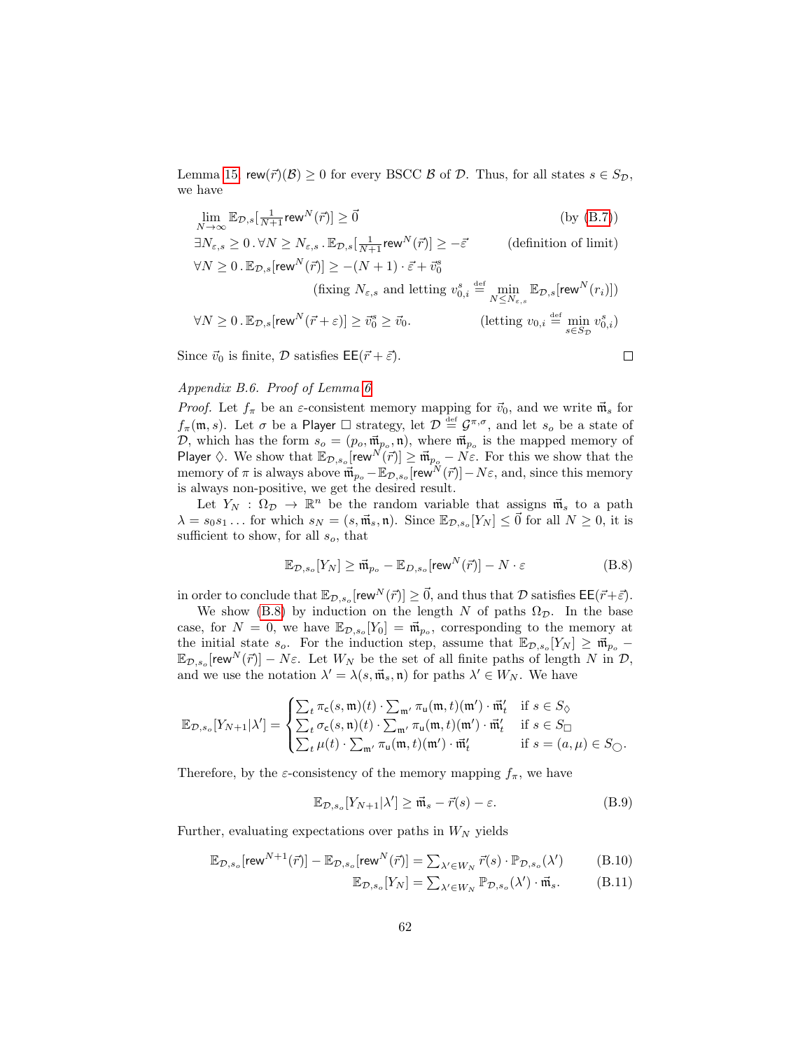Lemma 15, $\mathsf{rew}(\vec{r})(\mathcal{B}) \geq 0$ for every BSCC $\mathcal{B}$ of $\mathcal{D}$. Thus, for all states $s \in S_{\mathcal{D}}$, we have

$$
\begin{aligned}
&\lim_{N\to\infty} \mathbb{E}_{\mathcal{D},s}[\tfrac{1}{N+1}\mathsf{rew}^N(\vec{r})] \geq \vec{0} && \text{(by (B.7))}\\
&\exists N_{\varepsilon,s} \geq 0 \,.\, \forall N \geq N_{\varepsilon,s} \,.\, \mathbb{E}_{\mathcal{D},s}[\tfrac{1}{N+1}\mathsf{rew}^N(\vec{r})] \geq -\vec{\varepsilon} && \text{(definition of limit)}\\
&\forall N \geq 0 \,.\, \mathbb{E}_{\mathcal{D},s}[\mathsf{rew}^N(\vec{r})] \geq -(N+1)\cdot\vec{\varepsilon} + \vec{v}_0^s \\
& && \text{(fixing } N_{\varepsilon,s} \text{ and letting } v_{0,i}^s \stackrel{\text{def}}{=} \min_{N \leq N_{\varepsilon,s}} \mathbb{E}_{\mathcal{D},s}[\mathsf{rew}^N(r_i)])\\
&\forall N \geq 0 \,.\, \mathbb{E}_{\mathcal{D},s}[\mathsf{rew}^N(\vec{r}+\varepsilon)] \geq \vec{v}_0^s \geq \vec{v}_0. && \text{(letting } v_{0,i} \stackrel{\text{def}}{=} \min_{s\in S_{\mathcal{D}}} v_{0,i}^s)
\end{aligned}
$$

Since $\vec{v}_0$ is finite, $\mathcal{D}$ satisfies $\mathsf{EE}(\vec{r}+\vec{\varepsilon})$. □

*Appendix B.6. Proof of Lemma 6*

*Proof.* Let $f_\pi$ be an $\varepsilon$-consistent memory mapping for $\vec{v}_0$, and we write $\vec{\mathfrak{m}}_s$ for $f_\pi(\mathfrak{m}, s)$. Let $\sigma$ be a Player $\Box$ strategy, let $\mathcal{D} \stackrel{\text{def}}{=} \mathcal{G}^{\pi,\sigma}$, and let $s_o$ be a state of $\mathcal{D}$, which has the form $s_o = (p_o, \vec{\mathfrak{m}}_{p_o}, \mathfrak{n})$, where $\vec{\mathfrak{m}}_{p_o}$ is the mapped memory of Player $\Diamond$. We show that $\mathbb{E}_{\mathcal{D},s_o}[\mathsf{rew}^N(\vec{r})] \geq \vec{\mathfrak{m}}_{p_o} - N\varepsilon$. For this we show that the memory of $\pi$ is always above $\vec{\mathfrak{m}}_{p_o} - \mathbb{E}_{\mathcal{D},s_o}[\mathsf{rew}^N(\vec{r})] - N\varepsilon$, and, since this memory is always non-positive, we get the desired result.

Let $Y_N : \Omega_{\mathcal{D}} \to \mathbb{R}^n$ be the random variable that assigns $\vec{\mathfrak{m}}_s$ to a path $\lambda = s_0 s_1 \ldots$ for which $s_N = (s, \vec{\mathfrak{m}}_s, \mathfrak{n})$. Since $\mathbb{E}_{\mathcal{D},s_o}[Y_N] \leq \vec{0}$ for all $N \geq 0$, it is sufficient to show, for all $s_o$, that

$$
\mathbb{E}_{\mathcal{D},s_o}[Y_N] \geq \vec{\mathfrak{m}}_{p_o} - \mathbb{E}_{D,s_o}[\mathsf{rew}^N(\vec{r})] - N\cdot\varepsilon \tag{B.8}
$$

in order to conclude that $\mathbb{E}_{\mathcal{D},s_o}[\mathsf{rew}^N(\vec{r})] \geq \vec{0}$, and thus that $\mathcal{D}$ satisfies $\mathsf{EE}(\vec{r}+\vec{\varepsilon})$.

We show (B.8) by induction on the length $N$ of paths $\Omega_{\mathcal{D}}$. In the base case, for $N = 0$, we have $\mathbb{E}_{\mathcal{D},s_o}[Y_0] = \vec{\mathfrak{m}}_{p_o}$, corresponding to the memory at the initial state $s_o$. For the induction step, assume that $\mathbb{E}_{\mathcal{D},s_o}[Y_N] \geq \vec{\mathfrak{m}}_{p_o} - \mathbb{E}_{\mathcal{D},s_o}[\mathsf{rew}^N(\vec{r})] - N\varepsilon$. Let $W_N$ be the set of all finite paths of length $N$ in $\mathcal{D}$, and we use the notation $\lambda' = \lambda(s, \vec{\mathfrak{m}}_s, \mathfrak{n})$ for paths $\lambda' \in W_N$. We have

$$
\mathbb{E}_{\mathcal{D},s_o}[Y_{N+1}|\lambda'] = \begin{cases} \sum_t \pi_{\mathsf{c}}(s,\mathfrak{m})(t) \cdot \sum_{\mathfrak{m}'} \pi_{\mathsf{u}}(\mathfrak{m},t)(\mathfrak{m}') \cdot \vec{\mathfrak{m}}'_t & \text{if } s \in S_\Diamond \\ \sum_t \sigma_{\mathsf{c}}(s,\mathfrak{n})(t) \cdot \sum_{\mathfrak{m}'} \pi_{\mathsf{u}}(\mathfrak{m},t)(\mathfrak{m}') \cdot \vec{\mathfrak{m}}'_t & \text{if } s \in S_\Box \\ \sum_t \mu(t) \cdot \sum_{\mathfrak{m}'} \pi_{\mathsf{u}}(\mathfrak{m},t)(\mathfrak{m}') \cdot \vec{\mathfrak{m}}'_t & \text{if } s = (a,\mu) \in S_\bigcirc. \end{cases}
$$

Therefore, by the $\varepsilon$-consistency of the memory mapping $f_\pi$, we have

$$
\mathbb{E}_{\mathcal{D},s_o}[Y_{N+1}|\lambda'] \geq \vec{\mathfrak{m}}_s - \vec{r}(s) - \varepsilon. \tag{B.9}
$$

Further, evaluating expectations over paths in $W_N$ yields

$$
\mathbb{E}_{\mathcal{D},s_o}[\mathsf{rew}^{N+1}(\vec{r})] - \mathbb{E}_{\mathcal{D},s_o}[\mathsf{rew}^N(\vec{r})] = \textstyle\sum_{\lambda'\in W_N} \vec{r}(s)\cdot \mathbb{P}_{\mathcal{D},s_o}(\lambda') \tag{B.10}
$$

$$
\mathbb{E}_{\mathcal{D},s_o}[Y_N] = \textstyle\sum_{\lambda'\in W_N} \mathbb{P}_{\mathcal{D},s_o}(\lambda')\cdot \vec{\mathfrak{m}}_s. \tag{B.11}
$$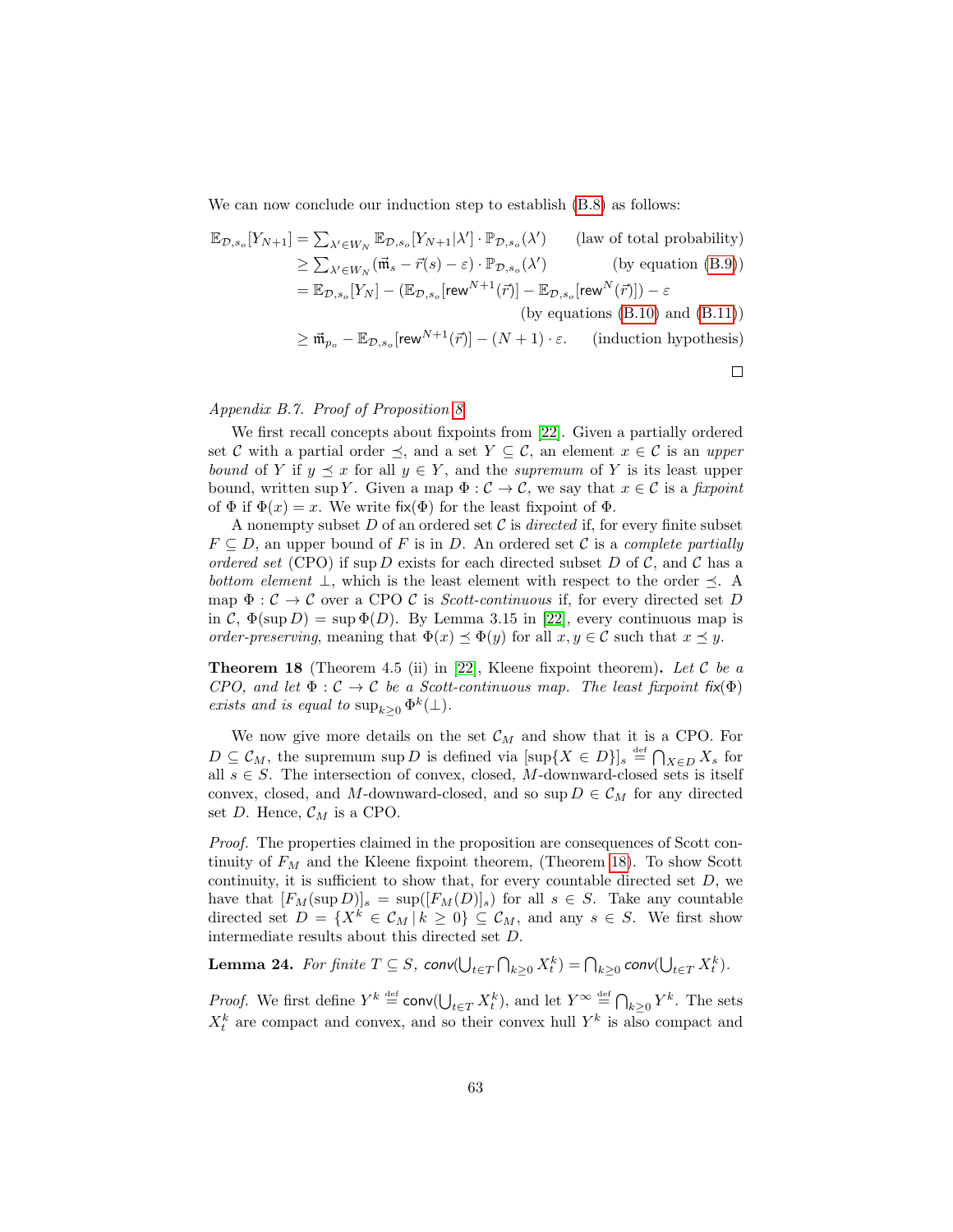We can now conclude our induction step to establish (B.8) as follows:

$$
\begin{aligned}
\mathbb{E}_{\mathcal{D},s_o}[Y_{N+1}] &= \textstyle\sum_{\lambda' \in W_N} \mathbb{E}_{\mathcal{D},s_o}[Y_{N+1}|\lambda'] \cdot \mathbb{P}_{\mathcal{D},s_o}(\lambda') && \text{(law of total probability)}\\
&\geq \textstyle\sum_{\lambda' \in W_N} (\vec{\mathfrak{m}}_s - \vec{r}(s) - \varepsilon) \cdot \mathbb{P}_{\mathcal{D},s_o}(\lambda') && \text{(by equation (B.9))}\\
&= \mathbb{E}_{\mathcal{D},s_o}[Y_N] - (\mathbb{E}_{\mathcal{D},s_o}[\mathsf{rew}^{N+1}(\vec{r})] - \mathbb{E}_{\mathcal{D},s_o}[\mathsf{rew}^{N}(\vec{r})]) - \varepsilon \\
& && \text{(by equations (B.10) and (B.11))}\\
&\geq \vec{\mathfrak{m}}_{p_o} - \mathbb{E}_{\mathcal{D},s_o}[\mathsf{rew}^{N+1}(\vec{r})] - (N+1)\cdot\varepsilon. && \text{(induction hypothesis)}
\end{aligned}
$$

□

*Appendix B.7. Proof of Proposition 8*

We first recall concepts about fixpoints from [22]. Given a partially ordered set $\mathcal{C}$ with a partial order $\preceq$, and a set $Y \subseteq \mathcal{C}$, an element $x \in \mathcal{C}$ is an *upper bound* of $Y$ if $y \preceq x$ for all $y \in Y$, and the *supremum* of $Y$ is its least upper bound, written $\sup Y$. Given a map $\Phi : \mathcal{C} \to \mathcal{C}$, we say that $x \in \mathcal{C}$ is a *fixpoint* of $\Phi$ if $\Phi(x) = x$. We write $\mathsf{fix}(\Phi)$ for the least fixpoint of $\Phi$.

A nonempty subset $D$ of an ordered set $\mathcal{C}$ is *directed* if, for every finite subset $F \subseteq D$, an upper bound of $F$ is in $D$. An ordered set $\mathcal{C}$ is a *complete partially ordered set* (CPO) if $\sup D$ exists for each directed subset $D$ of $\mathcal{C}$, and $\mathcal{C}$ has a *bottom element* $\bot$, which is the least element with respect to the order $\preceq$. A map $\Phi : \mathcal{C} \to \mathcal{C}$ over a CPO $\mathcal{C}$ is *Scott-continuous* if, for every directed set $D$ in $\mathcal{C}$, $\Phi(\sup D) = \sup \Phi(D)$. By Lemma 3.15 in [22], every continuous map is *order-preserving*, meaning that $\Phi(x) \preceq \Phi(y)$ for all $x, y \in \mathcal{C}$ such that $x \preceq y$.

**Theorem 18** (Theorem 4.5 (ii) in [22], Kleene fixpoint theorem)**.** *Let $\mathcal{C}$ be a CPO, and let $\Phi : \mathcal{C} \to \mathcal{C}$ be a Scott-continuous map. The least fixpoint $\mathsf{fix}(\Phi)$ exists and is equal to $\sup_{k \geq 0} \Phi^k(\bot)$.*

We now give more details on the set $\mathcal{C}_M$ and show that it is a CPO. For $D \subseteq \mathcal{C}_M$, the supremum $\sup D$ is defined via $[\sup\{X \in D\}]_s \stackrel{\text{def}}{=} \bigcap_{X \in D} X_s$ for all $s \in S$. The intersection of convex, closed, $M$-downward-closed sets is itself convex, closed, and $M$-downward-closed, and so $\sup D \in \mathcal{C}_M$ for any directed set $D$. Hence, $\mathcal{C}_M$ is a CPO.

*Proof.* The properties claimed in the proposition are consequences of Scott continuity of $F_M$ and the Kleene fixpoint theorem, (Theorem 18). To show Scott continuity, it is sufficient to show that, for every countable directed set $D$, we have that $[F_M(\sup D)]_s = \sup([F_M(D)]_s)$ for all $s \in S$. Take any countable directed set $D = \{X^k \in \mathcal{C}_M \mid k \geq 0\} \subseteq \mathcal{C}_M$, and any $s \in S$. We first show intermediate results about this directed set $D$.

**Lemma 24.** *For finite $T \subseteq S$, $\mathsf{conv}(\bigcup_{t \in T} \bigcap_{k \geq 0} X^k_t) = \bigcap_{k \geq 0} \mathsf{conv}(\bigcup_{t \in T} X^k_t)$.*

*Proof.* We first define $Y^k \stackrel{\text{def}}{=} \mathsf{conv}(\bigcup_{t \in T} X^k_t)$, and let $Y^\infty \stackrel{\text{def}}{=} \bigcap_{k \geq 0} Y^k$. The sets $X^k_t$ are compact and convex, and so their convex hull $Y^k$ is also compact and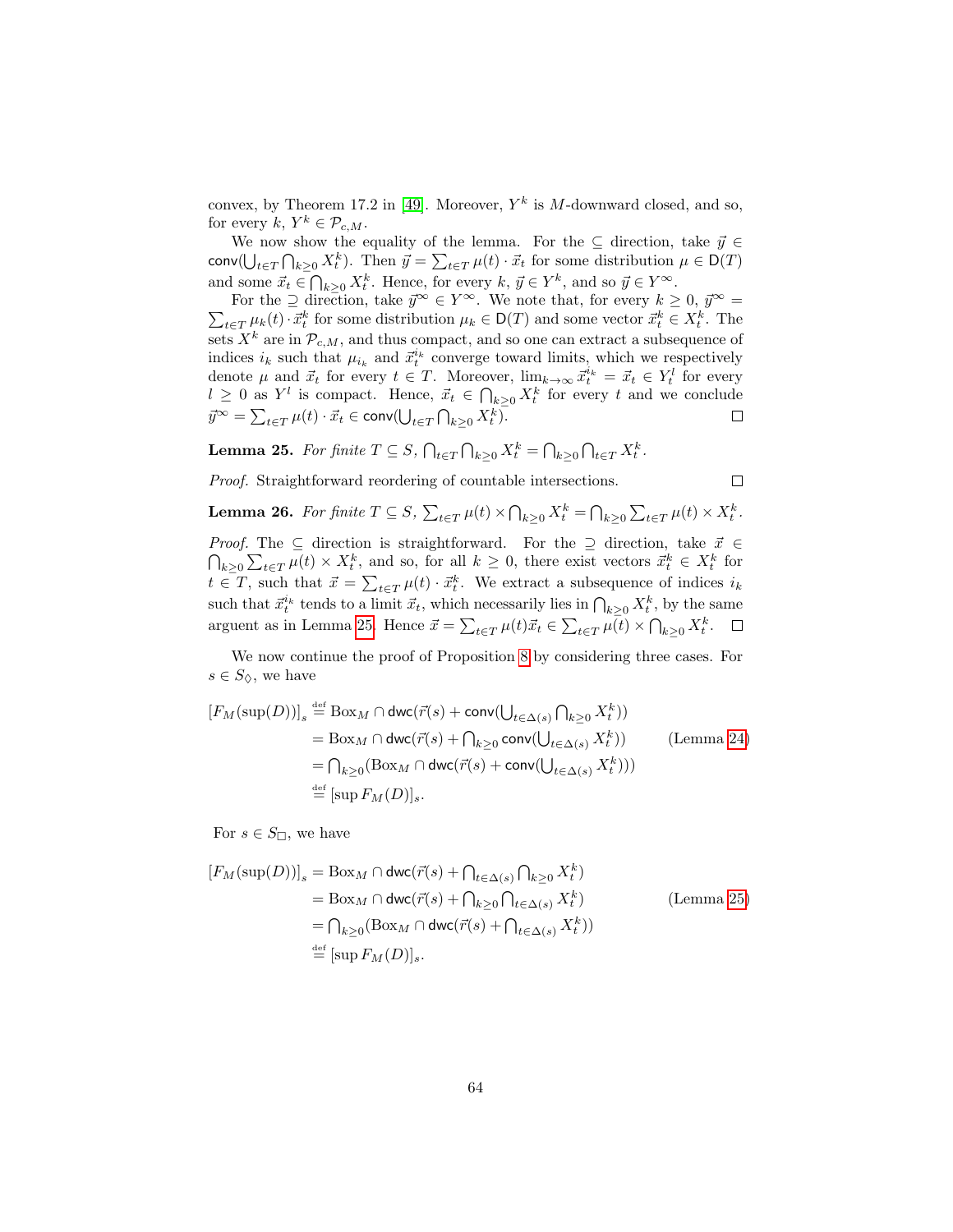convex, by Theorem 17.2 in [49]. Moreover, $Y^k$ is $M$-downward closed, and so, for every $k$, $Y^k \in \mathcal{P}_{c,M}$.

We now show the equality of the lemma. For the $\subseteq$ direction, take $\vec{y} \in \mathsf{conv}(\bigcup_{t\in T} \bigcap_{k\geq 0} X_t^k)$. Then $\vec{y} = \sum_{t\in T} \mu(t) \cdot \vec{x}_t$ for some distribution $\mu \in \mathsf{D}(T)$ and some $\vec{x}_t \in \bigcap_{k\geq 0} X_t^k$. Hence, for every $k$, $\vec{y} \in Y^k$, and so $\vec{y} \in Y^\infty$.

For the $\supseteq$ direction, take $\vec{y}^\infty \in Y^\infty$. We note that, for every $k \geq 0$, $\vec{y}^\infty = \sum_{t\in T} \mu_k(t) \cdot \vec{x}_t^k$ for some distribution $\mu_k \in \mathsf{D}(T)$ and some vector $\vec{x}_t^k \in X_t^k$. The sets $X^k$ are in $\mathcal{P}_{c,M}$, and thus compact, and so one can extract a subsequence of indices $i_k$ such that $\mu_{i_k}$ and $\vec{x}_t^{i_k}$ converge toward limits, which we respectively denote $\mu$ and $\vec{x}_t$ for every $t \in T$. Moreover, $\lim_{k\to\infty} \vec{x}_t^{i_k} = \vec{x}_t \in Y_t^l$ for every $l \geq 0$ as $Y^l$ is compact. Hence, $\vec{x}_t \in \bigcap_{k\geq 0} X_t^k$ for every $t$ and we conclude $\vec{y}^\infty = \sum_{t\in T} \mu(t) \cdot \vec{x}_t \in \mathsf{conv}(\bigcup_{t\in T} \bigcap_{k\geq 0} X_t^k)$. □

**Lemma 25.** *For finite $T \subseteq S$, $\bigcap_{t\in T} \bigcap_{k\geq 0} X_t^k = \bigcap_{k\geq 0} \bigcap_{t\in T} X_t^k$.*

*Proof.* Straightforward reordering of countable intersections. □

**Lemma 26.** *For finite $T \subseteq S$, $\sum_{t\in T} \mu(t) \times \bigcap_{k\geq 0} X_t^k = \bigcap_{k\geq 0} \sum_{t\in T} \mu(t) \times X_t^k$.*

*Proof.* The $\subseteq$ direction is straightforward. For the $\supseteq$ direction, take $\vec{x} \in \bigcap_{k\geq 0} \sum_{t\in T} \mu(t) \times X_t^k$, and so, for all $k \geq 0$, there exist vectors $\vec{x}_t^k \in X_t^k$ for $t \in T$, such that $\vec{x} = \sum_{t\in T} \mu(t) \cdot \vec{x}_t^k$. We extract a subsequence of indices $i_k$ such that $\vec{x}_t^{i_k}$ tends to a limit $\vec{x}_t$, which necessarily lies in $\bigcap_{k\geq 0} X_t^k$, by the same argument as in Lemma 25. Hence $\vec{x} = \sum_{t\in T} \mu(t)\vec{x}_t \in \sum_{t\in T} \mu(t) \times \bigcap_{k\geq 0} X_t^k$. □

We now continue the proof of Proposition 8 by considering three cases. For $s \in S_\Diamond$, we have

$$
\begin{aligned}
[F_M(\sup(D))]_s &\stackrel{\text{def}}{=} \mathrm{Box}_M \cap \mathsf{dwc}(\vec{r}(s) + \mathsf{conv}(\textstyle\bigcup_{t\in\Delta(s)} \bigcap_{k\geq 0} X_t^k)) \\
&= \mathrm{Box}_M \cap \mathsf{dwc}(\vec{r}(s) + \textstyle\bigcap_{k\geq 0} \mathsf{conv}(\bigcup_{t\in\Delta(s)} X_t^k)) \qquad \text{(Lemma 24)} \\
&= \textstyle\bigcap_{k\geq 0} (\mathrm{Box}_M \cap \mathsf{dwc}(\vec{r}(s) + \mathsf{conv}(\bigcup_{t\in\Delta(s)} X_t^k))) \\
&\stackrel{\text{def}}{=} [\sup F_M(D)]_s.
\end{aligned}
$$

For $s \in S_\Box$, we have

$$
\begin{aligned}
[F_M(\sup(D))]_s &= \mathrm{Box}_M \cap \mathsf{dwc}(\vec{r}(s) + \textstyle\bigcap_{t\in\Delta(s)} \bigcap_{k\geq 0} X_t^k) \\
&= \mathrm{Box}_M \cap \mathsf{dwc}(\vec{r}(s) + \textstyle\bigcap_{k\geq 0} \bigcap_{t\in\Delta(s)} X_t^k) \qquad \text{(Lemma 25)} \\
&= \textstyle\bigcap_{k\geq 0} (\mathrm{Box}_M \cap \mathsf{dwc}(\vec{r}(s) + \bigcap_{t\in\Delta(s)} X_t^k)) \\
&\stackrel{\text{def}}{=} [\sup F_M(D)]_s.
\end{aligned}
$$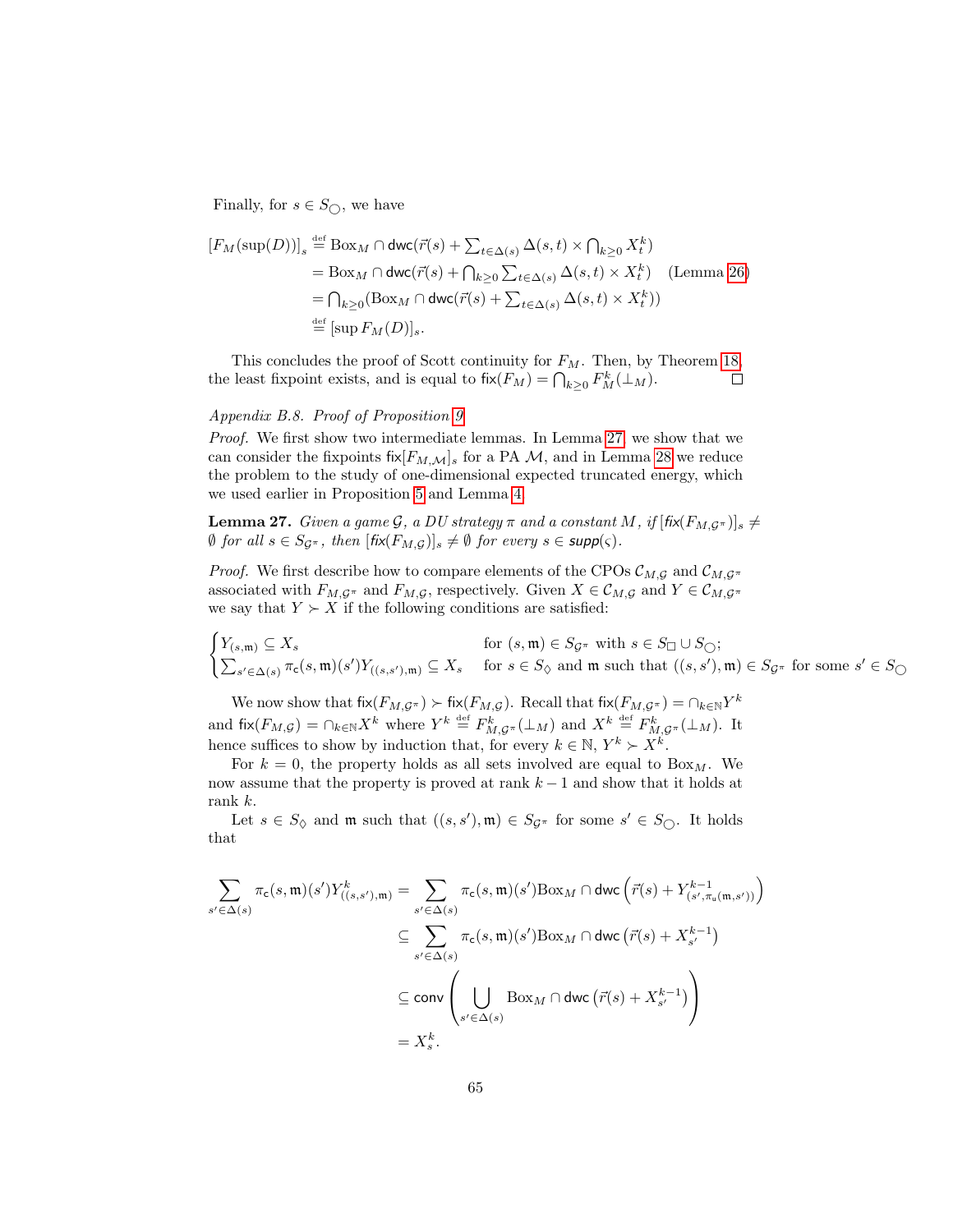Finally, for $s \in S_{\bigcirc}$, we have

$$
\begin{aligned}
[F_M(\sup(D))]_s &\stackrel{\text{def}}{=} \mathrm{Box}_M \cap \mathsf{dwc}(\vec{r}(s) + \textstyle\sum_{t\in\Delta(s)} \Delta(s,t) \times \bigcap_{k\geq 0} X_t^k) \\
&= \mathrm{Box}_M \cap \mathsf{dwc}(\vec{r}(s) + \textstyle\bigcap_{k\geq 0} \sum_{t\in\Delta(s)} \Delta(s,t) \times X_t^k) \quad \text{(Lemma 26)} \\
&= \textstyle\bigcap_{k\geq 0} (\mathrm{Box}_M \cap \mathsf{dwc}(\vec{r}(s) + \sum_{t\in\Delta(s)} \Delta(s,t) \times X_t^k)) \\
&\stackrel{\text{def}}{=} [\sup F_M(D)]_s.
\end{aligned}
$$

This concludes the proof of Scott continuity for $F_M$. Then, by Theorem 18, the least fixpoint exists, and is equal to $\mathsf{fix}(F_M) = \bigcap_{k\geq 0} F_M^k(\bot_M)$. □

*Appendix B.8. Proof of Proposition 9*

*Proof.* We first show two intermediate lemmas. In Lemma 27, we show that we can consider the fixpoints $\mathsf{fix}[F_{M,\mathcal{M}}]_s$ for a PA $\mathcal{M}$, and in Lemma 28 we reduce the problem to the study of one-dimensional expected truncated energy, which we used earlier in Proposition 5 and Lemma 4.

**Lemma 27.** *Given a game $\mathcal{G}$, a DU strategy $\pi$ and a constant $M$, if $[\mathsf{fix}(F_{M,\mathcal{G}^\pi})]_s \neq \emptyset$ for all $s \in S_{\mathcal{G}^\pi}$, then $[\mathsf{fix}(F_{M,\mathcal{G}})]_s \neq \emptyset$ for every $s \in \mathsf{supp}(\varsigma)$.*

*Proof.* We first describe how to compare elements of the CPOs $\mathcal{C}_{M,\mathcal{G}}$ and $\mathcal{C}_{M,\mathcal{G}^\pi}$ associated with $F_{M,\mathcal{G}^\pi}$ and $F_{M,\mathcal{G}}$, respectively. Given $X \in \mathcal{C}_{M,\mathcal{G}}$ and $Y \in \mathcal{C}_{M,\mathcal{G}^\pi}$ we say that $Y \succ X$ if the following conditions are satisfied:

$$
\begin{cases}
Y_{(s,\mathfrak{m})} \subseteq X_s & \text{for } (s,\mathfrak{m}) \in S_{\mathcal{G}^\pi} \text{ with } s \in S_\Box \cup S_\bigcirc; \\
\sum_{s'\in\Delta(s)} \pi_{\mathsf{c}}(s,\mathfrak{m})(s') Y_{((s,s'),\mathfrak{m})} \subseteq X_s & \text{for } s \in S_\Diamond \text{ and } \mathfrak{m} \text{ such that } ((s,s'),\mathfrak{m}) \in S_{\mathcal{G}^\pi} \text{ for some } s' \in S_\bigcirc
\end{cases}
$$

We now show that $\mathsf{fix}(F_{M,\mathcal{G}^\pi}) \succ \mathsf{fix}(F_{M,\mathcal{G}})$. Recall that $\mathsf{fix}(F_{M,\mathcal{G}^\pi}) = \cap_{k\in\mathbb{N}} Y^k$ and $\mathsf{fix}(F_{M,\mathcal{G}}) = \cap_{k\in\mathbb{N}} X^k$ where $Y^k \stackrel{\text{def}}{=} F^k_{M,\mathcal{G}^\pi}(\bot_M)$ and $X^k \stackrel{\text{def}}{=} F^k_{M,\mathcal{G}^\pi}(\bot_M)$. It hence suffices to show by induction that, for every $k \in \mathbb{N}$, $Y^k \succ X^k$.

For $k = 0$, the property holds as all sets involved are equal to $\mathrm{Box}_M$. We now assume that the property is proved at rank $k-1$ and show that it holds at rank $k$.

Let $s \in S_\Diamond$ and $\mathfrak{m}$ such that $((s,s'),\mathfrak{m}) \in S_{\mathcal{G}^\pi}$ for some $s' \in S_\bigcirc$. It holds that

$$
\begin{aligned}
\sum_{s'\in\Delta(s)} \pi_{\mathsf{c}}(s,\mathfrak{m})(s') Y^k_{((s,s'),\mathfrak{m})} &= \sum_{s'\in\Delta(s)} \pi_{\mathsf{c}}(s,\mathfrak{m})(s') \mathrm{Box}_M \cap \mathsf{dwc}\left(\vec{r}(s) + Y^{k-1}_{(s',\pi_{\mathsf{u}}(\mathfrak{m},s'))}\right) \\
&\subseteq \sum_{s'\in\Delta(s)} \pi_{\mathsf{c}}(s,\mathfrak{m})(s') \mathrm{Box}_M \cap \mathsf{dwc}\left(\vec{r}(s) + X^{k-1}_{s'}\right) \\
&\subseteq \mathsf{conv}\left(\bigcup_{s'\in\Delta(s)} \mathrm{Box}_M \cap \mathsf{dwc}\left(\vec{r}(s) + X^{k-1}_{s'}\right)\right) \\
&= X^k_s.
\end{aligned}
$$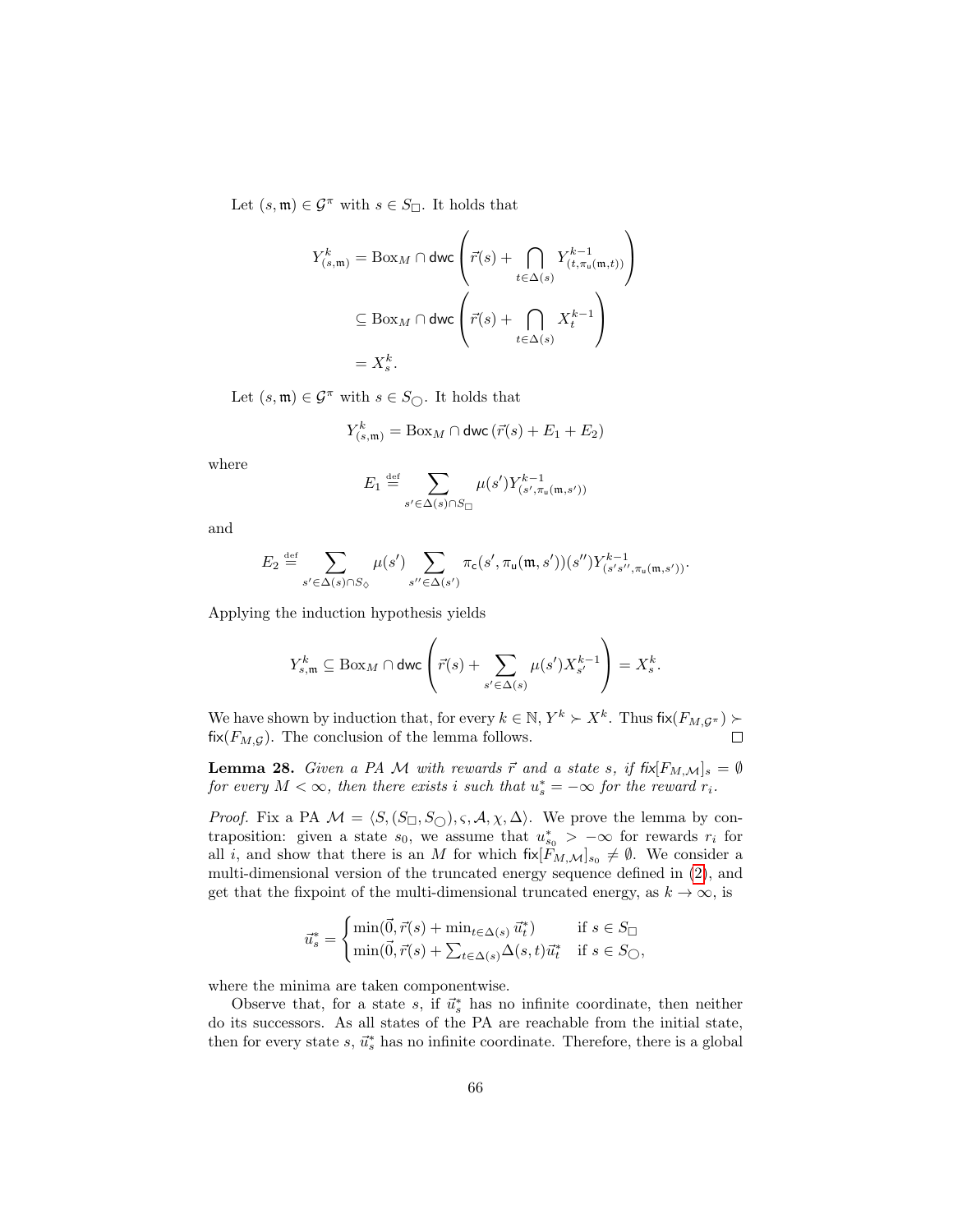Let $(s, \mathfrak{m}) \in \mathcal{G}^\pi$ with $s \in S_\Box$. It holds that

$$
\begin{aligned}
Y^k_{(s,\mathfrak{m})} &= \mathrm{Box}_M \cap \mathsf{dwc}\left(\vec{r}(s) + \bigcap_{t \in \Delta(s)} Y^{k-1}_{(t, \pi_\mathsf{u}(\mathfrak{m}, t))}\right) \\
&\subseteq \mathrm{Box}_M \cap \mathsf{dwc}\left(\vec{r}(s) + \bigcap_{t \in \Delta(s)} X^{k-1}_t\right) \\
&= X^k_s.
\end{aligned}
$$

Let $(s, \mathfrak{m}) \in \mathcal{G}^\pi$ with $s \in S_\bigcirc$. It holds that

$$
Y^k_{(s,\mathfrak{m})} = \mathrm{Box}_M \cap \mathsf{dwc}\left(\vec{r}(s) + E_1 + E_2\right)
$$

where

$$
E_1 \stackrel{\text{def}}{=} \sum_{s' \in \Delta(s) \cap S_\Box} \mu(s') Y^{k-1}_{(s', \pi_\mathsf{u}(\mathfrak{m}, s'))}
$$

and

$$
E_2 \stackrel{\text{def}}{=} \sum_{s' \in \Delta(s) \cap S_\Diamond} \mu(s') \sum_{s'' \in \Delta(s')} \pi_\mathsf{c}(s', \pi_\mathsf{u}(\mathfrak{m}, s'))(s'') Y^{k-1}_{(s's'', \pi_\mathsf{u}(\mathfrak{m}, s'))}.
$$

Applying the induction hypothesis yields

$$
Y^k_{s,\mathfrak{m}} \subseteq \mathrm{Box}_M \cap \mathsf{dwc}\left(\vec{r}(s) + \sum_{s' \in \Delta(s)} \mu(s') X^{k-1}_{s'}\right) = X^k_s.
$$

We have shown by induction that, for every $k \in \mathbb{N}$, $Y^k \succ X^k$. Thus $\mathsf{fix}(F_{M,\mathcal{G}^\pi}) \succ \mathsf{fix}(F_{M,\mathcal{G}})$. The conclusion of the lemma follows. $\square$

**Lemma 28.** *Given a PA $\mathcal{M}$ with rewards $\vec{r}$ and a state $s$, if $\mathsf{fix}[F_{M,\mathcal{M}}]_s = \emptyset$ for every $M < \infty$, then there exists $i$ such that $u^*_s = -\infty$ for the reward $r_i$.*

*Proof.* Fix a PA $\mathcal{M} = \langle S, (S_\Box, S_\bigcirc), \varsigma, \mathcal{A}, \chi, \Delta\rangle$. We prove the lemma by contraposition: given a state $s_0$, we assume that $u^*_{s_0} > -\infty$ for rewards $r_i$ for all $i$, and show that there is an $M$ for which $\mathsf{fix}[F_{M,\mathcal{M}}]_{s_0} \neq \emptyset$. We consider a multi-dimensional version of the truncated energy sequence defined in (2), and get that the fixpoint of the multi-dimensional truncated energy, as $k \to \infty$, is

$$
\vec{u}^*_s = \begin{cases} \min(\vec{0}, \vec{r}(s) + \min_{t \in \Delta(s)} \vec{u}^*_t) & \text{if } s \in S_\Box \\ \min(\vec{0}, \vec{r}(s) + \sum_{t \in \Delta(s)} \Delta(s,t) \vec{u}^*_t & \text{if } s \in S_\bigcirc, \end{cases}
$$

where the minima are taken componentwise.

Observe that, for a state $s$, if $\vec{u}^*_s$ has no infinite coordinate, then neither do its successors. As all states of the PA are reachable from the initial state, then for every state $s$, $\vec{u}^*_s$ has no infinite coordinate. Therefore, there is a global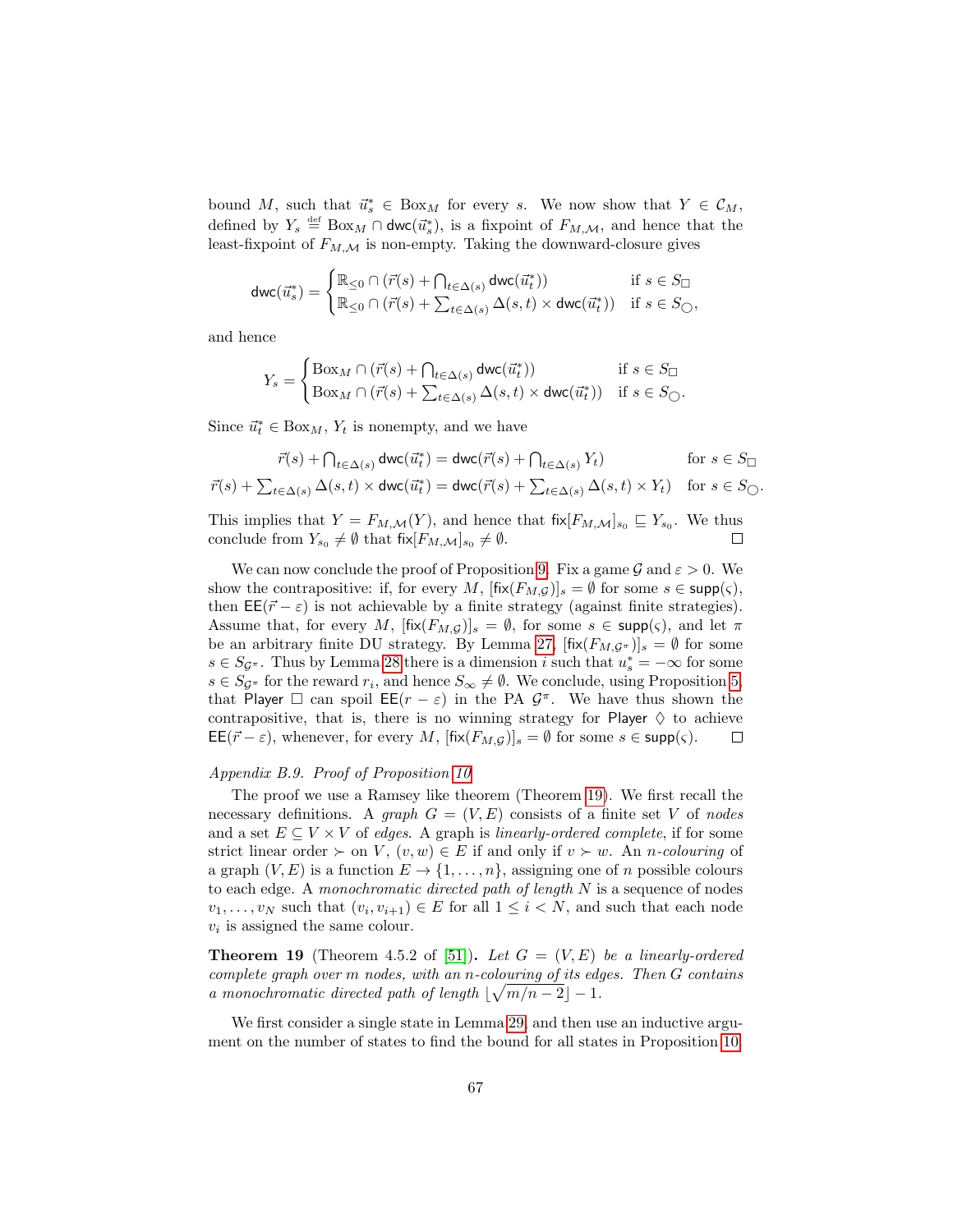bound $M$, such that $\vec{u}^*_s \in \text{Box}_M$ for every $s$. We now show that $Y \in \mathcal{C}_M$, defined by $Y_s \stackrel{\text{def}}{=} \text{Box}_M \cap \mathsf{dwc}(\vec{u}^*_s)$, is a fixpoint of $F_{M,\mathcal{M}}$, and hence that the least-fixpoint of $F_{M,\mathcal{M}}$ is non-empty. Taking the downward-closure gives

$$\mathsf{dwc}(\vec{u}^*_s) = \begin{cases} \mathbb{R}_{\leq 0} \cap (\vec{r}(s) + \bigcap_{t \in \Delta(s)} \mathsf{dwc}(\vec{u}^*_t)) & \text{if } s \in S_\Box \\ \mathbb{R}_{\leq 0} \cap (\vec{r}(s) + \sum_{t \in \Delta(s)} \Delta(s,t) \times \mathsf{dwc}(\vec{u}^*_t)) & \text{if } s \in S_\bigcirc, \end{cases}$$

and hence

$$Y_s = \begin{cases} \text{Box}_M \cap (\vec{r}(s) + \bigcap_{t \in \Delta(s)} \mathsf{dwc}(\vec{u}^*_t)) & \text{if } s \in S_\Box \\ \text{Box}_M \cap (\vec{r}(s) + \sum_{t \in \Delta(s)} \Delta(s,t) \times \mathsf{dwc}(\vec{u}^*_t)) & \text{if } s \in S_\bigcirc. \end{cases}$$

Since $\vec{u}^*_t \in \text{Box}_M$, $Y_t$ is nonempty, and we have

$$\vec{r}(s) + \textstyle\bigcap_{t \in \Delta(s)} \mathsf{dwc}(\vec{u}^*_t) = \mathsf{dwc}(\vec{r}(s) + \bigcap_{t \in \Delta(s)} Y_t) \qquad \text{for } s \in S_\Box$$

$$\vec{r}(s) + \textstyle\sum_{t \in \Delta(s)} \Delta(s,t) \times \mathsf{dwc}(\vec{u}^*_t) = \mathsf{dwc}(\vec{r}(s) + \sum_{t \in \Delta(s)} \Delta(s,t) \times Y_t) \quad \text{for } s \in S_\bigcirc.$$

This implies that $Y = F_{M,\mathcal{M}}(Y)$, and hence that $\mathsf{fix}[F_{M,\mathcal{M}}]_{s_0} \sqsubseteq Y_{s_0}$. We thus conclude from $Y_{s_0} \neq \emptyset$ that $\mathsf{fix}[F_{M,\mathcal{M}}]_{s_0} \neq \emptyset$. □

We can now conclude the proof of Proposition 9. Fix a game $\mathcal{G}$ and $\varepsilon > 0$. We show the contrapositive: if, for every $M$, $[\mathsf{fix}(F_{M,\mathcal{G}})]_s = \emptyset$ for some $s \in \mathsf{supp}(\varsigma)$, then $\mathsf{EE}(\vec{r} - \varepsilon)$ is not achievable by a finite strategy (against finite strategies). Assume that, for every $M$, $[\mathsf{fix}(F_{M,\mathcal{G}})]_s = \emptyset$, for some $s \in \mathsf{supp}(\varsigma)$, and let $\pi$ be an arbitrary finite DU strategy. By Lemma 27, $[\mathsf{fix}(F_{M,\mathcal{G}^\pi})]_s = \emptyset$ for some $s \in S_{\mathcal{G}^\pi}$. Thus by Lemma 28 there is a dimension $i$ such that $u^*_s = -\infty$ for some $s \in S_{\mathcal{G}^\pi}$ for the reward $r_i$, and hence $S_\infty \neq \emptyset$. We conclude, using Proposition 5, that Player $\Box$ can spoil $\mathsf{EE}(r - \varepsilon)$ in the PA $\mathcal{G}^\pi$. We have thus shown the contrapositive, that is, there is no winning strategy for Player $\Diamond$ to achieve $\mathsf{EE}(\vec{r} - \varepsilon)$, whenever, for every $M$, $[\mathsf{fix}(F_{M,\mathcal{G}})]_s = \emptyset$ for some $s \in \mathsf{supp}(\varsigma)$. □

*Appendix B.9. Proof of Proposition 10*

The proof we use a Ramsey like theorem (Theorem 19). We first recall the necessary definitions. A *graph* $G = (V, E)$ consists of a finite set $V$ of *nodes* and a set $E \subseteq V \times V$ of *edges*. A graph is *linearly-ordered complete*, if for some strict linear order $\succ$ on $V$, $(v, w) \in E$ if and only if $v \succ w$. An *n-colouring* of a graph $(V, E)$ is a function $E \to \{1, \ldots, n\}$, assigning one of $n$ possible colours to each edge. A *monochromatic directed path of length* $N$ is a sequence of nodes $v_1, \ldots, v_N$ such that $(v_i, v_{i+1}) \in E$ for all $1 \leq i < N$, and such that each node $v_i$ is assigned the same colour.

**Theorem 19** (Theorem 4.5.2 of [51]). *Let $G = (V, E)$ be a linearly-ordered complete graph over $m$ nodes, with an $n$-colouring of its edges. Then $G$ contains a monochromatic directed path of length $\lfloor \sqrt{m/n - 2} \rfloor - 1$.*

We first consider a single state in Lemma 29, and then use an inductive argument on the number of states to find the bound for all states in Proposition 10.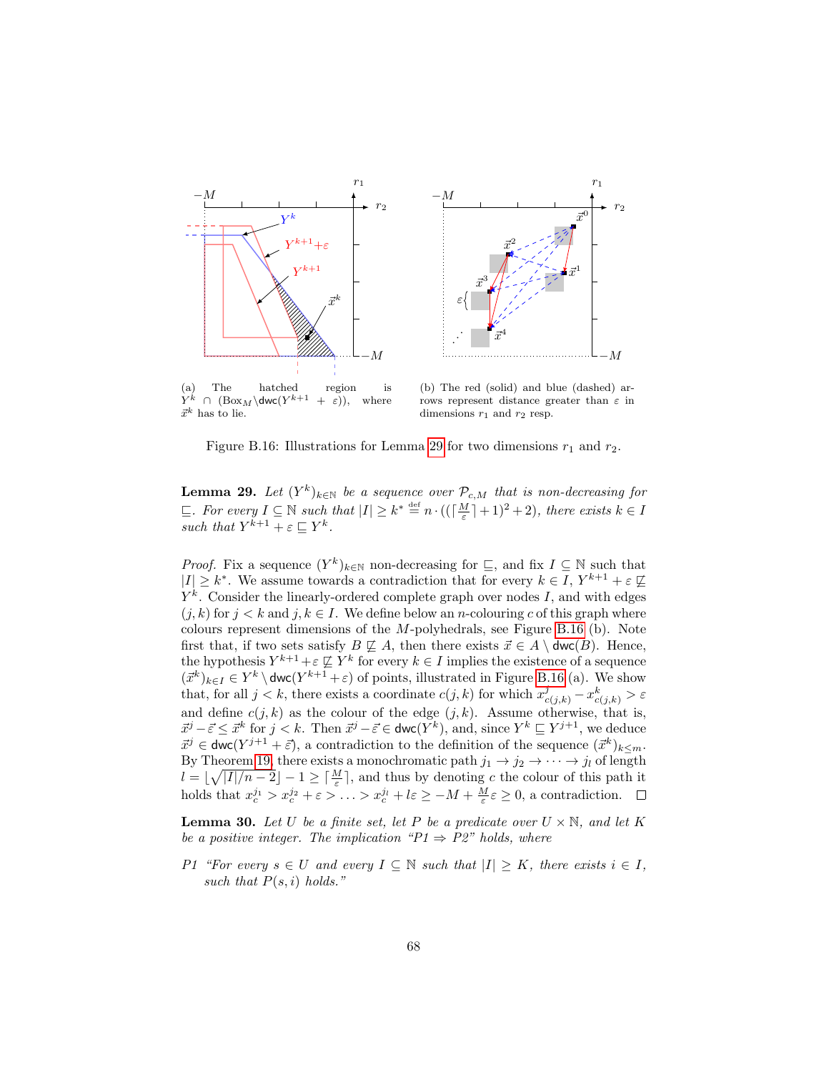(a) The hatched region is $Y^k \cap (\mathsf{Box}_M \setminus \mathsf{dwc}(Y^{k+1} + \varepsilon))$, where $\vec{x}^k$ has to lie.

(b) The red (solid) and blue (dashed) arrows represent distance greater than $\varepsilon$ in dimensions $r_1$ and $r_2$ resp.

Figure B.16: Illustrations for Lemma 29 for two dimensions $r_1$ and $r_2$.

**Lemma 29.** *Let $(Y^k)_{k\in\mathbb{N}}$ be a sequence over $\mathcal{P}_{c,M}$ that is non-decreasing for $\sqsubseteq$. For every $I \subseteq \mathbb{N}$ such that $|I| \geq k^* \stackrel{\text{def}}{=} n \cdot ((\lceil \frac{M}{\varepsilon} \rceil + 1)^2 + 2)$, there exists $k \in I$ such that $Y^{k+1} + \varepsilon \sqsubseteq Y^k$.*

*Proof.* Fix a sequence $(Y^k)_{k\in\mathbb{N}}$ non-decreasing for $\sqsubseteq$, and fix $I \subseteq \mathbb{N}$ such that $|I| \geq k^*$. We assume towards a contradiction that for every $k \in I$, $Y^{k+1} + \varepsilon \not\sqsubseteq Y^k$. Consider the linearly-ordered complete graph over nodes $I$, and with edges $(j,k)$ for $j < k$ and $j,k \in I$. We define below an $n$-colouring $c$ of this graph where colours represent dimensions of the $M$-polyhedrals, see Figure B.16 (b). Note first that, if two sets satisfy $B \not\sqsubseteq A$, then there exists $\vec{x} \in A \setminus \mathsf{dwc}(B)$. Hence, the hypothesis $Y^{k+1} + \varepsilon \not\sqsubseteq Y^k$ for every $k \in I$ implies the existence of a sequence $(\vec{x}^k)_{k\in I} \in Y^k \setminus \mathsf{dwc}(Y^{k+1} + \varepsilon)$ of points, illustrated in Figure B.16 (a). We show that, for all $j < k$, there exists a coordinate $c(j,k)$ for which $x^j_{c(j,k)} - x^k_{c(j,k)} > \varepsilon$ and define $c(j,k)$ as the colour of the edge $(j,k)$. Assume otherwise, that is, $\vec{x}^j - \vec{\varepsilon} \leq \vec{x}^k$ for $j < k$. Then $\vec{x}^j - \vec{\varepsilon} \in \mathsf{dwc}(Y^k)$, and, since $Y^k \sqsubseteq Y^{j+1}$, we deduce $\vec{x}^j \in \mathsf{dwc}(Y^{j+1} + \vec{\varepsilon})$, a contradiction to the definition of the sequence $(\vec{x}^k)_{k\leq m}$. By Theorem 19, there exists a monochromatic path $j_1 \to j_2 \to \cdots \to j_l$ of length $l = \lfloor \sqrt{|I|/n - 2} \rfloor - 1 \geq \lceil \frac{M}{\varepsilon} \rceil$, and thus by denoting $c$ the colour of this path it holds that $x^{j_1}_c > x^{j_2}_c + \varepsilon > \ldots > x^{j_l}_c + l\varepsilon \geq -M + \frac{M}{\varepsilon}\varepsilon \geq 0$, a contradiction. $\square$

**Lemma 30.** *Let $U$ be a finite set, let $P$ be a predicate over $U \times \mathbb{N}$, and let $K$ be a positive integer. The implication "P1 $\Rightarrow$ P2" holds, where*

*P1 "For every $s \in U$ and every $I \subseteq \mathbb{N}$ such that $|I| \geq K$, there exists $i \in I$, such that $P(s,i)$ holds."*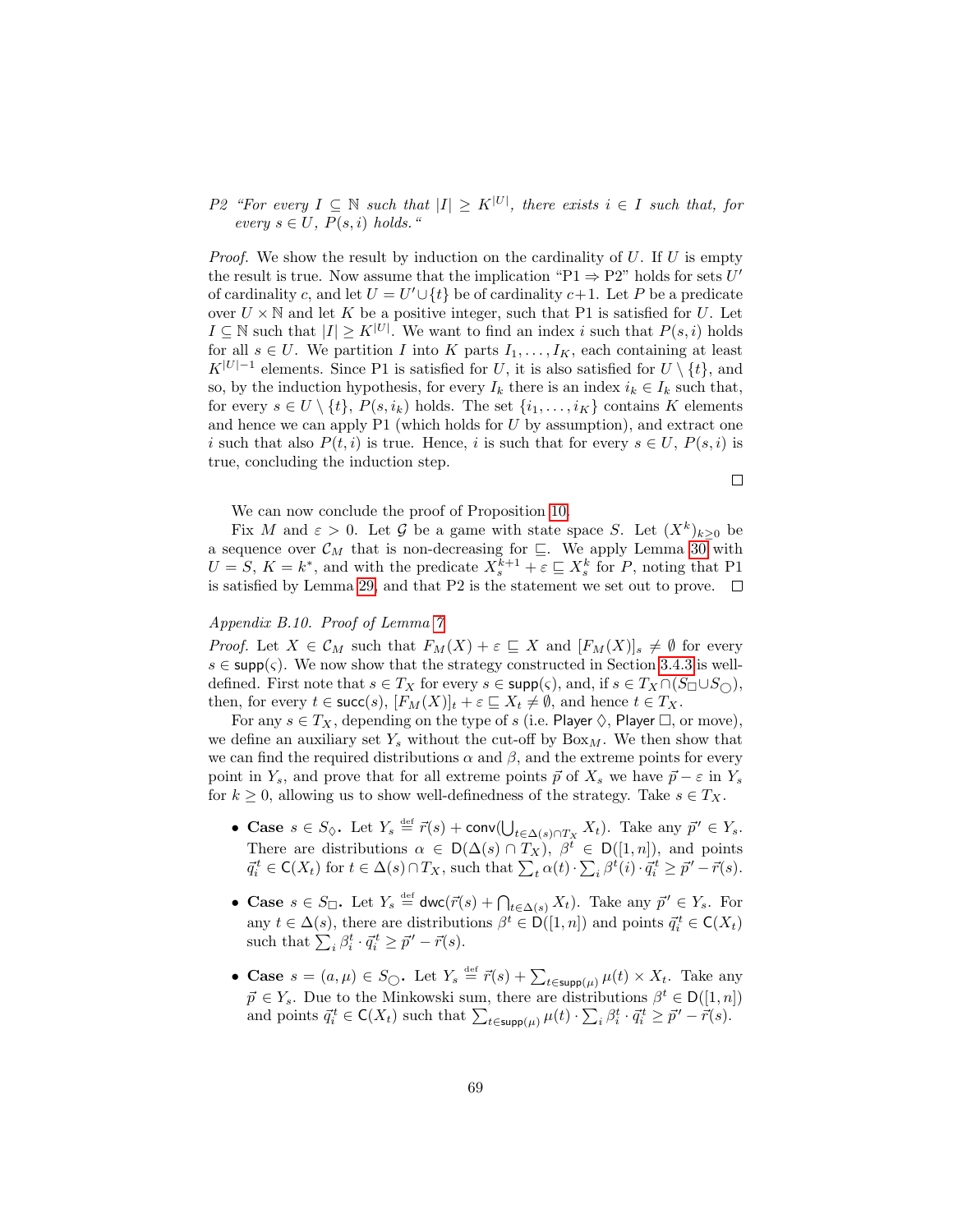P2 *"For every $I \subseteq \mathbb{N}$ such that $|I| \geq K^{|U|}$, there exists $i \in I$ such that, for every $s \in U$, $P(s,i)$ holds."*

*Proof.* We show the result by induction on the cardinality of $U$. If $U$ is empty the result is true. Now assume that the implication "P1 $\Rightarrow$ P2" holds for sets $U'$ of cardinality $c$, and let $U = U' \cup \{t\}$ be of cardinality $c+1$. Let $P$ be a predicate over $U \times \mathbb{N}$ and let $K$ be a positive integer, such that P1 is satisfied for $U$. Let $I \subseteq \mathbb{N}$ such that $|I| \geq K^{|U|}$. We want to find an index $i$ such that $P(s,i)$ holds for all $s \in U$. We partition $I$ into $K$ parts $I_1, \ldots, I_K$, each containing at least $K^{|U|-1}$ elements. Since P1 is satisfied for $U$, it is also satisfied for $U \setminus \{t\}$, and so, by the induction hypothesis, for every $I_k$ there is an index $i_k \in I_k$ such that, for every $s \in U \setminus \{t\}$, $P(s, i_k)$ holds. The set $\{i_1, \ldots, i_K\}$ contains $K$ elements and hence we can apply P1 (which holds for $U$ by assumption), and extract one $i$ such that also $P(t,i)$ is true. Hence, $i$ is such that for every $s \in U$, $P(s,i)$ is true, concluding the induction step. □

We can now conclude the proof of Proposition 10.

Fix $M$ and $\varepsilon > 0$. Let $\mathcal{G}$ be a game with state space $S$. Let $(X^k)_{k \geq 0}$ be a sequence over $\mathcal{C}_M$ that is non-decreasing for $\sqsubseteq$. We apply Lemma 30 with $U = S$, $K = k^*$, and with the predicate $X_s^{k+1} + \varepsilon \sqsubseteq X_s^k$ for $P$, noting that P1 is satisfied by Lemma 29, and that P2 is the statement we set out to prove. □

*Appendix B.10. Proof of Lemma 7*

*Proof.* Let $X \in \mathcal{C}_M$ such that $F_M(X) + \varepsilon \sqsubseteq X$ and $[F_M(X)]_s \neq \emptyset$ for every $s \in \mathsf{supp}(\varsigma)$. We now show that the strategy constructed in Section 3.4.3 is well-defined. First note that $s \in T_X$ for every $s \in \mathsf{supp}(\varsigma)$, and, if $s \in T_X \cap (S_\Box \cup S_\bigcirc)$, then, for every $t \in \mathsf{succ}(s)$, $[F_M(X)]_t + \varepsilon \sqsubseteq X_t \neq \emptyset$, and hence $t \in T_X$.

For any $s \in T_X$, depending on the type of $s$ (i.e. Player $\Diamond$, Player $\Box$, or move), we define an auxiliary set $Y_s$ without the cut-off by $\mathrm{Box}_M$. We then show that we can find the required distributions $\alpha$ and $\beta$, and the extreme points for every point in $Y_s$, and prove that for all extreme points $\vec{p}$ of $X_s$ we have $\vec{p} - \varepsilon$ in $Y_s$ for $k \geq 0$, allowing us to show well-definedness of the strategy. Take $s \in T_X$.

- **Case** $s \in S_\Diamond$**.** Let $Y_s \stackrel{\text{def}}{=} \vec{r}(s) + \mathsf{conv}(\bigcup_{t \in \Delta(s) \cap T_X} X_t)$. Take any $\vec{p}' \in Y_s$. There are distributions $\alpha \in \mathsf{D}(\Delta(s) \cap T_X)$, $\beta^t \in \mathsf{D}([1,n])$, and points $\vec{q}_i^t \in \mathsf{C}(X_t)$ for $t \in \Delta(s) \cap T_X$, such that $\sum_t \alpha(t) \cdot \sum_i \beta^t(i) \cdot \vec{q}_i^t \geq \vec{p}' - \vec{r}(s)$.
- **Case** $s \in S_\Box$**.** Let $Y_s \stackrel{\text{def}}{=} \mathsf{dwc}(\vec{r}(s) + \bigcap_{t \in \Delta(s)} X_t)$. Take any $\vec{p}' \in Y_s$. For any $t \in \Delta(s)$, there are distributions $\beta^t \in \mathsf{D}([1,n])$ and points $\vec{q}_i^t \in \mathsf{C}(X_t)$ such that $\sum_i \beta_i^t \cdot \vec{q}_i^t \geq \vec{p}' - \vec{r}(s)$.
- **Case** $s = (a, \mu) \in S_\bigcirc$**.** Let $Y_s \stackrel{\text{def}}{=} \vec{r}(s) + \sum_{t \in \mathsf{supp}(\mu)} \mu(t) \times X_t$. Take any $\vec{p} \in Y_s$. Due to the Minkowski sum, there are distributions $\beta^t \in \mathsf{D}([1,n])$ and points $\vec{q}_i^t \in \mathsf{C}(X_t)$ such that $\sum_{t \in \mathsf{supp}(\mu)} \mu(t) \cdot \sum_i \beta_i^t \cdot \vec{q}_i^t \geq \vec{p}' - \vec{r}(s)$.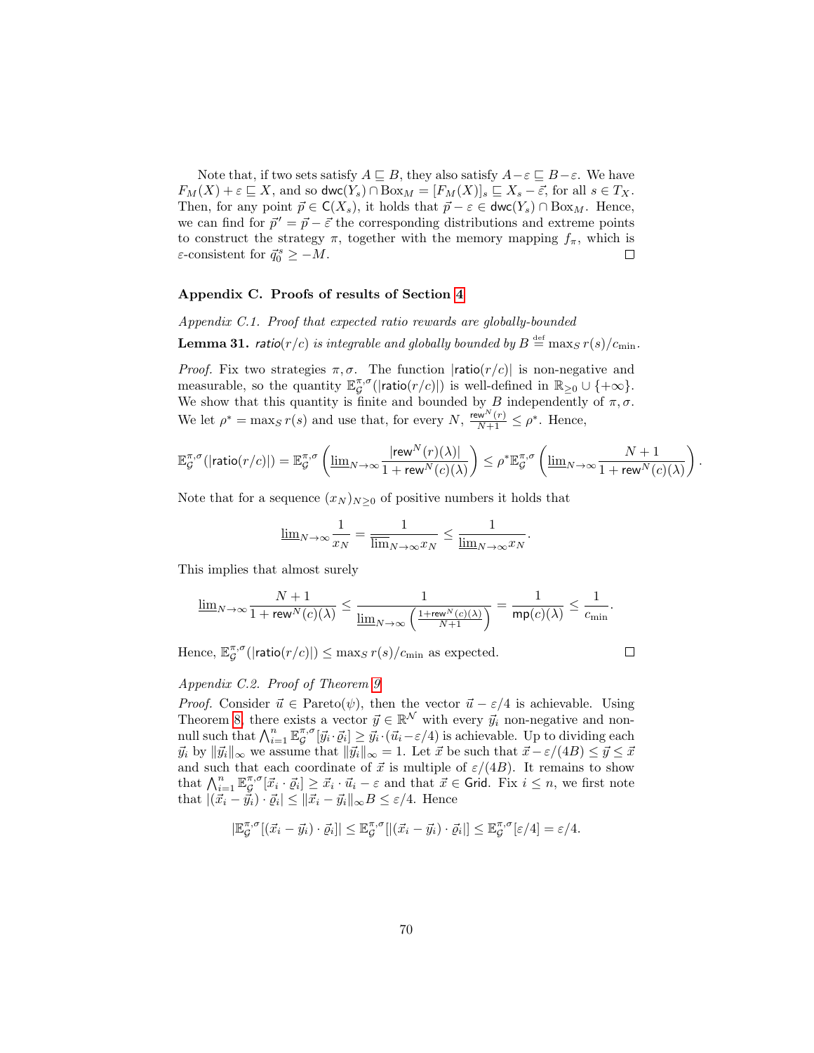Note that, if two sets satisfy $A \sqsubseteq B$, they also satisfy $A - \varepsilon \sqsubseteq B - \varepsilon$. We have $F_M(X) + \varepsilon \sqsubseteq X$, and so $\mathsf{dwc}(Y_s) \cap \mathrm{Box}_M = [F_M(X)]_s \sqsubseteq X_s - \vec{\varepsilon}$, for all $s \in T_X$. Then, for any point $\vec{p} \in \mathsf{C}(X_s)$, it holds that $\vec{p} - \varepsilon \in \mathsf{dwc}(Y_s) \cap \mathrm{Box}_M$. Hence, we can find for $\vec{p}' = \vec{p} - \vec{\varepsilon}$ the corresponding distributions and extreme points to construct the strategy $\pi$, together with the memory mapping $f_\pi$, which is $\varepsilon$-consistent for $\vec{q}_0^{\,s} \geq -M$. $\square$

## Appendix C. Proofs of results of Section 4

*Appendix C.1. Proof that expected ratio rewards are globally-bounded*

**Lemma 31.** *$\mathsf{ratio}(r/c)$ is integrable and globally bounded by $B \stackrel{\text{def}}{=} \max_S r(s)/c_{\min}$.*

*Proof.* Fix two strategies $\pi, \sigma$. The function $|\mathsf{ratio}(r/c)|$ is non-negative and measurable, so the quantity $\mathbb{E}_{\mathcal{G}}^{\pi,\sigma}(|\mathsf{ratio}(r/c)|)$ is well-defined in $\mathbb{R}_{\geq 0} \cup \{+\infty\}$. We show that this quantity is finite and bounded by $B$ independently of $\pi, \sigma$. We let $\rho^* = \max_S r(s)$ and use that, for every $N$, $\frac{\mathsf{rew}^N(r)}{N+1} \leq \rho^*$. Hence,

$$\mathbb{E}_{\mathcal{G}}^{\pi,\sigma}(|\mathsf{ratio}(r/c)|) = \mathbb{E}_{\mathcal{G}}^{\pi,\sigma}\left(\underline{\lim}_{N\to\infty} \frac{|\mathsf{rew}^N(r)(\lambda)|}{1 + \mathsf{rew}^N(c)(\lambda)}\right) \leq \rho^* \mathbb{E}_{\mathcal{G}}^{\pi,\sigma}\left(\underline{\lim}_{N\to\infty} \frac{N+1}{1 + \mathsf{rew}^N(c)(\lambda)}\right).$$

Note that for a sequence $(x_N)_{N\geq 0}$ of positive numbers it holds that

$$\underline{\lim}_{N\to\infty} \frac{1}{x_N} = \frac{1}{\overline{\lim}_{N\to\infty} x_N} \leq \frac{1}{\underline{\lim}_{N\to\infty} x_N}.$$

This implies that almost surely

$$\underline{\lim}_{N\to\infty} \frac{N+1}{1 + \mathsf{rew}^N(c)(\lambda)} \leq \frac{1}{\underline{\lim}_{N\to\infty}\left(\frac{1+\mathsf{rew}^N(c)(\lambda)}{N+1}\right)} = \frac{1}{\mathsf{mp}(c)(\lambda)} \leq \frac{1}{c_{\min}}.$$

Hence, $\mathbb{E}_{\mathcal{G}}^{\pi,\sigma}(|\mathsf{ratio}(r/c)|) \leq \max_S r(s)/c_{\min}$ as expected. $\square$

*Appendix C.2. Proof of Theorem 9*

*Proof.* Consider $\vec{u} \in \mathrm{Pareto}(\psi)$, then the vector $\vec{u} - \varepsilon/4$ is achievable. Using Theorem 8, there exists a vector $\vec{y} \in \mathbb{R}^{\mathcal{N}}$ with every $\vec{y}_i$ non-negative and non-null such that $\bigwedge_{i=1}^n \mathbb{E}_{\mathcal{G}}^{\pi,\sigma}[\vec{y}_i \cdot \vec{\varrho}_i] \geq \vec{y}_i \cdot (\vec{u}_i - \varepsilon/4)$ is achievable. Up to dividing each $\vec{y}_i$ by $\|\vec{y}_i\|_\infty$ we assume that $\|\vec{y}_i\|_\infty = 1$. Let $\vec{x}$ be such that $\vec{x} - \varepsilon/(4B) \leq \vec{y} \leq \vec{x}$ and such that each coordinate of $\vec{x}$ is multiple of $\varepsilon/(4B)$. It remains to show that $\bigwedge_{i=1}^n \mathbb{E}_{\mathcal{G}}^{\pi,\sigma}[\vec{x}_i \cdot \vec{\varrho}_i] \geq \vec{x}_i \cdot \vec{u}_i - \varepsilon$ and that $\vec{x} \in \mathsf{Grid}$. Fix $i \leq n$, we first note that $|(\vec{x}_i - \vec{y}_i) \cdot \vec{\varrho}_i| \leq \|\vec{x}_i - \vec{y}_i\|_\infty B \leq \varepsilon/4$. Hence

$$|\mathbb{E}_{\mathcal{G}}^{\pi,\sigma}[(\vec{x}_i - \vec{y}_i) \cdot \vec{\varrho}_i]| \leq \mathbb{E}_{\mathcal{G}}^{\pi,\sigma}[|(\vec{x}_i - \vec{y}_i) \cdot \vec{\varrho}_i|] \leq \mathbb{E}_{\mathcal{G}}^{\pi,\sigma}[\varepsilon/4] = \varepsilon/4.$$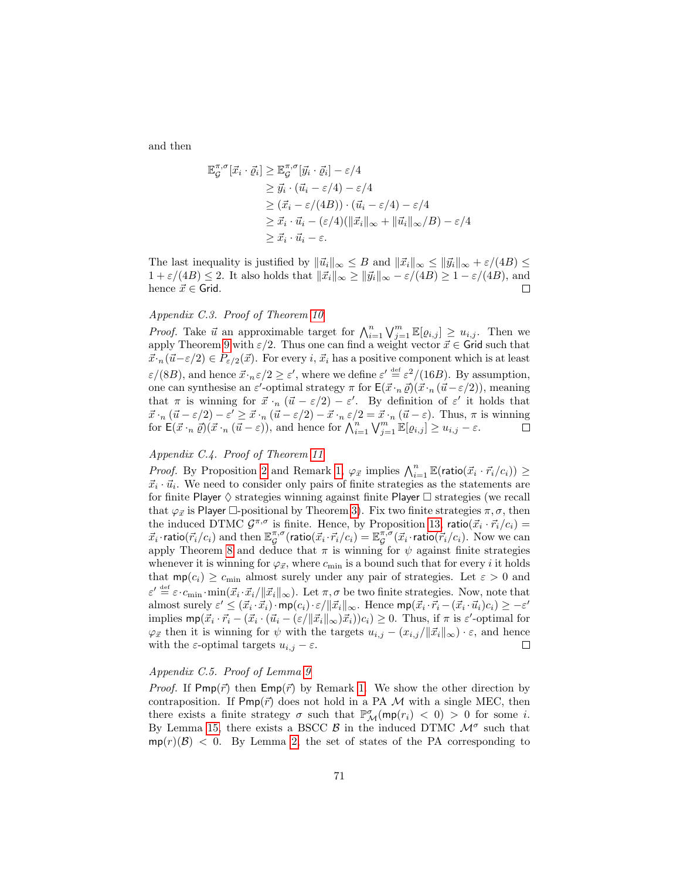and then

$$
\begin{aligned}
\mathbb{E}_{\mathcal{G}}^{\pi,\sigma}[\vec{x}_i \cdot \vec{\varrho}_i] &\geq \mathbb{E}_{\mathcal{G}}^{\pi,\sigma}[\vec{y}_i \cdot \vec{\varrho}_i] - \varepsilon/4 \\
&\geq \vec{y}_i \cdot (\vec{u}_i - \varepsilon/4) - \varepsilon/4 \\
&\geq (\vec{x}_i - \varepsilon/(4B)) \cdot (\vec{u}_i - \varepsilon/4) - \varepsilon/4 \\
&\geq \vec{x}_i \cdot \vec{u}_i - (\varepsilon/4)(\|\vec{x}_i\|_\infty + \|\vec{u}_i\|_\infty/B) - \varepsilon/4 \\
&\geq \vec{x}_i \cdot \vec{u}_i - \varepsilon.
\end{aligned}
$$

The last inequality is justified by $\|\vec{u}_i\|_\infty \leq B$ and $\|\vec{x}_i\|_\infty \leq \|\vec{y}_i\|_\infty + \varepsilon/(4B) \leq 1 + \varepsilon/(4B) \leq 2$. It also holds that $\|\vec{x}_i\|_\infty \geq \|\vec{y}_i\|_\infty - \varepsilon/(4B) \geq 1 - \varepsilon/(4B)$, and hence $\vec{x} \in \mathsf{Grid}$. □

*Appendix C.3. Proof of Theorem 10*

*Proof.* Take $\vec{u}$ an approximable target for $\bigwedge_{i=1}^{n} \bigvee_{j=1}^{m} \mathbb{E}[\varrho_{i,j}] \geq u_{i,j}$. Then we apply Theorem 9 with $\varepsilon/2$. Thus one can find a weight vector $\vec{x} \in \mathsf{Grid}$ such that $\vec{x} \cdot_n (\vec{u} - \varepsilon/2) \in P_{\varepsilon/2}(\vec{x})$. For every $i$, $\vec{x}_i$ has a positive component which is at least $\varepsilon/(8B)$, and hence $\vec{x} \cdot_n \varepsilon/2 \geq \varepsilon'$, where we define $\varepsilon' \stackrel{\text{def}}{=} \varepsilon^2/(16B)$. By assumption, one can synthesise an $\varepsilon'$-optimal strategy $\pi$ for $\mathsf{E}(\vec{x} \cdot_n \vec{\varrho})(\vec{x} \cdot_n (\vec{u} - \varepsilon/2))$, meaning that $\pi$ is winning for $\vec{x} \cdot_n (\vec{u} - \varepsilon/2) - \varepsilon'$. By definition of $\varepsilon'$ it holds that $\vec{x} \cdot_n (\vec{u} - \varepsilon/2) - \varepsilon' \geq \vec{x} \cdot_n (\vec{u} - \varepsilon/2) - \vec{x} \cdot_n \varepsilon/2 = \vec{x} \cdot_n (\vec{u} - \varepsilon)$. Thus, $\pi$ is winning for $\mathsf{E}(\vec{x} \cdot_n \vec{\varrho})(\vec{x} \cdot_n (\vec{u} - \varepsilon))$, and hence for $\bigwedge_{i=1}^{n} \bigvee_{j=1}^{m} \mathbb{E}[\varrho_{i,j}] \geq u_{i,j} - \varepsilon$. □

*Appendix C.4. Proof of Theorem 11*

*Proof.* By Proposition 2 and Remark 1, $\varphi_{\vec{x}}$ implies $\bigwedge_{i=1}^{n} \mathbb{E}(\mathsf{ratio}(\vec{x}_i \cdot \vec{r}_i/c_i)) \geq \vec{x}_i \cdot \vec{u}_i$. We need to consider only pairs of finite strategies as the statements are for finite Player $\Diamond$ strategies winning against finite Player $\Box$ strategies (we recall that $\varphi_{\vec{x}}$ is Player $\Box$-positional by Theorem 3). Fix two finite strategies $\pi, \sigma$, then the induced DTMC $\mathcal{G}^{\pi,\sigma}$ is finite. Hence, by Proposition 13, $\mathsf{ratio}(\vec{x}_i \cdot \vec{r}_i/c_i) = \vec{x}_i \cdot \mathsf{ratio}(\vec{r}_i/c_i)$ and then $\mathbb{E}_{\mathcal{G}}^{\pi,\sigma}(\mathsf{ratio}(\vec{x}_i \cdot \vec{r}_i/c_i) = \mathbb{E}_{\mathcal{G}}^{\pi,\sigma}(\vec{x}_i \cdot \mathsf{ratio}(\vec{r}_i/c_i)$. Now we can apply Theorem 8 and deduce that $\pi$ is winning for $\psi$ against finite strategies whenever it is winning for $\varphi_{\vec{x}}$, where $c_{\min}$ is a bound such that for every $i$ it holds that $\mathsf{mp}(c_i) \geq c_{\min}$ almost surely under any pair of strategies. Let $\varepsilon > 0$ and $\varepsilon' \stackrel{\text{def}}{=} \varepsilon \cdot c_{\min} \cdot \min(\vec{x}_i \cdot \vec{x}_i/\|\vec{x}_i\|_\infty)$. Let $\pi, \sigma$ be two finite strategies. Now, note that almost surely $\varepsilon' \leq (\vec{x}_i \cdot \vec{x}_i) \cdot \mathsf{mp}(c_i) \cdot \varepsilon/\|\vec{x}_i\|_\infty$. Hence $\mathsf{mp}(\vec{x}_i \cdot \vec{r}_i - (\vec{x}_i \cdot \vec{u}_i)c_i) \geq -\varepsilon'$ implies $\mathsf{mp}(\vec{x}_i \cdot \vec{r}_i - (\vec{x}_i \cdot (\vec{u}_i - (\varepsilon/\|\vec{x}_i\|_\infty)\vec{x}_i))c_i) \geq 0$. Thus, if $\pi$ is $\varepsilon'$-optimal for $\varphi_{\vec{x}}$ then it is winning for $\psi$ with the targets $u_{i,j} - (x_{i,j}/\|\vec{x}_i\|_\infty) \cdot \varepsilon$, and hence with the $\varepsilon$-optimal targets $u_{i,j} - \varepsilon$. □

*Appendix C.5. Proof of Lemma 9*

*Proof.* If $\mathsf{Pmp}(\vec{r})$ then $\mathsf{Emp}(\vec{r})$ by Remark 1. We show the other direction by contraposition. If $\mathsf{Pmp}(\vec{r})$ does not hold in a PA $\mathcal{M}$ with a single MEC, then there exists a finite strategy $\sigma$ such that $\mathbb{P}_{\mathcal{M}}^{\sigma}(\mathsf{mp}(r_i) < 0) > 0$ for some $i$. By Lemma 15, there exists a BSCC $\mathcal{B}$ in the induced DTMC $\mathcal{M}^{\sigma}$ such that $\mathsf{mp}(r)(\mathcal{B}) < 0$. By Lemma 2, the set of states of the PA corresponding to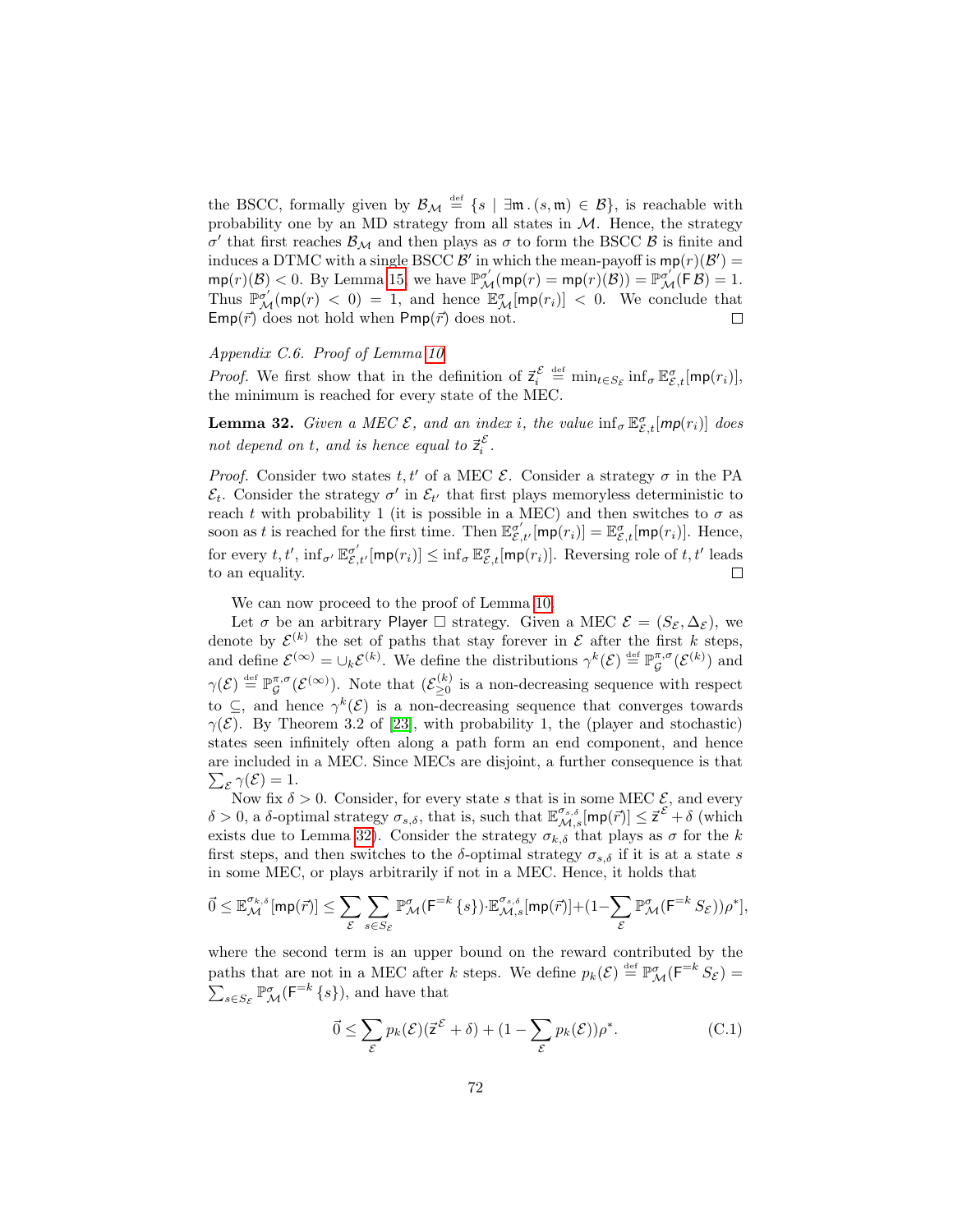the BSCC, formally given by $\mathcal{B}_\mathcal{M} \stackrel{\text{def}}{=} \{s \mid \exists \mathfrak{m} \,.\, (s, \mathfrak{m}) \in \mathcal{B}\}$, is reachable with probability one by an MD strategy from all states in $\mathcal{M}$. Hence, the strategy $\sigma'$ that first reaches $\mathcal{B}_\mathcal{M}$ and then plays as $\sigma$ to form the BSCC $\mathcal{B}$ is finite and induces a DTMC with a single BSCC $\mathcal{B}'$ in which the mean-payoff is $\mathsf{mp}(r)(\mathcal{B}') = \mathsf{mp}(r)(\mathcal{B}) < 0$. By Lemma 15, we have $\mathbb{P}^{\sigma'}_\mathcal{M}(\mathsf{mp}(r) = \mathsf{mp}(r)(\mathcal{B})) = \mathbb{P}^{\sigma'}_\mathcal{M}(\mathsf{F}\,\mathcal{B}) = 1$. Thus $\mathbb{P}^{\sigma'}_\mathcal{M}(\mathsf{mp}(r) < 0) = 1$, and hence $\mathbb{E}^{\sigma}_\mathcal{M}[\mathsf{mp}(r_i)] < 0$. We conclude that $\mathsf{Emp}(\vec{r})$ does not hold when $\mathsf{Pmp}(\vec{r})$ does not. □

*Appendix C.6. Proof of Lemma 10*

*Proof.* We first show that in the definition of $\vec{z}^{\,\mathcal{E}}_i \stackrel{\text{def}}{=} \min_{t \in S_\mathcal{E}} \inf_\sigma \mathbb{E}^\sigma_{\mathcal{E},t}[\mathsf{mp}(r_i)]$, the minimum is reached for every state of the MEC.

**Lemma 32.** *Given a MEC $\mathcal{E}$, and an index $i$, the value $\inf_\sigma \mathbb{E}^\sigma_{\mathcal{E},t}[\mathsf{mp}(r_i)]$ does not depend on $t$, and is hence equal to $\vec{z}^{\,\mathcal{E}}_i$.*

*Proof.* Consider two states $t, t'$ of a MEC $\mathcal{E}$. Consider a strategy $\sigma$ in the PA $\mathcal{E}_t$. Consider the strategy $\sigma'$ in $\mathcal{E}_{t'}$ that first plays memoryless deterministic to reach $t$ with probability 1 (it is possible in a MEC) and then switches to $\sigma$ as soon as $t$ is reached for the first time. Then $\mathbb{E}^{\sigma'}_{\mathcal{E},t'}[\mathsf{mp}(r_i)] = \mathbb{E}^{\sigma}_{\mathcal{E},t}[\mathsf{mp}(r_i)]$. Hence, for every $t, t'$, $\inf_{\sigma'} \mathbb{E}^{\sigma'}_{\mathcal{E},t'}[\mathsf{mp}(r_i)] \le \inf_\sigma \mathbb{E}^{\sigma}_{\mathcal{E},t}[\mathsf{mp}(r_i)]$. Reversing role of $t, t'$ leads to an equality. □

We can now proceed to the proof of Lemma 10.

Let $\sigma$ be an arbitrary Player $\Box$ strategy. Given a MEC $\mathcal{E} = (S_\mathcal{E}, \Delta_\mathcal{E})$, we denote by $\mathcal{E}^{(k)}$ the set of paths that stay forever in $\mathcal{E}$ after the first $k$ steps, and define $\mathcal{E}^{(\infty)} = \cup_k \mathcal{E}^{(k)}$. We define the distributions $\gamma^k(\mathcal{E}) \stackrel{\text{def}}{=} \mathbb{P}^{\pi,\sigma}_\mathcal{G}(\mathcal{E}^{(k)})$ and $\gamma(\mathcal{E}) \stackrel{\text{def}}{=} \mathbb{P}^{\pi,\sigma}_\mathcal{G}(\mathcal{E}^{(\infty)})$. Note that $(\mathcal{E}^{(k)}_{\ge 0})$ is a non-decreasing sequence with respect to $\subseteq$, and hence $\gamma^k(\mathcal{E})$ is a non-decreasing sequence that converges towards $\gamma(\mathcal{E})$. By Theorem 3.2 of [23], with probability 1, the (player and stochastic) states seen infinitely often along a path form an end component, and hence are included in a MEC. Since MECs are disjoint, a further consequence is that $\sum_\mathcal{E} \gamma(\mathcal{E}) = 1$.

Now fix $\delta > 0$. Consider, for every state $s$ that is in some MEC $\mathcal{E}$, and every $\delta > 0$, a $\delta$-optimal strategy $\sigma_{s,\delta}$, that is, such that $\mathbb{E}^{\sigma_{s,\delta}}_{\mathcal{M},s}[\mathsf{mp}(\vec{r})] \le \vec{z}^{\,\mathcal{E}} + \delta$ (which exists due to Lemma 32). Consider the strategy $\sigma_{k,\delta}$ that plays as $\sigma$ for the $k$ first steps, and then switches to the $\delta$-optimal strategy $\sigma_{s,\delta}$ if it is at a state $s$ in some MEC, or plays arbitrarily if not in a MEC. Hence, it holds that

$$\vec{0} \le \mathbb{E}^{\sigma_{k,\delta}}_\mathcal{M}[\mathsf{mp}(\vec{r})] \le \sum_\mathcal{E} \sum_{s \in S_\mathcal{E}} \mathbb{P}^\sigma_\mathcal{M}(\mathsf{F}^{=k}\{s\}) \cdot \mathbb{E}^{\sigma_{s,\delta}}_{\mathcal{M},s}[\mathsf{mp}(\vec{r})] + (1 - \sum_\mathcal{E} \mathbb{P}^\sigma_\mathcal{M}(\mathsf{F}^{=k} S_\mathcal{E}))\rho^*],$$

where the second term is an upper bound on the reward contributed by the paths that are not in a MEC after $k$ steps. We define $p_k(\mathcal{E}) \stackrel{\text{def}}{=} \mathbb{P}^\sigma_\mathcal{M}(\mathsf{F}^{=k} S_\mathcal{E}) = \sum_{s \in S_\mathcal{E}} \mathbb{P}^\sigma_\mathcal{M}(\mathsf{F}^{=k}\{s\})$, and have that

$$\vec{0} \le \sum_\mathcal{E} p_k(\mathcal{E})(\vec{z}^{\,\mathcal{E}} + \delta) + (1 - \sum_\mathcal{E} p_k(\mathcal{E}))\rho^*. \tag{C.1}$$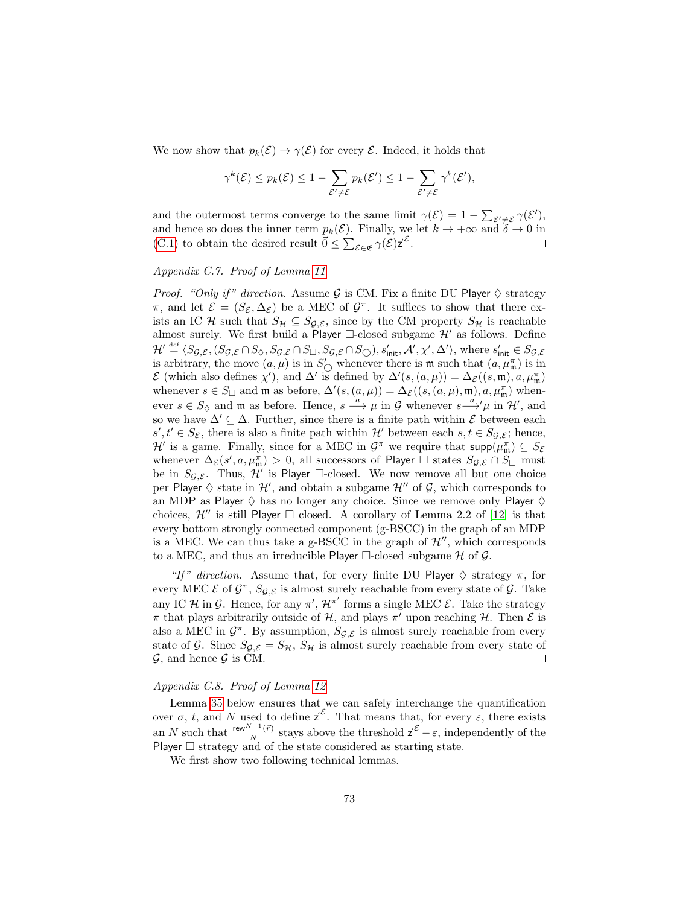We now show that $p_k(\mathcal{E}) \to \gamma(\mathcal{E})$ for every $\mathcal{E}$. Indeed, it holds that

$$\gamma^k(\mathcal{E}) \leq p_k(\mathcal{E}) \leq 1 - \sum_{\mathcal{E}' \neq \mathcal{E}} p_k(\mathcal{E}') \leq 1 - \sum_{\mathcal{E}' \neq \mathcal{E}} \gamma^k(\mathcal{E}'),$$

and the outermost terms converge to the same limit $\gamma(\mathcal{E}) = 1 - \sum_{\mathcal{E}' \neq \mathcal{E}} \gamma(\mathcal{E}')$, and hence so does the inner term $p_k(\mathcal{E})$. Finally, we let $k \to +\infty$ and $\delta \to 0$ in (C.1) to obtain the desired result $\vec{0} \leq \sum_{\mathcal{E} \in \mathfrak{E}} \gamma(\mathcal{E}) \vec{\mathsf{z}}^{\mathcal{E}}$. □

*Appendix C.7. Proof of Lemma 11*

*Proof. "Only if" direction.* Assume $\mathcal{G}$ is CM. Fix a finite DU Player $\Diamond$ strategy $\pi$, and let $\mathcal{E} = (S_\mathcal{E}, \Delta_\mathcal{E})$ be a MEC of $\mathcal{G}^\pi$. It suffices to show that there exists an IC $\mathcal{H}$ such that $S_\mathcal{H} \subseteq S_{\mathcal{G},\mathcal{E}}$, since by the CM property $S_\mathcal{H}$ is reachable almost surely. We first build a Player $\Box$-closed subgame $\mathcal{H}'$ as follows. Define $\mathcal{H}' \stackrel{\text{def}}{=} \langle S_{\mathcal{G},\mathcal{E}}, (S_{\mathcal{G},\mathcal{E}} \cap S_\Diamond, S_{\mathcal{G},\mathcal{E}} \cap S_\Box, S_{\mathcal{G},\mathcal{E}} \cap S_\bigcirc), s'_{\mathsf{init}}, \mathcal{A}', \chi', \Delta' \rangle$, where $s'_{\mathsf{init}} \in S_{\mathcal{G},\mathcal{E}}$ is arbitrary, the move $(a, \mu)$ is in $S'_\bigcirc$ whenever there is $\mathfrak{m}$ such that $(a, \mu^\pi_\mathfrak{m})$ is in $\mathcal{E}$ (which also defines $\chi'$), and $\Delta'$ is defined by $\Delta'(s, (a, \mu)) = \Delta_\mathcal{E}((s, \mathfrak{m}), a, \mu^\pi_\mathfrak{m})$ whenever $s \in S_\Box$ and $\mathfrak{m}$ as before, $\Delta'(s, (a, \mu)) = \Delta_\mathcal{E}((s, (a, \mu), \mathfrak{m}), a, \mu^\pi_\mathfrak{m})$ whenever $s \in S_\Diamond$ and $\mathfrak{m}$ as before. Hence, $s \xrightarrow{a} \mu$ in $\mathcal{G}$ whenever $s \xrightarrow{a}' \mu$ in $\mathcal{H}'$, and so we have $\Delta' \subseteq \Delta$. Further, since there is a finite path within $\mathcal{E}$ between each $s', t' \in S_\mathcal{E}$, there is also a finite path within $\mathcal{H}'$ between each $s, t \in S_{\mathcal{G},\mathcal{E}}$; hence, $\mathcal{H}'$ is a game. Finally, since for a MEC in $\mathcal{G}^\pi$ we require that $\mathsf{supp}(\mu^\pi_\mathfrak{m}) \subseteq S_\mathcal{E}$ whenever $\Delta_\mathcal{E}(s', a, \mu^\pi_\mathfrak{m}) > 0$, all successors of Player $\Box$ states $S_{\mathcal{G},\mathcal{E}} \cap S_\Box$ must be in $S_{\mathcal{G},\mathcal{E}}$. Thus, $\mathcal{H}'$ is Player $\Box$-closed. We now remove all but one choice per Player $\Diamond$ state in $\mathcal{H}'$, and obtain a subgame $\mathcal{H}''$ of $\mathcal{G}$, which corresponds to an MDP as Player $\Diamond$ has no longer any choice. Since we remove only Player $\Diamond$ choices, $\mathcal{H}''$ is still Player $\Box$ closed. A corollary of Lemma 2.2 of [12] is that every bottom strongly connected component (g-BSCC) in the graph of an MDP is a MEC. We can thus take a g-BSCC in the graph of $\mathcal{H}''$, which corresponds to a MEC, and thus an irreducible Player $\Box$-closed subgame $\mathcal{H}$ of $\mathcal{G}$.

*"If" direction.* Assume that, for every finite DU Player $\Diamond$ strategy $\pi$, for every MEC $\mathcal{E}$ of $\mathcal{G}^\pi$, $S_{\mathcal{G},\mathcal{E}}$ is almost surely reachable from every state of $\mathcal{G}$. Take any IC $\mathcal{H}$ in $\mathcal{G}$. Hence, for any $\pi'$, $\mathcal{H}^{\pi'}$ forms a single MEC $\mathcal{E}$. Take the strategy $\pi$ that plays arbitrarily outside of $\mathcal{H}$, and plays $\pi'$ upon reaching $\mathcal{H}$. Then $\mathcal{E}$ is also a MEC in $\mathcal{G}^\pi$. By assumption, $S_{\mathcal{G},\mathcal{E}}$ is almost surely reachable from every state of $\mathcal{G}$. Since $S_{\mathcal{G},\mathcal{E}} = S_\mathcal{H}$, $S_\mathcal{H}$ is almost surely reachable from every state of $\mathcal{G}$, and hence $\mathcal{G}$ is CM. □

*Appendix C.8. Proof of Lemma 12*

Lemma 35 below ensures that we can safely interchange the quantification over $\sigma$, $t$, and $N$ used to define $\vec{\mathsf{z}}^\mathcal{E}$. That means that, for every $\varepsilon$, there exists an $N$ such that $\frac{\mathsf{rew}^{N-1}(\vec{r})}{N}$ stays above the threshold $\vec{\mathsf{z}}^\mathcal{E} - \varepsilon$, independently of the Player $\Box$ strategy and of the state considered as starting state.

We first show two following technical lemmas.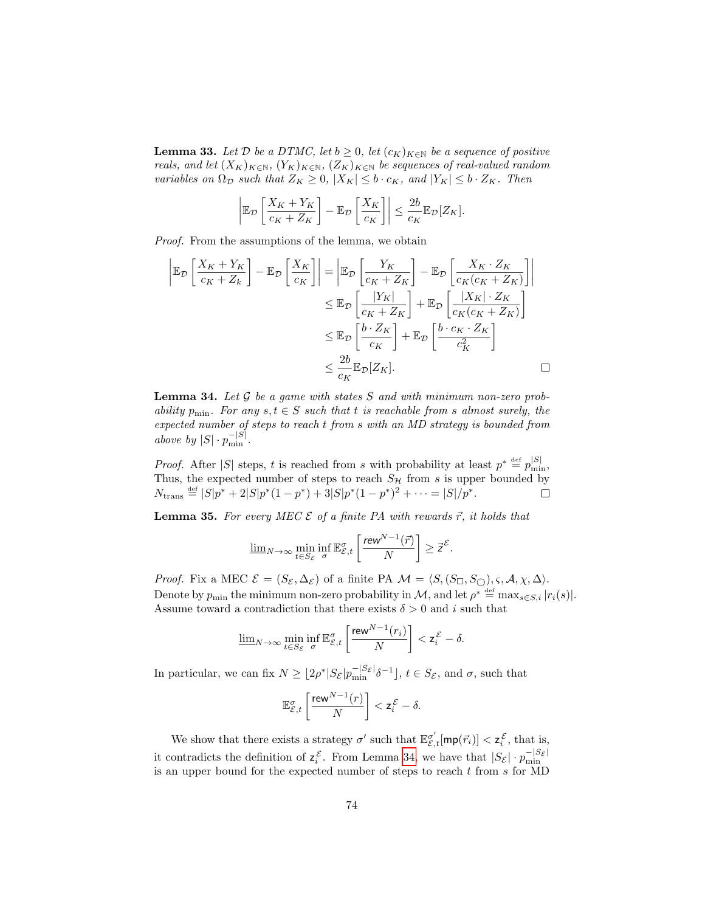**Lemma 33.** *Let $\mathcal{D}$ be a DTMC, let $b \geq 0$, let $(c_K)_{K\in\mathbb{N}}$ be a sequence of positive reals, and let $(X_K)_{K\in\mathbb{N}}$, $(Y_K)_{K\in\mathbb{N}}$, $(Z_K)_{K\in\mathbb{N}}$ be sequences of real-valued random variables on $\Omega_\mathcal{D}$ such that $Z_K \geq 0$, $|X_K| \leq b \cdot c_K$, and $|Y_K| \leq b \cdot Z_K$. Then*

$$\left| \mathbb{E}_\mathcal{D}\left[\frac{X_K + Y_K}{c_K + Z_K}\right] - \mathbb{E}_\mathcal{D}\left[\frac{X_K}{c_K}\right] \right| \leq \frac{2b}{c_K}\mathbb{E}_\mathcal{D}[Z_K].$$

*Proof.* From the assumptions of the lemma, we obtain

$$\begin{aligned}
\left| \mathbb{E}_\mathcal{D}\left[\frac{X_K + Y_K}{c_K + Z_k}\right] - \mathbb{E}_\mathcal{D}\left[\frac{X_K}{c_K}\right] \right| &= \left| \mathbb{E}_\mathcal{D}\left[\frac{Y_K}{c_K + Z_K}\right] - \mathbb{E}_\mathcal{D}\left[\frac{X_K \cdot Z_K}{c_K(c_K + Z_K)}\right] \right| \\
&\leq \mathbb{E}_\mathcal{D}\left[\frac{|Y_K|}{c_K + Z_K}\right] + \mathbb{E}_\mathcal{D}\left[\frac{|X_K| \cdot Z_K}{c_K(c_K + Z_K)}\right] \\
&\leq \mathbb{E}_\mathcal{D}\left[\frac{b \cdot Z_K}{c_K}\right] + \mathbb{E}_\mathcal{D}\left[\frac{b \cdot c_K \cdot Z_K}{c_K^2}\right] \\
&\leq \frac{2b}{c_K}\mathbb{E}_\mathcal{D}[Z_K].
\end{aligned}$$

∎

**Lemma 34.** *Let $\mathcal{G}$ be a game with states $S$ and with minimum non-zero probability $p_{\min}$. For any $s, t \in S$ such that $t$ is reachable from $s$ almost surely, the expected number of steps to reach $t$ from $s$ with an MD strategy is bounded from above by $|S| \cdot p_{\min}^{-|S|}$.*

*Proof.* After $|S|$ steps, $t$ is reached from $s$ with probability at least $p^* \stackrel{\text{def}}{=} p_{\min}^{|S|}$, Thus, the expected number of steps to reach $S_\mathcal{H}$ from $s$ is upper bounded by $N_{\text{trans}} \stackrel{\text{def}}{=} |S|p^* + 2|S|p^*(1-p^*) + 3|S|p^*(1-p^*)^2 + \cdots = |S|/p^*$. ∎

**Lemma 35.** *For every MEC $\mathcal{E}$ of a finite PA with rewards $\vec{r}$, it holds that*

$$\underline{\lim}_{N\to\infty} \min_{t \in S_\mathcal{E}} \inf_\sigma \mathbb{E}^\sigma_{\mathcal{E},t}\left[\frac{\mathit{rew}^{N-1}(\vec{r})}{N}\right] \geq \vec{z}^\mathcal{E}.$$

*Proof.* Fix a MEC $\mathcal{E} = (S_\mathcal{E}, \Delta_\mathcal{E})$ of a finite PA $\mathcal{M} = \langle S, (S_\square, S_\bigcirc), \varsigma, \mathcal{A}, \chi, \Delta\rangle$. Denote by $p_{\min}$ the minimum non-zero probability in $\mathcal{M}$, and let $\rho^* \stackrel{\text{def}}{=} \max_{s\in S, i} |r_i(s)|$. Assume toward a contradiction that there exists $\delta > 0$ and $i$ such that

$$\underline{\lim}_{N\to\infty} \min_{t \in S_\mathcal{E}} \inf_\sigma \mathbb{E}^\sigma_{\mathcal{E},t}\left[\frac{\mathsf{rew}^{N-1}(r_i)}{N}\right] < \mathsf{z}_i^\mathcal{E} - \delta.$$

In particular, we can fix $N \geq \lfloor 2\rho^*|S_\mathcal{E}|p_{\min}^{-|S_\mathcal{E}|}\delta^{-1}\rfloor$, $t \in S_\mathcal{E}$, and $\sigma$, such that

$$\mathbb{E}^\sigma_{\mathcal{E},t}\left[\frac{\mathsf{rew}^{N-1}(r)}{N}\right] < \mathsf{z}_i^\mathcal{E} - \delta.$$

We show that there exists a strategy $\sigma'$ such that $\mathbb{E}^{\sigma'}_{\mathcal{E},t}[\mathsf{mp}(\vec{r}_i)] < \mathsf{z}_i^\mathcal{E}$, that is, it contradicts the definition of $\mathsf{z}_i^\mathcal{E}$. From Lemma 34, we have that $|S_\mathcal{E}| \cdot p_{\min}^{-|S_\mathcal{E}|}$ is an upper bound for the expected number of steps to reach $t$ from $s$ for MD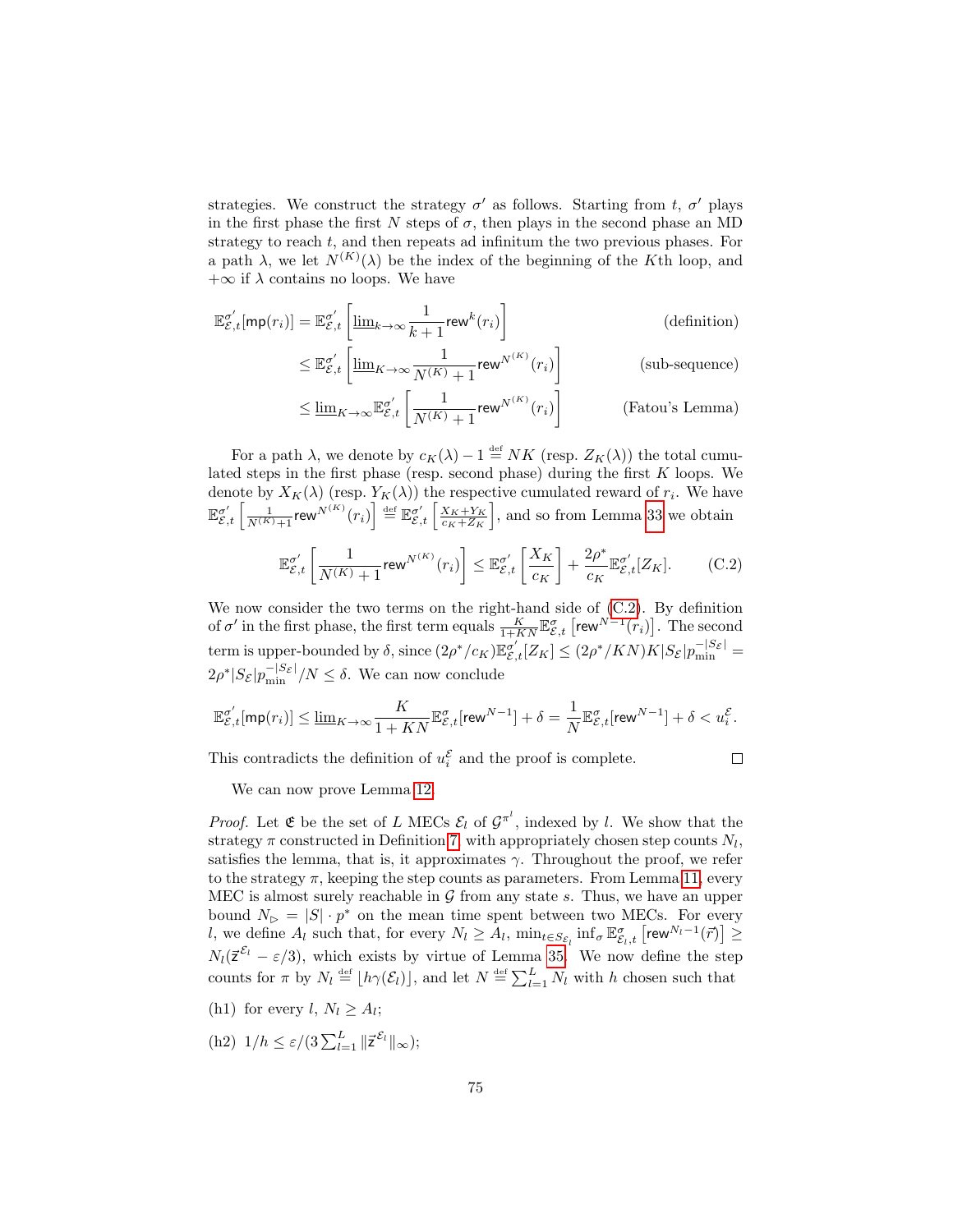strategies. We construct the strategy $\sigma'$ as follows. Starting from $t$, $\sigma'$ plays in the first phase the first $N$ steps of $\sigma$, then plays in the second phase an MD strategy to reach $t$, and then repeats ad infinitum the two previous phases. For a path $\lambda$, we let $N^{(K)}(\lambda)$ be the index of the beginning of the $K$th loop, and $+\infty$ if $\lambda$ contains no loops. We have

$$\begin{aligned}
\mathbb{E}^{\sigma'}_{\mathcal{E},t}[\mathsf{mp}(r_i)] &= \mathbb{E}^{\sigma'}_{\mathcal{E},t}\left[\underline{\lim}_{k\to\infty}\frac{1}{k+1}\mathsf{rew}^k(r_i)\right] && \text{(definition)}\\
&\leq \mathbb{E}^{\sigma'}_{\mathcal{E},t}\left[\underline{\lim}_{K\to\infty}\frac{1}{N^{(K)}+1}\mathsf{rew}^{N^{(K)}}(r_i)\right] && \text{(sub-sequence)}\\
&\leq \underline{\lim}_{K\to\infty}\mathbb{E}^{\sigma'}_{\mathcal{E},t}\left[\frac{1}{N^{(K)}+1}\mathsf{rew}^{N^{(K)}}(r_i)\right] && \text{(Fatou's Lemma)}
\end{aligned}$$

For a path $\lambda$, we denote by $c_K(\lambda) - 1 \stackrel{\text{def}}{=} NK$ (resp. $Z_K(\lambda)$) the total cumulated steps in the first phase (resp. second phase) during the first $K$ loops. We denote by $X_K(\lambda)$ (resp. $Y_K(\lambda)$) the respective cumulated reward of $r_i$. We have $\mathbb{E}^{\sigma'}_{\mathcal{E},t}\left[\frac{1}{N^{(K)}+1}\mathsf{rew}^{N^{(K)}}(r_i)\right] \stackrel{\text{def}}{=} \mathbb{E}^{\sigma'}_{\mathcal{E},t}\left[\frac{X_K+Y_K}{c_K+Z_K}\right]$, and so from Lemma 33 we obtain

$$\mathbb{E}^{\sigma'}_{\mathcal{E},t}\left[\frac{1}{N^{(K)}+1}\mathsf{rew}^{N^{(K)}}(r_i)\right] \leq \mathbb{E}^{\sigma'}_{\mathcal{E},t}\left[\frac{X_K}{c_K}\right] + \frac{2\rho^*}{c_K}\mathbb{E}^{\sigma'}_{\mathcal{E},t}[Z_K]. \tag{C.2}$$

We now consider the two terms on the right-hand side of (C.2). By definition of $\sigma'$ in the first phase, the first term equals $\frac{K}{1+KN}\mathbb{E}^{\sigma}_{\mathcal{E},t}\left[\mathsf{rew}^{N-1}(r_i)\right]$. The second term is upper-bounded by $\delta$, since $(2\rho^*/c_K)\mathbb{E}^{\sigma'}_{\mathcal{E},t}[Z_K] \leq (2\rho^*/KN)K|S_\mathcal{E}|p_{\min}^{-|S_\mathcal{E}|} = 2\rho^*|S_\mathcal{E}|p_{\min}^{-|S_\mathcal{E}|}/N \leq \delta$. We can now conclude

$$\mathbb{E}^{\sigma'}_{\mathcal{E},t}[\mathsf{mp}(r_i)] \leq \underline{\lim}_{K\to\infty}\frac{K}{1+KN}\mathbb{E}^{\sigma}_{\mathcal{E},t}[\mathsf{rew}^{N-1}] + \delta = \frac{1}{N}\mathbb{E}^{\sigma}_{\mathcal{E},t}[\mathsf{rew}^{N-1}] + \delta < u_i^\mathcal{E}.$$

This contradicts the definition of $u_i^\mathcal{E}$ and the proof is complete. ∎

We can now prove Lemma 12.

*Proof.* Let $\mathfrak{E}$ be the set of $L$ MECs $\mathcal{E}_l$ of $\mathcal{G}^{\pi^l}$, indexed by $l$. We show that the strategy $\pi$ constructed in Definition 7 with appropriately chosen step counts $N_l$, satisfies the lemma, that is, it approximates $\gamma$. Throughout the proof, we refer to the strategy $\pi$, keeping the step counts as parameters. From Lemma 11, every MEC is almost surely reachable in $\mathcal{G}$ from any state $s$. Thus, we have an upper bound $N_\triangleright = |S| \cdot p^*$ on the mean time spent between two MECs. For every $l$, we define $A_l$ such that, for every $N_l \geq A_l$, $\min_{t\in S_{\mathcal{E}_l}} \inf_\sigma \mathbb{E}^{\sigma}_{\mathcal{E}_l,t}\left[\mathsf{rew}^{N_l-1}(\vec{r})\right] \geq N_l(\vec{z}^{\mathcal{E}_l} - \varepsilon/3)$, which exists by virtue of Lemma 35. We now define the step counts for $\pi$ by $N_l \stackrel{\text{def}}{=} \lfloor h\gamma(\mathcal{E}_l)\rfloor$, and let $N \stackrel{\text{def}}{=} \sum_{l=1}^L N_l$ with $h$ chosen such that

(h1) for every $l$, $N_l \geq A_l$;

(h2) $1/h \leq \varepsilon/(3\sum_{l=1}^L \|\vec{z}^{\mathcal{E}_l}\|_\infty)$;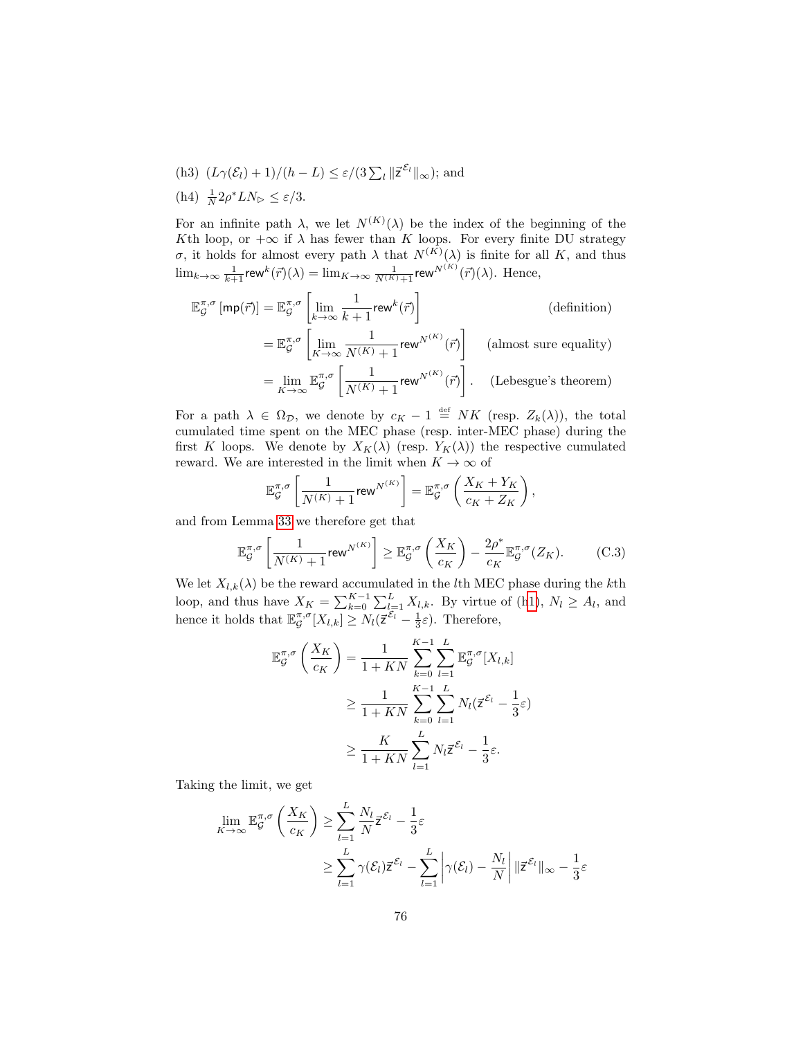(h3) $(L\gamma(\mathcal{E}_l) + 1)/(h - L) \leq \varepsilon/(3\sum_l \|\vec{z}^{\mathcal{E}_l}\|_\infty)$; and

(h4) $\frac{1}{N} 2\rho^* L N_\triangleright \leq \varepsilon/3$.

For an infinite path $\lambda$, we let $N^{(K)}(\lambda)$ be the index of the beginning of the $K$th loop, or $+\infty$ if $\lambda$ has fewer than $K$ loops. For every finite DU strategy $\sigma$, it holds for almost every path $\lambda$ that $N^{(K)}(\lambda)$ is finite for all $K$, and thus $\lim_{k\to\infty} \frac{1}{k+1}\mathsf{rew}^k(\vec{r})(\lambda) = \lim_{K\to\infty} \frac{1}{N^{(K)}+1}\mathsf{rew}^{N^{(K)}}(\vec{r})(\lambda)$. Hence,

$$
\begin{aligned}
\mathbb{E}_{\mathcal{G}}^{\pi,\sigma}[\mathsf{mp}(\vec{r})] &= \mathbb{E}_{\mathcal{G}}^{\pi,\sigma}\left[\lim_{k\to\infty} \frac{1}{k+1}\mathsf{rew}^k(\vec{r})\right] && \text{(definition)}\\
&= \mathbb{E}_{\mathcal{G}}^{\pi,\sigma}\left[\lim_{K\to\infty} \frac{1}{N^{(K)}+1}\mathsf{rew}^{N^{(K)}}(\vec{r})\right] && \text{(almost sure equality)}\\
&= \lim_{K\to\infty} \mathbb{E}_{\mathcal{G}}^{\pi,\sigma}\left[\frac{1}{N^{(K)}+1}\mathsf{rew}^{N^{(K)}}(\vec{r})\right]. && \text{(Lebesgue's theorem)}
\end{aligned}
$$

For a path $\lambda \in \Omega_{\mathcal{D}}$, we denote by $c_K - 1 \stackrel{\text{def}}{=} NK$ (resp. $Z_k(\lambda)$), the total cumulated time spent on the MEC phase (resp. inter-MEC phase) during the first $K$ loops. We denote by $X_K(\lambda)$ (resp. $Y_K(\lambda)$) the respective cumulated reward. We are interested in the limit when $K \to \infty$ of

$$
\mathbb{E}_{\mathcal{G}}^{\pi,\sigma}\left[\frac{1}{N^{(K)}+1}\mathsf{rew}^{N^{(K)}}\right] = \mathbb{E}_{\mathcal{G}}^{\pi,\sigma}\left(\frac{X_K + Y_K}{c_K + Z_K}\right),
$$

and from Lemma 33 we therefore get that

$$
\mathbb{E}_{\mathcal{G}}^{\pi,\sigma}\left[\frac{1}{N^{(K)}+1}\mathsf{rew}^{N^{(K)}}\right] \geq \mathbb{E}_{\mathcal{G}}^{\pi,\sigma}\left(\frac{X_K}{c_K}\right) - \frac{2\rho^*}{c_K}\mathbb{E}_{\mathcal{G}}^{\pi,\sigma}(Z_K). \tag{C.3}
$$

We let $X_{l,k}(\lambda)$ be the reward accumulated in the $l$th MEC phase during the $k$th loop, and thus have $X_K = \sum_{k=0}^{K-1}\sum_{l=1}^{L} X_{l,k}$. By virtue of (h1), $N_l \geq A_l$, and hence it holds that $\mathbb{E}_{\mathcal{G}}^{\pi,\sigma}[X_{l,k}] \geq N_l(\vec{z}^{\mathcal{E}_l} - \frac{1}{3}\varepsilon)$. Therefore,

$$
\begin{aligned}
\mathbb{E}_{\mathcal{G}}^{\pi,\sigma}\left(\frac{X_K}{c_K}\right) &= \frac{1}{1+KN}\sum_{k=0}^{K-1}\sum_{l=1}^{L}\mathbb{E}_{\mathcal{G}}^{\pi,\sigma}[X_{l,k}]\\
&\geq \frac{1}{1+KN}\sum_{k=0}^{K-1}\sum_{l=1}^{L} N_l(\vec{z}^{\mathcal{E}_l} - \frac{1}{3}\varepsilon)\\
&\geq \frac{K}{1+KN}\sum_{l=1}^{L} N_l \vec{z}^{\mathcal{E}_l} - \frac{1}{3}\varepsilon.
\end{aligned}
$$

Taking the limit, we get

$$
\begin{aligned}
\lim_{K\to\infty}\mathbb{E}_{\mathcal{G}}^{\pi,\sigma}\left(\frac{X_K}{c_K}\right) &\geq \sum_{l=1}^{L}\frac{N_l}{N}\vec{z}^{\mathcal{E}_l} - \frac{1}{3}\varepsilon\\
&\geq \sum_{l=1}^{L}\gamma(\mathcal{E}_l)\vec{z}^{\mathcal{E}_l} - \sum_{l=1}^{L}\left|\gamma(\mathcal{E}_l) - \frac{N_l}{N}\right|\|\vec{z}^{\mathcal{E}_l}\|_\infty - \frac{1}{3}\varepsilon
\end{aligned}
$$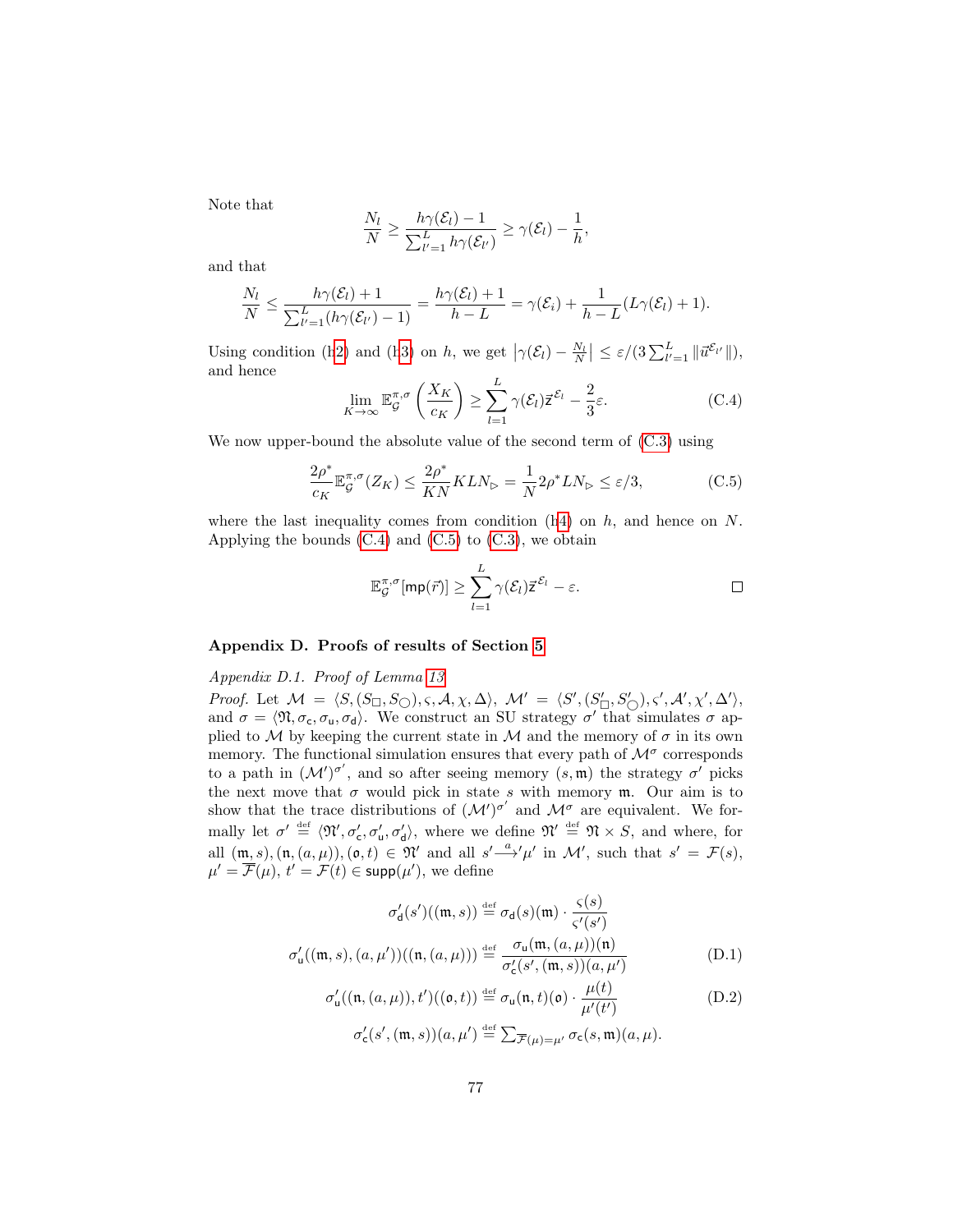Note that

$$\frac{N_l}{N} \geq \frac{h\gamma(\mathcal{E}_l) - 1}{\sum_{l'=1}^{L} h\gamma(\mathcal{E}_{l'})} \geq \gamma(\mathcal{E}_l) - \frac{1}{h},$$

and that

$$\frac{N_l}{N} \leq \frac{h\gamma(\mathcal{E}_l) + 1}{\sum_{l'=1}^{L}(h\gamma(\mathcal{E}_{l'}) - 1)} = \frac{h\gamma(\mathcal{E}_l) + 1}{h - L} = \gamma(\mathcal{E}_i) + \frac{1}{h - L}(L\gamma(\mathcal{E}_l) + 1).$$

Using condition (h2) and (h3) on $h$, we get $\left|\gamma(\mathcal{E}_l) - \frac{N_l}{N}\right| \leq \varepsilon/(3\sum_{l'=1}^{L} \|\vec{u}^{\mathcal{E}_{l'}}\|)$, and hence

$$\lim_{K\to\infty} \mathbb{E}_{\mathcal{G}}^{\pi,\sigma}\left(\frac{X_K}{c_K}\right) \geq \sum_{l=1}^{L} \gamma(\mathcal{E}_l)\vec{\mathsf{z}}^{\mathcal{E}_l} - \frac{2}{3}\varepsilon. \tag{C.4}$$

We now upper-bound the absolute value of the second term of (C.3) using

$$\frac{2\rho^*}{c_K}\mathbb{E}_{\mathcal{G}}^{\pi,\sigma}(Z_K) \leq \frac{2\rho^*}{KN}KLN_{\triangleright} = \frac{1}{N}2\rho^* LN_{\triangleright} \leq \varepsilon/3, \tag{C.5}$$

where the last inequality comes from condition (h4) on $h$, and hence on $N$. Applying the bounds (C.4) and (C.5) to (C.3), we obtain

$$\mathbb{E}_{\mathcal{G}}^{\pi,\sigma}[\mathsf{mp}(\vec{r})] \geq \sum_{l=1}^{L} \gamma(\mathcal{E}_l)\vec{\mathsf{z}}^{\mathcal{E}_l} - \varepsilon. \qquad \square$$

## Appendix D. Proofs of results of Section 5

### Appendix D.1. Proof of Lemma 13

*Proof.* Let $\mathcal{M} = \langle S, (S_\square, S_\bigcirc), \varsigma, \mathcal{A}, \chi, \Delta\rangle$, $\mathcal{M}' = \langle S', (S'_\square, S'_\bigcirc), \varsigma', \mathcal{A}', \chi', \Delta'\rangle$, and $\sigma = \langle \mathfrak{N}, \sigma_\mathsf{c}, \sigma_\mathsf{u}, \sigma_\mathsf{d}\rangle$. We construct an SU strategy $\sigma'$ that simulates $\sigma$ applied to $\mathcal{M}$ by keeping the current state in $\mathcal{M}$ and the memory of $\sigma$ in its own memory. The functional simulation ensures that every path of $\mathcal{M}^\sigma$ corresponds to a path in $(\mathcal{M}')^{\sigma'}$, and so after seeing memory $(s, \mathfrak{m})$ the strategy $\sigma'$ picks the next move that $\sigma$ would pick in state $s$ with memory $\mathfrak{m}$. Our aim is to show that the trace distributions of $(\mathcal{M}')^{\sigma'}$ and $\mathcal{M}^\sigma$ are equivalent. We formally let $\sigma' \stackrel{\text{def}}{=} \langle \mathfrak{N}', \sigma'_\mathsf{c}, \sigma'_\mathsf{u}, \sigma'_\mathsf{d}\rangle$, where we define $\mathfrak{N}' \stackrel{\text{def}}{=} \mathfrak{N} \times S$, and where, for all $(\mathfrak{m}, s), (\mathfrak{n}, (a, \mu)), (\mathfrak{o}, t) \in \mathfrak{N}'$ and all $s' \xrightarrow{a}' \mu'$ in $\mathcal{M}'$, such that $s' = \mathcal{F}(s)$, $\mu' = \overline{\mathcal{F}}(\mu)$, $t' = \mathcal{F}(t) \in \mathsf{supp}(\mu')$, we define

$$\sigma'_\mathsf{d}(s')((\mathfrak{m}, s)) \stackrel{\text{def}}{=} \sigma_\mathsf{d}(s)(\mathfrak{m}) \cdot \frac{\varsigma(s)}{\varsigma'(s')}$$

$$\sigma'_\mathsf{u}((\mathfrak{m}, s), (a, \mu'))((\mathfrak{n}, (a, \mu))) \stackrel{\text{def}}{=} \frac{\sigma_\mathsf{u}(\mathfrak{m}, (a, \mu))(\mathfrak{n})}{\sigma'_\mathsf{c}(s', (\mathfrak{m}, s))(a, \mu')} \tag{D.1}$$

$$\sigma'_\mathsf{u}((\mathfrak{n}, (a, \mu)), t')((\mathfrak{o}, t)) \stackrel{\text{def}}{=} \sigma_\mathsf{u}(\mathfrak{n}, t)(\mathfrak{o}) \cdot \frac{\mu(t)}{\mu'(t')} \tag{D.2}$$

$$\sigma'_\mathsf{c}(s', (\mathfrak{m}, s))(a, \mu') \stackrel{\text{def}}{=} \textstyle\sum_{\overline{\mathcal{F}}(\mu) = \mu'} \sigma_\mathsf{c}(s, \mathfrak{m})(a, \mu).$$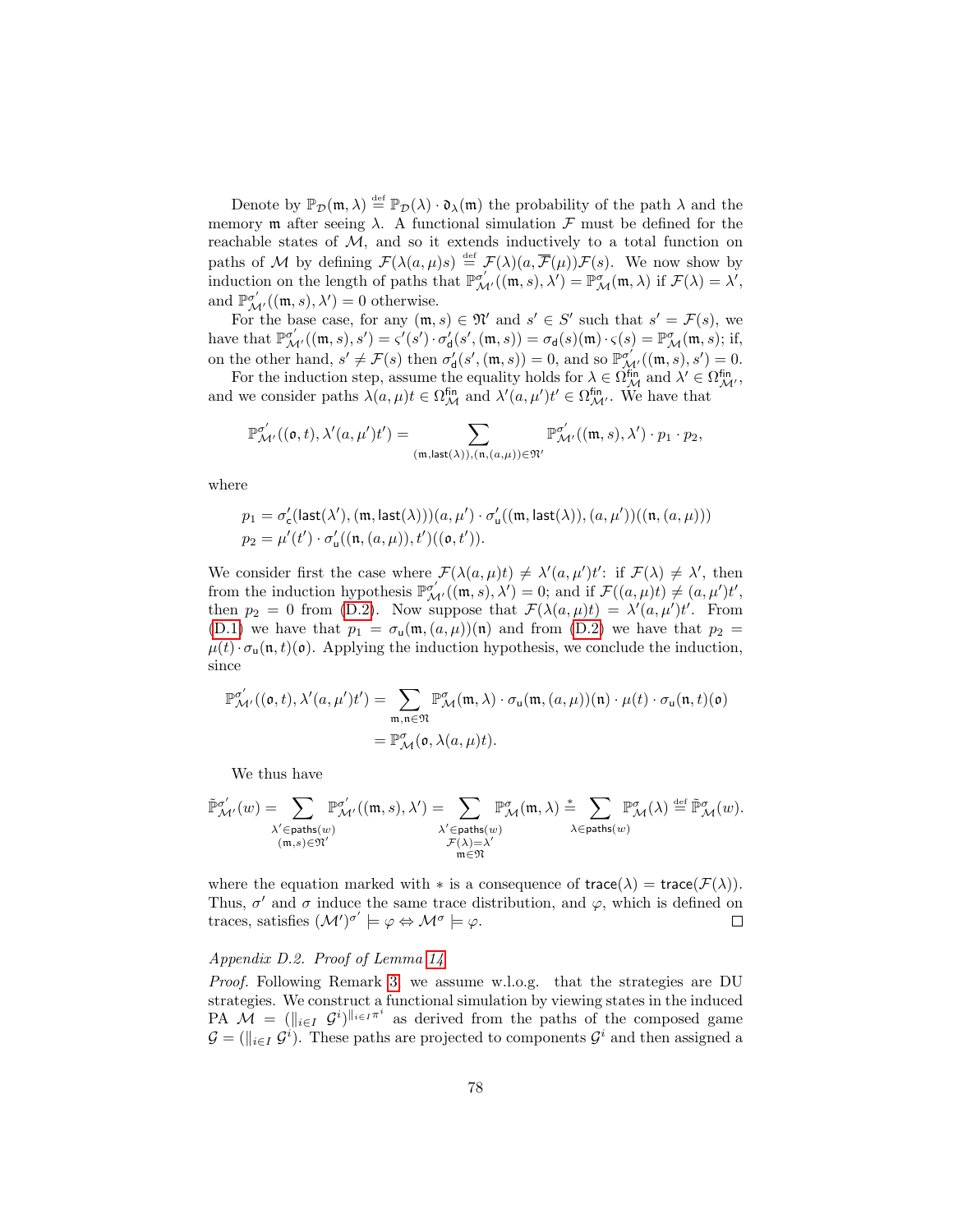Denote by $\mathbb{P}_{\mathcal{D}}(\mathfrak{m}, \lambda) \stackrel{\text{def}}{=} \mathbb{P}_{\mathcal{D}}(\lambda) \cdot \mathfrak{d}_\lambda(\mathfrak{m})$ the probability of the path $\lambda$ and the memory $\mathfrak{m}$ after seeing $\lambda$. A functional simulation $\mathcal{F}$ must be defined for the reachable states of $\mathcal{M}$, and so it extends inductively to a total function on paths of $\mathcal{M}$ by defining $\mathcal{F}(\lambda(a,\mu)s) \stackrel{\text{def}}{=} \mathcal{F}(\lambda)(a, \overline{\mathcal{F}}(\mu))\mathcal{F}(s)$. We now show by induction on the length of paths that $\mathbb{P}^{\sigma'}_{\mathcal{M}'}((\mathfrak{m}, s), \lambda') = \mathbb{P}^{\sigma}_{\mathcal{M}}(\mathfrak{m}, \lambda)$ if $\mathcal{F}(\lambda) = \lambda'$, and $\mathbb{P}^{\sigma'}_{\mathcal{M}'}((\mathfrak{m}, s), \lambda') = 0$ otherwise.

For the base case, for any $(\mathfrak{m}, s) \in \mathfrak{M}'$ and $s' \in S'$ such that $s' = \mathcal{F}(s)$, we have that $\mathbb{P}^{\sigma'}_{\mathcal{M}'}((\mathfrak{m}, s), s') = \varsigma'(s') \cdot \sigma'_{\mathsf{d}}(s', (\mathfrak{m}, s)) = \sigma_{\mathsf{d}}(s)(\mathfrak{m}) \cdot \varsigma(s) = \mathbb{P}^{\sigma}_{\mathcal{M}}(\mathfrak{m}, s)$; if, on the other hand, $s' \neq \mathcal{F}(s)$ then $\sigma'_{\mathsf{d}}(s', (\mathfrak{m}, s)) = 0$, and so $\mathbb{P}^{\sigma'}_{\mathcal{M}'}((\mathfrak{m}, s), s') = 0$.

For the induction step, assume the equality holds for $\lambda \in \Omega^{\mathsf{fin}}_{\mathcal{M}}$ and $\lambda' \in \Omega^{\mathsf{fin}}_{\mathcal{M}'}$, and we consider paths $\lambda(a,\mu)t \in \Omega^{\mathsf{fin}}_{\mathcal{M}}$ and $\lambda'(a,\mu')t' \in \Omega^{\mathsf{fin}}_{\mathcal{M}'}$. We have that

$$\mathbb{P}^{\sigma'}_{\mathcal{M}'}((\mathfrak{o}, t), \lambda'(a,\mu')t') = \sum_{(\mathfrak{m}, \mathsf{last}(\lambda)), (\mathfrak{n}, (a,\mu)) \in \mathfrak{M}'} \mathbb{P}^{\sigma'}_{\mathcal{M}'}((\mathfrak{m}, s), \lambda') \cdot p_1 \cdot p_2,$$

where

$$\begin{aligned}
p_1 &= \sigma'_{\mathsf{c}}(\mathsf{last}(\lambda'), (\mathfrak{m}, \mathsf{last}(\lambda)))(a, \mu') \cdot \sigma'_{\mathsf{u}}((\mathfrak{m}, \mathsf{last}(\lambda)), (a, \mu'))((\mathfrak{n}, (a, \mu))) \\
p_2 &= \mu'(t') \cdot \sigma'_{\mathsf{u}}((\mathfrak{n}, (a, \mu)), t')((\mathfrak{o}, t')).
\end{aligned}$$

We consider first the case where $\mathcal{F}(\lambda(a,\mu)t) \neq \lambda'(a,\mu')t'$: if $\mathcal{F}(\lambda) \neq \lambda'$, then from the induction hypothesis $\mathbb{P}^{\sigma'}_{\mathcal{M}'}((\mathfrak{m}, s), \lambda') = 0$; and if $\mathcal{F}((a,\mu)t) \neq (a,\mu')t'$, then $p_2 = 0$ from (D.2). Now suppose that $\mathcal{F}(\lambda(a,\mu)t) = \lambda'(a,\mu')t'$. From (D.1) we have that $p_1 = \sigma_{\mathsf{u}}(\mathfrak{m}, (a,\mu))(\mathfrak{n})$ and from (D.2) we have that $p_2 = \mu(t) \cdot \sigma_{\mathsf{u}}(\mathfrak{n}, t)(\mathfrak{o})$. Applying the induction hypothesis, we conclude the induction, since

$$\begin{aligned}
\mathbb{P}^{\sigma'}_{\mathcal{M}'}((\mathfrak{o}, t), \lambda'(a,\mu')t') &= \sum_{\mathfrak{m}, \mathfrak{n} \in \mathfrak{M}} \mathbb{P}^{\sigma}_{\mathcal{M}}(\mathfrak{m}, \lambda) \cdot \sigma_{\mathsf{u}}(\mathfrak{m}, (a,\mu))(\mathfrak{n}) \cdot \mu(t) \cdot \sigma_{\mathsf{u}}(\mathfrak{n}, t)(\mathfrak{o}) \\
&= \mathbb{P}^{\sigma}_{\mathcal{M}}(\mathfrak{o}, \lambda(a,\mu)t).
\end{aligned}$$

We thus have

$$\tilde{\mathbb{P}}^{\sigma'}_{\mathcal{M}'}(w) = \sum_{\substack{\lambda' \in \mathsf{paths}(w) \\ (\mathfrak{m}, s) \in \mathfrak{M}'}} \mathbb{P}^{\sigma'}_{\mathcal{M}'}((\mathfrak{m}, s), \lambda') = \sum_{\substack{\lambda' \in \mathsf{paths}(w) \\ \mathcal{F}(\lambda) = \lambda' \\ \mathfrak{m} \in \mathfrak{M}}} \mathbb{P}^{\sigma}_{\mathcal{M}}(\mathfrak{m}, \lambda) \stackrel{*}{=} \sum_{\lambda \in \mathsf{paths}(w)} \mathbb{P}^{\sigma}_{\mathcal{M}}(\lambda) \stackrel{\text{def}}{=} \tilde{\mathbb{P}}^{\sigma}_{\mathcal{M}}(w).$$

where the equation marked with $*$ is a consequence of $\mathsf{trace}(\lambda) = \mathsf{trace}(\mathcal{F}(\lambda))$. Thus, $\sigma'$ and $\sigma$ induce the same trace distribution, and $\varphi$, which is defined on traces, satisfies $(\mathcal{M}')^{\sigma'} \models \varphi \Leftrightarrow \mathcal{M}^{\sigma} \models \varphi$. □

*Appendix D.2. Proof of Lemma 14*

*Proof.* Following Remark 3, we assume w.l.o.g. that the strategies are DU strategies. We construct a functional simulation by viewing states in the induced PA $\mathcal{M} = (\|_{i \in I} \mathcal{G}^i)^{\|_{i \in I} \pi^i}$ as derived from the paths of the composed game $\mathcal{G} = (\|_{i \in I} \mathcal{G}^i)$. These paths are projected to components $\mathcal{G}^i$ and then assigned a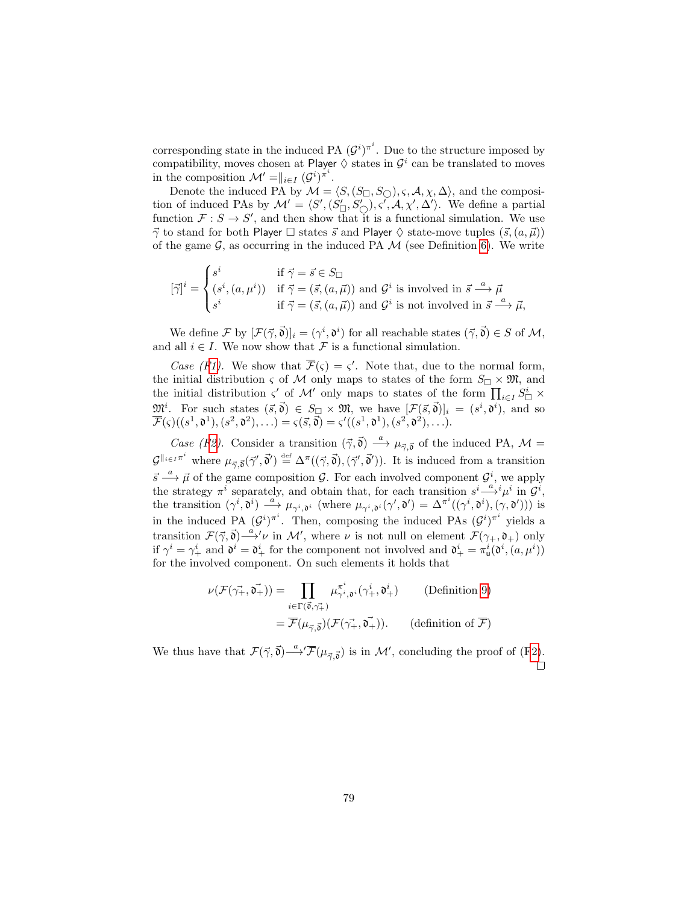corresponding state in the induced PA $(\mathcal{G}^i)^{\pi^i}$. Due to the structure imposed by compatibility, moves chosen at Player $\Diamond$ states in $\mathcal{G}^i$ can be translated to moves in the composition $\mathcal{M}' = \|_{i \in I} (\mathcal{G}^i)^{\pi^i}$.

Denote the induced PA by $\mathcal{M} = \langle S, (S_\Box, S_\bigcirc), \varsigma, \mathcal{A}, \chi, \Delta \rangle$, and the composition of induced PAs by $\mathcal{M}' = \langle S', (S'_\Box, S'_\bigcirc), \varsigma', \mathcal{A}, \chi', \Delta' \rangle$. We define a partial function $\mathcal{F} : S \to S'$, and then show that it is a functional simulation. We use $\vec{\gamma}$ to stand for both Player $\Box$ states $\vec{s}$ and Player $\Diamond$ state-move tuples $(\vec{s}, (a, \vec{\mu}))$ of the game $\mathcal{G}$, as occurring in the induced PA $\mathcal{M}$ (see Definition 6). We write

$$
[\vec{\gamma}]^i = \begin{cases} s^i & \text{if } \vec{\gamma} = \vec{s} \in S_\Box \\ (s^i, (a, \mu^i)) & \text{if } \vec{\gamma} = (\vec{s}, (a, \vec{\mu})) \text{ and } \mathcal{G}^i \text{ is involved in } \vec{s} \xrightarrow{a} \vec{\mu} \\ s^i & \text{if } \vec{\gamma} = (\vec{s}, (a, \vec{\mu})) \text{ and } \mathcal{G}^i \text{ is not involved in } \vec{s} \xrightarrow{a} \vec{\mu}, \end{cases}
$$

We define $\mathcal{F}$ by $[\mathcal{F}(\vec{\gamma}, \vec{\mathfrak{d}})]_i = (\gamma^i, \mathfrak{d}^i)$ for all reachable states $(\vec{\gamma}, \vec{\mathfrak{d}}) \in S$ of $\mathcal{M}$, and all $i \in I$. We now show that $\mathcal{F}$ is a functional simulation.

*Case (F1).* We show that $\overline{\mathcal{F}}(\varsigma) = \varsigma'$. Note that, due to the normal form, the initial distribution $\varsigma$ of $\mathcal{M}$ only maps to states of the form $S_\Box \times \mathfrak{M}$, and the initial distribution $\varsigma'$ of $\mathcal{M}'$ only maps to states of the form $\prod_{i \in I} S^i_\Box \times \mathfrak{M}^i$. For such states $(\vec{s}, \vec{\mathfrak{d}}) \in S_\Box \times \mathfrak{M}$, we have $[\mathcal{F}(\vec{s}, \vec{\mathfrak{d}})]_i = (s^i, \mathfrak{d}^i)$, and so $\overline{\mathcal{F}}(\varsigma)((s^1, \mathfrak{d}^1), (s^2, \mathfrak{d}^2), \ldots) = \varsigma(\vec{s}, \vec{\mathfrak{d}}) = \varsigma'((s^1, \mathfrak{d}^1), (s^2, \mathfrak{d}^2), \ldots)$.

*Case (F2).* Consider a transition $(\vec{\gamma}, \vec{\mathfrak{d}}) \xrightarrow{a} \mu_{\vec{\gamma}, \vec{\mathfrak{d}}}$ of the induced PA, $\mathcal{M} = \mathcal{G}^{\|_{i \in I} \pi^i}$ where $\mu_{\vec{\gamma}, \vec{\mathfrak{d}}}(\vec{\gamma}', \vec{\mathfrak{d}}') \stackrel{\text{def}}{=} \Delta^\pi((\vec{\gamma}, \vec{\mathfrak{d}}), (\vec{\gamma}', \vec{\mathfrak{d}}'))$. It is induced from a transition $\vec{s} \xrightarrow{a} \vec{\mu}$ of the game composition $\mathcal{G}$. For each involved component $\mathcal{G}^i$, we apply the strategy $\pi^i$ separately, and obtain that, for each transition $s^i \xrightarrow{a}{}^i \mu^i$ in $\mathcal{G}^i$, the transition $(\gamma^i, \mathfrak{d}^i) \xrightarrow{a} \mu_{\gamma^i, \mathfrak{d}^i}$ (where $\mu_{\gamma^i, \mathfrak{d}^i}(\gamma', \mathfrak{d}') = \Delta^{\pi^i}((\gamma^i, \mathfrak{d}^i), (\gamma, \mathfrak{d}')))$ is in the induced PA $(\mathcal{G}^i)^{\pi^i}$. Then, composing the induced PAs $(\mathcal{G}^i)^{\pi^i}$ yields a transition $\mathcal{F}(\vec{\gamma}, \vec{\mathfrak{d}}) \xrightarrow{a}{}' \nu$ in $\mathcal{M}'$, where $\nu$ is not null on element $\mathcal{F}(\gamma_+, \mathfrak{d}_+)$ only if $\gamma^i = \gamma^i_+$ and $\mathfrak{d}^i = \mathfrak{d}^i_+$ for the component not involved and $\mathfrak{d}^i_+ = \pi^i_\mathfrak{u}(\mathfrak{d}^i, (a, \mu^i))$ for the involved component. On such elements it holds that

$$
\begin{aligned}
\nu(\mathcal{F}(\vec{\gamma_+}, \vec{\mathfrak{d}_+})) &= \prod_{i \in \Gamma(\vec{\mathfrak{d}}, \vec{\gamma_+})} \mu^{\pi^i}_{\gamma^i, \mathfrak{d}^i}(\gamma^i_+, \mathfrak{d}^i_+) \qquad \text{(Definition 9)} \\
&= \overline{\mathcal{F}}(\mu_{\vec{\gamma}, \vec{\mathfrak{d}}})(\mathcal{F}(\vec{\gamma_+}, \vec{\mathfrak{d}_+})). \qquad \text{(definition of } \overline{\mathcal{F}}\text{)}
\end{aligned}
$$

We thus have that $\mathcal{F}(\vec{\gamma}, \vec{\mathfrak{d}}) \xrightarrow{a}{}' \overline{\mathcal{F}}(\mu_{\vec{\gamma}, \vec{\mathfrak{d}}})$ is in $\mathcal{M}'$, concluding the proof of (F2). □